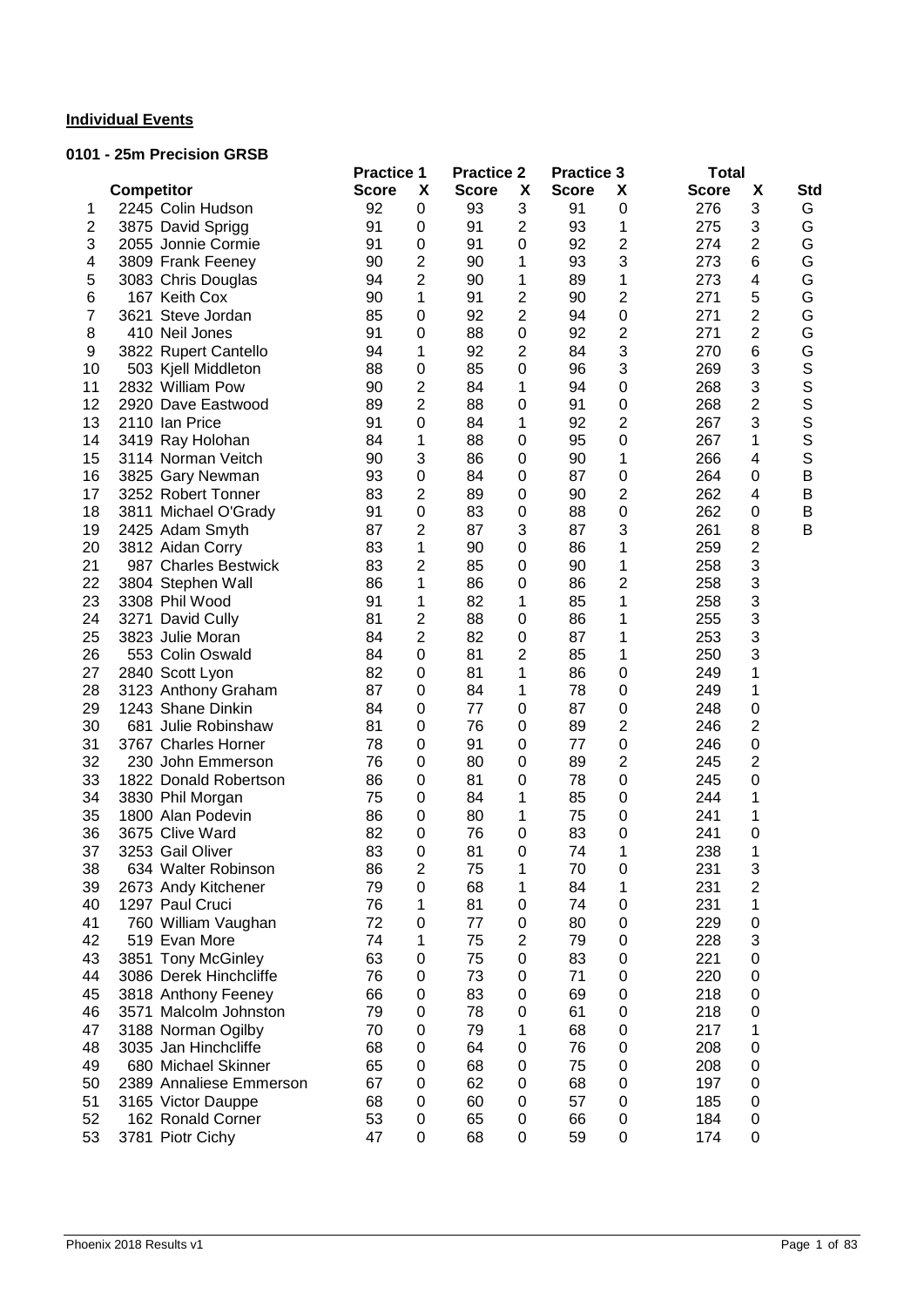**Individual Events**

**0101 - 25m Precision GRSB**

| | Competitor | Practice 1 | | Practice 2 | | Practice 3 | | Total | | |
|---|---|---|---|---|---|---|---|---|---|---|
| | | Score | X | Score | X | Score | X | Score | X | Std |
| 1 | 2245 Colin Hudson | 92 | 0 | 93 | 3 | 91 | 0 | 276 | 3 | G |
| 2 | 3875 David Sprigg | 91 | 0 | 91 | 2 | 93 | 1 | 275 | 3 | G |
| 3 | 2055 Jonnie Cormie | 91 | 0 | 91 | 0 | 92 | 2 | 274 | 2 | G |
| 4 | 3809 Frank Feeney | 90 | 2 | 90 | 1 | 93 | 3 | 273 | 6 | G |
| 5 | 3083 Chris Douglas | 94 | 2 | 90 | 1 | 89 | 1 | 273 | 4 | G |
| 6 | 167 Keith Cox | 90 | 1 | 91 | 2 | 90 | 2 | 271 | 5 | G |
| 7 | 3621 Steve Jordan | 85 | 0 | 92 | 2 | 94 | 0 | 271 | 2 | G |
| 8 | 410 Neil Jones | 91 | 0 | 88 | 0 | 92 | 2 | 271 | 2 | G |
| 9 | 3822 Rupert Cantello | 94 | 1 | 92 | 2 | 84 | 3 | 270 | 6 | G |
| 10 | 503 Kjell Middleton | 88 | 0 | 85 | 0 | 96 | 3 | 269 | 3 | S |
| 11 | 2832 William Pow | 90 | 2 | 84 | 1 | 94 | 0 | 268 | 3 | S |
| 12 | 2920 Dave Eastwood | 89 | 2 | 88 | 0 | 91 | 0 | 268 | 2 | S |
| 13 | 2110 Ian Price | 91 | 0 | 84 | 1 | 92 | 2 | 267 | 3 | S |
| 14 | 3419 Ray Holohan | 84 | 1 | 88 | 0 | 95 | 0 | 267 | 1 | S |
| 15 | 3114 Norman Veitch | 90 | 3 | 86 | 0 | 90 | 1 | 266 | 4 | S |
| 16 | 3825 Gary Newman | 93 | 0 | 84 | 0 | 87 | 0 | 264 | 0 | B |
| 17 | 3252 Robert Tonner | 83 | 2 | 89 | 0 | 90 | 2 | 262 | 4 | B |
| 18 | 3811 Michael O'Grady | 91 | 0 | 83 | 0 | 88 | 0 | 262 | 0 | B |
| 19 | 2425 Adam Smyth | 87 | 2 | 87 | 3 | 87 | 3 | 261 | 8 | B |
| 20 | 3812 Aidan Corry | 83 | 1 | 90 | 0 | 86 | 1 | 259 | 2 | |
| 21 | 987 Charles Bestwick | 83 | 2 | 85 | 0 | 90 | 1 | 258 | 3 | |
| 22 | 3804 Stephen Wall | 86 | 1 | 86 | 0 | 86 | 2 | 258 | 3 | |
| 23 | 3308 Phil Wood | 91 | 1 | 82 | 1 | 85 | 1 | 258 | 3 | |
| 24 | 3271 David Cully | 81 | 2 | 88 | 0 | 86 | 1 | 255 | 3 | |
| 25 | 3823 Julie Moran | 84 | 2 | 82 | 0 | 87 | 1 | 253 | 3 | |
| 26 | 553 Colin Oswald | 84 | 0 | 81 | 2 | 85 | 1 | 250 | 3 | |
| 27 | 2840 Scott Lyon | 82 | 0 | 81 | 1 | 86 | 0 | 249 | 1 | |
| 28 | 3123 Anthony Graham | 87 | 0 | 84 | 1 | 78 | 0 | 249 | 1 | |
| 29 | 1243 Shane Dinkin | 84 | 0 | 77 | 0 | 87 | 0 | 248 | 0 | |
| 30 | 681 Julie Robinshaw | 81 | 0 | 76 | 0 | 89 | 2 | 246 | 2 | |
| 31 | 3767 Charles Horner | 78 | 0 | 91 | 0 | 77 | 0 | 246 | 0 | |
| 32 | 230 John Emmerson | 76 | 0 | 80 | 0 | 89 | 2 | 245 | 2 | |
| 33 | 1822 Donald Robertson | 86 | 0 | 81 | 0 | 78 | 0 | 245 | 0 | |
| 34 | 3830 Phil Morgan | 75 | 0 | 84 | 1 | 85 | 0 | 244 | 1 | |
| 35 | 1800 Alan Podevin | 86 | 0 | 80 | 1 | 75 | 0 | 241 | 1 | |
| 36 | 3675 Clive Ward | 82 | 0 | 76 | 0 | 83 | 0 | 241 | 0 | |
| 37 | 3253 Gail Oliver | 83 | 0 | 81 | 0 | 74 | 1 | 238 | 1 | |
| 38 | 634 Walter Robinson | 86 | 2 | 75 | 1 | 70 | 0 | 231 | 3 | |
| 39 | 2673 Andy Kitchener | 79 | 0 | 68 | 1 | 84 | 1 | 231 | 2 | |
| 40 | 1297 Paul Cruci | 76 | 1 | 81 | 0 | 74 | 0 | 231 | 1 | |
| 41 | 760 William Vaughan | 72 | 0 | 77 | 0 | 80 | 0 | 229 | 0 | |
| 42 | 519 Evan More | 74 | 1 | 75 | 2 | 79 | 0 | 228 | 3 | |
| 43 | 3851 Tony McGinley | 63 | 0 | 75 | 0 | 83 | 0 | 221 | 0 | |
| 44 | 3086 Derek Hinchcliffe | 76 | 0 | 73 | 0 | 71 | 0 | 220 | 0 | |
| 45 | 3818 Anthony Feeney | 66 | 0 | 83 | 0 | 69 | 0 | 218 | 0 | |
| 46 | 3571 Malcolm Johnston | 79 | 0 | 78 | 0 | 61 | 0 | 218 | 0 | |
| 47 | 3188 Norman Ogilby | 70 | 0 | 79 | 1 | 68 | 0 | 217 | 1 | |
| 48 | 3035 Jan Hinchcliffe | 68 | 0 | 64 | 0 | 76 | 0 | 208 | 0 | |
| 49 | 680 Michael Skinner | 65 | 0 | 68 | 0 | 75 | 0 | 208 | 0 | |
| 50 | 2389 Annaliese Emmerson | 67 | 0 | 62 | 0 | 68 | 0 | 197 | 0 | |
| 51 | 3165 Victor Dauppe | 68 | 0 | 60 | 0 | 57 | 0 | 185 | 0 | |
| 52 | 162 Ronald Corner | 53 | 0 | 65 | 0 | 66 | 0 | 184 | 0 | |
| 53 | 3781 Piotr Cichy | 47 | 0 | 68 | 0 | 59 | 0 | 174 | 0 | |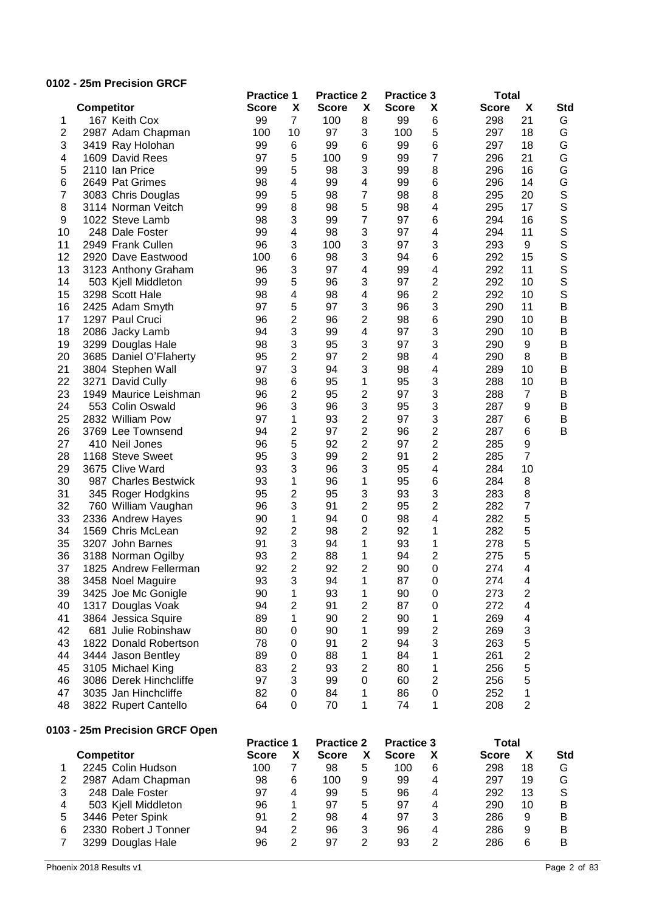## 0102 - 25m Precision GRCF

| | Competitor | Practice 1 | | Practice 2 | | Practice 3 | | Total | | |
|---|---|---|---|---|---|---|---|---|---|---|
| | | Score | X | Score | X | Score | X | Score | X | Std |
| 1 | 167 Keith Cox | 99 | 7 | 100 | 8 | 99 | 6 | 298 | 21 | G |
| 2 | 2987 Adam Chapman | 100 | 10 | 97 | 3 | 100 | 5 | 297 | 18 | G |
| 3 | 3419 Ray Holohan | 99 | 6 | 99 | 6 | 99 | 6 | 297 | 18 | G |
| 4 | 1609 David Rees | 97 | 5 | 100 | 9 | 99 | 7 | 296 | 21 | G |
| 5 | 2110 Ian Price | 99 | 5 | 98 | 3 | 99 | 8 | 296 | 16 | G |
| 6 | 2649 Pat Grimes | 98 | 4 | 99 | 4 | 99 | 6 | 296 | 14 | G |
| 7 | 3083 Chris Douglas | 99 | 5 | 98 | 7 | 98 | 8 | 295 | 20 | S |
| 8 | 3114 Norman Veitch | 99 | 8 | 98 | 5 | 98 | 4 | 295 | 17 | S |
| 9 | 1022 Steve Lamb | 98 | 3 | 99 | 7 | 97 | 6 | 294 | 16 | S |
| 10 | 248 Dale Foster | 99 | 4 | 98 | 3 | 97 | 4 | 294 | 11 | S |
| 11 | 2949 Frank Cullen | 96 | 3 | 100 | 3 | 97 | 3 | 293 | 9 | S |
| 12 | 2920 Dave Eastwood | 100 | 6 | 98 | 3 | 94 | 6 | 292 | 15 | S |
| 13 | 3123 Anthony Graham | 96 | 3 | 97 | 4 | 99 | 4 | 292 | 11 | S |
| 14 | 503 Kjell Middleton | 99 | 5 | 96 | 3 | 97 | 2 | 292 | 10 | S |
| 15 | 3298 Scott Hale | 98 | 4 | 98 | 4 | 96 | 2 | 292 | 10 | S |
| 16 | 2425 Adam Smyth | 97 | 5 | 97 | 3 | 96 | 3 | 290 | 11 | B |
| 17 | 1297 Paul Cruci | 96 | 2 | 96 | 2 | 98 | 6 | 290 | 10 | B |
| 18 | 2086 Jacky Lamb | 94 | 3 | 99 | 4 | 97 | 3 | 290 | 10 | B |
| 19 | 3299 Douglas Hale | 98 | 3 | 95 | 3 | 97 | 3 | 290 | 9 | B |
| 20 | 3685 Daniel O'Flaherty | 95 | 2 | 97 | 2 | 98 | 4 | 290 | 8 | B |
| 21 | 3804 Stephen Wall | 97 | 3 | 94 | 3 | 98 | 4 | 289 | 10 | B |
| 22 | 3271 David Cully | 98 | 6 | 95 | 1 | 95 | 3 | 288 | 10 | B |
| 23 | 1949 Maurice Leishman | 96 | 2 | 95 | 2 | 97 | 3 | 288 | 7 | B |
| 24 | 553 Colin Oswald | 96 | 3 | 96 | 3 | 95 | 3 | 287 | 9 | B |
| 25 | 2832 William Pow | 97 | 1 | 93 | 2 | 97 | 3 | 287 | 6 | B |
| 26 | 3769 Lee Townsend | 94 | 2 | 97 | 2 | 96 | 2 | 287 | 6 | B |
| 27 | 410 Neil Jones | 96 | 5 | 92 | 2 | 97 | 2 | 285 | 9 | |
| 28 | 1168 Steve Sweet | 95 | 3 | 99 | 2 | 91 | 2 | 285 | 7 | |
| 29 | 3675 Clive Ward | 93 | 3 | 96 | 3 | 95 | 4 | 284 | 10 | |
| 30 | 987 Charles Bestwick | 93 | 1 | 96 | 1 | 95 | 6 | 284 | 8 | |
| 31 | 345 Roger Hodgkins | 95 | 2 | 95 | 3 | 93 | 3 | 283 | 8 | |
| 32 | 760 William Vaughan | 96 | 3 | 91 | 2 | 95 | 2 | 282 | 7 | |
| 33 | 2336 Andrew Hayes | 90 | 1 | 94 | 0 | 98 | 4 | 282 | 5 | |
| 34 | 1569 Chris McLean | 92 | 2 | 98 | 2 | 92 | 1 | 282 | 5 | |
| 35 | 3207 John Barnes | 91 | 3 | 94 | 1 | 93 | 1 | 278 | 5 | |
| 36 | 3188 Norman Ogilby | 93 | 2 | 88 | 1 | 94 | 2 | 275 | 5 | |
| 37 | 1825 Andrew Fellerman | 92 | 2 | 92 | 2 | 90 | 0 | 274 | 4 | |
| 38 | 3458 Noel Maguire | 93 | 3 | 94 | 1 | 87 | 0 | 274 | 4 | |
| 39 | 3425 Joe Mc Gonigle | 90 | 1 | 93 | 1 | 90 | 0 | 273 | 2 | |
| 40 | 1317 Douglas Voak | 94 | 2 | 91 | 2 | 87 | 0 | 272 | 4 | |
| 41 | 3864 Jessica Squire | 89 | 1 | 90 | 2 | 90 | 1 | 269 | 4 | |
| 42 | 681 Julie Robinshaw | 80 | 0 | 90 | 1 | 99 | 2 | 269 | 3 | |
| 43 | 1822 Donald Robertson | 78 | 0 | 91 | 2 | 94 | 3 | 263 | 5 | |
| 44 | 3444 Jason Bentley | 89 | 0 | 88 | 1 | 84 | 1 | 261 | 2 | |
| 45 | 3105 Michael King | 83 | 2 | 93 | 2 | 80 | 1 | 256 | 5 | |
| 46 | 3086 Derek Hinchcliffe | 97 | 3 | 99 | 0 | 60 | 2 | 256 | 5 | |
| 47 | 3035 Jan Hinchcliffe | 82 | 0 | 84 | 1 | 86 | 0 | 252 | 1 | |
| 48 | 3822 Rupert Cantello | 64 | 0 | 70 | 1 | 74 | 1 | 208 | 2 | |

## 0103 - 25m Precision GRCF Open

| | Competitor | Practice 1 | | Practice 2 | | Practice 3 | | Total | | |
|---|---|---|---|---|---|---|---|---|---|---|
| | | Score | X | Score | X | Score | X | Score | X | Std |
| 1 | 2245 Colin Hudson | 100 | 7 | 98 | 5 | 100 | 6 | 298 | 18 | G |
| 2 | 2987 Adam Chapman | 98 | 6 | 100 | 9 | 99 | 4 | 297 | 19 | G |
| 3 | 248 Dale Foster | 97 | 4 | 99 | 5 | 96 | 4 | 292 | 13 | S |
| 4 | 503 Kjell Middleton | 96 | 1 | 97 | 5 | 97 | 4 | 290 | 10 | B |
| 5 | 3446 Peter Spink | 91 | 2 | 98 | 4 | 97 | 3 | 286 | 9 | B |
| 6 | 2330 Robert J Tonner | 94 | 2 | 96 | 3 | 96 | 4 | 286 | 9 | B |
| 7 | 3299 Douglas Hale | 96 | 2 | 97 | 2 | 93 | 2 | 286 | 6 | B |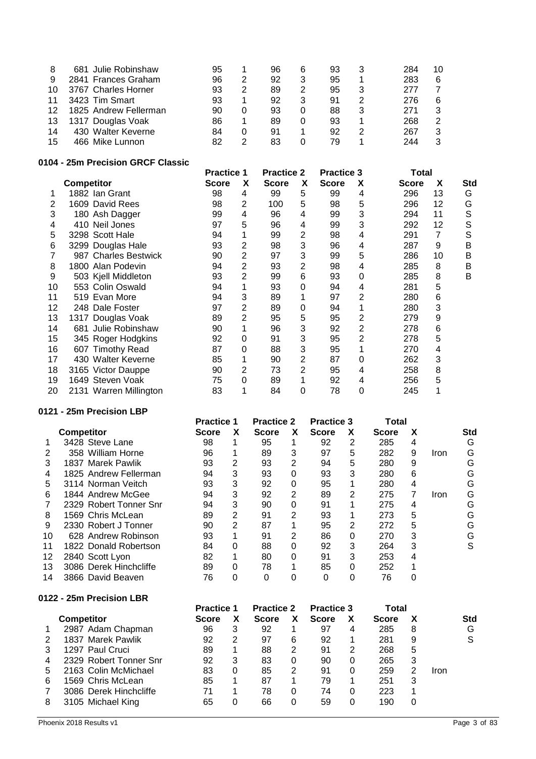| | Competitor | Practice 1 Score | X | Practice 2 Score | X | Practice 3 Score | X | Total Score | X |
|---|---|---|---|---|---|---|---|---|---|
| 8 | 681 Julie Robinshaw | 95 | 1 | 96 | 6 | 93 | 3 | 284 | 10 |
| 9 | 2841 Frances Graham | 96 | 2 | 92 | 3 | 95 | 1 | 283 | 6 |
| 10 | 3767 Charles Horner | 93 | 2 | 89 | 2 | 95 | 3 | 277 | 7 |
| 11 | 3423 Tim Smart | 93 | 1 | 92 | 3 | 91 | 2 | 276 | 6 |
| 12 | 1825 Andrew Fellerman | 90 | 0 | 93 | 0 | 88 | 3 | 271 | 3 |
| 13 | 1317 Douglas Voak | 86 | 1 | 89 | 0 | 93 | 1 | 268 | 2 |
| 14 | 430 Walter Keverne | 84 | 0 | 91 | 1 | 92 | 2 | 267 | 3 |
| 15 | 466 Mike Lunnon | 82 | 2 | 83 | 0 | 79 | 1 | 244 | 3 |

**0104 - 25m Precision GRCF Classic**

| | | Practice 1 | | Practice 2 | | Practice 3 | | Total | | |
|---|---|---|---|---|---|---|---|---|---|---|
| | Competitor | Score | X | Score | X | Score | X | Score | X | Std |
| 1 | 1882 Ian Grant | 98 | 4 | 99 | 5 | 99 | 4 | 296 | 13 | G |
| 2 | 1609 David Rees | 98 | 2 | 100 | 5 | 98 | 5 | 296 | 12 | G |
| 3 | 180 Ash Dagger | 99 | 4 | 96 | 4 | 99 | 3 | 294 | 11 | S |
| 4 | 410 Neil Jones | 97 | 5 | 96 | 4 | 99 | 3 | 292 | 12 | S |
| 5 | 3298 Scott Hale | 94 | 1 | 99 | 2 | 98 | 4 | 291 | 7 | S |
| 6 | 3299 Douglas Hale | 93 | 2 | 98 | 3 | 96 | 4 | 287 | 9 | B |
| 7 | 987 Charles Bestwick | 90 | 2 | 97 | 3 | 99 | 5 | 286 | 10 | B |
| 8 | 1800 Alan Podevin | 94 | 2 | 93 | 2 | 98 | 4 | 285 | 8 | B |
| 9 | 503 Kjell Middleton | 93 | 2 | 99 | 6 | 93 | 0 | 285 | 8 | B |
| 10 | 553 Colin Oswald | 94 | 1 | 93 | 0 | 94 | 4 | 281 | 5 | |
| 11 | 519 Evan More | 94 | 3 | 89 | 1 | 97 | 2 | 280 | 6 | |
| 12 | 248 Dale Foster | 97 | 2 | 89 | 0 | 94 | 1 | 280 | 3 | |
| 13 | 1317 Douglas Voak | 89 | 2 | 95 | 5 | 95 | 2 | 279 | 9 | |
| 14 | 681 Julie Robinshaw | 90 | 1 | 96 | 3 | 92 | 2 | 278 | 6 | |
| 15 | 345 Roger Hodgkins | 92 | 0 | 91 | 3 | 95 | 2 | 278 | 5 | |
| 16 | 607 Timothy Read | 87 | 0 | 88 | 3 | 95 | 1 | 270 | 4 | |
| 17 | 430 Walter Keverne | 85 | 1 | 90 | 2 | 87 | 0 | 262 | 3 | |
| 18 | 3165 Victor Dauppe | 90 | 2 | 73 | 2 | 95 | 4 | 258 | 8 | |
| 19 | 1649 Steven Voak | 75 | 0 | 89 | 1 | 92 | 4 | 256 | 5 | |
| 20 | 2131 Warren Millington | 83 | 1 | 84 | 0 | 78 | 0 | 245 | 1 | |

**0121 - 25m Precision LBP**

| | | Practice 1 | | Practice 2 | | Practice 3 | | Total | | | |
|---|---|---|---|---|---|---|---|---|---|---|---|
| | Competitor | Score | X | Score | X | Score | X | Score | X | | Std |
| 1 | 3428 Steve Lane | 98 | 1 | 95 | 1 | 92 | 2 | 285 | 4 | | G |
| 2 | 358 William Horne | 96 | 1 | 89 | 3 | 97 | 5 | 282 | 9 | Iron | G |
| 3 | 1837 Marek Pawlik | 93 | 2 | 93 | 2 | 94 | 5 | 280 | 9 | | G |
| 4 | 1825 Andrew Fellerman | 94 | 3 | 93 | 0 | 93 | 3 | 280 | 6 | | G |
| 5 | 3114 Norman Veitch | 93 | 3 | 92 | 0 | 95 | 1 | 280 | 4 | | G |
| 6 | 1844 Andrew McGee | 94 | 3 | 92 | 2 | 89 | 2 | 275 | 7 | Iron | G |
| 7 | 2329 Robert Tonner Snr | 94 | 3 | 90 | 0 | 91 | 1 | 275 | 4 | | G |
| 8 | 1569 Chris McLean | 89 | 2 | 91 | 2 | 93 | 1 | 273 | 5 | | G |
| 9 | 2330 Robert J Tonner | 90 | 2 | 87 | 1 | 95 | 2 | 272 | 5 | | G |
| 10 | 628 Andrew Robinson | 93 | 1 | 91 | 2 | 86 | 0 | 270 | 3 | | G |
| 11 | 1822 Donald Robertson | 84 | 0 | 88 | 0 | 92 | 3 | 264 | 3 | | S |
| 12 | 2840 Scott Lyon | 82 | 1 | 80 | 0 | 91 | 3 | 253 | 4 | | |
| 13 | 3086 Derek Hinchcliffe | 89 | 0 | 78 | 1 | 85 | 0 | 252 | 1 | | |
| 14 | 3866 David Beaven | 76 | 0 | 0 | 0 | 0 | 0 | 76 | 0 | | |

**0122 - 25m Precision LBR**

| | | Practice 1 | | Practice 2 | | Practice 3 | | Total | | | |
|---|---|---|---|---|---|---|---|---|---|---|---|
| | Competitor | Score | X | Score | X | Score | X | Score | X | | Std |
| 1 | 2987 Adam Chapman | 96 | 3 | 92 | 1 | 97 | 4 | 285 | 8 | | G |
| 2 | 1837 Marek Pawlik | 92 | 2 | 97 | 6 | 92 | 1 | 281 | 9 | | S |
| 3 | 1297 Paul Cruci | 89 | 1 | 88 | 2 | 91 | 2 | 268 | 5 | | |
| 4 | 2329 Robert Tonner Snr | 92 | 3 | 83 | 0 | 90 | 0 | 265 | 3 | | |
| 5 | 2163 Colin McMichael | 83 | 0 | 85 | 2 | 91 | 0 | 259 | 2 | Iron | |
| 6 | 1569 Chris McLean | 85 | 1 | 87 | 1 | 79 | 1 | 251 | 3 | | |
| 7 | 3086 Derek Hinchcliffe | 71 | 1 | 78 | 0 | 74 | 0 | 223 | 1 | | |
| 8 | 3105 Michael King | 65 | 0 | 66 | 0 | 59 | 0 | 190 | 0 | | |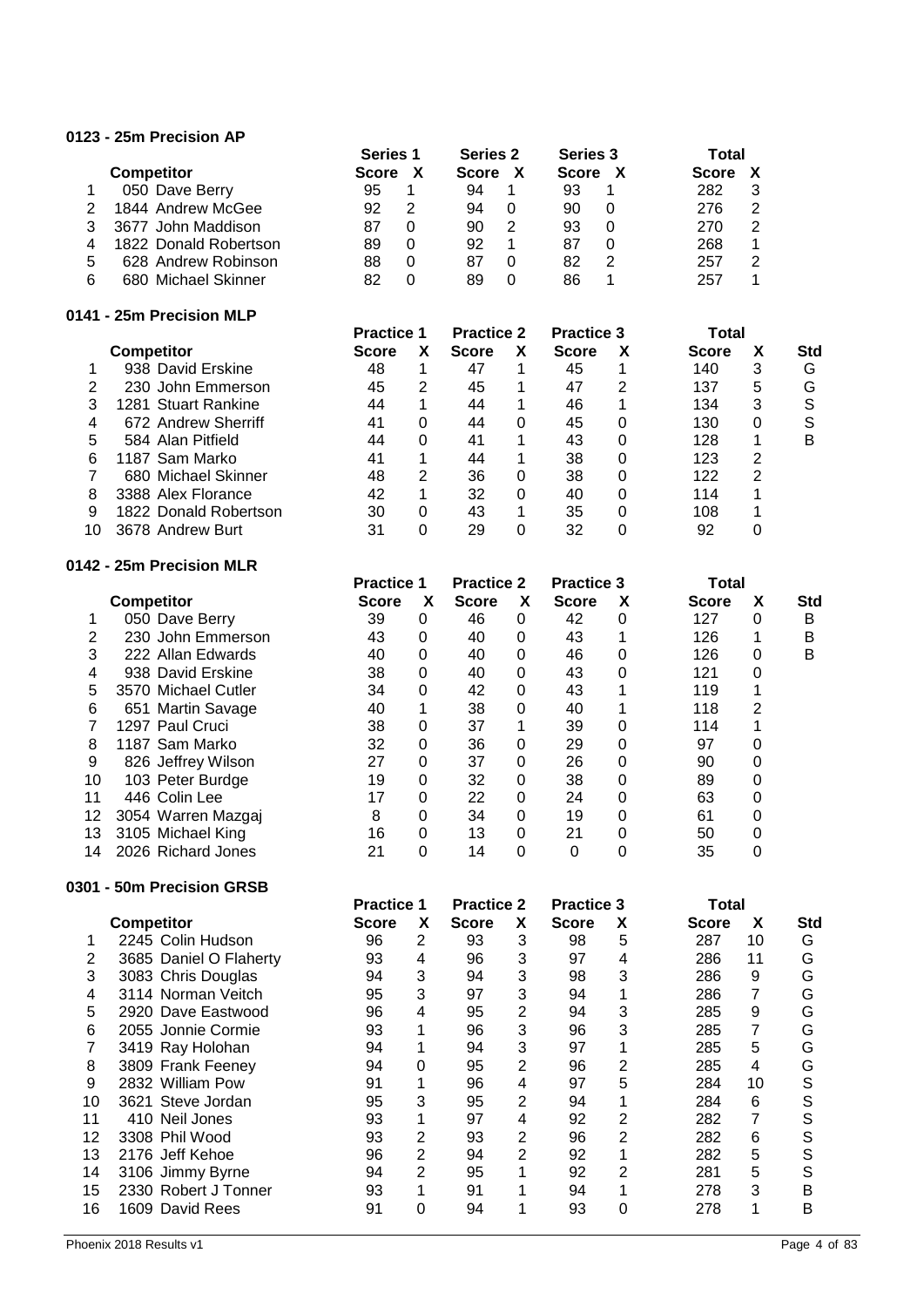#### 0123 - 25m Precision AP

| | Competitor | Series 1 Score | X | Series 2 Score | X | Series 3 Score | X | Total Score | X |
|---|---|---|---|---|---|---|---|---|---|
| 1 | 050 Dave Berry | 95 | 1 | 94 | 1 | 93 | 1 | 282 | 3 |
| 2 | 1844 Andrew McGee | 92 | 2 | 94 | 0 | 90 | 0 | 276 | 2 |
| 3 | 3677 John Maddison | 87 | 0 | 90 | 2 | 93 | 0 | 270 | 2 |
| 4 | 1822 Donald Robertson | 89 | 0 | 92 | 1 | 87 | 0 | 268 | 1 |
| 5 | 628 Andrew Robinson | 88 | 0 | 87 | 0 | 82 | 2 | 257 | 2 |
| 6 | 680 Michael Skinner | 82 | 0 | 89 | 0 | 86 | 1 | 257 | 1 |

#### 0141 - 25m Precision MLP

| | Competitor | Practice 1 Score | X | Practice 2 Score | X | Practice 3 Score | X | Total Score | X | Std |
|---|---|---|---|---|---|---|---|---|---|---|
| 1 | 938 David Erskine | 48 | 1 | 47 | 1 | 45 | 1 | 140 | 3 | G |
| 2 | 230 John Emmerson | 45 | 2 | 45 | 1 | 47 | 2 | 137 | 5 | G |
| 3 | 1281 Stuart Rankine | 44 | 1 | 44 | 1 | 46 | 1 | 134 | 3 | S |
| 4 | 672 Andrew Sherriff | 41 | 0 | 44 | 0 | 45 | 0 | 130 | 0 | S |
| 5 | 584 Alan Pitfield | 44 | 0 | 41 | 1 | 43 | 0 | 128 | 1 | B |
| 6 | 1187 Sam Marko | 41 | 1 | 44 | 1 | 38 | 0 | 123 | 2 | |
| 7 | 680 Michael Skinner | 48 | 2 | 36 | 0 | 38 | 0 | 122 | 2 | |
| 8 | 3388 Alex Florance | 42 | 1 | 32 | 0 | 40 | 0 | 114 | 1 | |
| 9 | 1822 Donald Robertson | 30 | 0 | 43 | 1 | 35 | 0 | 108 | 1 | |
| 10 | 3678 Andrew Burt | 31 | 0 | 29 | 0 | 32 | 0 | 92 | 0 | |

#### 0142 - 25m Precision MLR

| | Competitor | Practice 1 Score | X | Practice 2 Score | X | Practice 3 Score | X | Total Score | X | Std |
|---|---|---|---|---|---|---|---|---|---|---|
| 1 | 050 Dave Berry | 39 | 0 | 46 | 0 | 42 | 0 | 127 | 0 | B |
| 2 | 230 John Emmerson | 43 | 0 | 40 | 0 | 43 | 1 | 126 | 1 | B |
| 3 | 222 Allan Edwards | 40 | 0 | 40 | 0 | 46 | 0 | 126 | 0 | B |
| 4 | 938 David Erskine | 38 | 0 | 40 | 0 | 43 | 0 | 121 | 0 | |
| 5 | 3570 Michael Cutler | 34 | 0 | 42 | 0 | 43 | 1 | 119 | 1 | |
| 6 | 651 Martin Savage | 40 | 1 | 38 | 0 | 40 | 1 | 118 | 2 | |
| 7 | 1297 Paul Cruci | 38 | 0 | 37 | 1 | 39 | 0 | 114 | 1 | |
| 8 | 1187 Sam Marko | 32 | 0 | 36 | 0 | 29 | 0 | 97 | 0 | |
| 9 | 826 Jeffrey Wilson | 27 | 0 | 37 | 0 | 26 | 0 | 90 | 0 | |
| 10 | 103 Peter Burdge | 19 | 0 | 32 | 0 | 38 | 0 | 89 | 0 | |
| 11 | 446 Colin Lee | 17 | 0 | 22 | 0 | 24 | 0 | 63 | 0 | |
| 12 | 3054 Warren Mazgaj | 8 | 0 | 34 | 0 | 19 | 0 | 61 | 0 | |
| 13 | 3105 Michael King | 16 | 0 | 13 | 0 | 21 | 0 | 50 | 0 | |
| 14 | 2026 Richard Jones | 21 | 0 | 14 | 0 | 0 | 0 | 35 | 0 | |

#### 0301 - 50m Precision GRSB

| | Competitor | Practice 1 Score | X | Practice 2 Score | X | Practice 3 Score | X | Total Score | X | Std |
|---|---|---|---|---|---|---|---|---|---|---|
| 1 | 2245 Colin Hudson | 96 | 2 | 93 | 3 | 98 | 5 | 287 | 10 | G |
| 2 | 3685 Daniel O Flaherty | 93 | 4 | 96 | 3 | 97 | 4 | 286 | 11 | G |
| 3 | 3083 Chris Douglas | 94 | 3 | 94 | 3 | 98 | 3 | 286 | 9 | G |
| 4 | 3114 Norman Veitch | 95 | 3 | 97 | 3 | 94 | 1 | 286 | 7 | G |
| 5 | 2920 Dave Eastwood | 96 | 4 | 95 | 2 | 94 | 3 | 285 | 9 | G |
| 6 | 2055 Jonnie Cormie | 93 | 1 | 96 | 3 | 96 | 3 | 285 | 7 | G |
| 7 | 3419 Ray Holohan | 94 | 1 | 94 | 3 | 97 | 1 | 285 | 5 | G |
| 8 | 3809 Frank Feeney | 94 | 0 | 95 | 2 | 96 | 2 | 285 | 4 | G |
| 9 | 2832 William Pow | 91 | 1 | 96 | 4 | 97 | 5 | 284 | 10 | S |
| 10 | 3621 Steve Jordan | 95 | 3 | 95 | 2 | 94 | 1 | 284 | 6 | S |
| 11 | 410 Neil Jones | 93 | 1 | 97 | 4 | 92 | 2 | 282 | 7 | S |
| 12 | 3308 Phil Wood | 93 | 2 | 93 | 2 | 96 | 2 | 282 | 6 | S |
| 13 | 2176 Jeff Kehoe | 96 | 2 | 94 | 2 | 92 | 1 | 282 | 5 | S |
| 14 | 3106 Jimmy Byrne | 94 | 2 | 95 | 1 | 92 | 2 | 281 | 5 | S |
| 15 | 2330 Robert J Tonner | 93 | 1 | 91 | 1 | 94 | 1 | 278 | 3 | B |
| 16 | 1609 David Rees | 91 | 0 | 94 | 1 | 93 | 0 | 278 | 1 | B |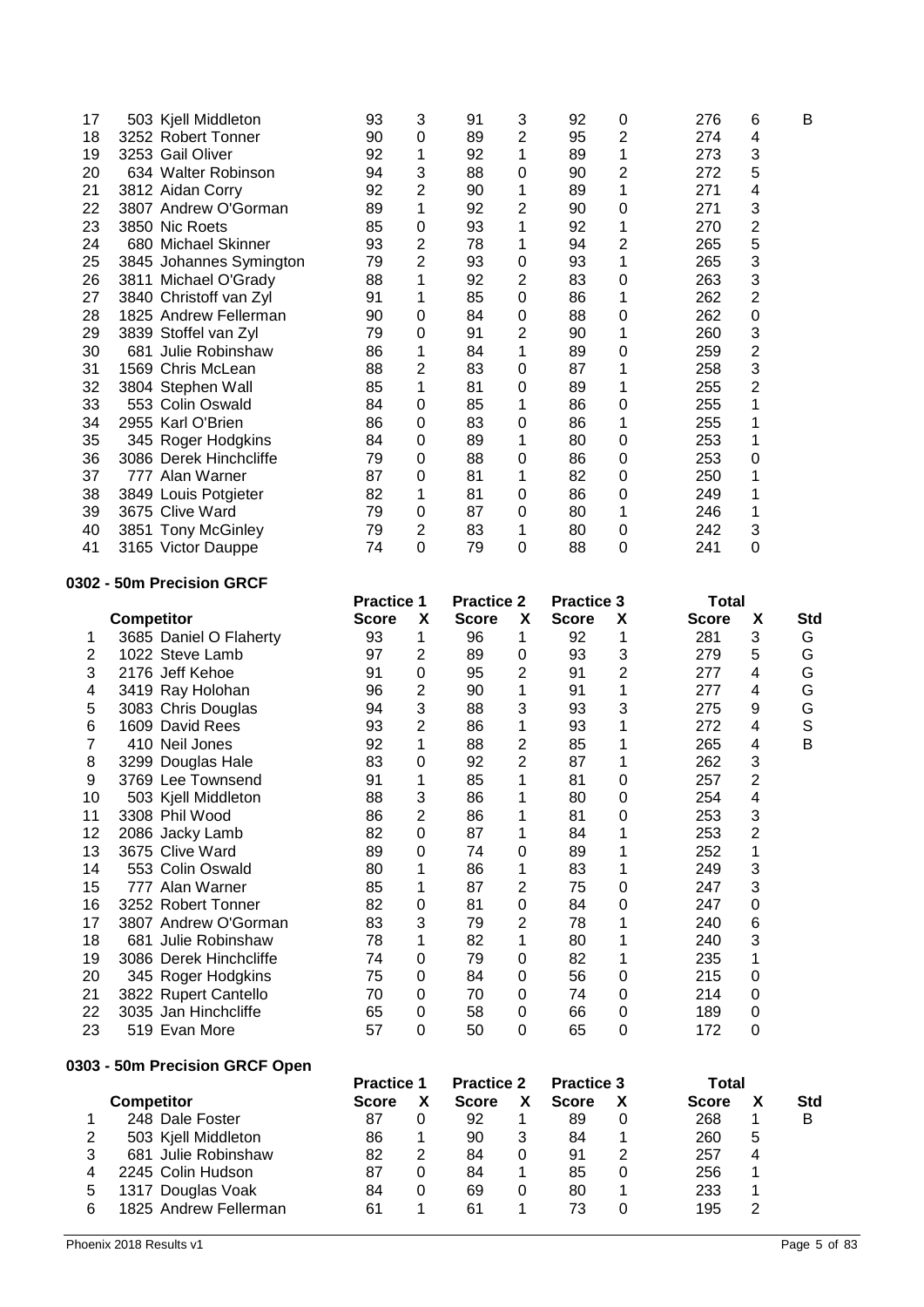| | Competitor | Practice 1 Score | X | Practice 2 Score | X | Practice 3 Score | X | Total Score | X | Std |
|---|---|---|---|---|---|---|---|---|---|---|
| 17 | 503 Kjell Middleton | 93 | 3 | 91 | 3 | 92 | 0 | 276 | 6 | B |
| 18 | 3252 Robert Tonner | 90 | 0 | 89 | 2 | 95 | 2 | 274 | 4 | |
| 19 | 3253 Gail Oliver | 92 | 1 | 92 | 1 | 89 | 1 | 273 | 3 | |
| 20 | 634 Walter Robinson | 94 | 3 | 88 | 0 | 90 | 2 | 272 | 5 | |
| 21 | 3812 Aidan Corry | 92 | 2 | 90 | 1 | 89 | 1 | 271 | 4 | |
| 22 | 3807 Andrew O'Gorman | 89 | 1 | 92 | 2 | 90 | 0 | 271 | 3 | |
| 23 | 3850 Nic Roets | 85 | 0 | 93 | 1 | 92 | 1 | 270 | 2 | |
| 24 | 680 Michael Skinner | 93 | 2 | 78 | 1 | 94 | 2 | 265 | 5 | |
| 25 | 3845 Johannes Symington | 79 | 2 | 93 | 0 | 93 | 1 | 265 | 3 | |
| 26 | 3811 Michael O'Grady | 88 | 1 | 92 | 2 | 83 | 0 | 263 | 3 | |
| 27 | 3840 Christoff van Zyl | 91 | 1 | 85 | 0 | 86 | 1 | 262 | 2 | |
| 28 | 1825 Andrew Fellerman | 90 | 0 | 84 | 0 | 88 | 0 | 262 | 0 | |
| 29 | 3839 Stoffel van Zyl | 79 | 0 | 91 | 2 | 90 | 1 | 260 | 3 | |
| 30 | 681 Julie Robinshaw | 86 | 1 | 84 | 1 | 89 | 0 | 259 | 2 | |
| 31 | 1569 Chris McLean | 88 | 2 | 83 | 0 | 87 | 1 | 258 | 3 | |
| 32 | 3804 Stephen Wall | 85 | 1 | 81 | 0 | 89 | 1 | 255 | 2 | |
| 33 | 553 Colin Oswald | 84 | 0 | 85 | 1 | 86 | 0 | 255 | 1 | |
| 34 | 2955 Karl O'Brien | 86 | 0 | 83 | 0 | 86 | 1 | 255 | 1 | |
| 35 | 345 Roger Hodgkins | 84 | 0 | 89 | 1 | 80 | 0 | 253 | 1 | |
| 36 | 3086 Derek Hinchcliffe | 79 | 0 | 88 | 0 | 86 | 0 | 253 | 0 | |
| 37 | 777 Alan Warner | 87 | 0 | 81 | 1 | 82 | 0 | 250 | 1 | |
| 38 | 3849 Louis Potgieter | 82 | 1 | 81 | 0 | 86 | 0 | 249 | 1 | |
| 39 | 3675 Clive Ward | 79 | 0 | 87 | 0 | 80 | 1 | 246 | 1 | |
| 40 | 3851 Tony McGinley | 79 | 2 | 83 | 1 | 80 | 0 | 242 | 3 | |
| 41 | 3165 Victor Dauppe | 74 | 0 | 79 | 0 | 88 | 0 | 241 | 0 | |

#### 0302 - 50m Precision GRCF

| | Competitor | Practice 1 Score | X | Practice 2 Score | X | Practice 3 Score | X | Total Score | X | Std |
|---|---|---|---|---|---|---|---|---|---|---|
| 1 | 3685 Daniel O Flaherty | 93 | 1 | 96 | 1 | 92 | 1 | 281 | 3 | G |
| 2 | 1022 Steve Lamb | 97 | 2 | 89 | 0 | 93 | 3 | 279 | 5 | G |
| 3 | 2176 Jeff Kehoe | 91 | 0 | 95 | 2 | 91 | 2 | 277 | 4 | G |
| 4 | 3419 Ray Holohan | 96 | 2 | 90 | 1 | 91 | 1 | 277 | 4 | G |
| 5 | 3083 Chris Douglas | 94 | 3 | 88 | 3 | 93 | 3 | 275 | 9 | G |
| 6 | 1609 David Rees | 93 | 2 | 86 | 1 | 93 | 1 | 272 | 4 | S |
| 7 | 410 Neil Jones | 92 | 1 | 88 | 2 | 85 | 1 | 265 | 4 | B |
| 8 | 3299 Douglas Hale | 83 | 0 | 92 | 2 | 87 | 1 | 262 | 3 | |
| 9 | 3769 Lee Townsend | 91 | 1 | 85 | 1 | 81 | 0 | 257 | 2 | |
| 10 | 503 Kjell Middleton | 88 | 3 | 86 | 1 | 80 | 0 | 254 | 4 | |
| 11 | 3308 Phil Wood | 86 | 2 | 86 | 1 | 81 | 0 | 253 | 3 | |
| 12 | 2086 Jacky Lamb | 82 | 0 | 87 | 1 | 84 | 1 | 253 | 2 | |
| 13 | 3675 Clive Ward | 89 | 0 | 74 | 0 | 89 | 1 | 252 | 1 | |
| 14 | 553 Colin Oswald | 80 | 1 | 86 | 1 | 83 | 1 | 249 | 3 | |
| 15 | 777 Alan Warner | 85 | 1 | 87 | 2 | 75 | 0 | 247 | 3 | |
| 16 | 3252 Robert Tonner | 82 | 0 | 81 | 0 | 84 | 0 | 247 | 0 | |
| 17 | 3807 Andrew O'Gorman | 83 | 3 | 79 | 2 | 78 | 1 | 240 | 6 | |
| 18 | 681 Julie Robinshaw | 78 | 1 | 82 | 1 | 80 | 1 | 240 | 3 | |
| 19 | 3086 Derek Hinchcliffe | 74 | 0 | 79 | 0 | 82 | 1 | 235 | 1 | |
| 20 | 345 Roger Hodgkins | 75 | 0 | 84 | 0 | 56 | 0 | 215 | 0 | |
| 21 | 3822 Rupert Cantello | 70 | 0 | 70 | 0 | 74 | 0 | 214 | 0 | |
| 22 | 3035 Jan Hinchcliffe | 65 | 0 | 58 | 0 | 66 | 0 | 189 | 0 | |
| 23 | 519 Evan More | 57 | 0 | 50 | 0 | 65 | 0 | 172 | 0 | |

#### 0303 - 50m Precision GRCF Open

| | Competitor | Practice 1 Score | X | Practice 2 Score | X | Practice 3 Score | X | Total Score | X | Std |
|---|---|---|---|---|---|---|---|---|---|---|
| 1 | 248 Dale Foster | 87 | 0 | 92 | 1 | 89 | 0 | 268 | 1 | B |
| 2 | 503 Kjell Middleton | 86 | 1 | 90 | 3 | 84 | 1 | 260 | 5 | |
| 3 | 681 Julie Robinshaw | 82 | 2 | 84 | 0 | 91 | 2 | 257 | 4 | |
| 4 | 2245 Colin Hudson | 87 | 0 | 84 | 1 | 85 | 0 | 256 | 1 | |
| 5 | 1317 Douglas Voak | 84 | 0 | 69 | 0 | 80 | 1 | 233 | 1 | |
| 6 | 1825 Andrew Fellerman | 61 | 1 | 61 | 1 | 73 | 0 | 195 | 2 | |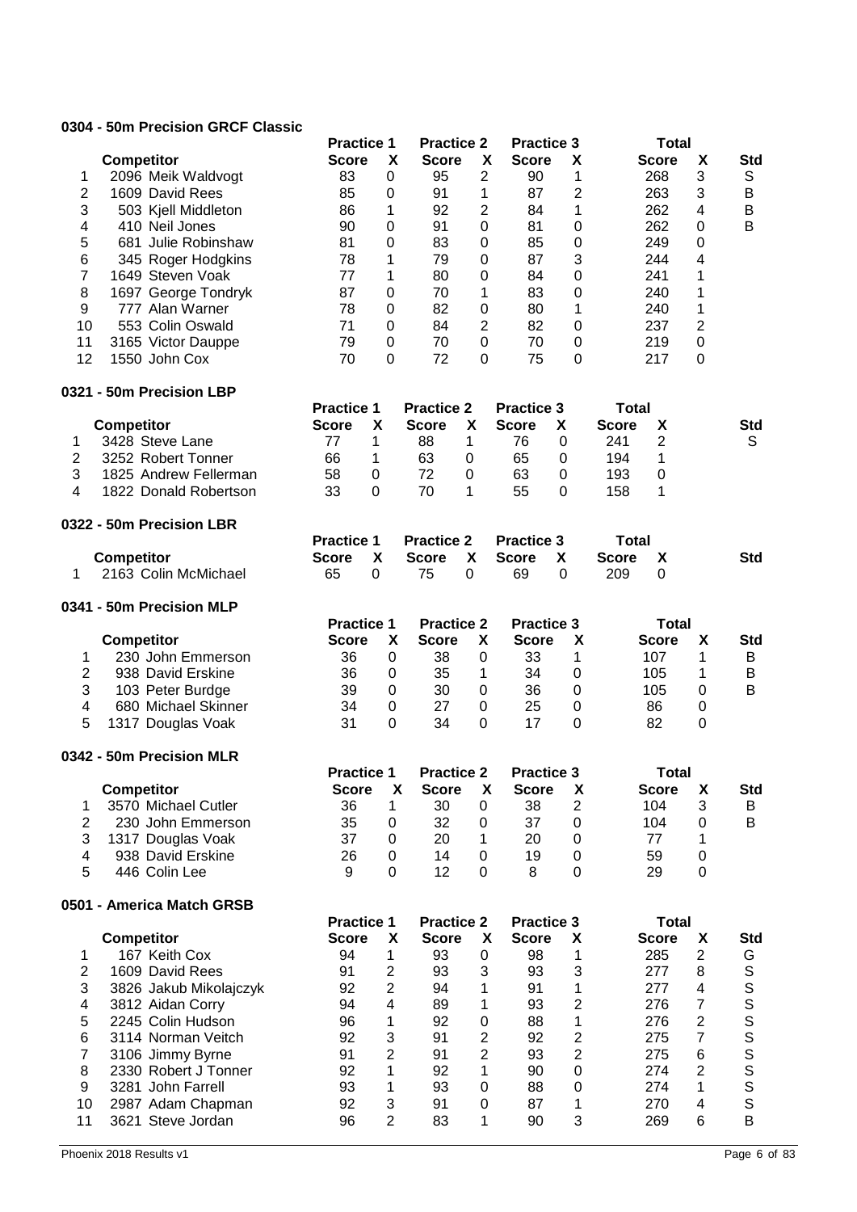### 0304 - 50m Precision GRCF Classic

| | Competitor | Practice 1 Score | X | Practice 2 Score | X | Practice 3 Score | X | Total Score | X | Std |
|---|---|---|---|---|---|---|---|---|---|---|
| 1 | 2096 Meik Waldvogt | 83 | 0 | 95 | 2 | 90 | 1 | 268 | 3 | S |
| 2 | 1609 David Rees | 85 | 0 | 91 | 1 | 87 | 2 | 263 | 3 | B |
| 3 | 503 Kjell Middleton | 86 | 1 | 92 | 2 | 84 | 1 | 262 | 4 | B |
| 4 | 410 Neil Jones | 90 | 0 | 91 | 0 | 81 | 0 | 262 | 0 | B |
| 5 | 681 Julie Robinshaw | 81 | 0 | 83 | 0 | 85 | 0 | 249 | 0 | |
| 6 | 345 Roger Hodgkins | 78 | 1 | 79 | 0 | 87 | 3 | 244 | 4 | |
| 7 | 1649 Steven Voak | 77 | 1 | 80 | 0 | 84 | 0 | 241 | 1 | |
| 8 | 1697 George Tondryk | 87 | 0 | 70 | 1 | 83 | 0 | 240 | 1 | |
| 9 | 777 Alan Warner | 78 | 0 | 82 | 0 | 80 | 1 | 240 | 1 | |
| 10 | 553 Colin Oswald | 71 | 0 | 84 | 2 | 82 | 0 | 237 | 2 | |
| 11 | 3165 Victor Dauppe | 79 | 0 | 70 | 0 | 70 | 0 | 219 | 0 | |
| 12 | 1550 John Cox | 70 | 0 | 72 | 0 | 75 | 0 | 217 | 0 | |

### 0321 - 50m Precision LBP

| | Competitor | Practice 1 Score | X | Practice 2 Score | X | Practice 3 Score | X | Total Score | X | Std |
|---|---|---|---|---|---|---|---|---|---|---|
| 1 | 3428 Steve Lane | 77 | 1 | 88 | 1 | 76 | 0 | 241 | 2 | S |
| 2 | 3252 Robert Tonner | 66 | 1 | 63 | 0 | 65 | 0 | 194 | 1 | |
| 3 | 1825 Andrew Fellerman | 58 | 0 | 72 | 0 | 63 | 0 | 193 | 0 | |
| 4 | 1822 Donald Robertson | 33 | 0 | 70 | 1 | 55 | 0 | 158 | 1 | |

### 0322 - 50m Precision LBR

| | Competitor | Practice 1 Score | X | Practice 2 Score | X | Practice 3 Score | X | Total Score | X | Std |
|---|---|---|---|---|---|---|---|---|---|---|
| 1 | 2163 Colin McMichael | 65 | 0 | 75 | 0 | 69 | 0 | 209 | 0 | |

### 0341 - 50m Precision MLP

| | Competitor | Practice 1 Score | X | Practice 2 Score | X | Practice 3 Score | X | Total Score | X | Std |
|---|---|---|---|---|---|---|---|---|---|---|
| 1 | 230 John Emmerson | 36 | 0 | 38 | 0 | 33 | 1 | 107 | 1 | B |
| 2 | 938 David Erskine | 36 | 0 | 35 | 1 | 34 | 0 | 105 | 1 | B |
| 3 | 103 Peter Burdge | 39 | 0 | 30 | 0 | 36 | 0 | 105 | 0 | B |
| 4 | 680 Michael Skinner | 34 | 0 | 27 | 0 | 25 | 0 | 86 | 0 | |
| 5 | 1317 Douglas Voak | 31 | 0 | 34 | 0 | 17 | 0 | 82 | 0 | |

### 0342 - 50m Precision MLR

| | Competitor | Practice 1 Score | X | Practice 2 Score | X | Practice 3 Score | X | Total Score | X | Std |
|---|---|---|---|---|---|---|---|---|---|---|
| 1 | 3570 Michael Cutler | 36 | 1 | 30 | 0 | 38 | 2 | 104 | 3 | B |
| 2 | 230 John Emmerson | 35 | 0 | 32 | 0 | 37 | 0 | 104 | 0 | B |
| 3 | 1317 Douglas Voak | 37 | 0 | 20 | 1 | 20 | 0 | 77 | 1 | |
| 4 | 938 David Erskine | 26 | 0 | 14 | 0 | 19 | 0 | 59 | 0 | |
| 5 | 446 Colin Lee | 9 | 0 | 12 | 0 | 8 | 0 | 29 | 0 | |

### 0501 - America Match GRSB

| | Competitor | Practice 1 Score | X | Practice 2 Score | X | Practice 3 Score | X | Total Score | X | Std |
|---|---|---|---|---|---|---|---|---|---|---|
| 1 | 167 Keith Cox | 94 | 1 | 93 | 0 | 98 | 1 | 285 | 2 | G |
| 2 | 1609 David Rees | 91 | 2 | 93 | 3 | 93 | 3 | 277 | 8 | S |
| 3 | 3826 Jakub Mikolajczyk | 92 | 2 | 94 | 1 | 91 | 1 | 277 | 4 | S |
| 4 | 3812 Aidan Corry | 94 | 4 | 89 | 1 | 93 | 2 | 276 | 7 | S |
| 5 | 2245 Colin Hudson | 96 | 1 | 92 | 0 | 88 | 1 | 276 | 2 | S |
| 6 | 3114 Norman Veitch | 92 | 3 | 91 | 2 | 92 | 2 | 275 | 7 | S |
| 7 | 3106 Jimmy Byrne | 91 | 2 | 91 | 2 | 93 | 2 | 275 | 6 | S |
| 8 | 2330 Robert J Tonner | 92 | 1 | 92 | 1 | 90 | 0 | 274 | 2 | S |
| 9 | 3281 John Farrell | 93 | 1 | 93 | 0 | 88 | 0 | 274 | 1 | S |
| 10 | 2987 Adam Chapman | 92 | 3 | 91 | 0 | 87 | 1 | 270 | 4 | S |
| 11 | 3621 Steve Jordan | 96 | 2 | 83 | 1 | 90 | 3 | 269 | 6 | B |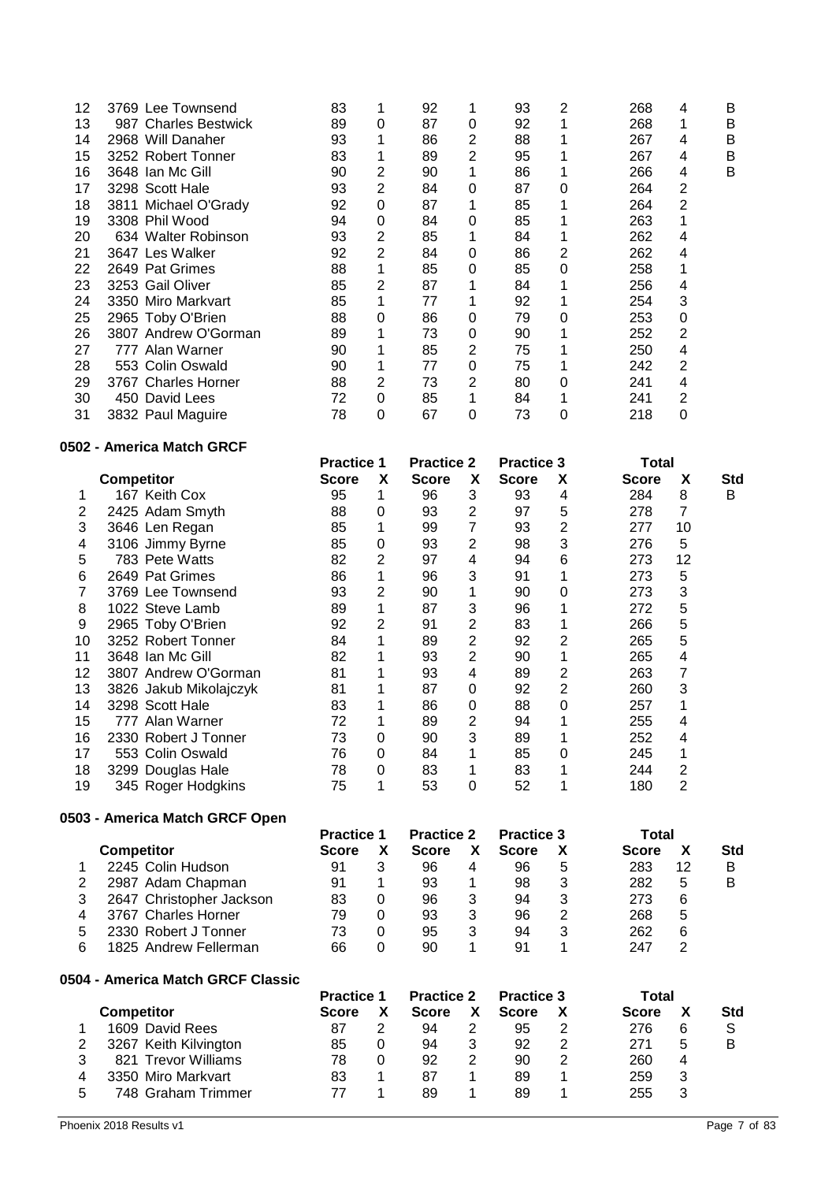| | Competitor | Practice 1 Score | X | Practice 2 Score | X | Practice 3 Score | X | Total Score | X | Std |
|---|---|---|---|---|---|---|---|---|---|---|
| 12 | 3769 Lee Townsend | 83 | 1 | 92 | 1 | 93 | 2 | 268 | 4 | B |
| 13 | 987 Charles Bestwick | 89 | 0 | 87 | 0 | 92 | 1 | 268 | 1 | B |
| 14 | 2968 Will Danaher | 93 | 1 | 86 | 2 | 88 | 1 | 267 | 4 | B |
| 15 | 3252 Robert Tonner | 83 | 1 | 89 | 2 | 95 | 1 | 267 | 4 | B |
| 16 | 3648 Ian Mc Gill | 90 | 2 | 90 | 1 | 86 | 1 | 266 | 4 | B |
| 17 | 3298 Scott Hale | 93 | 2 | 84 | 0 | 87 | 0 | 264 | 2 | |
| 18 | 3811 Michael O'Grady | 92 | 0 | 87 | 1 | 85 | 1 | 264 | 2 | |
| 19 | 3308 Phil Wood | 94 | 0 | 84 | 0 | 85 | 1 | 263 | 1 | |
| 20 | 634 Walter Robinson | 93 | 2 | 85 | 1 | 84 | 1 | 262 | 4 | |
| 21 | 3647 Les Walker | 92 | 2 | 84 | 0 | 86 | 2 | 262 | 4 | |
| 22 | 2649 Pat Grimes | 88 | 1 | 85 | 0 | 85 | 0 | 258 | 1 | |
| 23 | 3253 Gail Oliver | 85 | 2 | 87 | 1 | 84 | 1 | 256 | 4 | |
| 24 | 3350 Miro Markvart | 85 | 1 | 77 | 1 | 92 | 1 | 254 | 3 | |
| 25 | 2965 Toby O'Brien | 88 | 0 | 86 | 0 | 79 | 0 | 253 | 0 | |
| 26 | 3807 Andrew O'Gorman | 89 | 1 | 73 | 0 | 90 | 1 | 252 | 2 | |
| 27 | 777 Alan Warner | 90 | 1 | 85 | 2 | 75 | 1 | 250 | 4 | |
| 28 | 553 Colin Oswald | 90 | 1 | 77 | 0 | 75 | 1 | 242 | 2 | |
| 29 | 3767 Charles Horner | 88 | 2 | 73 | 2 | 80 | 0 | 241 | 4 | |
| 30 | 450 David Lees | 72 | 0 | 85 | 1 | 84 | 1 | 241 | 2 | |
| 31 | 3832 Paul Maguire | 78 | 0 | 67 | 0 | 73 | 0 | 218 | 0 | |

### 0502 - America Match GRCF

| | | Practice 1 | | Practice 2 | | Practice 3 | | Total | | |
|---|---|---|---|---|---|---|---|---|---|---|
| | Competitor | Score | X | Score | X | Score | X | Score | X | Std |
| 1 | 167 Keith Cox | 95 | 1 | 96 | 3 | 93 | 4 | 284 | 8 | B |
| 2 | 2425 Adam Smyth | 88 | 0 | 93 | 2 | 97 | 5 | 278 | 7 | |
| 3 | 3646 Len Regan | 85 | 1 | 99 | 7 | 93 | 2 | 277 | 10 | |
| 4 | 3106 Jimmy Byrne | 85 | 0 | 93 | 2 | 98 | 3 | 276 | 5 | |
| 5 | 783 Pete Watts | 82 | 2 | 97 | 4 | 94 | 6 | 273 | 12 | |
| 6 | 2649 Pat Grimes | 86 | 1 | 96 | 3 | 91 | 1 | 273 | 5 | |
| 7 | 3769 Lee Townsend | 93 | 2 | 90 | 1 | 90 | 0 | 273 | 3 | |
| 8 | 1022 Steve Lamb | 89 | 1 | 87 | 3 | 96 | 1 | 272 | 5 | |
| 9 | 2965 Toby O'Brien | 92 | 2 | 91 | 2 | 83 | 1 | 266 | 5 | |
| 10 | 3252 Robert Tonner | 84 | 1 | 89 | 2 | 92 | 2 | 265 | 5 | |
| 11 | 3648 Ian Mc Gill | 82 | 1 | 93 | 2 | 90 | 1 | 265 | 4 | |
| 12 | 3807 Andrew O'Gorman | 81 | 1 | 93 | 4 | 89 | 2 | 263 | 7 | |
| 13 | 3826 Jakub Mikolajczyk | 81 | 1 | 87 | 0 | 92 | 2 | 260 | 3 | |
| 14 | 3298 Scott Hale | 83 | 1 | 86 | 0 | 88 | 0 | 257 | 1 | |
| 15 | 777 Alan Warner | 72 | 1 | 89 | 2 | 94 | 1 | 255 | 4 | |
| 16 | 2330 Robert J Tonner | 73 | 0 | 90 | 3 | 89 | 1 | 252 | 4 | |
| 17 | 553 Colin Oswald | 76 | 0 | 84 | 1 | 85 | 0 | 245 | 1 | |
| 18 | 3299 Douglas Hale | 78 | 0 | 83 | 1 | 83 | 1 | 244 | 2 | |
| 19 | 345 Roger Hodgkins | 75 | 1 | 53 | 0 | 52 | 1 | 180 | 2 | |

### 0503 - America Match GRCF Open

| | | Practice 1 | | Practice 2 | | Practice 3 | | Total | | |
|---|---|---|---|---|---|---|---|---|---|---|
| | Competitor | Score | X | Score | X | Score | X | Score | X | Std |
| 1 | 2245 Colin Hudson | 91 | 3 | 96 | 4 | 96 | 5 | 283 | 12 | B |
| 2 | 2987 Adam Chapman | 91 | 1 | 93 | 1 | 98 | 3 | 282 | 5 | B |
| 3 | 2647 Christopher Jackson | 83 | 0 | 96 | 3 | 94 | 3 | 273 | 6 | |
| 4 | 3767 Charles Horner | 79 | 0 | 93 | 3 | 96 | 2 | 268 | 5 | |
| 5 | 2330 Robert J Tonner | 73 | 0 | 95 | 3 | 94 | 3 | 262 | 6 | |
| 6 | 1825 Andrew Fellerman | 66 | 0 | 90 | 1 | 91 | 1 | 247 | 2 | |

### 0504 - America Match GRCF Classic

| | | Practice 1 | | Practice 2 | | Practice 3 | | Total | | |
|---|---|---|---|---|---|---|---|---|---|---|
| | Competitor | Score | X | Score | X | Score | X | Score | X | Std |
| 1 | 1609 David Rees | 87 | 2 | 94 | 2 | 95 | 2 | 276 | 6 | S |
| 2 | 3267 Keith Kilvington | 85 | 0 | 94 | 3 | 92 | 2 | 271 | 5 | B |
| 3 | 821 Trevor Williams | 78 | 0 | 92 | 2 | 90 | 2 | 260 | 4 | |
| 4 | 3350 Miro Markvart | 83 | 1 | 87 | 1 | 89 | 1 | 259 | 3 | |
| 5 | 748 Graham Trimmer | 77 | 1 | 89 | 1 | 89 | 1 | 255 | 3 | |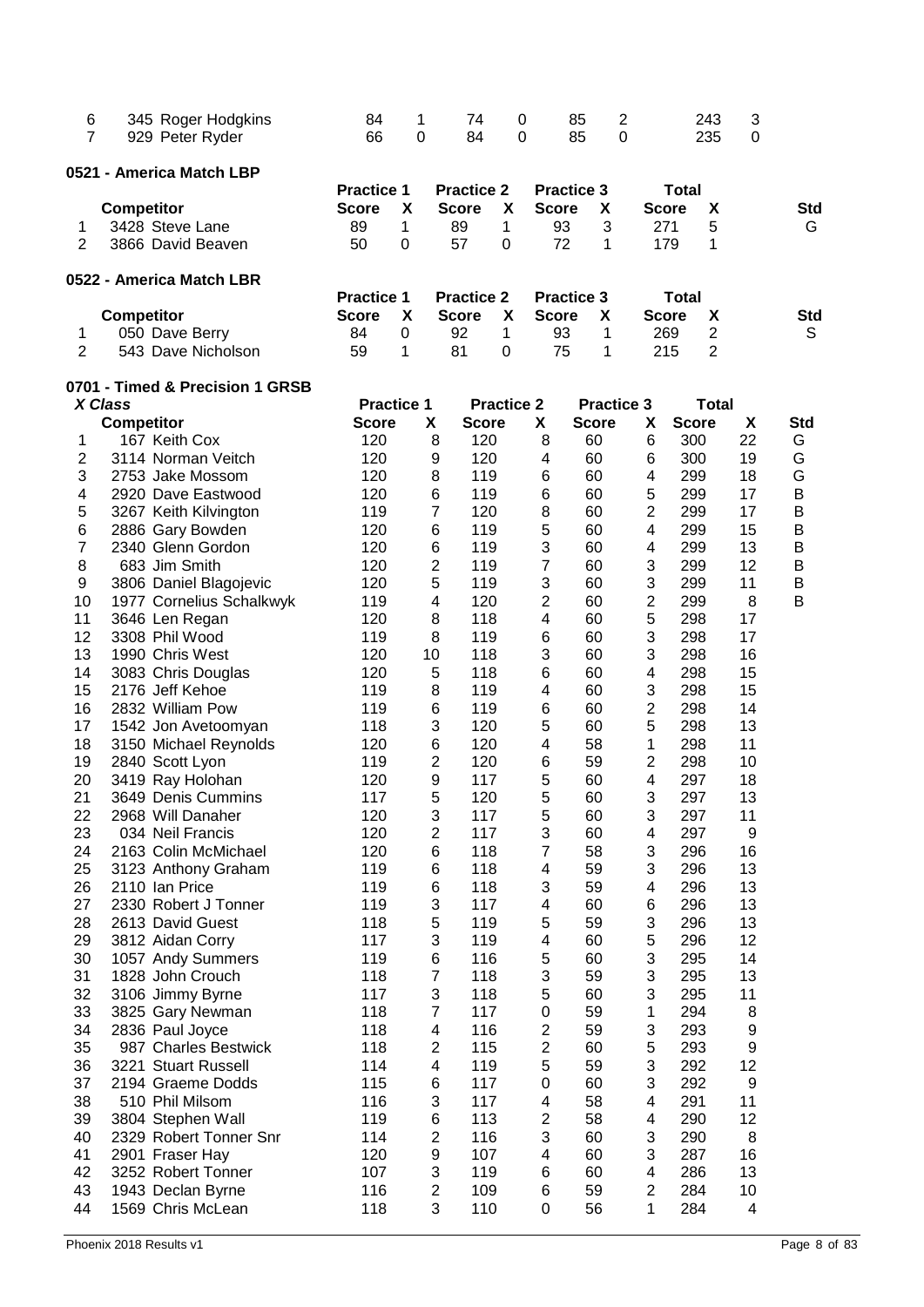| | Competitor | Practice 1 Score | X | Practice 2 Score | X | Practice 3 Score | X | Total Score | X | Std |
|---|---|---|---|---|---|---|---|---|---|---|
| 6 | 345 Roger Hodgkins | 84 | 1 | 74 | 0 | 85 | 2 | 243 | 3 | |
| 7 | 929 Peter Ryder | 66 | 0 | 84 | 0 | 85 | 0 | 235 | 0 | |

### 0521 - America Match LBP

| | Competitor | Practice 1 Score | X | Practice 2 Score | X | Practice 3 Score | X | Total Score | X | Std |
|---|---|---|---|---|---|---|---|---|---|---|
| 1 | 3428 Steve Lane | 89 | 1 | 89 | 1 | 93 | 3 | 271 | 5 | G |
| 2 | 3866 David Beaven | 50 | 0 | 57 | 0 | 72 | 1 | 179 | 1 | |

### 0522 - America Match LBR

| | Competitor | Practice 1 Score | X | Practice 2 Score | X | Practice 3 Score | X | Total Score | X | Std |
|---|---|---|---|---|---|---|---|---|---|---|
| 1 | 050 Dave Berry | 84 | 0 | 92 | 1 | 93 | 1 | 269 | 2 | S |
| 2 | 543 Dave Nicholson | 59 | 1 | 81 | 0 | 75 | 1 | 215 | 2 | |

### 0701 - Timed & Precision 1 GRSB

*X Class*

| | Competitor | Practice 1 Score | X | Practice 2 Score | X | Practice 3 Score | X | Total Score | X | Std |
|---|---|---|---|---|---|---|---|---|---|---|
| 1 | 167 Keith Cox | 120 | 8 | 120 | 8 | 60 | 6 | 300 | 22 | G |
| 2 | 3114 Norman Veitch | 120 | 9 | 120 | 4 | 60 | 6 | 300 | 19 | G |
| 3 | 2753 Jake Mossom | 120 | 8 | 119 | 6 | 60 | 4 | 299 | 18 | G |
| 4 | 2920 Dave Eastwood | 120 | 6 | 119 | 6 | 60 | 5 | 299 | 17 | B |
| 5 | 3267 Keith Kilvington | 119 | 7 | 120 | 8 | 60 | 2 | 299 | 17 | B |
| 6 | 2886 Gary Bowden | 120 | 6 | 119 | 5 | 60 | 4 | 299 | 15 | B |
| 7 | 2340 Glenn Gordon | 120 | 6 | 119 | 3 | 60 | 4 | 299 | 13 | B |
| 8 | 683 Jim Smith | 120 | 2 | 119 | 7 | 60 | 3 | 299 | 12 | B |
| 9 | 3806 Daniel Blagojevic | 120 | 5 | 119 | 3 | 60 | 3 | 299 | 11 | B |
| 10 | 1977 Cornelius Schalkwyk | 119 | 4 | 120 | 2 | 60 | 2 | 299 | 8 | B |
| 11 | 3646 Len Regan | 120 | 8 | 118 | 4 | 60 | 5 | 298 | 17 | |
| 12 | 3308 Phil Wood | 119 | 8 | 119 | 6 | 60 | 3 | 298 | 17 | |
| 13 | 1990 Chris West | 120 | 10 | 118 | 3 | 60 | 3 | 298 | 16 | |
| 14 | 3083 Chris Douglas | 120 | 5 | 118 | 6 | 60 | 4 | 298 | 15 | |
| 15 | 2176 Jeff Kehoe | 119 | 8 | 119 | 4 | 60 | 3 | 298 | 15 | |
| 16 | 2832 William Pow | 119 | 6 | 119 | 6 | 60 | 2 | 298 | 14 | |
| 17 | 1542 Jon Avetoomyan | 118 | 3 | 120 | 5 | 60 | 5 | 298 | 13 | |
| 18 | 3150 Michael Reynolds | 120 | 6 | 120 | 4 | 58 | 1 | 298 | 11 | |
| 19 | 2840 Scott Lyon | 119 | 2 | 120 | 6 | 59 | 2 | 298 | 10 | |
| 20 | 3419 Ray Holohan | 120 | 9 | 117 | 5 | 60 | 4 | 297 | 18 | |
| 21 | 3649 Denis Cummins | 117 | 5 | 120 | 5 | 60 | 3 | 297 | 13 | |
| 22 | 2968 Will Danaher | 120 | 3 | 117 | 5 | 60 | 3 | 297 | 11 | |
| 23 | 034 Neil Francis | 120 | 2 | 117 | 3 | 60 | 4 | 297 | 9 | |
| 24 | 2163 Colin McMichael | 120 | 6 | 118 | 7 | 58 | 3 | 296 | 16 | |
| 25 | 3123 Anthony Graham | 119 | 6 | 118 | 4 | 59 | 3 | 296 | 13 | |
| 26 | 2110 Ian Price | 119 | 6 | 118 | 3 | 59 | 4 | 296 | 13 | |
| 27 | 2330 Robert J Tonner | 119 | 3 | 117 | 4 | 60 | 6 | 296 | 13 | |
| 28 | 2613 David Guest | 118 | 5 | 119 | 5 | 59 | 3 | 296 | 13 | |
| 29 | 3812 Aidan Corry | 117 | 3 | 119 | 4 | 60 | 5 | 296 | 12 | |
| 30 | 1057 Andy Summers | 119 | 6 | 116 | 5 | 60 | 3 | 295 | 14 | |
| 31 | 1828 John Crouch | 118 | 7 | 118 | 3 | 59 | 3 | 295 | 13 | |
| 32 | 3106 Jimmy Byrne | 117 | 3 | 118 | 5 | 60 | 3 | 295 | 11 | |
| 33 | 3825 Gary Newman | 118 | 7 | 117 | 0 | 59 | 1 | 294 | 8 | |
| 34 | 2836 Paul Joyce | 118 | 4 | 116 | 2 | 59 | 3 | 293 | 9 | |
| 35 | 987 Charles Bestwick | 118 | 2 | 115 | 2 | 60 | 5 | 293 | 9 | |
| 36 | 3221 Stuart Russell | 114 | 4 | 119 | 5 | 59 | 3 | 292 | 12 | |
| 37 | 2194 Graeme Dodds | 115 | 6 | 117 | 0 | 60 | 3 | 292 | 9 | |
| 38 | 510 Phil Milsom | 116 | 3 | 117 | 4 | 58 | 4 | 291 | 11 | |
| 39 | 3804 Stephen Wall | 119 | 6 | 113 | 2 | 58 | 4 | 290 | 12 | |
| 40 | 2329 Robert Tonner Snr | 114 | 2 | 116 | 3 | 60 | 3 | 290 | 8 | |
| 41 | 2901 Fraser Hay | 120 | 9 | 107 | 4 | 60 | 3 | 287 | 16 | |
| 42 | 3252 Robert Tonner | 107 | 3 | 119 | 6 | 60 | 4 | 286 | 13 | |
| 43 | 1943 Declan Byrne | 116 | 2 | 109 | 6 | 59 | 2 | 284 | 10 | |
| 44 | 1569 Chris McLean | 118 | 3 | 110 | 0 | 56 | 1 | 284 | 4 | |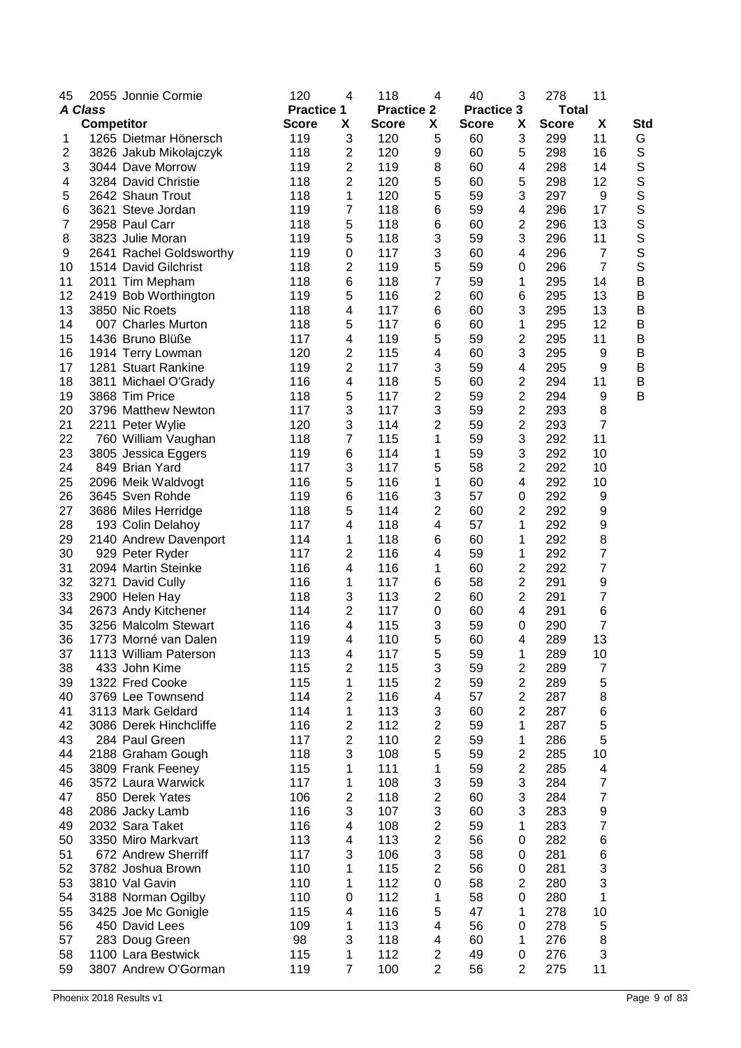| 45 | 2055 | Jonnie Cormie | 120 | 4 | 118 | 4 | 40 | 3 | 278 | 11 | |
|---|---|---|---|---|---|---|---|---|---|---|---|

***A Class***

| | Competitor | | Practice 1 | | Practice 2 | | Practice 3 | | Total | | |
|---|---|---|---|---|---|---|---|---|---|---|---|
| | | | Score | X | Score | X | Score | X | Score | X | Std |
| 1 | 1265 | Dietmar Hönersch | 119 | 3 | 120 | 5 | 60 | 3 | 299 | 11 | G |
| 2 | 3826 | Jakub Mikolajczyk | 118 | 2 | 120 | 9 | 60 | 5 | 298 | 16 | S |
| 3 | 3044 | Dave Morrow | 119 | 2 | 119 | 8 | 60 | 4 | 298 | 14 | S |
| 4 | 3284 | David Christie | 118 | 2 | 120 | 5 | 60 | 5 | 298 | 12 | S |
| 5 | 2642 | Shaun Trout | 118 | 1 | 120 | 5 | 59 | 3 | 297 | 9 | S |
| 6 | 3621 | Steve Jordan | 119 | 7 | 118 | 6 | 59 | 4 | 296 | 17 | S |
| 7 | 2958 | Paul Carr | 118 | 5 | 118 | 6 | 60 | 2 | 296 | 13 | S |
| 8 | 3823 | Julie Moran | 119 | 5 | 118 | 3 | 59 | 3 | 296 | 11 | S |
| 9 | 2641 | Rachel Goldsworthy | 119 | 0 | 117 | 3 | 60 | 4 | 296 | 7 | S |
| 10 | 1514 | David Gilchrist | 118 | 2 | 119 | 5 | 59 | 0 | 296 | 7 | S |
| 11 | 2011 | Tim Mepham | 118 | 6 | 118 | 7 | 59 | 1 | 295 | 14 | B |
| 12 | 2419 | Bob Worthington | 119 | 5 | 116 | 2 | 60 | 6 | 295 | 13 | B |
| 13 | 3850 | Nic Roets | 118 | 4 | 117 | 6 | 60 | 3 | 295 | 13 | B |
| 14 | 007 | Charles Murton | 118 | 5 | 117 | 6 | 60 | 1 | 295 | 12 | B |
| 15 | 1436 | Bruno Blüße | 117 | 4 | 119 | 5 | 59 | 2 | 295 | 11 | B |
| 16 | 1914 | Terry Lowman | 120 | 2 | 115 | 4 | 60 | 3 | 295 | 9 | B |
| 17 | 1281 | Stuart Rankine | 119 | 2 | 117 | 3 | 59 | 4 | 295 | 9 | B |
| 18 | 3811 | Michael O'Grady | 116 | 4 | 118 | 5 | 60 | 2 | 294 | 11 | B |
| 19 | 3868 | Tim Price | 118 | 5 | 117 | 2 | 59 | 2 | 294 | 9 | B |
| 20 | 3796 | Matthew Newton | 117 | 3 | 117 | 3 | 59 | 2 | 293 | 8 | |
| 21 | 2211 | Peter Wylie | 120 | 3 | 114 | 2 | 59 | 2 | 293 | 7 | |
| 22 | 760 | William Vaughan | 118 | 7 | 115 | 1 | 59 | 3 | 292 | 11 | |
| 23 | 3805 | Jessica Eggers | 119 | 6 | 114 | 1 | 59 | 3 | 292 | 10 | |
| 24 | 849 | Brian Yard | 117 | 3 | 117 | 5 | 58 | 2 | 292 | 10 | |
| 25 | 2096 | Meik Waldvogt | 116 | 5 | 116 | 1 | 60 | 4 | 292 | 10 | |
| 26 | 3645 | Sven Rohde | 119 | 6 | 116 | 3 | 57 | 0 | 292 | 9 | |
| 27 | 3686 | Miles Herridge | 118 | 5 | 114 | 2 | 60 | 2 | 292 | 9 | |
| 28 | 193 | Colin Delahoy | 117 | 4 | 118 | 4 | 57 | 1 | 292 | 9 | |
| 29 | 2140 | Andrew Davenport | 114 | 1 | 118 | 6 | 60 | 1 | 292 | 8 | |
| 30 | 929 | Peter Ryder | 117 | 2 | 116 | 4 | 59 | 1 | 292 | 7 | |
| 31 | 2094 | Martin Steinke | 116 | 4 | 116 | 1 | 60 | 2 | 292 | 7 | |
| 32 | 3271 | David Cully | 116 | 1 | 117 | 6 | 58 | 2 | 291 | 9 | |
| 33 | 2900 | Helen Hay | 118 | 3 | 113 | 2 | 60 | 2 | 291 | 7 | |
| 34 | 2673 | Andy Kitchener | 114 | 2 | 117 | 0 | 60 | 4 | 291 | 6 | |
| 35 | 3256 | Malcolm Stewart | 116 | 4 | 115 | 3 | 59 | 0 | 290 | 7 | |
| 36 | 1773 | Morné van Dalen | 119 | 4 | 110 | 5 | 60 | 4 | 289 | 13 | |
| 37 | 1113 | William Paterson | 113 | 4 | 117 | 5 | 59 | 1 | 289 | 10 | |
| 38 | 433 | John Kime | 115 | 2 | 115 | 3 | 59 | 2 | 289 | 7 | |
| 39 | 1322 | Fred Cooke | 115 | 1 | 115 | 2 | 59 | 2 | 289 | 5 | |
| 40 | 3769 | Lee Townsend | 114 | 2 | 116 | 4 | 57 | 2 | 287 | 8 | |
| 41 | 3113 | Mark Geldard | 114 | 1 | 113 | 3 | 60 | 2 | 287 | 6 | |
| 42 | 3086 | Derek Hinchcliffe | 116 | 2 | 112 | 2 | 59 | 1 | 287 | 5 | |
| 43 | 284 | Paul Green | 117 | 2 | 110 | 2 | 59 | 1 | 286 | 5 | |
| 44 | 2188 | Graham Gough | 118 | 3 | 108 | 5 | 59 | 2 | 285 | 10 | |
| 45 | 3809 | Frank Feeney | 115 | 1 | 111 | 1 | 59 | 2 | 285 | 4 | |
| 46 | 3572 | Laura Warwick | 117 | 1 | 108 | 3 | 59 | 3 | 284 | 7 | |
| 47 | 850 | Derek Yates | 106 | 2 | 118 | 2 | 60 | 3 | 284 | 7 | |
| 48 | 2086 | Jacky Lamb | 116 | 3 | 107 | 3 | 60 | 3 | 283 | 9 | |
| 49 | 2032 | Sara Taket | 116 | 4 | 108 | 2 | 59 | 1 | 283 | 7 | |
| 50 | 3350 | Miro Markvart | 113 | 4 | 113 | 2 | 56 | 0 | 282 | 6 | |
| 51 | 672 | Andrew Sherriff | 117 | 3 | 106 | 3 | 58 | 0 | 281 | 6 | |
| 52 | 3782 | Joshua Brown | 110 | 1 | 115 | 2 | 56 | 0 | 281 | 3 | |
| 53 | 3810 | Val Gavin | 110 | 1 | 112 | 0 | 58 | 2 | 280 | 3 | |
| 54 | 3188 | Norman Ogilby | 110 | 0 | 112 | 1 | 58 | 0 | 280 | 1 | |
| 55 | 3425 | Joe Mc Gonigle | 115 | 4 | 116 | 5 | 47 | 1 | 278 | 10 | |
| 56 | 450 | David Lees | 109 | 1 | 113 | 4 | 56 | 0 | 278 | 5 | |
| 57 | 283 | Doug Green | 98 | 3 | 118 | 4 | 60 | 1 | 276 | 8 | |
| 58 | 1100 | Lara Bestwick | 115 | 1 | 112 | 2 | 49 | 0 | 276 | 3 | |
| 59 | 3807 | Andrew O'Gorman | 119 | 7 | 100 | 2 | 56 | 2 | 275 | 11 | |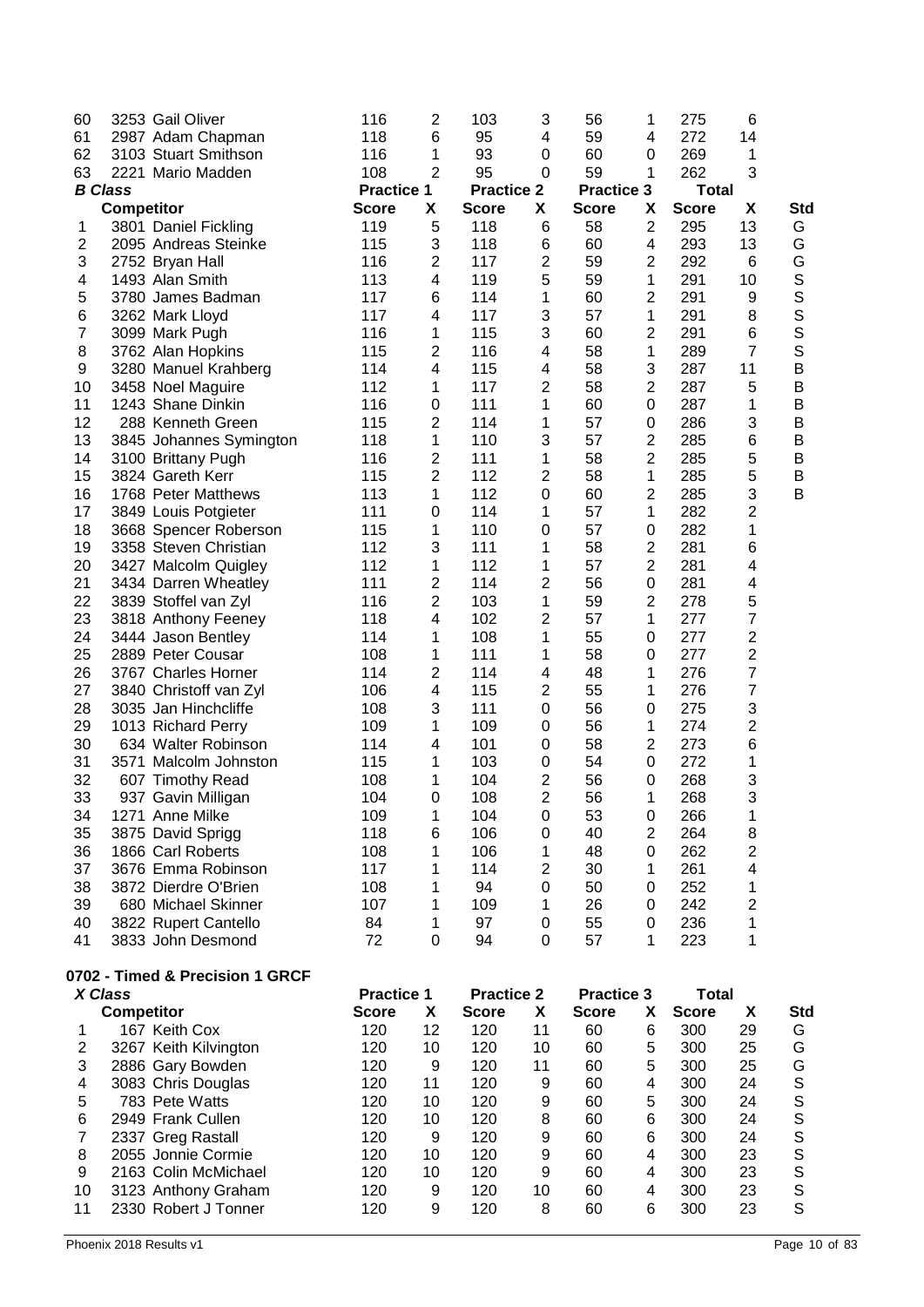| | | Practice 1 | | Practice 2 | | Practice 3 | | Total | | |
|---|---|---|---|---|---|---|---|---|---|---|
| 60 | 3253 Gail Oliver | 116 | 2 | 103 | 3 | 56 | 1 | 275 | 6 | |
| 61 | 2987 Adam Chapman | 118 | 6 | 95 | 4 | 59 | 4 | 272 | 14 | |
| 62 | 3103 Stuart Smithson | 116 | 1 | 93 | 0 | 60 | 0 | 269 | 1 | |
| 63 | 2221 Mario Madden | 108 | 2 | 95 | 0 | 59 | 1 | 262 | 3 | |

***B Class***

| | | Practice 1 | | Practice 2 | | Practice 3 | | Total | | |
|---|---|---|---|---|---|---|---|---|---|---|
| | **Competitor** | **Score** | **X** | **Score** | **X** | **Score** | **X** | **Score** | **X** | **Std** |
| 1 | 3801 Daniel Fickling | 119 | 5 | 118 | 6 | 58 | 2 | 295 | 13 | G |
| 2 | 2095 Andreas Steinke | 115 | 3 | 118 | 6 | 60 | 4 | 293 | 13 | G |
| 3 | 2752 Bryan Hall | 116 | 2 | 117 | 2 | 59 | 2 | 292 | 6 | G |
| 4 | 1493 Alan Smith | 113 | 4 | 119 | 5 | 59 | 1 | 291 | 10 | S |
| 5 | 3780 James Badman | 117 | 6 | 114 | 1 | 60 | 2 | 291 | 9 | S |
| 6 | 3262 Mark Lloyd | 117 | 4 | 117 | 3 | 57 | 1 | 291 | 8 | S |
| 7 | 3099 Mark Pugh | 116 | 1 | 115 | 3 | 60 | 2 | 291 | 6 | S |
| 8 | 3762 Alan Hopkins | 115 | 2 | 116 | 4 | 58 | 1 | 289 | 7 | S |
| 9 | 3280 Manuel Krahberg | 114 | 4 | 115 | 4 | 58 | 3 | 287 | 11 | B |
| 10 | 3458 Noel Maguire | 112 | 1 | 117 | 2 | 58 | 2 | 287 | 5 | B |
| 11 | 1243 Shane Dinkin | 116 | 0 | 111 | 1 | 60 | 0 | 287 | 1 | B |
| 12 | 288 Kenneth Green | 115 | 2 | 114 | 1 | 57 | 0 | 286 | 3 | B |
| 13 | 3845 Johannes Symington | 118 | 1 | 110 | 3 | 57 | 2 | 285 | 6 | B |
| 14 | 3100 Brittany Pugh | 116 | 2 | 111 | 1 | 58 | 2 | 285 | 5 | B |
| 15 | 3824 Gareth Kerr | 115 | 2 | 112 | 2 | 58 | 1 | 285 | 5 | B |
| 16 | 1768 Peter Matthews | 113 | 1 | 112 | 0 | 60 | 2 | 285 | 3 | B |
| 17 | 3849 Louis Potgieter | 111 | 0 | 114 | 1 | 57 | 1 | 282 | 2 | |
| 18 | 3668 Spencer Roberson | 115 | 1 | 110 | 0 | 57 | 0 | 282 | 1 | |
| 19 | 3358 Steven Christian | 112 | 3 | 111 | 1 | 58 | 2 | 281 | 6 | |
| 20 | 3427 Malcolm Quigley | 112 | 1 | 112 | 1 | 57 | 2 | 281 | 4 | |
| 21 | 3434 Darren Wheatley | 111 | 2 | 114 | 2 | 56 | 0 | 281 | 4 | |
| 22 | 3839 Stoffel van Zyl | 116 | 2 | 103 | 1 | 59 | 2 | 278 | 5 | |
| 23 | 3818 Anthony Feeney | 118 | 4 | 102 | 2 | 57 | 1 | 277 | 7 | |
| 24 | 3444 Jason Bentley | 114 | 1 | 108 | 1 | 55 | 0 | 277 | 2 | |
| 25 | 2889 Peter Cousar | 108 | 1 | 111 | 1 | 58 | 0 | 277 | 2 | |
| 26 | 3767 Charles Horner | 114 | 2 | 114 | 4 | 48 | 1 | 276 | 7 | |
| 27 | 3840 Christoff van Zyl | 106 | 4 | 115 | 2 | 55 | 1 | 276 | 7 | |
| 28 | 3035 Jan Hinchcliffe | 108 | 3 | 111 | 0 | 56 | 0 | 275 | 3 | |
| 29 | 1013 Richard Perry | 109 | 1 | 109 | 0 | 56 | 1 | 274 | 2 | |
| 30 | 634 Walter Robinson | 114 | 4 | 101 | 0 | 58 | 2 | 273 | 6 | |
| 31 | 3571 Malcolm Johnston | 115 | 1 | 103 | 0 | 54 | 0 | 272 | 1 | |
| 32 | 607 Timothy Read | 108 | 1 | 104 | 2 | 56 | 0 | 268 | 3 | |
| 33 | 937 Gavin Milligan | 104 | 0 | 108 | 2 | 56 | 1 | 268 | 3 | |
| 34 | 1271 Anne Milke | 109 | 1 | 104 | 0 | 53 | 0 | 266 | 1 | |
| 35 | 3875 David Sprigg | 118 | 6 | 106 | 0 | 40 | 2 | 264 | 8 | |
| 36 | 1866 Carl Roberts | 108 | 1 | 106 | 1 | 48 | 0 | 262 | 2 | |
| 37 | 3676 Emma Robinson | 117 | 1 | 114 | 2 | 30 | 1 | 261 | 4 | |
| 38 | 3872 Dierdre O'Brien | 108 | 1 | 94 | 0 | 50 | 0 | 252 | 1 | |
| 39 | 680 Michael Skinner | 107 | 1 | 109 | 1 | 26 | 0 | 242 | 2 | |
| 40 | 3822 Rupert Cantello | 84 | 1 | 97 | 0 | 55 | 0 | 236 | 1 | |
| 41 | 3833 John Desmond | 72 | 0 | 94 | 0 | 57 | 1 | 223 | 1 | |

**0702 - Timed & Precision 1 GRCF**

***X Class***

| | | Practice 1 | | Practice 2 | | Practice 3 | | Total | | |
|---|---|---|---|---|---|---|---|---|---|---|
| | **Competitor** | **Score** | **X** | **Score** | **X** | **Score** | **X** | **Score** | **X** | **Std** |
| 1 | 167 Keith Cox | 120 | 12 | 120 | 11 | 60 | 6 | 300 | 29 | G |
| 2 | 3267 Keith Kilvington | 120 | 10 | 120 | 10 | 60 | 5 | 300 | 25 | G |
| 3 | 2886 Gary Bowden | 120 | 9 | 120 | 11 | 60 | 5 | 300 | 25 | G |
| 4 | 3083 Chris Douglas | 120 | 11 | 120 | 9 | 60 | 4 | 300 | 24 | S |
| 5 | 783 Pete Watts | 120 | 10 | 120 | 9 | 60 | 5 | 300 | 24 | S |
| 6 | 2949 Frank Cullen | 120 | 10 | 120 | 8 | 60 | 6 | 300 | 24 | S |
| 7 | 2337 Greg Rastall | 120 | 9 | 120 | 9 | 60 | 6 | 300 | 24 | S |
| 8 | 2055 Jonnie Cormie | 120 | 10 | 120 | 9 | 60 | 4 | 300 | 23 | S |
| 9 | 2163 Colin McMichael | 120 | 10 | 120 | 9 | 60 | 4 | 300 | 23 | S |
| 10 | 3123 Anthony Graham | 120 | 9 | 120 | 10 | 60 | 4 | 300 | 23 | S |
| 11 | 2330 Robert J Tonner | 120 | 9 | 120 | 8 | 60 | 6 | 300 | 23 | S |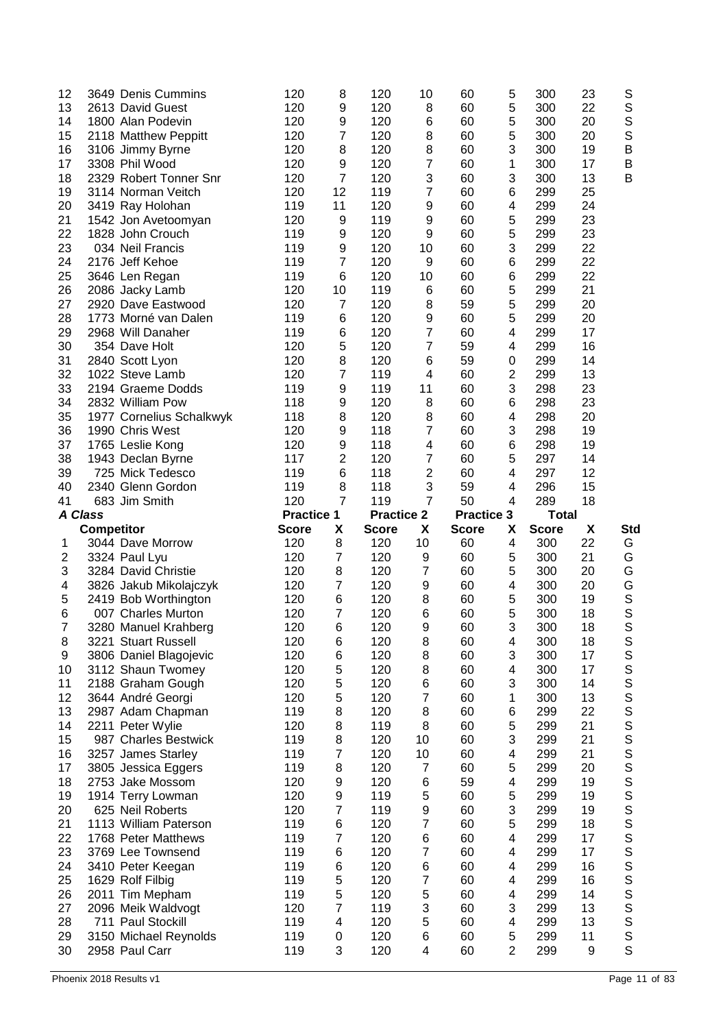| | | Practice 1 | | Practice 2 | | Practice 3 | | Total | | |
|---|---|---|---|---|---|---|---|---|---|---|
| 12 | 3649 Denis Cummins | 120 | 8 | 120 | 10 | 60 | 5 | 300 | 23 | S |
| 13 | 2613 David Guest | 120 | 9 | 120 | 8 | 60 | 5 | 300 | 22 | S |
| 14 | 1800 Alan Podevin | 120 | 9 | 120 | 6 | 60 | 5 | 300 | 20 | S |
| 15 | 2118 Matthew Peppitt | 120 | 7 | 120 | 8 | 60 | 5 | 300 | 20 | S |
| 16 | 3106 Jimmy Byrne | 120 | 8 | 120 | 8 | 60 | 3 | 300 | 19 | B |
| 17 | 3308 Phil Wood | 120 | 9 | 120 | 7 | 60 | 1 | 300 | 17 | B |
| 18 | 2329 Robert Tonner Snr | 120 | 7 | 120 | 3 | 60 | 3 | 300 | 13 | B |
| 19 | 3114 Norman Veitch | 120 | 12 | 119 | 7 | 60 | 6 | 299 | 25 | |
| 20 | 3419 Ray Holohan | 119 | 11 | 120 | 9 | 60 | 4 | 299 | 24 | |
| 21 | 1542 Jon Avetoomyan | 120 | 9 | 119 | 9 | 60 | 5 | 299 | 23 | |
| 22 | 1828 John Crouch | 119 | 9 | 120 | 9 | 60 | 5 | 299 | 23 | |
| 23 | 034 Neil Francis | 119 | 9 | 120 | 10 | 60 | 3 | 299 | 22 | |
| 24 | 2176 Jeff Kehoe | 119 | 7 | 120 | 9 | 60 | 6 | 299 | 22 | |
| 25 | 3646 Len Regan | 119 | 6 | 120 | 10 | 60 | 6 | 299 | 22 | |
| 26 | 2086 Jacky Lamb | 120 | 10 | 119 | 6 | 60 | 5 | 299 | 21 | |
| 27 | 2920 Dave Eastwood | 120 | 7 | 120 | 8 | 59 | 5 | 299 | 20 | |
| 28 | 1773 Morné van Dalen | 119 | 6 | 120 | 9 | 60 | 5 | 299 | 20 | |
| 29 | 2968 Will Danaher | 119 | 6 | 120 | 7 | 60 | 4 | 299 | 17 | |
| 30 | 354 Dave Holt | 120 | 5 | 120 | 7 | 59 | 4 | 299 | 16 | |
| 31 | 2840 Scott Lyon | 120 | 8 | 120 | 6 | 59 | 0 | 299 | 14 | |
| 32 | 1022 Steve Lamb | 120 | 7 | 119 | 4 | 60 | 2 | 299 | 13 | |
| 33 | 2194 Graeme Dodds | 119 | 9 | 119 | 11 | 60 | 3 | 298 | 23 | |
| 34 | 2832 William Pow | 118 | 9 | 120 | 8 | 60 | 6 | 298 | 23 | |
| 35 | 1977 Cornelius Schalkwyk | 118 | 8 | 120 | 8 | 60 | 4 | 298 | 20 | |
| 36 | 1990 Chris West | 120 | 9 | 118 | 7 | 60 | 3 | 298 | 19 | |
| 37 | 1765 Leslie Kong | 120 | 9 | 118 | 4 | 60 | 6 | 298 | 19 | |
| 38 | 1943 Declan Byrne | 117 | 2 | 120 | 7 | 60 | 5 | 297 | 14 | |
| 39 | 725 Mick Tedesco | 119 | 6 | 118 | 2 | 60 | 4 | 297 | 12 | |
| 40 | 2340 Glenn Gordon | 119 | 8 | 118 | 3 | 59 | 4 | 296 | 15 | |
| 41 | 683 Jim Smith | 120 | 7 | 119 | 7 | 50 | 4 | 289 | 18 | |

***A Class***

| | | Practice 1 | | Practice 2 | | Practice 3 | | Total | | |
|---|---|---|---|---|---|---|---|---|---|---|
| | **Competitor** | **Score** | **X** | **Score** | **X** | **Score** | **X** | **Score** | **X** | **Std** |
| 1 | 3044 Dave Morrow | 120 | 8 | 120 | 10 | 60 | 4 | 300 | 22 | G |
| 2 | 3324 Paul Lyu | 120 | 7 | 120 | 9 | 60 | 5 | 300 | 21 | G |
| 3 | 3284 David Christie | 120 | 8 | 120 | 7 | 60 | 5 | 300 | 20 | G |
| 4 | 3826 Jakub Mikolajczyk | 120 | 7 | 120 | 9 | 60 | 4 | 300 | 20 | G |
| 5 | 2419 Bob Worthington | 120 | 6 | 120 | 8 | 60 | 5 | 300 | 19 | S |
| 6 | 007 Charles Murton | 120 | 7 | 120 | 6 | 60 | 5 | 300 | 18 | S |
| 7 | 3280 Manuel Krahberg | 120 | 6 | 120 | 9 | 60 | 3 | 300 | 18 | S |
| 8 | 3221 Stuart Russell | 120 | 6 | 120 | 8 | 60 | 4 | 300 | 18 | S |
| 9 | 3806 Daniel Blagojevic | 120 | 6 | 120 | 8 | 60 | 3 | 300 | 17 | S |
| 10 | 3112 Shaun Twomey | 120 | 5 | 120 | 8 | 60 | 4 | 300 | 17 | S |
| 11 | 2188 Graham Gough | 120 | 5 | 120 | 6 | 60 | 3 | 300 | 14 | S |
| 12 | 3644 André Georgi | 120 | 5 | 120 | 7 | 60 | 1 | 300 | 13 | S |
| 13 | 2987 Adam Chapman | 119 | 8 | 120 | 8 | 60 | 6 | 299 | 22 | S |
| 14 | 2211 Peter Wylie | 120 | 8 | 119 | 8 | 60 | 5 | 299 | 21 | S |
| 15 | 987 Charles Bestwick | 119 | 8 | 120 | 10 | 60 | 3 | 299 | 21 | S |
| 16 | 3257 James Starley | 119 | 7 | 120 | 10 | 60 | 4 | 299 | 21 | S |
| 17 | 3805 Jessica Eggers | 119 | 8 | 120 | 7 | 60 | 5 | 299 | 20 | S |
| 18 | 2753 Jake Mossom | 120 | 9 | 120 | 6 | 59 | 4 | 299 | 19 | S |
| 19 | 1914 Terry Lowman | 120 | 9 | 119 | 5 | 60 | 5 | 299 | 19 | S |
| 20 | 625 Neil Roberts | 120 | 7 | 119 | 9 | 60 | 3 | 299 | 19 | S |
| 21 | 1113 William Paterson | 119 | 6 | 120 | 7 | 60 | 5 | 299 | 18 | S |
| 22 | 1768 Peter Matthews | 119 | 7 | 120 | 6 | 60 | 4 | 299 | 17 | S |
| 23 | 3769 Lee Townsend | 119 | 6 | 120 | 7 | 60 | 4 | 299 | 17 | S |
| 24 | 3410 Peter Keegan | 119 | 6 | 120 | 6 | 60 | 4 | 299 | 16 | S |
| 25 | 1629 Rolf Filbig | 119 | 5 | 120 | 7 | 60 | 4 | 299 | 16 | S |
| 26 | 2011 Tim Mepham | 119 | 5 | 120 | 5 | 60 | 4 | 299 | 14 | S |
| 27 | 2096 Meik Waldvogt | 120 | 7 | 119 | 3 | 60 | 3 | 299 | 13 | S |
| 28 | 711 Paul Stockill | 119 | 4 | 120 | 5 | 60 | 4 | 299 | 13 | S |
| 29 | 3150 Michael Reynolds | 119 | 0 | 120 | 6 | 60 | 5 | 299 | 11 | S |
| 30 | 2958 Paul Carr | 119 | 3 | 120 | 4 | 60 | 2 | 299 | 9 | S |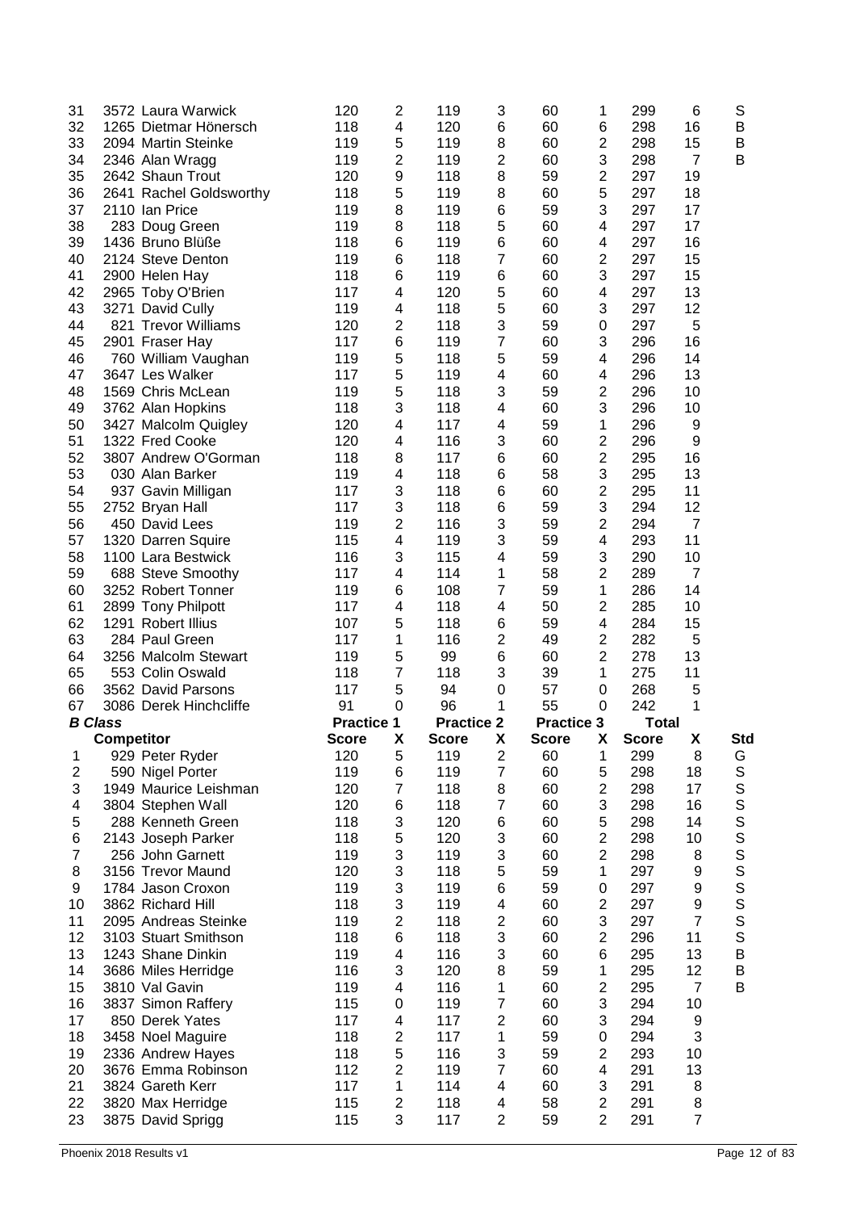| | | | | | | | | | | |
|---|---|---|---|---|---|---|---|---|---|---|
| 31 | 3572 Laura Warwick | 120 | 2 | 119 | 3 | 60 | 1 | 299 | 6 | S |
| 32 | 1265 Dietmar Hönersch | 118 | 4 | 120 | 6 | 60 | 6 | 298 | 16 | B |
| 33 | 2094 Martin Steinke | 119 | 5 | 119 | 8 | 60 | 2 | 298 | 15 | B |
| 34 | 2346 Alan Wragg | 119 | 2 | 119 | 2 | 60 | 3 | 298 | 7 | B |
| 35 | 2642 Shaun Trout | 120 | 9 | 118 | 8 | 59 | 2 | 297 | 19 | |
| 36 | 2641 Rachel Goldsworthy | 118 | 5 | 119 | 8 | 60 | 5 | 297 | 18 | |
| 37 | 2110 Ian Price | 119 | 8 | 119 | 6 | 59 | 3 | 297 | 17 | |
| 38 | 283 Doug Green | 119 | 8 | 118 | 5 | 60 | 4 | 297 | 17 | |
| 39 | 1436 Bruno Blüße | 118 | 6 | 119 | 6 | 60 | 4 | 297 | 16 | |
| 40 | 2124 Steve Denton | 119 | 6 | 118 | 7 | 60 | 2 | 297 | 15 | |
| 41 | 2900 Helen Hay | 118 | 6 | 119 | 6 | 60 | 3 | 297 | 15 | |
| 42 | 2965 Toby O'Brien | 117 | 4 | 120 | 5 | 60 | 4 | 297 | 13 | |
| 43 | 3271 David Cully | 119 | 4 | 118 | 5 | 60 | 3 | 297 | 12 | |
| 44 | 821 Trevor Williams | 120 | 2 | 118 | 3 | 59 | 0 | 297 | 5 | |
| 45 | 2901 Fraser Hay | 117 | 6 | 119 | 7 | 60 | 3 | 296 | 16 | |
| 46 | 760 William Vaughan | 119 | 5 | 118 | 5 | 59 | 4 | 296 | 14 | |
| 47 | 3647 Les Walker | 117 | 5 | 119 | 4 | 60 | 4 | 296 | 13 | |
| 48 | 1569 Chris McLean | 119 | 5 | 118 | 3 | 59 | 2 | 296 | 10 | |
| 49 | 3762 Alan Hopkins | 118 | 3 | 118 | 4 | 60 | 3 | 296 | 10 | |
| 50 | 3427 Malcolm Quigley | 120 | 4 | 117 | 4 | 59 | 1 | 296 | 9 | |
| 51 | 1322 Fred Cooke | 120 | 4 | 116 | 3 | 60 | 2 | 296 | 9 | |
| 52 | 3807 Andrew O'Gorman | 118 | 8 | 117 | 6 | 60 | 2 | 295 | 16 | |
| 53 | 030 Alan Barker | 119 | 4 | 118 | 6 | 58 | 3 | 295 | 13 | |
| 54 | 937 Gavin Milligan | 117 | 3 | 118 | 6 | 60 | 2 | 295 | 11 | |
| 55 | 2752 Bryan Hall | 117 | 3 | 118 | 6 | 59 | 3 | 294 | 12 | |
| 56 | 450 David Lees | 119 | 2 | 116 | 3 | 59 | 2 | 294 | 7 | |
| 57 | 1320 Darren Squire | 115 | 4 | 119 | 3 | 59 | 4 | 293 | 11 | |
| 58 | 1100 Lara Bestwick | 116 | 3 | 115 | 4 | 59 | 3 | 290 | 10 | |
| 59 | 688 Steve Smoothy | 117 | 4 | 114 | 1 | 58 | 2 | 289 | 7 | |
| 60 | 3252 Robert Tonner | 119 | 6 | 108 | 7 | 59 | 1 | 286 | 14 | |
| 61 | 2899 Tony Philpott | 117 | 4 | 118 | 4 | 50 | 2 | 285 | 10 | |
| 62 | 1291 Robert Illius | 107 | 5 | 118 | 6 | 59 | 4 | 284 | 15 | |
| 63 | 284 Paul Green | 117 | 1 | 116 | 2 | 49 | 2 | 282 | 5 | |
| 64 | 3256 Malcolm Stewart | 119 | 5 | 99 | 6 | 60 | 2 | 278 | 13 | |
| 65 | 553 Colin Oswald | 118 | 7 | 118 | 3 | 39 | 1 | 275 | 11 | |
| 66 | 3562 David Parsons | 117 | 5 | 94 | 0 | 57 | 0 | 268 | 5 | |
| 67 | 3086 Derek Hinchcliffe | 91 | 0 | 96 | 1 | 55 | 0 | 242 | 1 | |

***B Class***

| | | Practice 1 | | Practice 2 | | Practice 3 | | Total | | |
|---|---|---|---|---|---|---|---|---|---|---|
| | **Competitor** | **Score** | **X** | **Score** | **X** | **Score** | **X** | **Score** | **X** | **Std** |
| 1 | 929 Peter Ryder | 120 | 5 | 119 | 2 | 60 | 1 | 299 | 8 | G |
| 2 | 590 Nigel Porter | 119 | 6 | 119 | 7 | 60 | 5 | 298 | 18 | S |
| 3 | 1949 Maurice Leishman | 120 | 7 | 118 | 8 | 60 | 2 | 298 | 17 | S |
| 4 | 3804 Stephen Wall | 120 | 6 | 118 | 7 | 60 | 3 | 298 | 16 | S |
| 5 | 288 Kenneth Green | 118 | 3 | 120 | 6 | 60 | 5 | 298 | 14 | S |
| 6 | 2143 Joseph Parker | 118 | 5 | 120 | 3 | 60 | 2 | 298 | 10 | S |
| 7 | 256 John Garnett | 119 | 3 | 119 | 3 | 60 | 2 | 298 | 8 | S |
| 8 | 3156 Trevor Maund | 120 | 3 | 118 | 5 | 59 | 1 | 297 | 9 | S |
| 9 | 1784 Jason Croxon | 119 | 3 | 119 | 6 | 59 | 0 | 297 | 9 | S |
| 10 | 3862 Richard Hill | 118 | 3 | 119 | 4 | 60 | 2 | 297 | 9 | S |
| 11 | 2095 Andreas Steinke | 119 | 2 | 118 | 2 | 60 | 3 | 297 | 7 | S |
| 12 | 3103 Stuart Smithson | 118 | 6 | 118 | 3 | 60 | 2 | 296 | 11 | S |
| 13 | 1243 Shane Dinkin | 119 | 4 | 116 | 3 | 60 | 6 | 295 | 13 | B |
| 14 | 3686 Miles Herridge | 116 | 3 | 120 | 8 | 59 | 1 | 295 | 12 | B |
| 15 | 3810 Val Gavin | 119 | 4 | 116 | 1 | 60 | 2 | 295 | 7 | B |
| 16 | 3837 Simon Raffery | 115 | 0 | 119 | 7 | 60 | 3 | 294 | 10 | |
| 17 | 850 Derek Yates | 117 | 4 | 117 | 2 | 60 | 3 | 294 | 9 | |
| 18 | 3458 Noel Maguire | 118 | 2 | 117 | 1 | 59 | 0 | 294 | 3 | |
| 19 | 2336 Andrew Hayes | 118 | 5 | 116 | 3 | 59 | 2 | 293 | 10 | |
| 20 | 3676 Emma Robinson | 112 | 2 | 119 | 7 | 60 | 4 | 291 | 13 | |
| 21 | 3824 Gareth Kerr | 117 | 1 | 114 | 4 | 60 | 3 | 291 | 8 | |
| 22 | 3820 Max Herridge | 115 | 2 | 118 | 4 | 58 | 2 | 291 | 8 | |
| 23 | 3875 David Sprigg | 115 | 3 | 117 | 2 | 59 | 2 | 291 | 7 | |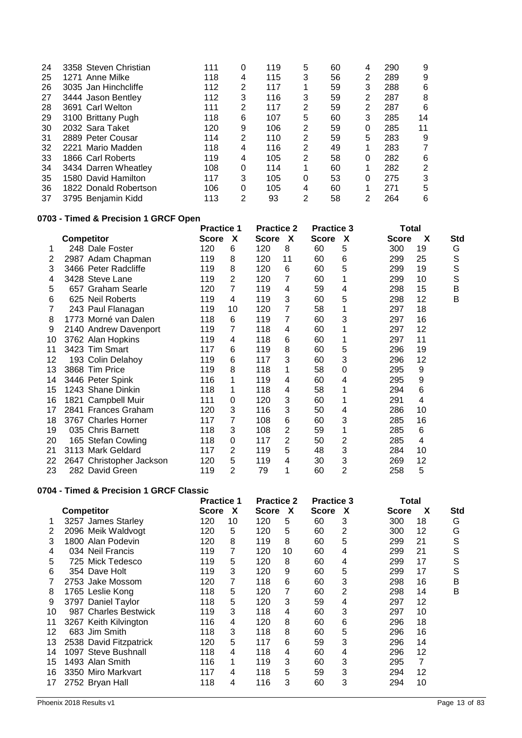| | Competitor | Practice 1 Score | X | Practice 2 Score | X | Practice 3 Score | X | Total Score | X | Std |
|---|---|---|---|---|---|---|---|---|---|---|
| 24 | 3358 Steven Christian | 111 | 0 | 119 | 5 | 60 | 4 | 290 | 9 | |
| 25 | 1271 Anne Milke | 118 | 4 | 115 | 3 | 56 | 2 | 289 | 9 | |
| 26 | 3035 Jan Hinchcliffe | 112 | 2 | 117 | 1 | 59 | 3 | 288 | 6 | |
| 27 | 3444 Jason Bentley | 112 | 3 | 116 | 3 | 59 | 2 | 287 | 8 | |
| 28 | 3691 Carl Welton | 111 | 2 | 117 | 2 | 59 | 2 | 287 | 6 | |
| 29 | 3100 Brittany Pugh | 118 | 6 | 107 | 5 | 60 | 3 | 285 | 14 | |
| 30 | 2032 Sara Taket | 120 | 9 | 106 | 2 | 59 | 0 | 285 | 11 | |
| 31 | 2889 Peter Cousar | 114 | 2 | 110 | 2 | 59 | 5 | 283 | 9 | |
| 32 | 2221 Mario Madden | 118 | 4 | 116 | 2 | 49 | 1 | 283 | 7 | |
| 33 | 1866 Carl Roberts | 119 | 4 | 105 | 2 | 58 | 0 | 282 | 6 | |
| 34 | 3434 Darren Wheatley | 108 | 0 | 114 | 1 | 60 | 1 | 282 | 2 | |
| 35 | 1580 David Hamilton | 117 | 3 | 105 | 0 | 53 | 0 | 275 | 3 | |
| 36 | 1822 Donald Robertson | 106 | 0 | 105 | 4 | 60 | 1 | 271 | 5 | |
| 37 | 3795 Benjamin Kidd | 113 | 2 | 93 | 2 | 58 | 2 | 264 | 6 | |

**0703 - Timed & Precision 1 GRCF Open**

| | Competitor | Practice 1 Score | X | Practice 2 Score | X | Practice 3 Score | X | Total Score | X | Std |
|---|---|---|---|---|---|---|---|---|---|---|
| 1 | 248 Dale Foster | 120 | 6 | 120 | 8 | 60 | 5 | 300 | 19 | G |
| 2 | 2987 Adam Chapman | 119 | 8 | 120 | 11 | 60 | 6 | 299 | 25 | S |
| 3 | 3466 Peter Radcliffe | 119 | 8 | 120 | 6 | 60 | 5 | 299 | 19 | S |
| 4 | 3428 Steve Lane | 119 | 2 | 120 | 7 | 60 | 1 | 299 | 10 | S |
| 5 | 657 Graham Searle | 120 | 7 | 119 | 4 | 59 | 4 | 298 | 15 | B |
| 6 | 625 Neil Roberts | 119 | 4 | 119 | 3 | 60 | 5 | 298 | 12 | B |
| 7 | 243 Paul Flanagan | 119 | 10 | 120 | 7 | 58 | 1 | 297 | 18 | |
| 8 | 1773 Morné van Dalen | 118 | 6 | 119 | 7 | 60 | 3 | 297 | 16 | |
| 9 | 2140 Andrew Davenport | 119 | 7 | 118 | 4 | 60 | 1 | 297 | 12 | |
| 10 | 3762 Alan Hopkins | 119 | 4 | 118 | 6 | 60 | 1 | 297 | 11 | |
| 11 | 3423 Tim Smart | 117 | 6 | 119 | 8 | 60 | 5 | 296 | 19 | |
| 12 | 193 Colin Delahoy | 119 | 6 | 117 | 3 | 60 | 3 | 296 | 12 | |
| 13 | 3868 Tim Price | 119 | 8 | 118 | 1 | 58 | 0 | 295 | 9 | |
| 14 | 3446 Peter Spink | 116 | 1 | 119 | 4 | 60 | 4 | 295 | 9 | |
| 15 | 1243 Shane Dinkin | 118 | 1 | 118 | 4 | 58 | 1 | 294 | 6 | |
| 16 | 1821 Campbell Muir | 111 | 0 | 120 | 3 | 60 | 1 | 291 | 4 | |
| 17 | 2841 Frances Graham | 120 | 3 | 116 | 3 | 50 | 4 | 286 | 10 | |
| 18 | 3767 Charles Horner | 117 | 7 | 108 | 6 | 60 | 3 | 285 | 16 | |
| 19 | 035 Chris Barnett | 118 | 3 | 108 | 2 | 59 | 1 | 285 | 6 | |
| 20 | 165 Stefan Cowling | 118 | 0 | 117 | 2 | 50 | 2 | 285 | 4 | |
| 21 | 3113 Mark Geldard | 117 | 2 | 119 | 5 | 48 | 3 | 284 | 10 | |
| 22 | 2647 Christopher Jackson | 120 | 5 | 119 | 4 | 30 | 3 | 269 | 12 | |
| 23 | 282 David Green | 119 | 2 | 79 | 1 | 60 | 2 | 258 | 5 | |

**0704 - Timed & Precision 1 GRCF Classic**

| | Competitor | Practice 1 Score | X | Practice 2 Score | X | Practice 3 Score | X | Total Score | X | Std |
|---|---|---|---|---|---|---|---|---|---|---|
| 1 | 3257 James Starley | 120 | 10 | 120 | 5 | 60 | 3 | 300 | 18 | G |
| 2 | 2096 Meik Waldvogt | 120 | 5 | 120 | 5 | 60 | 2 | 300 | 12 | G |
| 3 | 1800 Alan Podevin | 120 | 8 | 119 | 8 | 60 | 5 | 299 | 21 | S |
| 4 | 034 Neil Francis | 119 | 7 | 120 | 10 | 60 | 4 | 299 | 21 | S |
| 5 | 725 Mick Tedesco | 119 | 5 | 120 | 8 | 60 | 4 | 299 | 17 | S |
| 6 | 354 Dave Holt | 119 | 3 | 120 | 9 | 60 | 5 | 299 | 17 | S |
| 7 | 2753 Jake Mossom | 120 | 7 | 118 | 6 | 60 | 3 | 298 | 16 | B |
| 8 | 1765 Leslie Kong | 118 | 5 | 120 | 7 | 60 | 2 | 298 | 14 | B |
| 9 | 3797 Daniel Taylor | 118 | 5 | 120 | 3 | 59 | 4 | 297 | 12 | |
| 10 | 987 Charles Bestwick | 119 | 3 | 118 | 4 | 60 | 3 | 297 | 10 | |
| 11 | 3267 Keith Kilvington | 116 | 4 | 120 | 8 | 60 | 6 | 296 | 18 | |
| 12 | 683 Jim Smith | 118 | 3 | 118 | 8 | 60 | 5 | 296 | 16 | |
| 13 | 2538 David Fitzpatrick | 120 | 5 | 117 | 6 | 59 | 3 | 296 | 14 | |
| 14 | 1097 Steve Bushnall | 118 | 4 | 118 | 4 | 60 | 4 | 296 | 12 | |
| 15 | 1493 Alan Smith | 116 | 1 | 119 | 3 | 60 | 3 | 295 | 7 | |
| 16 | 3350 Miro Markvart | 117 | 4 | 118 | 5 | 59 | 3 | 294 | 12 | |
| 17 | 2752 Bryan Hall | 118 | 4 | 116 | 3 | 60 | 3 | 294 | 10 | |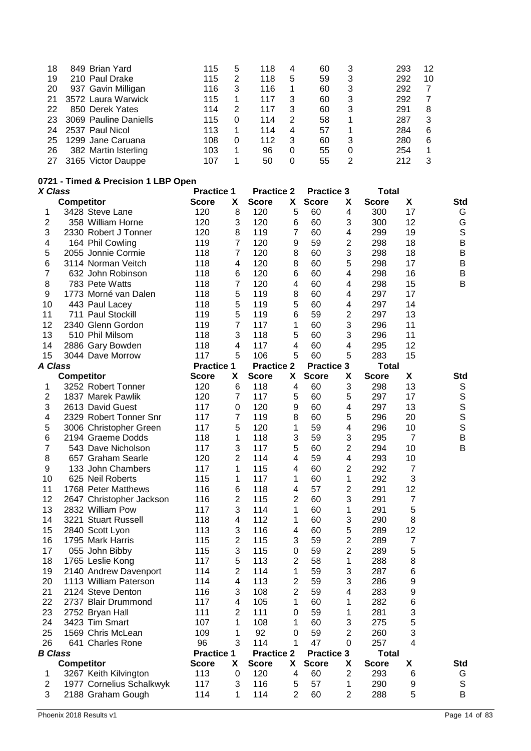| | Competitor | Practice 1 Score | X | Practice 2 Score | X | Practice 3 Score | X | Total Score | X | Std |
|---|---|---|---|---|---|---|---|---|---|---|
| 18 | 849 Brian Yard | 115 | 5 | 118 | 4 | 60 | 3 | 293 | 12 | |
| 19 | 210 Paul Drake | 115 | 2 | 118 | 5 | 59 | 3 | 292 | 10 | |
| 20 | 937 Gavin Milligan | 116 | 3 | 116 | 1 | 60 | 3 | 292 | 7 | |
| 21 | 3572 Laura Warwick | 115 | 1 | 117 | 3 | 60 | 3 | 292 | 7 | |
| 22 | 850 Derek Yates | 114 | 2 | 117 | 3 | 60 | 3 | 291 | 8 | |
| 23 | 3069 Pauline Daniells | 115 | 0 | 114 | 2 | 58 | 1 | 287 | 3 | |
| 24 | 2537 Paul Nicol | 113 | 1 | 114 | 4 | 57 | 1 | 284 | 6 | |
| 25 | 1299 Jane Caruana | 108 | 0 | 112 | 3 | 60 | 3 | 280 | 6 | |
| 26 | 382 Martin Isterling | 103 | 1 | 96 | 0 | 55 | 0 | 254 | 1 | |
| 27 | 3165 Victor Dauppe | 107 | 1 | 50 | 0 | 55 | 2 | 212 | 3 | |

**0721 - Timed & Precision 1 LBP Open**

| *X Class* | | Practice 1 | | Practice 2 | | Practice 3 | | Total | | |
|---|---|---|---|---|---|---|---|---|---|---|
| | **Competitor** | **Score** | **X** | **Score** | **X** | **Score** | **X** | **Score** | **X** | **Std** |
| 1 | 3428 Steve Lane | 120 | 8 | 120 | 5 | 60 | 4 | 300 | 17 | G |
| 2 | 358 William Horne | 120 | 3 | 120 | 6 | 60 | 3 | 300 | 12 | G |
| 3 | 2330 Robert J Tonner | 120 | 8 | 119 | 7 | 60 | 4 | 299 | 19 | S |
| 4 | 164 Phil Cowling | 119 | 7 | 120 | 9 | 59 | 2 | 298 | 18 | B |
| 5 | 2055 Jonnie Cormie | 118 | 7 | 120 | 8 | 60 | 3 | 298 | 18 | B |
| 6 | 3114 Norman Veitch | 118 | 4 | 120 | 8 | 60 | 5 | 298 | 17 | B |
| 7 | 632 John Robinson | 118 | 6 | 120 | 6 | 60 | 4 | 298 | 16 | B |
| 8 | 783 Pete Watts | 118 | 7 | 120 | 4 | 60 | 4 | 298 | 15 | B |
| 9 | 1773 Morné van Dalen | 118 | 5 | 119 | 8 | 60 | 4 | 297 | 17 | |
| 10 | 443 Paul Lacey | 118 | 5 | 119 | 5 | 60 | 4 | 297 | 14 | |
| 11 | 711 Paul Stockill | 119 | 5 | 119 | 6 | 59 | 2 | 297 | 13 | |
| 12 | 2340 Glenn Gordon | 119 | 7 | 117 | 1 | 60 | 3 | 296 | 11 | |
| 13 | 510 Phil Milsom | 118 | 3 | 118 | 5 | 60 | 3 | 296 | 11 | |
| 14 | 2886 Gary Bowden | 118 | 4 | 117 | 4 | 60 | 4 | 295 | 12 | |
| 15 | 3044 Dave Morrow | 117 | 5 | 106 | 5 | 60 | 5 | 283 | 15 | |

| *A Class* | | Practice 1 | | Practice 2 | | Practice 3 | | Total | | |
|---|---|---|---|---|---|---|---|---|---|---|
| | **Competitor** | **Score** | **X** | **Score** | **X** | **Score** | **X** | **Score** | **X** | **Std** |
| 1 | 3252 Robert Tonner | 120 | 6 | 118 | 4 | 60 | 3 | 298 | 13 | S |
| 2 | 1837 Marek Pawlik | 120 | 7 | 117 | 5 | 60 | 5 | 297 | 17 | S |
| 3 | 2613 David Guest | 117 | 0 | 120 | 9 | 60 | 4 | 297 | 13 | S |
| 4 | 2329 Robert Tonner Snr | 117 | 7 | 119 | 8 | 60 | 5 | 296 | 20 | S |
| 5 | 3006 Christopher Green | 117 | 5 | 120 | 1 | 59 | 4 | 296 | 10 | S |
| 6 | 2194 Graeme Dodds | 118 | 1 | 118 | 3 | 59 | 3 | 295 | 7 | B |
| 7 | 543 Dave Nicholson | 117 | 3 | 117 | 5 | 60 | 2 | 294 | 10 | B |
| 8 | 657 Graham Searle | 120 | 2 | 114 | 4 | 59 | 4 | 293 | 10 | |
| 9 | 133 John Chambers | 117 | 1 | 115 | 4 | 60 | 2 | 292 | 7 | |
| 10 | 625 Neil Roberts | 115 | 1 | 117 | 1 | 60 | 1 | 292 | 3 | |
| 11 | 1768 Peter Matthews | 116 | 6 | 118 | 4 | 57 | 2 | 291 | 12 | |
| 12 | 2647 Christopher Jackson | 116 | 2 | 115 | 2 | 60 | 3 | 291 | 7 | |
| 13 | 2832 William Pow | 117 | 3 | 114 | 1 | 60 | 1 | 291 | 5 | |
| 14 | 3221 Stuart Russell | 118 | 4 | 112 | 1 | 60 | 3 | 290 | 8 | |
| 15 | 2840 Scott Lyon | 113 | 3 | 116 | 4 | 60 | 5 | 289 | 12 | |
| 16 | 1795 Mark Harris | 115 | 2 | 115 | 3 | 59 | 2 | 289 | 7 | |
| 17 | 055 John Bibby | 115 | 3 | 115 | 0 | 59 | 2 | 289 | 5 | |
| 18 | 1765 Leslie Kong | 117 | 5 | 113 | 2 | 58 | 1 | 288 | 8 | |
| 19 | 2140 Andrew Davenport | 114 | 2 | 114 | 1 | 59 | 3 | 287 | 6 | |
| 20 | 1113 William Paterson | 114 | 4 | 113 | 2 | 59 | 3 | 286 | 9 | |
| 21 | 2124 Steve Denton | 116 | 3 | 108 | 2 | 59 | 4 | 283 | 9 | |
| 22 | 2737 Blair Drummond | 117 | 4 | 105 | 1 | 60 | 1 | 282 | 6 | |
| 23 | 2752 Bryan Hall | 111 | 2 | 111 | 0 | 59 | 1 | 281 | 3 | |
| 24 | 3423 Tim Smart | 107 | 1 | 108 | 1 | 60 | 3 | 275 | 5 | |
| 25 | 1569 Chris McLean | 109 | 1 | 92 | 0 | 59 | 2 | 260 | 3 | |
| 26 | 641 Charles Rone | 96 | 3 | 114 | 1 | 47 | 0 | 257 | 4 | |

| *B Class* | | Practice 1 | | Practice 2 | | Practice 3 | | Total | | |
|---|---|---|---|---|---|---|---|---|---|---|
| | **Competitor** | **Score** | **X** | **Score** | **X** | **Score** | **X** | **Score** | **X** | **Std** |
| 1 | 3267 Keith Kilvington | 113 | 0 | 120 | 4 | 60 | 2 | 293 | 6 | G |
| 2 | 1977 Cornelius Schalkwyk | 117 | 3 | 116 | 5 | 57 | 1 | 290 | 9 | S |
| 3 | 2188 Graham Gough | 114 | 1 | 114 | 2 | 60 | 2 | 288 | 5 | B |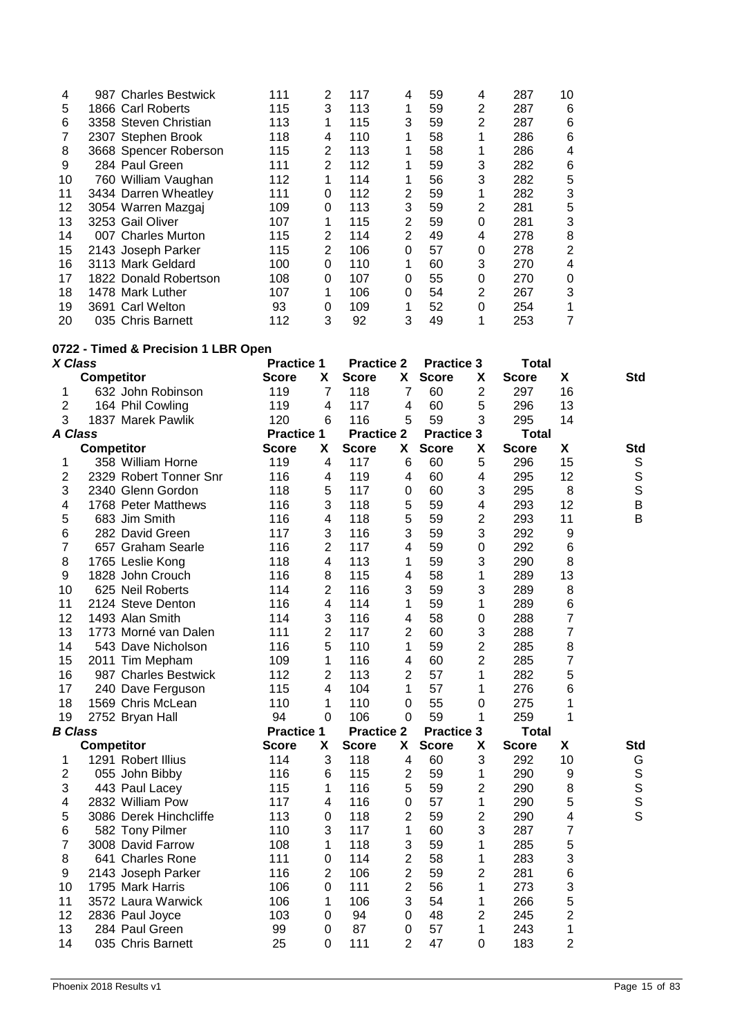| | | | | | | | | | |
|---|---|---|---|---|---|---|---|---|---|
| 4 | 987 Charles Bestwick | 111 | 2 | 117 | 4 | 59 | 4 | 287 | 10 |
| 5 | 1866 Carl Roberts | 115 | 3 | 113 | 1 | 59 | 2 | 287 | 6 |
| 6 | 3358 Steven Christian | 113 | 1 | 115 | 3 | 59 | 2 | 287 | 6 |
| 7 | 2307 Stephen Brook | 118 | 4 | 110 | 1 | 58 | 1 | 286 | 6 |
| 8 | 3668 Spencer Roberson | 115 | 2 | 113 | 1 | 58 | 1 | 286 | 4 |
| 9 | 284 Paul Green | 111 | 2 | 112 | 1 | 59 | 3 | 282 | 6 |
| 10 | 760 William Vaughan | 112 | 1 | 114 | 1 | 56 | 3 | 282 | 5 |
| 11 | 3434 Darren Wheatley | 111 | 0 | 112 | 2 | 59 | 1 | 282 | 3 |
| 12 | 3054 Warren Mazgaj | 109 | 0 | 113 | 3 | 59 | 2 | 281 | 5 |
| 13 | 3253 Gail Oliver | 107 | 1 | 115 | 2 | 59 | 0 | 281 | 3 |
| 14 | 007 Charles Murton | 115 | 2 | 114 | 2 | 49 | 4 | 278 | 8 |
| 15 | 2143 Joseph Parker | 115 | 2 | 106 | 0 | 57 | 0 | 278 | 2 |
| 16 | 3113 Mark Geldard | 100 | 0 | 110 | 1 | 60 | 3 | 270 | 4 |
| 17 | 1822 Donald Robertson | 108 | 0 | 107 | 0 | 55 | 0 | 270 | 0 |
| 18 | 1478 Mark Luther | 107 | 1 | 106 | 0 | 54 | 2 | 267 | 3 |
| 19 | 3691 Carl Welton | 93 | 0 | 109 | 1 | 52 | 0 | 254 | 1 |
| 20 | 035 Chris Barnett | 112 | 3 | 92 | 3 | 49 | 1 | 253 | 7 |

**0722 - Timed & Precision 1 LBR Open**

***X Class***

| | | Practice 1 | | Practice 2 | | Practice 3 | | Total | | |
|---|---|---|---|---|---|---|---|---|---|---|
| | **Competitor** | **Score** | **X** | **Score** | **X** | **Score** | **X** | **Score** | **X** | **Std** |
| 1 | 632 John Robinson | 119 | 7 | 118 | 7 | 60 | 2 | 297 | 16 | |
| 2 | 164 Phil Cowling | 119 | 4 | 117 | 4 | 60 | 5 | 296 | 13 | |
| 3 | 1837 Marek Pawlik | 120 | 6 | 116 | 5 | 59 | 3 | 295 | 14 | |

***A Class***

| | | Practice 1 | | Practice 2 | | Practice 3 | | Total | | |
|---|---|---|---|---|---|---|---|---|---|---|
| | **Competitor** | **Score** | **X** | **Score** | **X** | **Score** | **X** | **Score** | **X** | **Std** |
| 1 | 358 William Horne | 119 | 4 | 117 | 6 | 60 | 5 | 296 | 15 | S |
| 2 | 2329 Robert Tonner Snr | 116 | 4 | 119 | 4 | 60 | 4 | 295 | 12 | S |
| 3 | 2340 Glenn Gordon | 118 | 5 | 117 | 0 | 60 | 3 | 295 | 8 | S |
| 4 | 1768 Peter Matthews | 116 | 3 | 118 | 5 | 59 | 4 | 293 | 12 | B |
| 5 | 683 Jim Smith | 116 | 4 | 118 | 5 | 59 | 2 | 293 | 11 | B |
| 6 | 282 David Green | 117 | 3 | 116 | 3 | 59 | 3 | 292 | 9 | |
| 7 | 657 Graham Searle | 116 | 2 | 117 | 4 | 59 | 0 | 292 | 6 | |
| 8 | 1765 Leslie Kong | 118 | 4 | 113 | 1 | 59 | 3 | 290 | 8 | |
| 9 | 1828 John Crouch | 116 | 8 | 115 | 4 | 58 | 1 | 289 | 13 | |
| 10 | 625 Neil Roberts | 114 | 2 | 116 | 3 | 59 | 3 | 289 | 8 | |
| 11 | 2124 Steve Denton | 116 | 4 | 114 | 1 | 59 | 1 | 289 | 6 | |
| 12 | 1493 Alan Smith | 114 | 3 | 116 | 4 | 58 | 0 | 288 | 7 | |
| 13 | 1773 Morné van Dalen | 111 | 2 | 117 | 2 | 60 | 3 | 288 | 7 | |
| 14 | 543 Dave Nicholson | 116 | 5 | 110 | 1 | 59 | 2 | 285 | 8 | |
| 15 | 2011 Tim Mepham | 109 | 1 | 116 | 4 | 60 | 2 | 285 | 7 | |
| 16 | 987 Charles Bestwick | 112 | 2 | 113 | 2 | 57 | 1 | 282 | 5 | |
| 17 | 240 Dave Ferguson | 115 | 4 | 104 | 1 | 57 | 1 | 276 | 6 | |
| 18 | 1569 Chris McLean | 110 | 1 | 110 | 0 | 55 | 0 | 275 | 1 | |
| 19 | 2752 Bryan Hall | 94 | 0 | 106 | 0 | 59 | 1 | 259 | 1 | |

***B Class***

| | | Practice 1 | | Practice 2 | | Practice 3 | | Total | | |
|---|---|---|---|---|---|---|---|---|---|---|
| | **Competitor** | **Score** | **X** | **Score** | **X** | **Score** | **X** | **Score** | **X** | **Std** |
| 1 | 1291 Robert Illius | 114 | 3 | 118 | 4 | 60 | 3 | 292 | 10 | G |
| 2 | 055 John Bibby | 116 | 6 | 115 | 2 | 59 | 1 | 290 | 9 | S |
| 3 | 443 Paul Lacey | 115 | 1 | 116 | 5 | 59 | 2 | 290 | 8 | S |
| 4 | 2832 William Pow | 117 | 4 | 116 | 0 | 57 | 1 | 290 | 5 | S |
| 5 | 3086 Derek Hinchcliffe | 113 | 0 | 118 | 2 | 59 | 2 | 290 | 4 | S |
| 6 | 582 Tony Pilmer | 110 | 3 | 117 | 1 | 60 | 3 | 287 | 7 | |
| 7 | 3008 David Farrow | 108 | 1 | 118 | 3 | 59 | 1 | 285 | 5 | |
| 8 | 641 Charles Rone | 111 | 0 | 114 | 2 | 58 | 1 | 283 | 3 | |
| 9 | 2143 Joseph Parker | 116 | 2 | 106 | 2 | 59 | 2 | 281 | 6 | |
| 10 | 1795 Mark Harris | 106 | 0 | 111 | 2 | 56 | 1 | 273 | 3 | |
| 11 | 3572 Laura Warwick | 106 | 1 | 106 | 3 | 54 | 1 | 266 | 5 | |
| 12 | 2836 Paul Joyce | 103 | 0 | 94 | 0 | 48 | 2 | 245 | 2 | |
| 13 | 284 Paul Green | 99 | 0 | 87 | 0 | 57 | 1 | 243 | 1 | |
| 14 | 035 Chris Barnett | 25 | 0 | 111 | 2 | 47 | 0 | 183 | 2 | |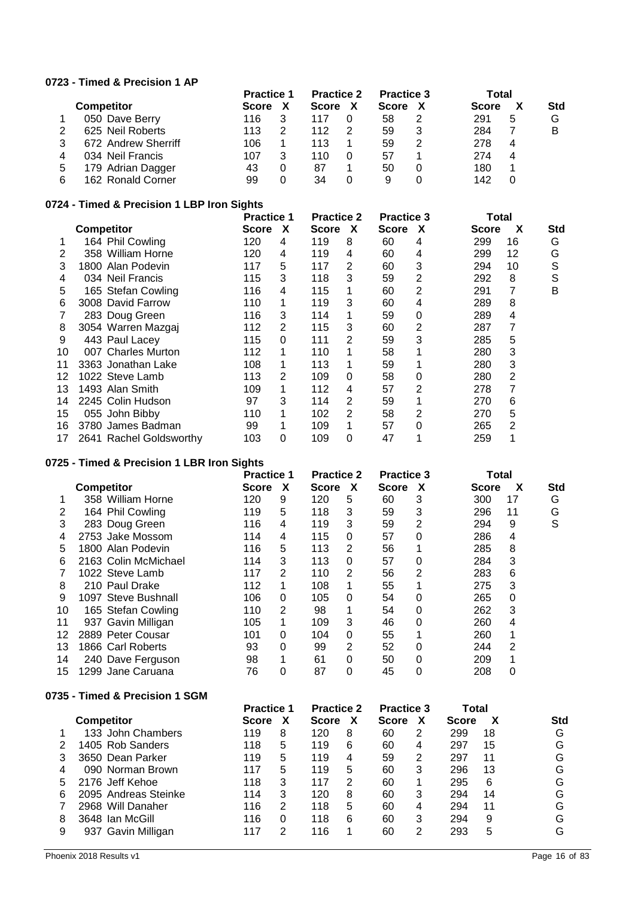## 0723 - Timed & Precision 1 AP

| | Competitor | Practice 1 | | Practice 2 | | Practice 3 | | Total | | |
|---|---|---|---|---|---|---|---|---|---|---|
| | | Score | X | Score | X | Score | X | Score | X | Std |
| 1 | 050 Dave Berry | 116 | 3 | 117 | 0 | 58 | 2 | 291 | 5 | G |
| 2 | 625 Neil Roberts | 113 | 2 | 112 | 2 | 59 | 3 | 284 | 7 | B |
| 3 | 672 Andrew Sherriff | 106 | 1 | 113 | 1 | 59 | 2 | 278 | 4 | |
| 4 | 034 Neil Francis | 107 | 3 | 110 | 0 | 57 | 1 | 274 | 4 | |
| 5 | 179 Adrian Dagger | 43 | 0 | 87 | 1 | 50 | 0 | 180 | 1 | |
| 6 | 162 Ronald Corner | 99 | 0 | 34 | 0 | 9 | 0 | 142 | 0 | |

## 0724 - Timed & Precision 1 LBP Iron Sights

| | Competitor | Practice 1 | | Practice 2 | | Practice 3 | | Total | | |
|---|---|---|---|---|---|---|---|---|---|---|
| | | Score | X | Score | X | Score | X | Score | X | Std |
| 1 | 164 Phil Cowling | 120 | 4 | 119 | 8 | 60 | 4 | 299 | 16 | G |
| 2 | 358 William Horne | 120 | 4 | 119 | 4 | 60 | 4 | 299 | 12 | G |
| 3 | 1800 Alan Podevin | 117 | 5 | 117 | 2 | 60 | 3 | 294 | 10 | S |
| 4 | 034 Neil Francis | 115 | 3 | 118 | 3 | 59 | 2 | 292 | 8 | S |
| 5 | 165 Stefan Cowling | 116 | 4 | 115 | 1 | 60 | 2 | 291 | 7 | B |
| 6 | 3008 David Farrow | 110 | 1 | 119 | 3 | 60 | 4 | 289 | 8 | |
| 7 | 283 Doug Green | 116 | 3 | 114 | 1 | 59 | 0 | 289 | 4 | |
| 8 | 3054 Warren Mazgaj | 112 | 2 | 115 | 3 | 60 | 2 | 287 | 7 | |
| 9 | 443 Paul Lacey | 115 | 0 | 111 | 2 | 59 | 3 | 285 | 5 | |
| 10 | 007 Charles Murton | 112 | 1 | 110 | 1 | 58 | 1 | 280 | 3 | |
| 11 | 3363 Jonathan Lake | 108 | 1 | 113 | 1 | 59 | 1 | 280 | 3 | |
| 12 | 1022 Steve Lamb | 113 | 2 | 109 | 0 | 58 | 0 | 280 | 2 | |
| 13 | 1493 Alan Smith | 109 | 1 | 112 | 4 | 57 | 2 | 278 | 7 | |
| 14 | 2245 Colin Hudson | 97 | 3 | 114 | 2 | 59 | 1 | 270 | 6 | |
| 15 | 055 John Bibby | 110 | 1 | 102 | 2 | 58 | 2 | 270 | 5 | |
| 16 | 3780 James Badman | 99 | 1 | 109 | 1 | 57 | 0 | 265 | 2 | |
| 17 | 2641 Rachel Goldsworthy | 103 | 0 | 109 | 0 | 47 | 1 | 259 | 1 | |

## 0725 - Timed & Precision 1 LBR Iron Sights

| | Competitor | Practice 1 | | Practice 2 | | Practice 3 | | Total | | |
|---|---|---|---|---|---|---|---|---|---|---|
| | | Score | X | Score | X | Score | X | Score | X | Std |
| 1 | 358 William Horne | 120 | 9 | 120 | 5 | 60 | 3 | 300 | 17 | G |
| 2 | 164 Phil Cowling | 119 | 5 | 118 | 3 | 59 | 3 | 296 | 11 | G |
| 3 | 283 Doug Green | 116 | 4 | 119 | 3 | 59 | 2 | 294 | 9 | S |
| 4 | 2753 Jake Mossom | 114 | 4 | 115 | 0 | 57 | 0 | 286 | 4 | |
| 5 | 1800 Alan Podevin | 116 | 5 | 113 | 2 | 56 | 1 | 285 | 8 | |
| 6 | 2163 Colin McMichael | 114 | 3 | 113 | 0 | 57 | 0 | 284 | 3 | |
| 7 | 1022 Steve Lamb | 117 | 2 | 110 | 2 | 56 | 2 | 283 | 6 | |
| 8 | 210 Paul Drake | 112 | 1 | 108 | 1 | 55 | 1 | 275 | 3 | |
| 9 | 1097 Steve Bushnall | 106 | 0 | 105 | 0 | 54 | 0 | 265 | 0 | |
| 10 | 165 Stefan Cowling | 110 | 2 | 98 | 1 | 54 | 0 | 262 | 3 | |
| 11 | 937 Gavin Milligan | 105 | 1 | 109 | 3 | 46 | 0 | 260 | 4 | |
| 12 | 2889 Peter Cousar | 101 | 0 | 104 | 0 | 55 | 1 | 260 | 1 | |
| 13 | 1866 Carl Roberts | 93 | 0 | 99 | 2 | 52 | 0 | 244 | 2 | |
| 14 | 240 Dave Ferguson | 98 | 1 | 61 | 0 | 50 | 0 | 209 | 1 | |
| 15 | 1299 Jane Caruana | 76 | 0 | 87 | 0 | 45 | 0 | 208 | 0 | |

## 0735 - Timed & Precision 1 SGM

| | Competitor | Practice 1 | | Practice 2 | | Practice 3 | | Total | | |
|---|---|---|---|---|---|---|---|---|---|---|
| | | Score | X | Score | X | Score | X | Score | X | Std |
| 1 | 133 John Chambers | 119 | 8 | 120 | 8 | 60 | 2 | 299 | 18 | G |
| 2 | 1405 Rob Sanders | 118 | 5 | 119 | 6 | 60 | 4 | 297 | 15 | G |
| 3 | 3650 Dean Parker | 119 | 5 | 119 | 4 | 59 | 2 | 297 | 11 | G |
| 4 | 090 Norman Brown | 117 | 5 | 119 | 5 | 60 | 3 | 296 | 13 | G |
| 5 | 2176 Jeff Kehoe | 118 | 3 | 117 | 2 | 60 | 1 | 295 | 6 | G |
| 6 | 2095 Andreas Steinke | 114 | 3 | 120 | 8 | 60 | 3 | 294 | 14 | G |
| 7 | 2968 Will Danaher | 116 | 2 | 118 | 5 | 60 | 4 | 294 | 11 | G |
| 8 | 3648 Ian McGill | 116 | 0 | 118 | 6 | 60 | 3 | 294 | 9 | G |
| 9 | 937 Gavin Milligan | 117 | 2 | 116 | 1 | 60 | 2 | 293 | 5 | G |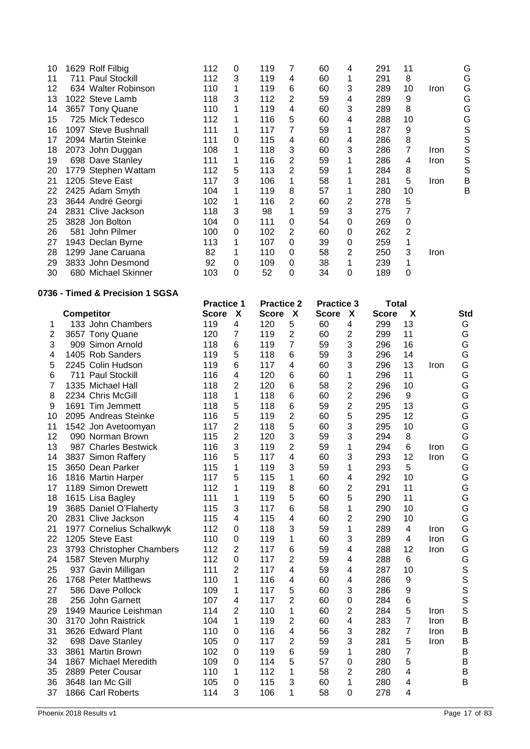| | Competitor | Practice 1 Score | X | Practice 2 Score | X | Practice 3 Score | X | Total Score | X | | Std |
|---|---|---|---|---|---|---|---|---|---|---|---|
| 10 | 1629 Rolf Filbig | 112 | 0 | 119 | 7 | 60 | 4 | 291 | 11 | | G |
| 11 | 711 Paul Stockill | 112 | 3 | 119 | 4 | 60 | 1 | 291 | 8 | | G |
| 12 | 634 Walter Robinson | 110 | 1 | 119 | 6 | 60 | 3 | 289 | 10 | Iron | G |
| 13 | 1022 Steve Lamb | 118 | 3 | 112 | 2 | 59 | 4 | 289 | 9 | | G |
| 14 | 3657 Tony Quane | 110 | 1 | 119 | 4 | 60 | 3 | 289 | 8 | | G |
| 15 | 725 Mick Tedesco | 112 | 1 | 116 | 5 | 60 | 4 | 288 | 10 | | G |
| 16 | 1097 Steve Bushnall | 111 | 1 | 117 | 7 | 59 | 1 | 287 | 9 | | S |
| 17 | 2094 Martin Steinke | 111 | 0 | 115 | 4 | 60 | 4 | 286 | 8 | | S |
| 18 | 2073 John Duggan | 108 | 1 | 118 | 3 | 60 | 3 | 286 | 7 | Iron | S |
| 19 | 698 Dave Stanley | 111 | 1 | 116 | 2 | 59 | 1 | 286 | 4 | Iron | S |
| 20 | 1779 Stephen Wattam | 112 | 5 | 113 | 2 | 59 | 1 | 284 | 8 | | S |
| 21 | 1205 Steve East | 117 | 3 | 106 | 1 | 58 | 1 | 281 | 5 | Iron | B |
| 22 | 2425 Adam Smyth | 104 | 1 | 119 | 8 | 57 | 1 | 280 | 10 | | B |
| 23 | 3644 André Georgi | 102 | 1 | 116 | 2 | 60 | 2 | 278 | 5 | | |
| 24 | 2831 Clive Jackson | 118 | 3 | 98 | 1 | 59 | 3 | 275 | 7 | | |
| 25 | 3828 Jon Bolton | 104 | 0 | 111 | 0 | 54 | 0 | 269 | 0 | | |
| 26 | 581 John Pilmer | 100 | 0 | 102 | 2 | 60 | 0 | 262 | 2 | | |
| 27 | 1943 Declan Byrne | 113 | 1 | 107 | 0 | 39 | 0 | 259 | 1 | | |
| 28 | 1299 Jane Caruana | 82 | 1 | 110 | 0 | 58 | 2 | 250 | 3 | Iron | |
| 29 | 3833 John Desmond | 92 | 0 | 109 | 0 | 38 | 1 | 239 | 1 | | |
| 30 | 680 Michael Skinner | 103 | 0 | 52 | 0 | 34 | 0 | 189 | 0 | | |

**0736 - Timed & Precision 1 SGSA**

| | | Practice 1 | | Practice 2 | | Practice 3 | | Total | | | |
|---|---|---|---|---|---|---|---|---|---|---|---|
| | Competitor | Score | X | Score | X | Score | X | Score | X | | Std |
| 1 | 133 John Chambers | 119 | 4 | 120 | 5 | 60 | 4 | 299 | 13 | | G |
| 2 | 3657 Tony Quane | 120 | 7 | 119 | 2 | 60 | 2 | 299 | 11 | | G |
| 3 | 909 Simon Arnold | 118 | 6 | 119 | 7 | 59 | 3 | 296 | 16 | | G |
| 4 | 1405 Rob Sanders | 119 | 5 | 118 | 6 | 59 | 3 | 296 | 14 | | G |
| 5 | 2245 Colin Hudson | 119 | 6 | 117 | 4 | 60 | 3 | 296 | 13 | Iron | G |
| 6 | 711 Paul Stockill | 116 | 4 | 120 | 6 | 60 | 1 | 296 | 11 | | G |
| 7 | 1335 Michael Hall | 118 | 2 | 120 | 6 | 58 | 2 | 296 | 10 | | G |
| 8 | 2234 Chris McGill | 118 | 1 | 118 | 6 | 60 | 2 | 296 | 9 | | G |
| 9 | 1691 Tim Jemmett | 118 | 5 | 118 | 6 | 59 | 2 | 295 | 13 | | G |
| 10 | 2095 Andreas Steinke | 116 | 5 | 119 | 2 | 60 | 5 | 295 | 12 | | G |
| 11 | 1542 Jon Avetoomyan | 117 | 2 | 118 | 5 | 60 | 3 | 295 | 10 | | G |
| 12 | 090 Norman Brown | 115 | 2 | 120 | 3 | 59 | 3 | 294 | 8 | | G |
| 13 | 987 Charles Bestwick | 116 | 3 | 119 | 2 | 59 | 1 | 294 | 6 | Iron | G |
| 14 | 3837 Simon Raffery | 116 | 5 | 117 | 4 | 60 | 3 | 293 | 12 | Iron | G |
| 15 | 3650 Dean Parker | 115 | 1 | 119 | 3 | 59 | 1 | 293 | 5 | | G |
| 16 | 1816 Martin Harper | 117 | 5 | 115 | 1 | 60 | 4 | 292 | 10 | | G |
| 17 | 1189 Simon Drewett | 112 | 1 | 119 | 8 | 60 | 2 | 291 | 11 | | G |
| 18 | 1615 Lisa Bagley | 111 | 1 | 119 | 5 | 60 | 5 | 290 | 11 | | G |
| 19 | 3685 Daniel O'Flaherty | 115 | 3 | 117 | 6 | 58 | 1 | 290 | 10 | | G |
| 20 | 2831 Clive Jackson | 115 | 4 | 115 | 4 | 60 | 2 | 290 | 10 | | G |
| 21 | 1977 Cornelius Schalkwyk | 112 | 0 | 118 | 3 | 59 | 1 | 289 | 4 | Iron | G |
| 22 | 1205 Steve East | 110 | 0 | 119 | 1 | 60 | 3 | 289 | 4 | Iron | G |
| 23 | 3793 Christopher Chambers | 112 | 2 | 117 | 6 | 59 | 4 | 288 | 12 | Iron | G |
| 24 | 1587 Steven Murphy | 112 | 0 | 117 | 2 | 59 | 4 | 288 | 6 | | G |
| 25 | 937 Gavin Milligan | 111 | 2 | 117 | 4 | 59 | 4 | 287 | 10 | | S |
| 26 | 1768 Peter Matthews | 110 | 1 | 116 | 4 | 60 | 4 | 286 | 9 | | S |
| 27 | 586 Dave Pollock | 109 | 1 | 117 | 5 | 60 | 3 | 286 | 9 | | S |
| 28 | 256 John Garnett | 107 | 4 | 117 | 2 | 60 | 0 | 284 | 6 | | S |
| 29 | 1949 Maurice Leishman | 114 | 2 | 110 | 1 | 60 | 2 | 284 | 5 | Iron | S |
| 30 | 3170 John Raistrick | 104 | 1 | 119 | 2 | 60 | 4 | 283 | 7 | Iron | B |
| 31 | 3626 Edward Plant | 110 | 0 | 116 | 4 | 56 | 3 | 282 | 7 | Iron | B |
| 32 | 698 Dave Stanley | 105 | 0 | 117 | 2 | 59 | 3 | 281 | 5 | Iron | B |
| 33 | 3861 Martin Brown | 102 | 0 | 119 | 6 | 59 | 1 | 280 | 7 | | B |
| 34 | 1867 Michael Meredith | 109 | 0 | 114 | 5 | 57 | 0 | 280 | 5 | | B |
| 35 | 2889 Peter Cousar | 110 | 1 | 112 | 1 | 58 | 2 | 280 | 4 | | B |
| 36 | 3648 Ian Mc Gill | 105 | 0 | 115 | 3 | 60 | 1 | 280 | 4 | | B |
| 37 | 1866 Carl Roberts | 114 | 3 | 106 | 1 | 58 | 0 | 278 | 4 | | |

Phoenix 2018 Results v1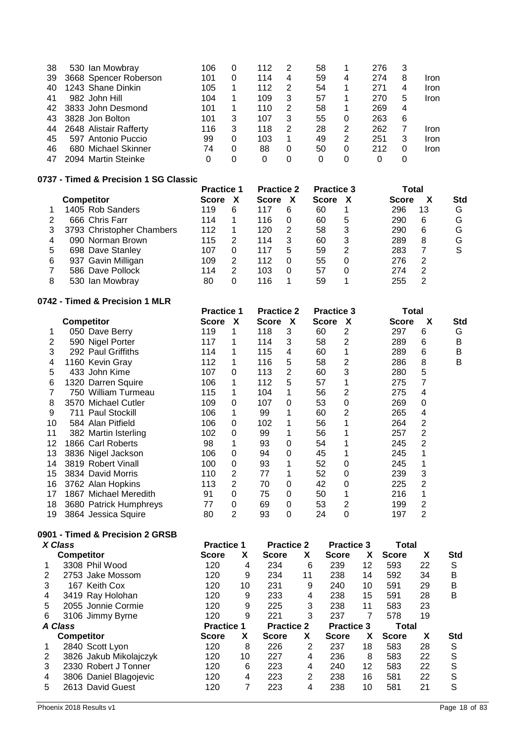| | Competitor | Practice 1 Score | X | Practice 2 Score | X | Practice 3 Score | X | Total Score | X | Std |
|---|---|---|---|---|---|---|---|---|---|---|
| 38 | 530 Ian Mowbray | 106 | 0 | 112 | 2 | 58 | 1 | 276 | 3 | |
| 39 | 3668 Spencer Roberson | 101 | 0 | 114 | 4 | 59 | 4 | 274 | 8 | Iron |
| 40 | 1243 Shane Dinkin | 105 | 1 | 112 | 2 | 54 | 1 | 271 | 4 | Iron |
| 41 | 982 John Hill | 104 | 1 | 109 | 3 | 57 | 1 | 270 | 5 | Iron |
| 42 | 3833 John Desmond | 101 | 1 | 110 | 2 | 58 | 1 | 269 | 4 | |
| 43 | 3828 Jon Bolton | 101 | 3 | 107 | 3 | 55 | 0 | 263 | 6 | |
| 44 | 2648 Alistair Rafferty | 116 | 3 | 118 | 2 | 28 | 2 | 262 | 7 | Iron |
| 45 | 597 Antonio Puccio | 99 | 0 | 103 | 1 | 49 | 2 | 251 | 3 | Iron |
| 46 | 680 Michael Skinner | 74 | 0 | 88 | 0 | 50 | 0 | 212 | 0 | Iron |
| 47 | 2094 Martin Steinke | 0 | 0 | 0 | 0 | 0 | 0 | 0 | 0 | |

**0737 - Timed & Precision 1 SG Classic**

| | Competitor | Practice 1 Score | X | Practice 2 Score | X | Practice 3 Score | X | Total Score | X | Std |
|---|---|---|---|---|---|---|---|---|---|---|
| 1 | 1405 Rob Sanders | 119 | 6 | 117 | 6 | 60 | 1 | 296 | 13 | G |
| 2 | 666 Chris Farr | 114 | 1 | 116 | 0 | 60 | 5 | 290 | 6 | G |
| 3 | 3793 Christopher Chambers | 112 | 1 | 120 | 2 | 58 | 3 | 290 | 6 | G |
| 4 | 090 Norman Brown | 115 | 2 | 114 | 3 | 60 | 3 | 289 | 8 | G |
| 5 | 698 Dave Stanley | 107 | 0 | 117 | 5 | 59 | 2 | 283 | 7 | S |
| 6 | 937 Gavin Milligan | 109 | 2 | 112 | 0 | 55 | 0 | 276 | 2 | |
| 7 | 586 Dave Pollock | 114 | 2 | 103 | 0 | 57 | 0 | 274 | 2 | |
| 8 | 530 Ian Mowbray | 80 | 0 | 116 | 1 | 59 | 1 | 255 | 2 | |

**0742 - Timed & Precision 1 MLR**

| | Competitor | Practice 1 Score | X | Practice 2 Score | X | Practice 3 Score | X | Total Score | X | Std |
|---|---|---|---|---|---|---|---|---|---|---|
| 1 | 050 Dave Berry | 119 | 1 | 118 | 3 | 60 | 2 | 297 | 6 | G |
| 2 | 590 Nigel Porter | 117 | 1 | 114 | 3 | 58 | 2 | 289 | 6 | B |
| 3 | 292 Paul Griffiths | 114 | 1 | 115 | 4 | 60 | 1 | 289 | 6 | B |
| 4 | 1160 Kevin Gray | 112 | 1 | 116 | 5 | 58 | 2 | 286 | 8 | B |
| 5 | 433 John Kime | 107 | 0 | 113 | 2 | 60 | 3 | 280 | 5 | |
| 6 | 1320 Darren Squire | 106 | 1 | 112 | 5 | 57 | 1 | 275 | 7 | |
| 7 | 750 William Turmeau | 115 | 1 | 104 | 1 | 56 | 2 | 275 | 4 | |
| 8 | 3570 Michael Cutler | 109 | 0 | 107 | 0 | 53 | 0 | 269 | 0 | |
| 9 | 711 Paul Stockill | 106 | 1 | 99 | 1 | 60 | 2 | 265 | 4 | |
| 10 | 584 Alan Pitfield | 106 | 0 | 102 | 1 | 56 | 1 | 264 | 2 | |
| 11 | 382 Martin Isterling | 102 | 0 | 99 | 1 | 56 | 1 | 257 | 2 | |
| 12 | 1866 Carl Roberts | 98 | 1 | 93 | 0 | 54 | 1 | 245 | 2 | |
| 13 | 3836 Nigel Jackson | 106 | 0 | 94 | 0 | 45 | 1 | 245 | 1 | |
| 14 | 3819 Robert Vinall | 100 | 0 | 93 | 1 | 52 | 0 | 245 | 1 | |
| 15 | 3834 David Morris | 110 | 2 | 77 | 1 | 52 | 0 | 239 | 3 | |
| 16 | 3762 Alan Hopkins | 113 | 2 | 70 | 0 | 42 | 0 | 225 | 2 | |
| 17 | 1867 Michael Meredith | 91 | 0 | 75 | 0 | 50 | 1 | 216 | 1 | |
| 18 | 3680 Patrick Humphreys | 77 | 0 | 69 | 0 | 53 | 2 | 199 | 2 | |
| 19 | 3864 Jessica Squire | 80 | 2 | 93 | 0 | 24 | 0 | 197 | 2 | |

**0901 - Timed & Precision 2 GRSB**

*X Class*

| | Competitor | Practice 1 Score | X | Practice 2 Score | X | Practice 3 Score | X | Total Score | X | Std |
|---|---|---|---|---|---|---|---|---|---|---|
| 1 | 3308 Phil Wood | 120 | 4 | 234 | 6 | 239 | 12 | 593 | 22 | S |
| 2 | 2753 Jake Mossom | 120 | 9 | 234 | 11 | 238 | 14 | 592 | 34 | B |
| 3 | 167 Keith Cox | 120 | 10 | 231 | 9 | 240 | 10 | 591 | 29 | B |
| 4 | 3419 Ray Holohan | 120 | 9 | 233 | 4 | 238 | 15 | 591 | 28 | B |
| 5 | 2055 Jonnie Cormie | 120 | 9 | 225 | 3 | 238 | 11 | 583 | 23 | |
| 6 | 3106 Jimmy Byrne | 120 | 9 | 221 | 3 | 237 | 7 | 578 | 19 | |

*A Class*

| | Competitor | Practice 1 Score | X | Practice 2 Score | X | Practice 3 Score | X | Total Score | X | Std |
|---|---|---|---|---|---|---|---|---|---|---|
| 1 | 2840 Scott Lyon | 120 | 8 | 226 | 2 | 237 | 18 | 583 | 28 | S |
| 2 | 3826 Jakub Mikolajczyk | 120 | 10 | 227 | 4 | 236 | 8 | 583 | 22 | S |
| 3 | 2330 Robert J Tonner | 120 | 6 | 223 | 4 | 240 | 12 | 583 | 22 | S |
| 4 | 3806 Daniel Blagojevic | 120 | 4 | 223 | 2 | 238 | 16 | 581 | 22 | S |
| 5 | 2613 David Guest | 120 | 7 | 223 | 4 | 238 | 10 | 581 | 21 | S |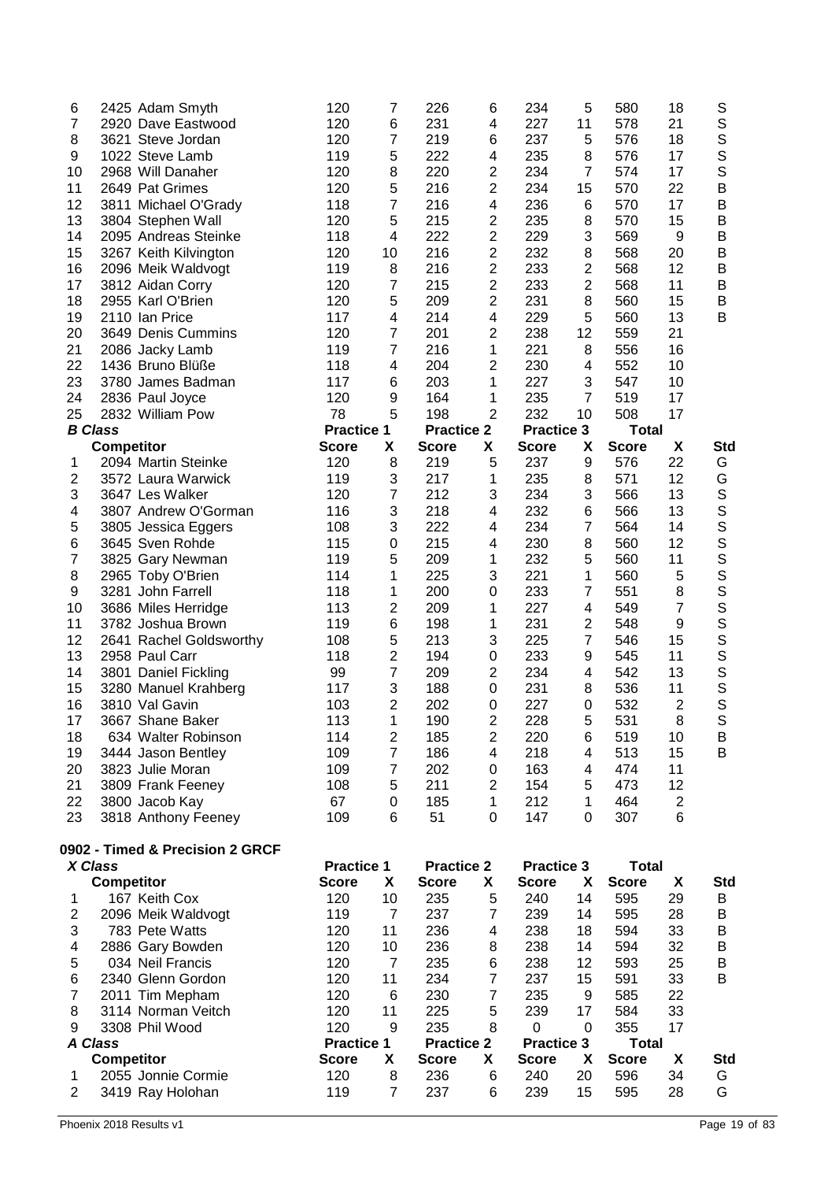| | Competitor | Practice 1 Score | X | Practice 2 Score | X | Practice 3 Score | X | Total Score | X | Std |
|---|---|---|---|---|---|---|---|---|---|---|
| 6 | 2425 Adam Smyth | 120 | 7 | 226 | 6 | 234 | 5 | 580 | 18 | S |
| 7 | 2920 Dave Eastwood | 120 | 6 | 231 | 4 | 227 | 11 | 578 | 21 | S |
| 8 | 3621 Steve Jordan | 120 | 7 | 219 | 6 | 237 | 5 | 576 | 18 | S |
| 9 | 1022 Steve Lamb | 119 | 5 | 222 | 4 | 235 | 8 | 576 | 17 | S |
| 10 | 2968 Will Danaher | 120 | 8 | 220 | 2 | 234 | 7 | 574 | 17 | S |
| 11 | 2649 Pat Grimes | 120 | 5 | 216 | 2 | 234 | 15 | 570 | 22 | B |
| 12 | 3811 Michael O'Grady | 118 | 7 | 216 | 4 | 236 | 6 | 570 | 17 | B |
| 13 | 3804 Stephen Wall | 120 | 5 | 215 | 2 | 235 | 8 | 570 | 15 | B |
| 14 | 2095 Andreas Steinke | 118 | 4 | 222 | 2 | 229 | 3 | 569 | 9 | B |
| 15 | 3267 Keith Kilvington | 120 | 10 | 216 | 2 | 232 | 8 | 568 | 20 | B |
| 16 | 2096 Meik Waldvogt | 119 | 8 | 216 | 2 | 233 | 2 | 568 | 12 | B |
| 17 | 3812 Aidan Corry | 120 | 7 | 215 | 2 | 233 | 2 | 568 | 11 | B |
| 18 | 2955 Karl O'Brien | 120 | 5 | 209 | 2 | 231 | 8 | 560 | 15 | B |
| 19 | 2110 Ian Price | 117 | 4 | 214 | 4 | 229 | 5 | 560 | 13 | B |
| 20 | 3649 Denis Cummins | 120 | 7 | 201 | 2 | 238 | 12 | 559 | 21 | |
| 21 | 2086 Jacky Lamb | 119 | 7 | 216 | 1 | 221 | 8 | 556 | 16 | |
| 22 | 1436 Bruno Blüße | 118 | 4 | 204 | 2 | 230 | 4 | 552 | 10 | |
| 23 | 3780 James Badman | 117 | 6 | 203 | 1 | 227 | 3 | 547 | 10 | |
| 24 | 2836 Paul Joyce | 120 | 9 | 164 | 1 | 235 | 7 | 519 | 17 | |
| 25 | 2832 William Pow | 78 | 5 | 198 | 2 | 232 | 10 | 508 | 17 | |

***B Class***

| | Competitor | Practice 1 Score | X | Practice 2 Score | X | Practice 3 Score | X | Total Score | X | Std |
|---|---|---|---|---|---|---|---|---|---|---|
| 1 | 2094 Martin Steinke | 120 | 8 | 219 | 5 | 237 | 9 | 576 | 22 | G |
| 2 | 3572 Laura Warwick | 119 | 3 | 217 | 1 | 235 | 8 | 571 | 12 | G |
| 3 | 3647 Les Walker | 120 | 7 | 212 | 3 | 234 | 3 | 566 | 13 | S |
| 4 | 3807 Andrew O'Gorman | 116 | 3 | 218 | 4 | 232 | 6 | 566 | 13 | S |
| 5 | 3805 Jessica Eggers | 108 | 3 | 222 | 4 | 234 | 7 | 564 | 14 | S |
| 6 | 3645 Sven Rohde | 115 | 0 | 215 | 4 | 230 | 8 | 560 | 12 | S |
| 7 | 3825 Gary Newman | 119 | 5 | 209 | 1 | 232 | 5 | 560 | 11 | S |
| 8 | 2965 Toby O'Brien | 114 | 1 | 225 | 3 | 221 | 1 | 560 | 5 | S |
| 9 | 3281 John Farrell | 118 | 1 | 200 | 0 | 233 | 7 | 551 | 8 | S |
| 10 | 3686 Miles Herridge | 113 | 2 | 209 | 1 | 227 | 4 | 549 | 7 | S |
| 11 | 3782 Joshua Brown | 119 | 6 | 198 | 1 | 231 | 2 | 548 | 9 | S |
| 12 | 2641 Rachel Goldsworthy | 108 | 5 | 213 | 3 | 225 | 7 | 546 | 15 | S |
| 13 | 2958 Paul Carr | 118 | 2 | 194 | 0 | 233 | 9 | 545 | 11 | S |
| 14 | 3801 Daniel Fickling | 99 | 7 | 209 | 2 | 234 | 4 | 542 | 13 | S |
| 15 | 3280 Manuel Krahberg | 117 | 3 | 188 | 0 | 231 | 8 | 536 | 11 | S |
| 16 | 3810 Val Gavin | 103 | 2 | 202 | 0 | 227 | 0 | 532 | 2 | S |
| 17 | 3667 Shane Baker | 113 | 1 | 190 | 2 | 228 | 5 | 531 | 8 | S |
| 18 | 634 Walter Robinson | 114 | 2 | 185 | 2 | 220 | 6 | 519 | 10 | B |
| 19 | 3444 Jason Bentley | 109 | 7 | 186 | 4 | 218 | 4 | 513 | 15 | B |
| 20 | 3823 Julie Moran | 109 | 7 | 202 | 0 | 163 | 4 | 474 | 11 | |
| 21 | 3809 Frank Feeney | 108 | 5 | 211 | 2 | 154 | 5 | 473 | 12 | |
| 22 | 3800 Jacob Kay | 67 | 0 | 185 | 1 | 212 | 1 | 464 | 2 | |
| 23 | 3818 Anthony Feeney | 109 | 6 | 51 | 0 | 147 | 0 | 307 | 6 | |

**0902 - Timed & Precision 2 GRCF**

***X Class***

| | Competitor | Practice 1 Score | X | Practice 2 Score | X | Practice 3 Score | X | Total Score | X | Std |
|---|---|---|---|---|---|---|---|---|---|---|
| 1 | 167 Keith Cox | 120 | 10 | 235 | 5 | 240 | 14 | 595 | 29 | B |
| 2 | 2096 Meik Waldvogt | 119 | 7 | 237 | 7 | 239 | 14 | 595 | 28 | B |
| 3 | 783 Pete Watts | 120 | 11 | 236 | 4 | 238 | 18 | 594 | 33 | B |
| 4 | 2886 Gary Bowden | 120 | 10 | 236 | 8 | 238 | 14 | 594 | 32 | B |
| 5 | 034 Neil Francis | 120 | 7 | 235 | 6 | 238 | 12 | 593 | 25 | B |
| 6 | 2340 Glenn Gordon | 120 | 11 | 234 | 7 | 237 | 15 | 591 | 33 | B |
| 7 | 2011 Tim Mepham | 120 | 6 | 230 | 7 | 235 | 9 | 585 | 22 | |
| 8 | 3114 Norman Veitch | 120 | 11 | 225 | 5 | 239 | 17 | 584 | 33 | |
| 9 | 3308 Phil Wood | 120 | 9 | 235 | 8 | 0 | 0 | 355 | 17 | |

***A Class***

| | Competitor | Practice 1 Score | X | Practice 2 Score | X | Practice 3 Score | X | Total Score | X | Std |
|---|---|---|---|---|---|---|---|---|---|---|
| 1 | 2055 Jonnie Cormie | 120 | 8 | 236 | 6 | 240 | 20 | 596 | 34 | G |
| 2 | 3419 Ray Holohan | 119 | 7 | 237 | 6 | 239 | 15 | 595 | 28 | G |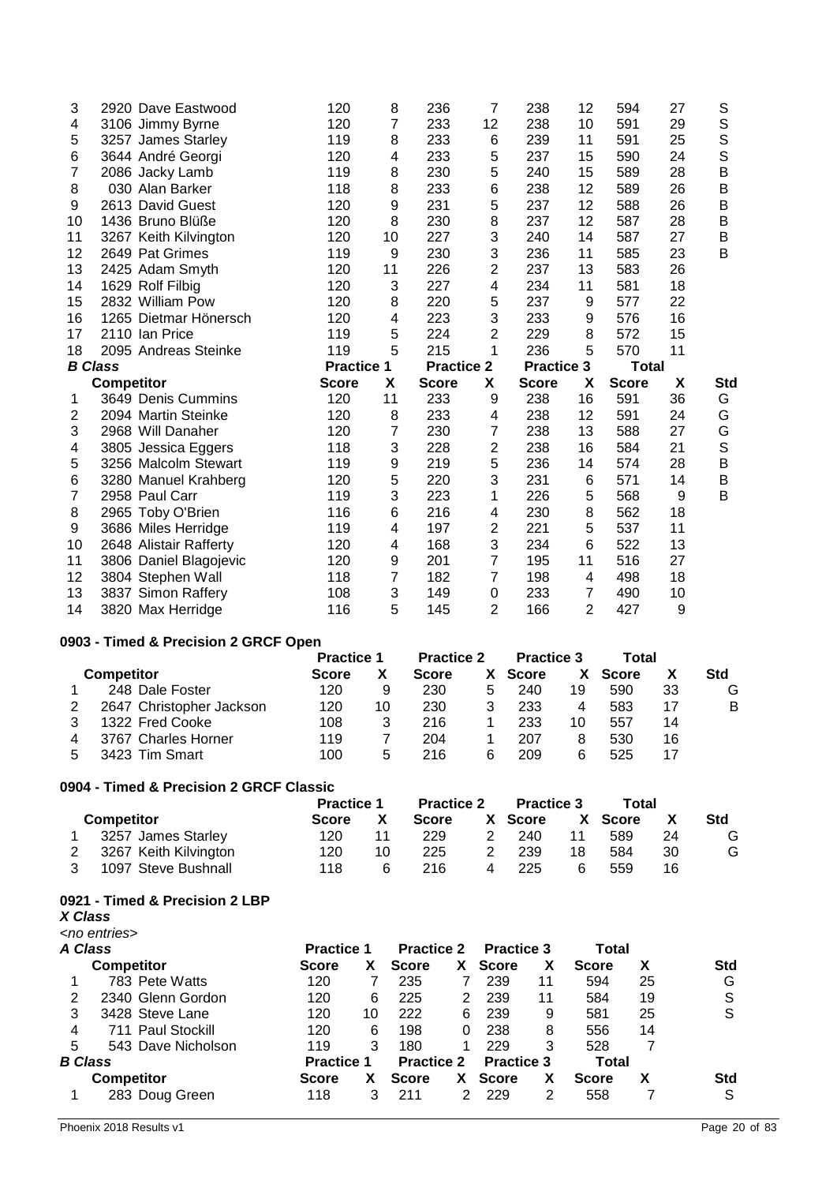| | Competitor | Practice 1 Score | X | Practice 2 Score | X | Practice 3 Score | X | Total Score | X | Std |
|---|---|---|---|---|---|---|---|---|---|---|
| 3 | 2920 Dave Eastwood | 120 | 8 | 236 | 7 | 238 | 12 | 594 | 27 | S |
| 4 | 3106 Jimmy Byrne | 120 | 7 | 233 | 12 | 238 | 10 | 591 | 29 | S |
| 5 | 3257 James Starley | 119 | 8 | 233 | 6 | 239 | 11 | 591 | 25 | S |
| 6 | 3644 André Georgi | 120 | 4 | 233 | 5 | 237 | 15 | 590 | 24 | S |
| 7 | 2086 Jacky Lamb | 119 | 8 | 230 | 5 | 240 | 15 | 589 | 28 | B |
| 8 | 030 Alan Barker | 118 | 8 | 233 | 6 | 238 | 12 | 589 | 26 | B |
| 9 | 2613 David Guest | 120 | 9 | 231 | 5 | 237 | 12 | 588 | 26 | B |
| 10 | 1436 Bruno Blüße | 120 | 8 | 230 | 8 | 237 | 12 | 587 | 28 | B |
| 11 | 3267 Keith Kilvington | 120 | 10 | 227 | 3 | 240 | 14 | 587 | 27 | B |
| 12 | 2649 Pat Grimes | 119 | 9 | 230 | 3 | 236 | 11 | 585 | 23 | B |
| 13 | 2425 Adam Smyth | 120 | 11 | 226 | 2 | 237 | 13 | 583 | 26 | |
| 14 | 1629 Rolf Filbig | 120 | 3 | 227 | 4 | 234 | 11 | 581 | 18 | |
| 15 | 2832 William Pow | 120 | 8 | 220 | 5 | 237 | 9 | 577 | 22 | |
| 16 | 1265 Dietmar Hönersch | 120 | 4 | 223 | 3 | 233 | 9 | 576 | 16 | |
| 17 | 2110 Ian Price | 119 | 5 | 224 | 2 | 229 | 8 | 572 | 15 | |
| 18 | 2095 Andreas Steinke | 119 | 5 | 215 | 1 | 236 | 5 | 570 | 11 | |

***B Class***

| | | Practice 1 | | Practice 2 | | Practice 3 | | Total | | |
|---|---|---|---|---|---|---|---|---|---|---|
| | **Competitor** | **Score** | **X** | **Score** | **X** | **Score** | **X** | **Score** | **X** | **Std** |
| 1 | 3649 Denis Cummins | 120 | 11 | 233 | 9 | 238 | 16 | 591 | 36 | G |
| 2 | 2094 Martin Steinke | 120 | 8 | 233 | 4 | 238 | 12 | 591 | 24 | G |
| 3 | 2968 Will Danaher | 120 | 7 | 230 | 7 | 238 | 13 | 588 | 27 | G |
| 4 | 3805 Jessica Eggers | 118 | 3 | 228 | 2 | 238 | 16 | 584 | 21 | S |
| 5 | 3256 Malcolm Stewart | 119 | 9 | 219 | 5 | 236 | 14 | 574 | 28 | B |
| 6 | 3280 Manuel Krahberg | 120 | 5 | 220 | 3 | 231 | 6 | 571 | 14 | B |
| 7 | 2958 Paul Carr | 119 | 3 | 223 | 1 | 226 | 5 | 568 | 9 | B |
| 8 | 2965 Toby O'Brien | 116 | 6 | 216 | 4 | 230 | 8 | 562 | 18 | |
| 9 | 3686 Miles Herridge | 119 | 4 | 197 | 2 | 221 | 5 | 537 | 11 | |
| 10 | 2648 Alistair Rafferty | 120 | 4 | 168 | 3 | 234 | 6 | 522 | 13 | |
| 11 | 3806 Daniel Blagojevic | 120 | 9 | 201 | 7 | 195 | 11 | 516 | 27 | |
| 12 | 3804 Stephen Wall | 118 | 7 | 182 | 7 | 198 | 4 | 498 | 18 | |
| 13 | 3837 Simon Raffery | 108 | 3 | 149 | 0 | 233 | 7 | 490 | 10 | |
| 14 | 3820 Max Herridge | 116 | 5 | 145 | 2 | 166 | 2 | 427 | 9 | |

**0903 - Timed & Precision 2 GRCF Open**

| | | Practice 1 | | Practice 2 | | Practice 3 | | Total | | |
|---|---|---|---|---|---|---|---|---|---|---|
| | **Competitor** | **Score** | **X** | **Score** | **X** | **Score** | **X** | **Score** | **X** | **Std** |
| 1 | 248 Dale Foster | 120 | 9 | 230 | 5 | 240 | 19 | 590 | 33 | G |
| 2 | 2647 Christopher Jackson | 120 | 10 | 230 | 3 | 233 | 4 | 583 | 17 | B |
| 3 | 1322 Fred Cooke | 108 | 3 | 216 | 1 | 233 | 10 | 557 | 14 | |
| 4 | 3767 Charles Horner | 119 | 7 | 204 | 1 | 207 | 8 | 530 | 16 | |
| 5 | 3423 Tim Smart | 100 | 5 | 216 | 6 | 209 | 6 | 525 | 17 | |

**0904 - Timed & Precision 2 GRCF Classic**

| | | Practice 1 | | Practice 2 | | Practice 3 | | Total | | |
|---|---|---|---|---|---|---|---|---|---|---|
| | **Competitor** | **Score** | **X** | **Score** | **X** | **Score** | **X** | **Score** | **X** | **Std** |
| 1 | 3257 James Starley | 120 | 11 | 229 | 2 | 240 | 11 | 589 | 24 | G |
| 2 | 3267 Keith Kilvington | 120 | 10 | 225 | 2 | 239 | 18 | 584 | 30 | G |
| 3 | 1097 Steve Bushnall | 118 | 6 | 216 | 4 | 225 | 6 | 559 | 16 | |

**0921 - Timed & Precision 2 LBP**

***X Class***

*<no entries>*

***A Class***

| | | Practice 1 | | Practice 2 | | Practice 3 | | Total | | |
|---|---|---|---|---|---|---|---|---|---|---|
| | **Competitor** | **Score** | **X** | **Score** | **X** | **Score** | **X** | **Score** | **X** | **Std** |
| 1 | 783 Pete Watts | 120 | 7 | 235 | 7 | 239 | 11 | 594 | 25 | G |
| 2 | 2340 Glenn Gordon | 120 | 6 | 225 | 2 | 239 | 11 | 584 | 19 | S |
| 3 | 3428 Steve Lane | 120 | 10 | 222 | 6 | 239 | 9 | 581 | 25 | S |
| 4 | 711 Paul Stockill | 120 | 6 | 198 | 0 | 238 | 8 | 556 | 14 | |
| 5 | 543 Dave Nicholson | 119 | 3 | 180 | 1 | 229 | 3 | 528 | 7 | |

***B Class***

| | | Practice 1 | | Practice 2 | | Practice 3 | | Total | | |
|---|---|---|---|---|---|---|---|---|---|---|
| | **Competitor** | **Score** | **X** | **Score** | **X** | **Score** | **X** | **Score** | **X** | **Std** |
| 1 | 283 Doug Green | 118 | 3 | 211 | 2 | 229 | 2 | 558 | 7 | S |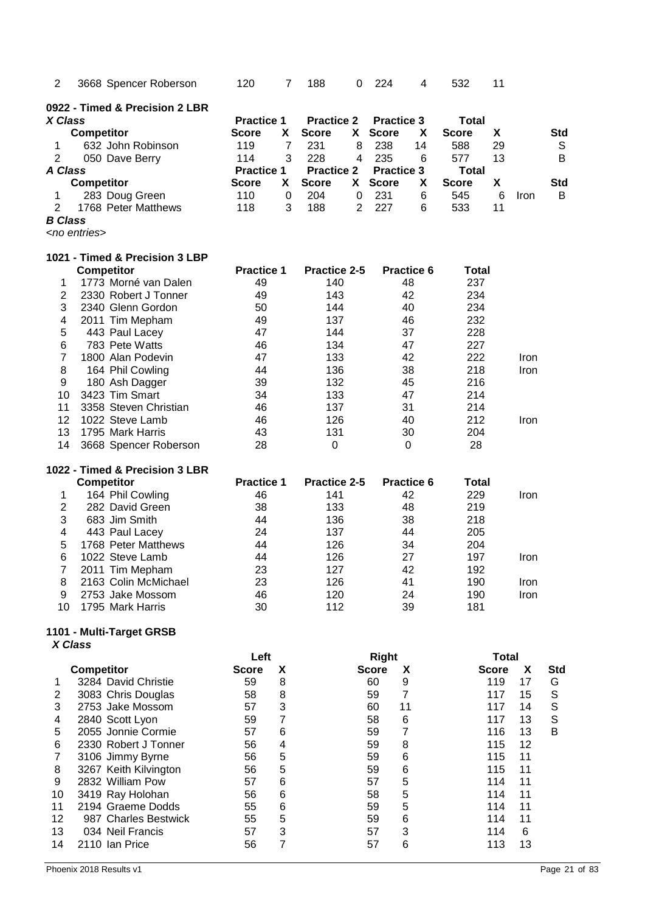| 2 | 3668 Spencer Roberson | 120 | 7 | 188 | 0 | 224 | 4 | 532 | 11 |
|---|---|---|---|---|---|---|---|---|---|

### 0922 - Timed & Precision 2 LBR

***X Class***

| | Competitor | Practice 1 Score | X | Practice 2 Score | X | Practice 3 Score | X | Total Score | X | | Std |
|---|---|---|---|---|---|---|---|---|---|---|---|
| 1 | 632 John Robinson | 119 | 7 | 231 | 8 | 238 | 14 | 588 | 29 | | S |
| 2 | 050 Dave Berry | 114 | 3 | 228 | 4 | 235 | 6 | 577 | 13 | | B |

***A Class***

| | Competitor | Practice 1 Score | X | Practice 2 Score | X | Practice 3 Score | X | Total Score | X | | Std |
|---|---|---|---|---|---|---|---|---|---|---|---|
| 1 | 283 Doug Green | 110 | 0 | 204 | 0 | 231 | 6 | 545 | 6 | Iron | B |
| 2 | 1768 Peter Matthews | 118 | 3 | 188 | 2 | 227 | 6 | 533 | 11 | | |

***B Class***

*<no entries>*

### 1021 - Timed & Precision 3 LBP

| | Competitor | Practice 1 | Practice 2-5 | Practice 6 | Total | |
|---|---|---|---|---|---|---|
| 1 | 1773 Morné van Dalen | 49 | 140 | 48 | 237 | |
| 2 | 2330 Robert J Tonner | 49 | 143 | 42 | 234 | |
| 3 | 2340 Glenn Gordon | 50 | 144 | 40 | 234 | |
| 4 | 2011 Tim Mepham | 49 | 137 | 46 | 232 | |
| 5 | 443 Paul Lacey | 47 | 144 | 37 | 228 | |
| 6 | 783 Pete Watts | 46 | 134 | 47 | 227 | |
| 7 | 1800 Alan Podevin | 47 | 133 | 42 | 222 | Iron |
| 8 | 164 Phil Cowling | 44 | 136 | 38 | 218 | Iron |
| 9 | 180 Ash Dagger | 39 | 132 | 45 | 216 | |
| 10 | 3423 Tim Smart | 34 | 133 | 47 | 214 | |
| 11 | 3358 Steven Christian | 46 | 137 | 31 | 214 | |
| 12 | 1022 Steve Lamb | 46 | 126 | 40 | 212 | Iron |
| 13 | 1795 Mark Harris | 43 | 131 | 30 | 204 | |
| 14 | 3668 Spencer Roberson | 28 | 0 | 0 | 28 | |

### 1022 - Timed & Precision 3 LBR

| | Competitor | Practice 1 | Practice 2-5 | Practice 6 | Total | |
|---|---|---|---|---|---|---|
| 1 | 164 Phil Cowling | 46 | 141 | 42 | 229 | Iron |
| 2 | 282 David Green | 38 | 133 | 48 | 219 | |
| 3 | 683 Jim Smith | 44 | 136 | 38 | 218 | |
| 4 | 443 Paul Lacey | 24 | 137 | 44 | 205 | |
| 5 | 1768 Peter Matthews | 44 | 126 | 34 | 204 | |
| 6 | 1022 Steve Lamb | 44 | 126 | 27 | 197 | Iron |
| 7 | 2011 Tim Mepham | 23 | 127 | 42 | 192 | |
| 8 | 2163 Colin McMichael | 23 | 126 | 41 | 190 | Iron |
| 9 | 2753 Jake Mossom | 46 | 120 | 24 | 190 | Iron |
| 10 | 1795 Mark Harris | 30 | 112 | 39 | 181 | |

### 1101 - Multi-Target GRSB

***X Class***

| | Competitor | Left Score | X | Right Score | X | Total Score | X | Std |
|---|---|---|---|---|---|---|---|---|
| 1 | 3284 David Christie | 59 | 8 | 60 | 9 | 119 | 17 | G |
| 2 | 3083 Chris Douglas | 58 | 8 | 59 | 7 | 117 | 15 | S |
| 3 | 2753 Jake Mossom | 57 | 3 | 60 | 11 | 117 | 14 | S |
| 4 | 2840 Scott Lyon | 59 | 7 | 58 | 6 | 117 | 13 | S |
| 5 | 2055 Jonnie Cormie | 57 | 6 | 59 | 7 | 116 | 13 | B |
| 6 | 2330 Robert J Tonner | 56 | 4 | 59 | 8 | 115 | 12 | |
| 7 | 3106 Jimmy Byrne | 56 | 5 | 59 | 6 | 115 | 11 | |
| 8 | 3267 Keith Kilvington | 56 | 5 | 59 | 6 | 115 | 11 | |
| 9 | 2832 William Pow | 57 | 6 | 57 | 5 | 114 | 11 | |
| 10 | 3419 Ray Holohan | 56 | 6 | 58 | 5 | 114 | 11 | |
| 11 | 2194 Graeme Dodds | 55 | 6 | 59 | 5 | 114 | 11 | |
| 12 | 987 Charles Bestwick | 55 | 5 | 59 | 6 | 114 | 11 | |
| 13 | 034 Neil Francis | 57 | 3 | 57 | 3 | 114 | 6 | |
| 14 | 2110 Ian Price | 56 | 7 | 57 | 6 | 113 | 13 | |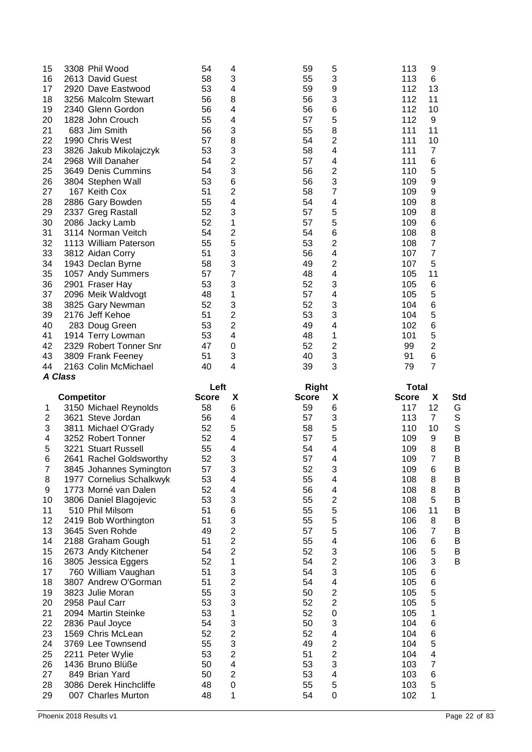| | Competitor | Left Score | X | Right Score | X | Total Score | X | Std |
|---|---|---|---|---|---|---|---|---|
| 15 | 3308 Phil Wood | 54 | 4 | 59 | 5 | 113 | 9 | |
| 16 | 2613 David Guest | 58 | 3 | 55 | 3 | 113 | 6 | |
| 17 | 2920 Dave Eastwood | 53 | 4 | 59 | 9 | 112 | 13 | |
| 18 | 3256 Malcolm Stewart | 56 | 8 | 56 | 3 | 112 | 11 | |
| 19 | 2340 Glenn Gordon | 56 | 4 | 56 | 6 | 112 | 10 | |
| 20 | 1828 John Crouch | 55 | 4 | 57 | 5 | 112 | 9 | |
| 21 | 683 Jim Smith | 56 | 3 | 55 | 8 | 111 | 11 | |
| 22 | 1990 Chris West | 57 | 8 | 54 | 2 | 111 | 10 | |
| 23 | 3826 Jakub Mikolajczyk | 53 | 3 | 58 | 4 | 111 | 7 | |
| 24 | 2968 Will Danaher | 54 | 2 | 57 | 4 | 111 | 6 | |
| 25 | 3649 Denis Cummins | 54 | 3 | 56 | 2 | 110 | 5 | |
| 26 | 3804 Stephen Wall | 53 | 6 | 56 | 3 | 109 | 9 | |
| 27 | 167 Keith Cox | 51 | 2 | 58 | 7 | 109 | 9 | |
| 28 | 2886 Gary Bowden | 55 | 4 | 54 | 4 | 109 | 8 | |
| 29 | 2337 Greg Rastall | 52 | 3 | 57 | 5 | 109 | 8 | |
| 30 | 2086 Jacky Lamb | 52 | 1 | 57 | 5 | 109 | 6 | |
| 31 | 3114 Norman Veitch | 54 | 2 | 54 | 6 | 108 | 8 | |
| 32 | 1113 William Paterson | 55 | 5 | 53 | 2 | 108 | 7 | |
| 33 | 3812 Aidan Corry | 51 | 3 | 56 | 4 | 107 | 7 | |
| 34 | 1943 Declan Byrne | 58 | 3 | 49 | 2 | 107 | 5 | |
| 35 | 1057 Andy Summers | 57 | 7 | 48 | 4 | 105 | 11 | |
| 36 | 2901 Fraser Hay | 53 | 3 | 52 | 3 | 105 | 6 | |
| 37 | 2096 Meik Waldvogt | 48 | 1 | 57 | 4 | 105 | 5 | |
| 38 | 3825 Gary Newman | 52 | 3 | 52 | 3 | 104 | 6 | |
| 39 | 2176 Jeff Kehoe | 51 | 2 | 53 | 3 | 104 | 5 | |
| 40 | 283 Doug Green | 53 | 2 | 49 | 4 | 102 | 6 | |
| 41 | 1914 Terry Lowman | 53 | 4 | 48 | 1 | 101 | 5 | |
| 42 | 2329 Robert Tonner Snr | 47 | 0 | 52 | 2 | 99 | 2 | |
| 43 | 3809 Frank Feeney | 51 | 3 | 40 | 3 | 91 | 6 | |
| 44 | 2163 Colin McMichael | 40 | 4 | 39 | 3 | 79 | 7 | |

***A Class***

| | Competitor | Left Score | X | Right Score | X | Total Score | X | Std |
|---|---|---|---|---|---|---|---|---|
| 1 | 3150 Michael Reynolds | 58 | 6 | 59 | 6 | 117 | 12 | G |
| 2 | 3621 Steve Jordan | 56 | 4 | 57 | 3 | 113 | 7 | S |
| 3 | 3811 Michael O'Grady | 52 | 5 | 58 | 5 | 110 | 10 | S |
| 4 | 3252 Robert Tonner | 52 | 4 | 57 | 5 | 109 | 9 | B |
| 5 | 3221 Stuart Russell | 55 | 4 | 54 | 4 | 109 | 8 | B |
| 6 | 2641 Rachel Goldsworthy | 52 | 3 | 57 | 4 | 109 | 7 | B |
| 7 | 3845 Johannes Symington | 57 | 3 | 52 | 3 | 109 | 6 | B |
| 8 | 1977 Cornelius Schalkwyk | 53 | 4 | 55 | 4 | 108 | 8 | B |
| 9 | 1773 Morné van Dalen | 52 | 4 | 56 | 4 | 108 | 8 | B |
| 10 | 3806 Daniel Blagojevic | 53 | 3 | 55 | 2 | 108 | 5 | B |
| 11 | 510 Phil Milsom | 51 | 6 | 55 | 5 | 106 | 11 | B |
| 12 | 2419 Bob Worthington | 51 | 3 | 55 | 5 | 106 | 8 | B |
| 13 | 3645 Sven Rohde | 49 | 2 | 57 | 5 | 106 | 7 | B |
| 14 | 2188 Graham Gough | 51 | 2 | 55 | 4 | 106 | 6 | B |
| 15 | 2673 Andy Kitchener | 54 | 2 | 52 | 3 | 106 | 5 | B |
| 16 | 3805 Jessica Eggers | 52 | 1 | 54 | 2 | 106 | 3 | B |
| 17 | 760 William Vaughan | 51 | 3 | 54 | 3 | 105 | 6 | |
| 18 | 3807 Andrew O'Gorman | 51 | 2 | 54 | 4 | 105 | 6 | |
| 19 | 3823 Julie Moran | 55 | 3 | 50 | 2 | 105 | 5 | |
| 20 | 2958 Paul Carr | 53 | 3 | 52 | 2 | 105 | 5 | |
| 21 | 2094 Martin Steinke | 53 | 1 | 52 | 0 | 105 | 1 | |
| 22 | 2836 Paul Joyce | 54 | 3 | 50 | 3 | 104 | 6 | |
| 23 | 1569 Chris McLean | 52 | 2 | 52 | 4 | 104 | 6 | |
| 24 | 3769 Lee Townsend | 55 | 3 | 49 | 2 | 104 | 5 | |
| 25 | 2211 Peter Wylie | 53 | 2 | 51 | 2 | 104 | 4 | |
| 26 | 1436 Bruno Blüße | 50 | 4 | 53 | 3 | 103 | 7 | |
| 27 | 849 Brian Yard | 50 | 2 | 53 | 4 | 103 | 6 | |
| 28 | 3086 Derek Hinchcliffe | 48 | 0 | 55 | 5 | 103 | 5 | |
| 29 | 007 Charles Murton | 48 | 1 | 54 | 0 | 102 | 1 | |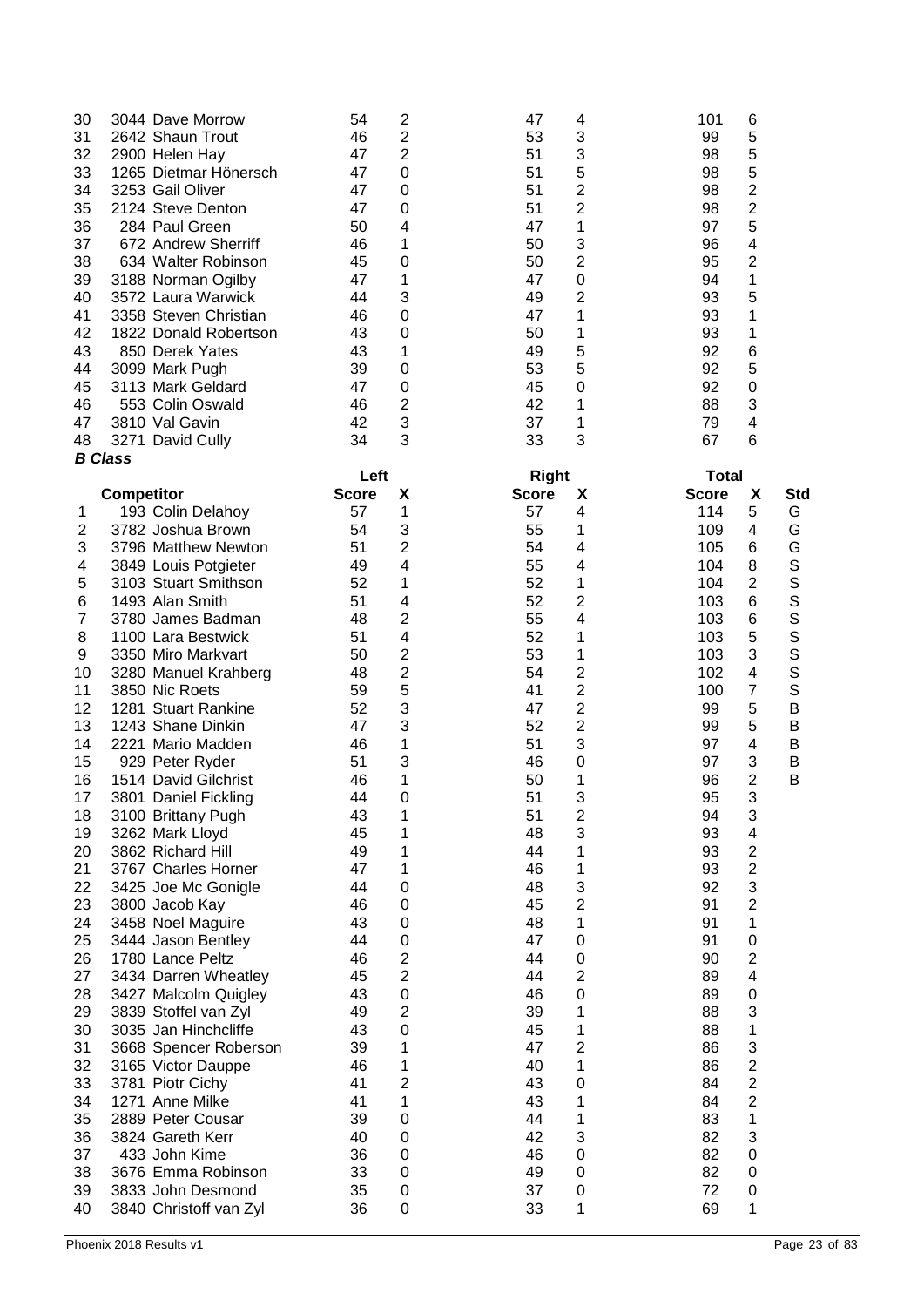| | Competitor | Left Score | X | Right Score | X | Total Score | X | Std |
|---|---|---|---|---|---|---|---|---|
| 30 | 3044 Dave Morrow | 54 | 2 | 47 | 4 | 101 | 6 | |
| 31 | 2642 Shaun Trout | 46 | 2 | 53 | 3 | 99 | 5 | |
| 32 | 2900 Helen Hay | 47 | 2 | 51 | 3 | 98 | 5 | |
| 33 | 1265 Dietmar Hönersch | 47 | 0 | 51 | 5 | 98 | 5 | |
| 34 | 3253 Gail Oliver | 47 | 0 | 51 | 2 | 98 | 2 | |
| 35 | 2124 Steve Denton | 47 | 0 | 51 | 2 | 98 | 2 | |
| 36 | 284 Paul Green | 50 | 4 | 47 | 1 | 97 | 5 | |
| 37 | 672 Andrew Sherriff | 46 | 1 | 50 | 3 | 96 | 4 | |
| 38 | 634 Walter Robinson | 45 | 0 | 50 | 2 | 95 | 2 | |
| 39 | 3188 Norman Ogilby | 47 | 1 | 47 | 0 | 94 | 1 | |
| 40 | 3572 Laura Warwick | 44 | 3 | 49 | 2 | 93 | 5 | |
| 41 | 3358 Steven Christian | 46 | 0 | 47 | 1 | 93 | 1 | |
| 42 | 1822 Donald Robertson | 43 | 0 | 50 | 1 | 93 | 1 | |
| 43 | 850 Derek Yates | 43 | 1 | 49 | 5 | 92 | 6 | |
| 44 | 3099 Mark Pugh | 39 | 0 | 53 | 5 | 92 | 5 | |
| 45 | 3113 Mark Geldard | 47 | 0 | 45 | 0 | 92 | 0 | |
| 46 | 553 Colin Oswald | 46 | 2 | 42 | 1 | 88 | 3 | |
| 47 | 3810 Val Gavin | 42 | 3 | 37 | 1 | 79 | 4 | |
| 48 | 3271 David Cully | 34 | 3 | 33 | 3 | 67 | 6 | |

***B Class***

| | | Left | | Right | | Total | | |
|---|---|---|---|---|---|---|---|---|
| | **Competitor** | **Score** | **X** | **Score** | **X** | **Score** | **X** | **Std** |
| 1 | 193 Colin Delahoy | 57 | 1 | 57 | 4 | 114 | 5 | G |
| 2 | 3782 Joshua Brown | 54 | 3 | 55 | 1 | 109 | 4 | G |
| 3 | 3796 Matthew Newton | 51 | 2 | 54 | 4 | 105 | 6 | G |
| 4 | 3849 Louis Potgieter | 49 | 4 | 55 | 4 | 104 | 8 | S |
| 5 | 3103 Stuart Smithson | 52 | 1 | 52 | 1 | 104 | 2 | S |
| 6 | 1493 Alan Smith | 51 | 4 | 52 | 2 | 103 | 6 | S |
| 7 | 3780 James Badman | 48 | 2 | 55 | 4 | 103 | 6 | S |
| 8 | 1100 Lara Bestwick | 51 | 4 | 52 | 1 | 103 | 5 | S |
| 9 | 3350 Miro Markvart | 50 | 2 | 53 | 1 | 103 | 3 | S |
| 10 | 3280 Manuel Krahberg | 48 | 2 | 54 | 2 | 102 | 4 | S |
| 11 | 3850 Nic Roets | 59 | 5 | 41 | 2 | 100 | 7 | S |
| 12 | 1281 Stuart Rankine | 52 | 3 | 47 | 2 | 99 | 5 | B |
| 13 | 1243 Shane Dinkin | 47 | 3 | 52 | 2 | 99 | 5 | B |
| 14 | 2221 Mario Madden | 46 | 1 | 51 | 3 | 97 | 4 | B |
| 15 | 929 Peter Ryder | 51 | 3 | 46 | 0 | 97 | 3 | B |
| 16 | 1514 David Gilchrist | 46 | 1 | 50 | 1 | 96 | 2 | B |
| 17 | 3801 Daniel Fickling | 44 | 0 | 51 | 3 | 95 | 3 | |
| 18 | 3100 Brittany Pugh | 43 | 1 | 51 | 2 | 94 | 3 | |
| 19 | 3262 Mark Lloyd | 45 | 1 | 48 | 3 | 93 | 4 | |
| 20 | 3862 Richard Hill | 49 | 1 | 44 | 1 | 93 | 2 | |
| 21 | 3767 Charles Horner | 47 | 1 | 46 | 1 | 93 | 2 | |
| 22 | 3425 Joe Mc Gonigle | 44 | 0 | 48 | 3 | 92 | 3 | |
| 23 | 3800 Jacob Kay | 46 | 0 | 45 | 2 | 91 | 2 | |
| 24 | 3458 Noel Maguire | 43 | 0 | 48 | 1 | 91 | 1 | |
| 25 | 3444 Jason Bentley | 44 | 0 | 47 | 0 | 91 | 0 | |
| 26 | 1780 Lance Peltz | 46 | 2 | 44 | 0 | 90 | 2 | |
| 27 | 3434 Darren Wheatley | 45 | 2 | 44 | 2 | 89 | 4 | |
| 28 | 3427 Malcolm Quigley | 43 | 0 | 46 | 0 | 89 | 0 | |
| 29 | 3839 Stoffel van Zyl | 49 | 2 | 39 | 1 | 88 | 3 | |
| 30 | 3035 Jan Hinchcliffe | 43 | 0 | 45 | 1 | 88 | 1 | |
| 31 | 3668 Spencer Roberson | 39 | 1 | 47 | 2 | 86 | 3 | |
| 32 | 3165 Victor Dauppe | 46 | 1 | 40 | 1 | 86 | 2 | |
| 33 | 3781 Piotr Cichy | 41 | 2 | 43 | 0 | 84 | 2 | |
| 34 | 1271 Anne Milke | 41 | 1 | 43 | 1 | 84 | 2 | |
| 35 | 2889 Peter Cousar | 39 | 0 | 44 | 1 | 83 | 1 | |
| 36 | 3824 Gareth Kerr | 40 | 0 | 42 | 3 | 82 | 3 | |
| 37 | 433 John Kime | 36 | 0 | 46 | 0 | 82 | 0 | |
| 38 | 3676 Emma Robinson | 33 | 0 | 49 | 0 | 82 | 0 | |
| 39 | 3833 John Desmond | 35 | 0 | 37 | 0 | 72 | 0 | |
| 40 | 3840 Christoff van Zyl | 36 | 0 | 33 | 1 | 69 | 1 | |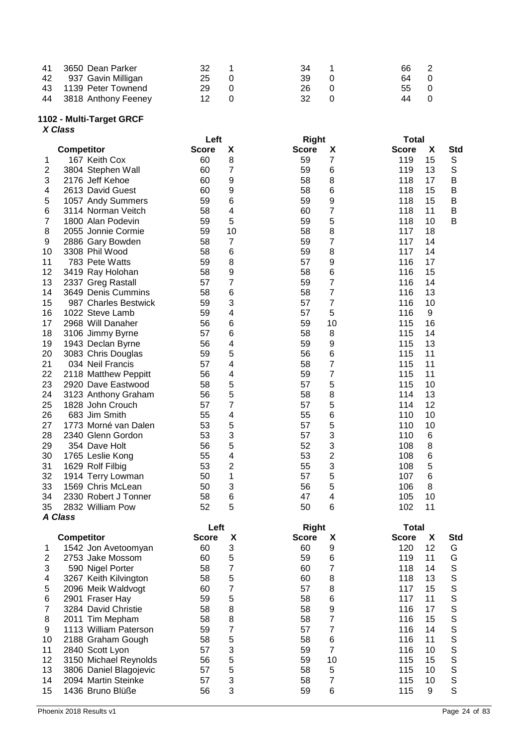| | Competitor | Left Score | X | Right Score | X | Total Score | X | Std |
|---|---|---|---|---|---|---|---|---|
| 41 | 3650 Dean Parker | 32 | 1 | 34 | 1 | 66 | 2 | |
| 42 | 937 Gavin Milligan | 25 | 0 | 39 | 0 | 64 | 0 | |
| 43 | 1139 Peter Townend | 29 | 0 | 26 | 0 | 55 | 0 | |
| 44 | 3818 Anthony Feeney | 12 | 0 | 32 | 0 | 44 | 0 | |

## 1102 - Multi-Target GRCF

### *X Class*

| | Competitor | Left | | Right | | Total | | |
|---|---|---|---|---|---|---|---|---|
| | | Score | X | Score | X | Score | X | Std |
| 1 | 167 Keith Cox | 60 | 8 | 59 | 7 | 119 | 15 | S |
| 2 | 3804 Stephen Wall | 60 | 7 | 59 | 6 | 119 | 13 | S |
| 3 | 2176 Jeff Kehoe | 60 | 9 | 58 | 8 | 118 | 17 | B |
| 4 | 2613 David Guest | 60 | 9 | 58 | 6 | 118 | 15 | B |
| 5 | 1057 Andy Summers | 59 | 6 | 59 | 9 | 118 | 15 | B |
| 6 | 3114 Norman Veitch | 58 | 4 | 60 | 7 | 118 | 11 | B |
| 7 | 1800 Alan Podevin | 59 | 5 | 59 | 5 | 118 | 10 | B |
| 8 | 2055 Jonnie Cormie | 59 | 10 | 58 | 8 | 117 | 18 | |
| 9 | 2886 Gary Bowden | 58 | 7 | 59 | 7 | 117 | 14 | |
| 10 | 3308 Phil Wood | 58 | 6 | 59 | 8 | 117 | 14 | |
| 11 | 783 Pete Watts | 59 | 8 | 57 | 9 | 116 | 17 | |
| 12 | 3419 Ray Holohan | 58 | 9 | 58 | 6 | 116 | 15 | |
| 13 | 2337 Greg Rastall | 57 | 7 | 59 | 7 | 116 | 14 | |
| 14 | 3649 Denis Cummins | 58 | 6 | 58 | 7 | 116 | 13 | |
| 15 | 987 Charles Bestwick | 59 | 3 | 57 | 7 | 116 | 10 | |
| 16 | 1022 Steve Lamb | 59 | 4 | 57 | 5 | 116 | 9 | |
| 17 | 2968 Will Danaher | 56 | 6 | 59 | 10 | 115 | 16 | |
| 18 | 3106 Jimmy Byrne | 57 | 6 | 58 | 8 | 115 | 14 | |
| 19 | 1943 Declan Byrne | 56 | 4 | 59 | 9 | 115 | 13 | |
| 20 | 3083 Chris Douglas | 59 | 5 | 56 | 6 | 115 | 11 | |
| 21 | 034 Neil Francis | 57 | 4 | 58 | 7 | 115 | 11 | |
| 22 | 2118 Matthew Peppitt | 56 | 4 | 59 | 7 | 115 | 11 | |
| 23 | 2920 Dave Eastwood | 58 | 5 | 57 | 5 | 115 | 10 | |
| 24 | 3123 Anthony Graham | 56 | 5 | 58 | 8 | 114 | 13 | |
| 25 | 1828 John Crouch | 57 | 7 | 57 | 5 | 114 | 12 | |
| 26 | 683 Jim Smith | 55 | 4 | 55 | 6 | 110 | 10 | |
| 27 | 1773 Morné van Dalen | 53 | 5 | 57 | 5 | 110 | 10 | |
| 28 | 2340 Glenn Gordon | 53 | 3 | 57 | 3 | 110 | 6 | |
| 29 | 354 Dave Holt | 56 | 5 | 52 | 3 | 108 | 8 | |
| 30 | 1765 Leslie Kong | 55 | 4 | 53 | 2 | 108 | 6 | |
| 31 | 1629 Rolf Filbig | 53 | 2 | 55 | 3 | 108 | 5 | |
| 32 | 1914 Terry Lowman | 50 | 1 | 57 | 5 | 107 | 6 | |
| 33 | 1569 Chris McLean | 50 | 3 | 56 | 5 | 106 | 8 | |
| 34 | 2330 Robert J Tonner | 58 | 6 | 47 | 4 | 105 | 10 | |
| 35 | 2832 William Pow | 52 | 5 | 50 | 6 | 102 | 11 | |

### *A Class*

| | Competitor | Left | | Right | | Total | | |
|---|---|---|---|---|---|---|---|---|
| | | Score | X | Score | X | Score | X | Std |
| 1 | 1542 Jon Avetoomyan | 60 | 3 | 60 | 9 | 120 | 12 | G |
| 2 | 2753 Jake Mossom | 60 | 5 | 59 | 6 | 119 | 11 | G |
| 3 | 590 Nigel Porter | 58 | 7 | 60 | 7 | 118 | 14 | S |
| 4 | 3267 Keith Kilvington | 58 | 5 | 60 | 8 | 118 | 13 | S |
| 5 | 2096 Meik Waldvogt | 60 | 7 | 57 | 8 | 117 | 15 | S |
| 6 | 2901 Fraser Hay | 59 | 5 | 58 | 6 | 117 | 11 | S |
| 7 | 3284 David Christie | 58 | 8 | 58 | 9 | 116 | 17 | S |
| 8 | 2011 Tim Mepham | 58 | 8 | 58 | 7 | 116 | 15 | S |
| 9 | 1113 William Paterson | 59 | 7 | 57 | 7 | 116 | 14 | S |
| 10 | 2188 Graham Gough | 58 | 5 | 58 | 6 | 116 | 11 | S |
| 11 | 2840 Scott Lyon | 57 | 3 | 59 | 7 | 116 | 10 | S |
| 12 | 3150 Michael Reynolds | 56 | 5 | 59 | 10 | 115 | 15 | S |
| 13 | 3806 Daniel Blagojevic | 57 | 5 | 58 | 5 | 115 | 10 | S |
| 14 | 2094 Martin Steinke | 57 | 3 | 58 | 7 | 115 | 10 | S |
| 15 | 1436 Bruno Blüße | 56 | 3 | 59 | 6 | 115 | 9 | S |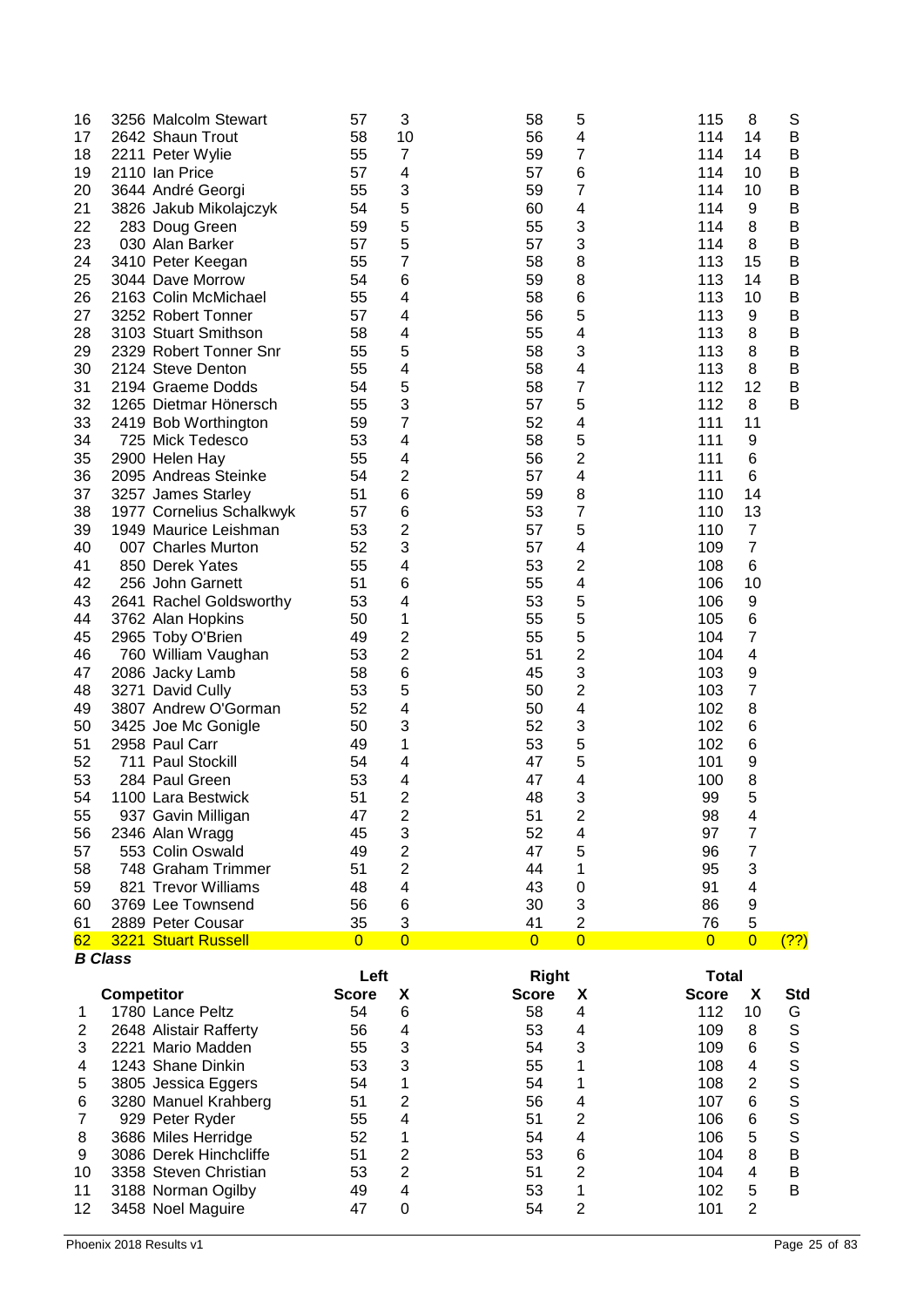| | Competitor | Left Score | X | Right Score | X | Total Score | X | Std |
|---|---|---|---|---|---|---|---|---|
| 16 | 3256 Malcolm Stewart | 57 | 3 | 58 | 5 | 115 | 8 | S |
| 17 | 2642 Shaun Trout | 58 | 10 | 56 | 4 | 114 | 14 | B |
| 18 | 2211 Peter Wylie | 55 | 7 | 59 | 7 | 114 | 14 | B |
| 19 | 2110 Ian Price | 57 | 4 | 57 | 6 | 114 | 10 | B |
| 20 | 3644 André Georgi | 55 | 3 | 59 | 7 | 114 | 10 | B |
| 21 | 3826 Jakub Mikolajczyk | 54 | 5 | 60 | 4 | 114 | 9 | B |
| 22 | 283 Doug Green | 59 | 5 | 55 | 3 | 114 | 8 | B |
| 23 | 030 Alan Barker | 57 | 5 | 57 | 3 | 114 | 8 | B |
| 24 | 3410 Peter Keegan | 55 | 7 | 58 | 8 | 113 | 15 | B |
| 25 | 3044 Dave Morrow | 54 | 6 | 59 | 8 | 113 | 14 | B |
| 26 | 2163 Colin McMichael | 55 | 4 | 58 | 6 | 113 | 10 | B |
| 27 | 3252 Robert Tonner | 57 | 4 | 56 | 5 | 113 | 9 | B |
| 28 | 3103 Stuart Smithson | 58 | 4 | 55 | 4 | 113 | 8 | B |
| 29 | 2329 Robert Tonner Snr | 55 | 5 | 58 | 3 | 113 | 8 | B |
| 30 | 2124 Steve Denton | 55 | 4 | 58 | 4 | 113 | 8 | B |
| 31 | 2194 Graeme Dodds | 54 | 5 | 58 | 7 | 112 | 12 | B |
| 32 | 1265 Dietmar Hönersch | 55 | 3 | 57 | 5 | 112 | 8 | B |
| 33 | 2419 Bob Worthington | 59 | 7 | 52 | 4 | 111 | 11 | |
| 34 | 725 Mick Tedesco | 53 | 4 | 58 | 5 | 111 | 9 | |
| 35 | 2900 Helen Hay | 55 | 4 | 56 | 2 | 111 | 6 | |
| 36 | 2095 Andreas Steinke | 54 | 2 | 57 | 4 | 111 | 6 | |
| 37 | 3257 James Starley | 51 | 6 | 59 | 8 | 110 | 14 | |
| 38 | 1977 Cornelius Schalkwyk | 57 | 6 | 53 | 7 | 110 | 13 | |
| 39 | 1949 Maurice Leishman | 53 | 2 | 57 | 5 | 110 | 7 | |
| 40 | 007 Charles Murton | 52 | 3 | 57 | 4 | 109 | 7 | |
| 41 | 850 Derek Yates | 55 | 4 | 53 | 2 | 108 | 6 | |
| 42 | 256 John Garnett | 51 | 6 | 55 | 4 | 106 | 10 | |
| 43 | 2641 Rachel Goldsworthy | 53 | 4 | 53 | 5 | 106 | 9 | |
| 44 | 3762 Alan Hopkins | 50 | 1 | 55 | 5 | 105 | 6 | |
| 45 | 2965 Toby O'Brien | 49 | 2 | 55 | 5 | 104 | 7 | |
| 46 | 760 William Vaughan | 53 | 2 | 51 | 2 | 104 | 4 | |
| 47 | 2086 Jacky Lamb | 58 | 6 | 45 | 3 | 103 | 9 | |
| 48 | 3271 David Cully | 53 | 5 | 50 | 2 | 103 | 7 | |
| 49 | 3807 Andrew O'Gorman | 52 | 4 | 50 | 4 | 102 | 8 | |
| 50 | 3425 Joe Mc Gonigle | 50 | 3 | 52 | 3 | 102 | 6 | |
| 51 | 2958 Paul Carr | 49 | 1 | 53 | 5 | 102 | 6 | |
| 52 | 711 Paul Stockill | 54 | 4 | 47 | 5 | 101 | 9 | |
| 53 | 284 Paul Green | 53 | 4 | 47 | 4 | 100 | 8 | |
| 54 | 1100 Lara Bestwick | 51 | 2 | 48 | 3 | 99 | 5 | |
| 55 | 937 Gavin Milligan | 47 | 2 | 51 | 2 | 98 | 4 | |
| 56 | 2346 Alan Wragg | 45 | 3 | 52 | 4 | 97 | 7 | |
| 57 | 553 Colin Oswald | 49 | 2 | 47 | 5 | 96 | 7 | |
| 58 | 748 Graham Trimmer | 51 | 2 | 44 | 1 | 95 | 3 | |
| 59 | 821 Trevor Williams | 48 | 4 | 43 | 0 | 91 | 4 | |
| 60 | 3769 Lee Townsend | 56 | 6 | 30 | 3 | 86 | 9 | |
| 61 | 2889 Peter Cousar | 35 | 3 | 41 | 2 | 76 | 5 | |
| 62 | 3221 Stuart Russell | 0 | 0 | 0 | 0 | 0 | 0 | (??) |

***B Class***

| | | Left | | Right | | Total | | |
|---|---|---|---|---|---|---|---|---|
| | **Competitor** | **Score** | **X** | **Score** | **X** | **Score** | **X** | **Std** |
| 1 | 1780 Lance Peltz | 54 | 6 | 58 | 4 | 112 | 10 | G |
| 2 | 2648 Alistair Rafferty | 56 | 4 | 53 | 4 | 109 | 8 | S |
| 3 | 2221 Mario Madden | 55 | 3 | 54 | 3 | 109 | 6 | S |
| 4 | 1243 Shane Dinkin | 53 | 3 | 55 | 1 | 108 | 4 | S |
| 5 | 3805 Jessica Eggers | 54 | 1 | 54 | 1 | 108 | 2 | S |
| 6 | 3280 Manuel Krahberg | 51 | 2 | 56 | 4 | 107 | 6 | S |
| 7 | 929 Peter Ryder | 55 | 4 | 51 | 2 | 106 | 6 | S |
| 8 | 3686 Miles Herridge | 52 | 1 | 54 | 4 | 106 | 5 | S |
| 9 | 3086 Derek Hinchcliffe | 51 | 2 | 53 | 6 | 104 | 8 | B |
| 10 | 3358 Steven Christian | 53 | 2 | 51 | 2 | 104 | 4 | B |
| 11 | 3188 Norman Ogilby | 49 | 4 | 53 | 1 | 102 | 5 | B |
| 12 | 3458 Noel Maguire | 47 | 0 | 54 | 2 | 101 | 2 | |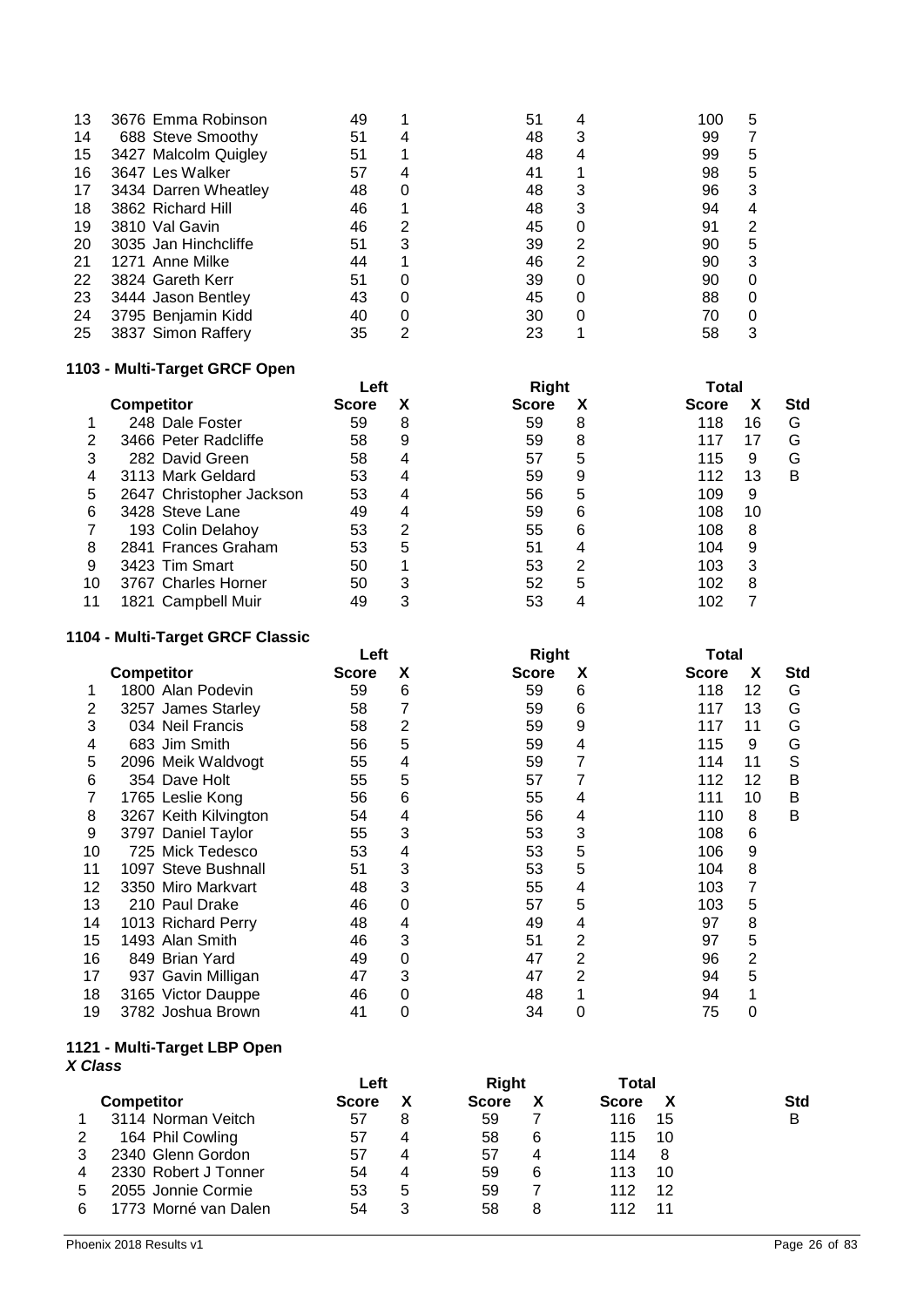| | Competitor | Left Score | X | Right Score | X | Total Score | X |
|---|---|---|---|---|---|---|---|
| 13 | 3676 Emma Robinson | 49 | 1 | 51 | 4 | 100 | 5 |
| 14 | 688 Steve Smoothy | 51 | 4 | 48 | 3 | 99 | 7 |
| 15 | 3427 Malcolm Quigley | 51 | 1 | 48 | 4 | 99 | 5 |
| 16 | 3647 Les Walker | 57 | 4 | 41 | 1 | 98 | 5 |
| 17 | 3434 Darren Wheatley | 48 | 0 | 48 | 3 | 96 | 3 |
| 18 | 3862 Richard Hill | 46 | 1 | 48 | 3 | 94 | 4 |
| 19 | 3810 Val Gavin | 46 | 2 | 45 | 0 | 91 | 2 |
| 20 | 3035 Jan Hinchcliffe | 51 | 3 | 39 | 2 | 90 | 5 |
| 21 | 1271 Anne Milke | 44 | 1 | 46 | 2 | 90 | 3 |
| 22 | 3824 Gareth Kerr | 51 | 0 | 39 | 0 | 90 | 0 |
| 23 | 3444 Jason Bentley | 43 | 0 | 45 | 0 | 88 | 0 |
| 24 | 3795 Benjamin Kidd | 40 | 0 | 30 | 0 | 70 | 0 |
| 25 | 3837 Simon Raffery | 35 | 2 | 23 | 1 | 58 | 3 |

### 1103 - Multi-Target GRCF Open

| | | Left | | Right | | Total | | |
|---|---|---|---|---|---|---|---|---|
| | Competitor | Score | X | Score | X | Score | X | Std |
| 1 | 248 Dale Foster | 59 | 8 | 59 | 8 | 118 | 16 | G |
| 2 | 3466 Peter Radcliffe | 58 | 9 | 59 | 8 | 117 | 17 | G |
| 3 | 282 David Green | 58 | 4 | 57 | 5 | 115 | 9 | G |
| 4 | 3113 Mark Geldard | 53 | 4 | 59 | 9 | 112 | 13 | B |
| 5 | 2647 Christopher Jackson | 53 | 4 | 56 | 5 | 109 | 9 | |
| 6 | 3428 Steve Lane | 49 | 4 | 59 | 6 | 108 | 10 | |
| 7 | 193 Colin Delahoy | 53 | 2 | 55 | 6 | 108 | 8 | |
| 8 | 2841 Frances Graham | 53 | 5 | 51 | 4 | 104 | 9 | |
| 9 | 3423 Tim Smart | 50 | 1 | 53 | 2 | 103 | 3 | |
| 10 | 3767 Charles Horner | 50 | 3 | 52 | 5 | 102 | 8 | |
| 11 | 1821 Campbell Muir | 49 | 3 | 53 | 4 | 102 | 7 | |

### 1104 - Multi-Target GRCF Classic

| | | Left | | Right | | Total | | |
|---|---|---|---|---|---|---|---|---|
| | Competitor | Score | X | Score | X | Score | X | Std |
| 1 | 1800 Alan Podevin | 59 | 6 | 59 | 6 | 118 | 12 | G |
| 2 | 3257 James Starley | 58 | 7 | 59 | 6 | 117 | 13 | G |
| 3 | 034 Neil Francis | 58 | 2 | 59 | 9 | 117 | 11 | G |
| 4 | 683 Jim Smith | 56 | 5 | 59 | 4 | 115 | 9 | G |
| 5 | 2096 Meik Waldvogt | 55 | 4 | 59 | 7 | 114 | 11 | S |
| 6 | 354 Dave Holt | 55 | 5 | 57 | 7 | 112 | 12 | B |
| 7 | 1765 Leslie Kong | 56 | 6 | 55 | 4 | 111 | 10 | B |
| 8 | 3267 Keith Kilvington | 54 | 4 | 56 | 4 | 110 | 8 | B |
| 9 | 3797 Daniel Taylor | 55 | 3 | 53 | 3 | 108 | 6 | |
| 10 | 725 Mick Tedesco | 53 | 4 | 53 | 5 | 106 | 9 | |
| 11 | 1097 Steve Bushnall | 51 | 3 | 53 | 5 | 104 | 8 | |
| 12 | 3350 Miro Markvart | 48 | 3 | 55 | 4 | 103 | 7 | |
| 13 | 210 Paul Drake | 46 | 0 | 57 | 5 | 103 | 5 | |
| 14 | 1013 Richard Perry | 48 | 4 | 49 | 4 | 97 | 8 | |
| 15 | 1493 Alan Smith | 46 | 3 | 51 | 2 | 97 | 5 | |
| 16 | 849 Brian Yard | 49 | 0 | 47 | 2 | 96 | 2 | |
| 17 | 937 Gavin Milligan | 47 | 3 | 47 | 2 | 94 | 5 | |
| 18 | 3165 Victor Dauppe | 46 | 0 | 48 | 1 | 94 | 1 | |
| 19 | 3782 Joshua Brown | 41 | 0 | 34 | 0 | 75 | 0 | |

### 1121 - Multi-Target LBP Open

***X Class***

| | | Left | | Right | | Total | | |
|---|---|---|---|---|---|---|---|---|
| | Competitor | Score | X | Score | X | Score | X | Std |
| 1 | 3114 Norman Veitch | 57 | 8 | 59 | 7 | 116 | 15 | B |
| 2 | 164 Phil Cowling | 57 | 4 | 58 | 6 | 115 | 10 | |
| 3 | 2340 Glenn Gordon | 57 | 4 | 57 | 4 | 114 | 8 | |
| 4 | 2330 Robert J Tonner | 54 | 4 | 59 | 6 | 113 | 10 | |
| 5 | 2055 Jonnie Cormie | 53 | 5 | 59 | 7 | 112 | 12 | |
| 6 | 1773 Morné van Dalen | 54 | 3 | 58 | 8 | 112 | 11 | |

Phoenix 2018 Results v1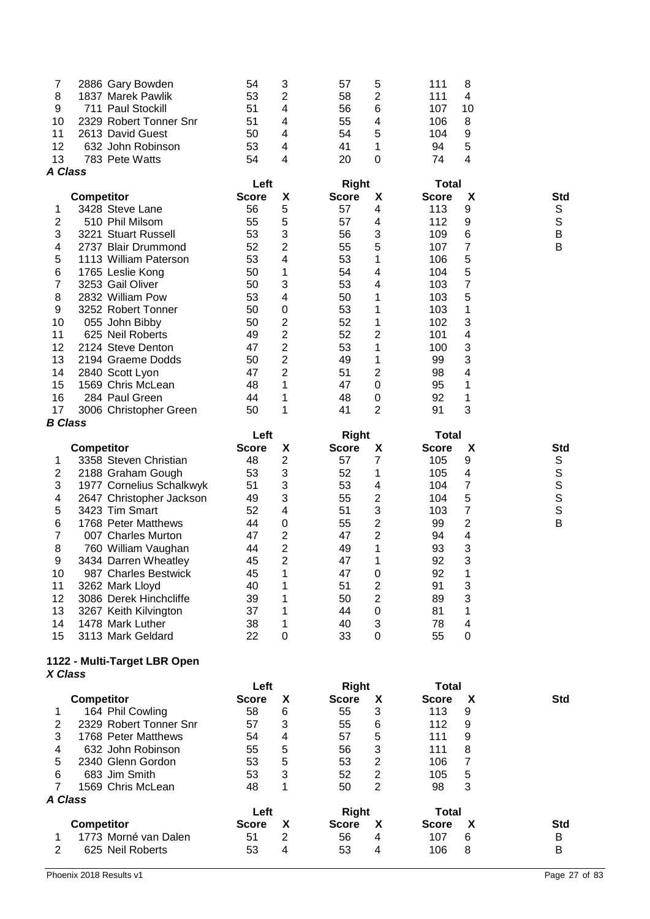| | Competitor | Left Score | X | Right Score | X | Total Score | X | Std |
|---|---|---|---|---|---|---|---|---|
| 7 | 2886 Gary Bowden | 54 | 3 | 57 | 5 | 111 | 8 | |
| 8 | 1837 Marek Pawlik | 53 | 2 | 58 | 2 | 111 | 4 | |
| 9 | 711 Paul Stockill | 51 | 4 | 56 | 6 | 107 | 10 | |
| 10 | 2329 Robert Tonner Snr | 51 | 4 | 55 | 4 | 106 | 8 | |
| 11 | 2613 David Guest | 50 | 4 | 54 | 5 | 104 | 9 | |
| 12 | 632 John Robinson | 53 | 4 | 41 | 1 | 94 | 5 | |
| 13 | 783 Pete Watts | 54 | 4 | 20 | 0 | 74 | 4 | |

***A Class***

| | | Left | | Right | | Total | | |
|---|---|---|---|---|---|---|---|---|
| | **Competitor** | **Score** | **X** | **Score** | **X** | **Score** | **X** | **Std** |
| 1 | 3428 Steve Lane | 56 | 5 | 57 | 4 | 113 | 9 | S |
| 2 | 510 Phil Milsom | 55 | 5 | 57 | 4 | 112 | 9 | S |
| 3 | 3221 Stuart Russell | 53 | 3 | 56 | 3 | 109 | 6 | B |
| 4 | 2737 Blair Drummond | 52 | 2 | 55 | 5 | 107 | 7 | B |
| 5 | 1113 William Paterson | 53 | 4 | 53 | 1 | 106 | 5 | |
| 6 | 1765 Leslie Kong | 50 | 1 | 54 | 4 | 104 | 5 | |
| 7 | 3253 Gail Oliver | 50 | 3 | 53 | 4 | 103 | 7 | |
| 8 | 2832 William Pow | 53 | 4 | 50 | 1 | 103 | 5 | |
| 9 | 3252 Robert Tonner | 50 | 0 | 53 | 1 | 103 | 1 | |
| 10 | 055 John Bibby | 50 | 2 | 52 | 1 | 102 | 3 | |
| 11 | 625 Neil Roberts | 49 | 2 | 52 | 2 | 101 | 4 | |
| 12 | 2124 Steve Denton | 47 | 2 | 53 | 1 | 100 | 3 | |
| 13 | 2194 Graeme Dodds | 50 | 2 | 49 | 1 | 99 | 3 | |
| 14 | 2840 Scott Lyon | 47 | 2 | 51 | 2 | 98 | 4 | |
| 15 | 1569 Chris McLean | 48 | 1 | 47 | 0 | 95 | 1 | |
| 16 | 284 Paul Green | 44 | 1 | 48 | 0 | 92 | 1 | |
| 17 | 3006 Christopher Green | 50 | 1 | 41 | 2 | 91 | 3 | |

***B Class***

| | | Left | | Right | | Total | | |
|---|---|---|---|---|---|---|---|---|
| | **Competitor** | **Score** | **X** | **Score** | **X** | **Score** | **X** | **Std** |
| 1 | 3358 Steven Christian | 48 | 2 | 57 | 7 | 105 | 9 | S |
| 2 | 2188 Graham Gough | 53 | 3 | 52 | 1 | 105 | 4 | S |
| 3 | 1977 Cornelius Schalkwyk | 51 | 3 | 53 | 4 | 104 | 7 | S |
| 4 | 2647 Christopher Jackson | 49 | 3 | 55 | 2 | 104 | 5 | S |
| 5 | 3423 Tim Smart | 52 | 4 | 51 | 3 | 103 | 7 | S |
| 6 | 1768 Peter Matthews | 44 | 0 | 55 | 2 | 99 | 2 | B |
| 7 | 007 Charles Murton | 47 | 2 | 47 | 2 | 94 | 4 | |
| 8 | 760 William Vaughan | 44 | 2 | 49 | 1 | 93 | 3 | |
| 9 | 3434 Darren Wheatley | 45 | 2 | 47 | 1 | 92 | 3 | |
| 10 | 987 Charles Bestwick | 45 | 1 | 47 | 0 | 92 | 1 | |
| 11 | 3262 Mark Lloyd | 40 | 1 | 51 | 2 | 91 | 3 | |
| 12 | 3086 Derek Hinchcliffe | 39 | 1 | 50 | 2 | 89 | 3 | |
| 13 | 3267 Keith Kilvington | 37 | 1 | 44 | 0 | 81 | 1 | |
| 14 | 1478 Mark Luther | 38 | 1 | 40 | 3 | 78 | 4 | |
| 15 | 3113 Mark Geldard | 22 | 0 | 33 | 0 | 55 | 0 | |

**1122 - Multi-Target LBR Open**

***X Class***

| | | Left | | Right | | Total | | |
|---|---|---|---|---|---|---|---|---|
| | **Competitor** | **Score** | **X** | **Score** | **X** | **Score** | **X** | **Std** |
| 1 | 164 Phil Cowling | 58 | 6 | 55 | 3 | 113 | 9 | |
| 2 | 2329 Robert Tonner Snr | 57 | 3 | 55 | 6 | 112 | 9 | |
| 3 | 1768 Peter Matthews | 54 | 4 | 57 | 5 | 111 | 9 | |
| 4 | 632 John Robinson | 55 | 5 | 56 | 3 | 111 | 8 | |
| 5 | 2340 Glenn Gordon | 53 | 5 | 53 | 2 | 106 | 7 | |
| 6 | 683 Jim Smith | 53 | 3 | 52 | 2 | 105 | 5 | |
| 7 | 1569 Chris McLean | 48 | 1 | 50 | 2 | 98 | 3 | |

***A Class***

| | | Left | | Right | | Total | | |
|---|---|---|---|---|---|---|---|---|
| | **Competitor** | **Score** | **X** | **Score** | **X** | **Score** | **X** | **Std** |
| 1 | 1773 Morné van Dalen | 51 | 2 | 56 | 4 | 107 | 6 | B |
| 2 | 625 Neil Roberts | 53 | 4 | 53 | 4 | 106 | 8 | B |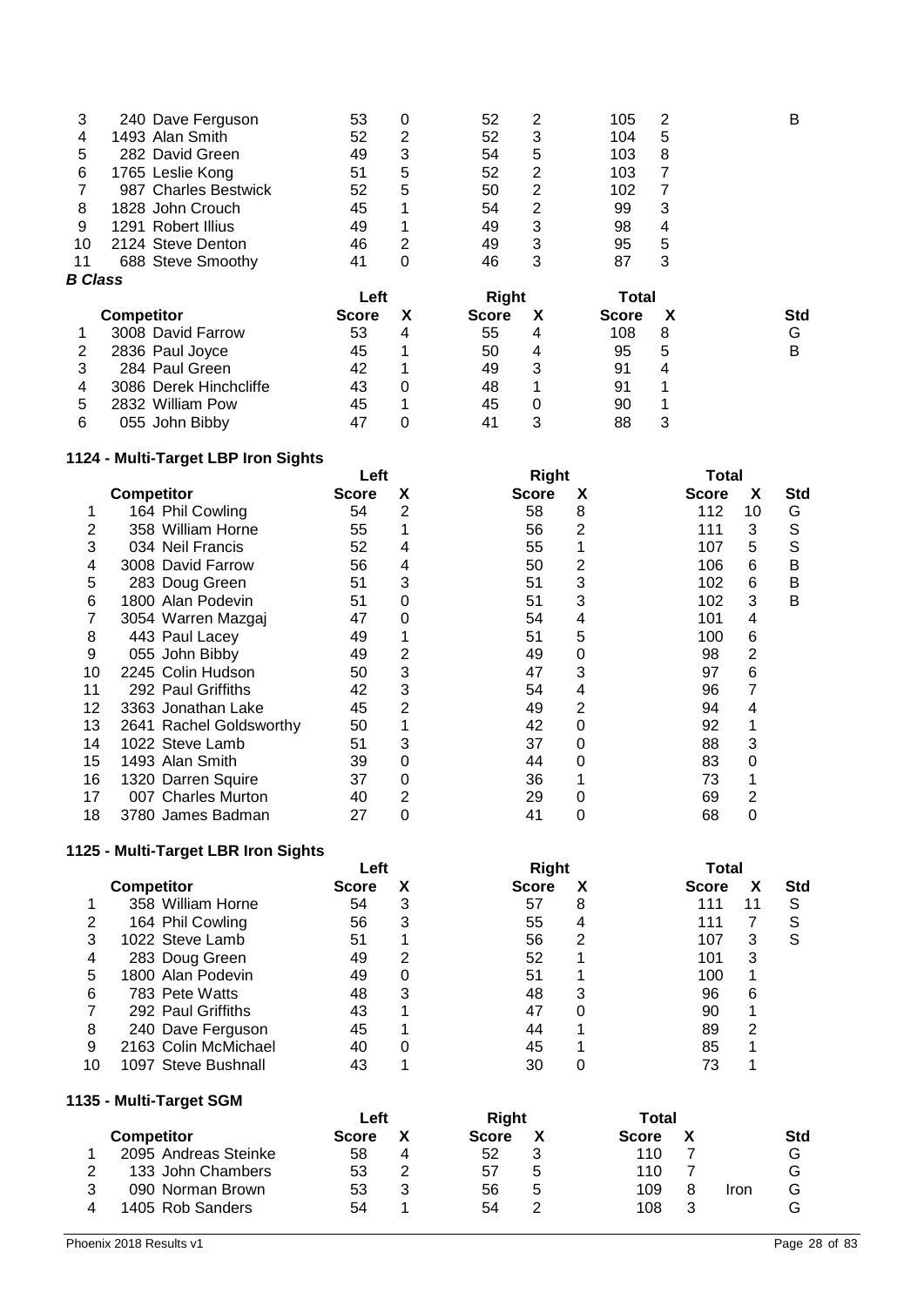| | Competitor | Left Score | X | Right Score | X | Total Score | X | Std |
|---|---|---|---|---|---|---|---|---|
| 3 | 240 Dave Ferguson | 53 | 0 | 52 | 2 | 105 | 2 | B |
| 4 | 1493 Alan Smith | 52 | 2 | 52 | 3 | 104 | 5 | |
| 5 | 282 David Green | 49 | 3 | 54 | 5 | 103 | 8 | |
| 6 | 1765 Leslie Kong | 51 | 5 | 52 | 2 | 103 | 7 | |
| 7 | 987 Charles Bestwick | 52 | 5 | 50 | 2 | 102 | 7 | |
| 8 | 1828 John Crouch | 45 | 1 | 54 | 2 | 99 | 3 | |
| 9 | 1291 Robert Illius | 49 | 1 | 49 | 3 | 98 | 4 | |
| 10 | 2124 Steve Denton | 46 | 2 | 49 | 3 | 95 | 5 | |
| 11 | 688 Steve Smoothy | 41 | 0 | 46 | 3 | 87 | 3 | |

***B Class***

| | | Left | | Right | | Total | | |
|---|---|---|---|---|---|---|---|---|
| | **Competitor** | **Score** | **X** | **Score** | **X** | **Score** | **X** | **Std** |
| 1 | 3008 David Farrow | 53 | 4 | 55 | 4 | 108 | 8 | G |
| 2 | 2836 Paul Joyce | 45 | 1 | 50 | 4 | 95 | 5 | B |
| 3 | 284 Paul Green | 42 | 1 | 49 | 3 | 91 | 4 | |
| 4 | 3086 Derek Hinchcliffe | 43 | 0 | 48 | 1 | 91 | 1 | |
| 5 | 2832 William Pow | 45 | 1 | 45 | 0 | 90 | 1 | |
| 6 | 055 John Bibby | 47 | 0 | 41 | 3 | 88 | 3 | |

**1124 - Multi-Target LBP Iron Sights**

| | | Left | | Right | | Total | | |
|---|---|---|---|---|---|---|---|---|
| | **Competitor** | **Score** | **X** | **Score** | **X** | **Score** | **X** | **Std** |
| 1 | 164 Phil Cowling | 54 | 2 | 58 | 8 | 112 | 10 | G |
| 2 | 358 William Horne | 55 | 1 | 56 | 2 | 111 | 3 | S |
| 3 | 034 Neil Francis | 52 | 4 | 55 | 1 | 107 | 5 | S |
| 4 | 3008 David Farrow | 56 | 4 | 50 | 2 | 106 | 6 | B |
| 5 | 283 Doug Green | 51 | 3 | 51 | 3 | 102 | 6 | B |
| 6 | 1800 Alan Podevin | 51 | 0 | 51 | 3 | 102 | 3 | B |
| 7 | 3054 Warren Mazgaj | 47 | 0 | 54 | 4 | 101 | 4 | |
| 8 | 443 Paul Lacey | 49 | 1 | 51 | 5 | 100 | 6 | |
| 9 | 055 John Bibby | 49 | 2 | 49 | 0 | 98 | 2 | |
| 10 | 2245 Colin Hudson | 50 | 3 | 47 | 3 | 97 | 6 | |
| 11 | 292 Paul Griffiths | 42 | 3 | 54 | 4 | 96 | 7 | |
| 12 | 3363 Jonathan Lake | 45 | 2 | 49 | 2 | 94 | 4 | |
| 13 | 2641 Rachel Goldsworthy | 50 | 1 | 42 | 0 | 92 | 1 | |
| 14 | 1022 Steve Lamb | 51 | 3 | 37 | 0 | 88 | 3 | |
| 15 | 1493 Alan Smith | 39 | 0 | 44 | 0 | 83 | 0 | |
| 16 | 1320 Darren Squire | 37 | 0 | 36 | 1 | 73 | 1 | |
| 17 | 007 Charles Murton | 40 | 2 | 29 | 0 | 69 | 2 | |
| 18 | 3780 James Badman | 27 | 0 | 41 | 0 | 68 | 0 | |

**1125 - Multi-Target LBR Iron Sights**

| | | Left | | Right | | Total | | |
|---|---|---|---|---|---|---|---|---|
| | **Competitor** | **Score** | **X** | **Score** | **X** | **Score** | **X** | **Std** |
| 1 | 358 William Horne | 54 | 3 | 57 | 8 | 111 | 11 | S |
| 2 | 164 Phil Cowling | 56 | 3 | 55 | 4 | 111 | 7 | S |
| 3 | 1022 Steve Lamb | 51 | 1 | 56 | 2 | 107 | 3 | S |
| 4 | 283 Doug Green | 49 | 2 | 52 | 1 | 101 | 3 | |
| 5 | 1800 Alan Podevin | 49 | 0 | 51 | 1 | 100 | 1 | |
| 6 | 783 Pete Watts | 48 | 3 | 48 | 3 | 96 | 6 | |
| 7 | 292 Paul Griffiths | 43 | 1 | 47 | 0 | 90 | 1 | |
| 8 | 240 Dave Ferguson | 45 | 1 | 44 | 1 | 89 | 2 | |
| 9 | 2163 Colin McMichael | 40 | 0 | 45 | 1 | 85 | 1 | |
| 10 | 1097 Steve Bushnall | 43 | 1 | 30 | 0 | 73 | 1 | |

**1135 - Multi-Target SGM**

| | | Left | | Right | | Total | | | |
|---|---|---|---|---|---|---|---|---|---|
| | **Competitor** | **Score** | **X** | **Score** | **X** | **Score** | **X** | | **Std** |
| 1 | 2095 Andreas Steinke | 58 | 4 | 52 | 3 | 110 | 7 | | G |
| 2 | 133 John Chambers | 53 | 2 | 57 | 5 | 110 | 7 | | G |
| 3 | 090 Norman Brown | 53 | 3 | 56 | 5 | 109 | 8 | Iron | G |
| 4 | 1405 Rob Sanders | 54 | 1 | 54 | 2 | 108 | 3 | | G |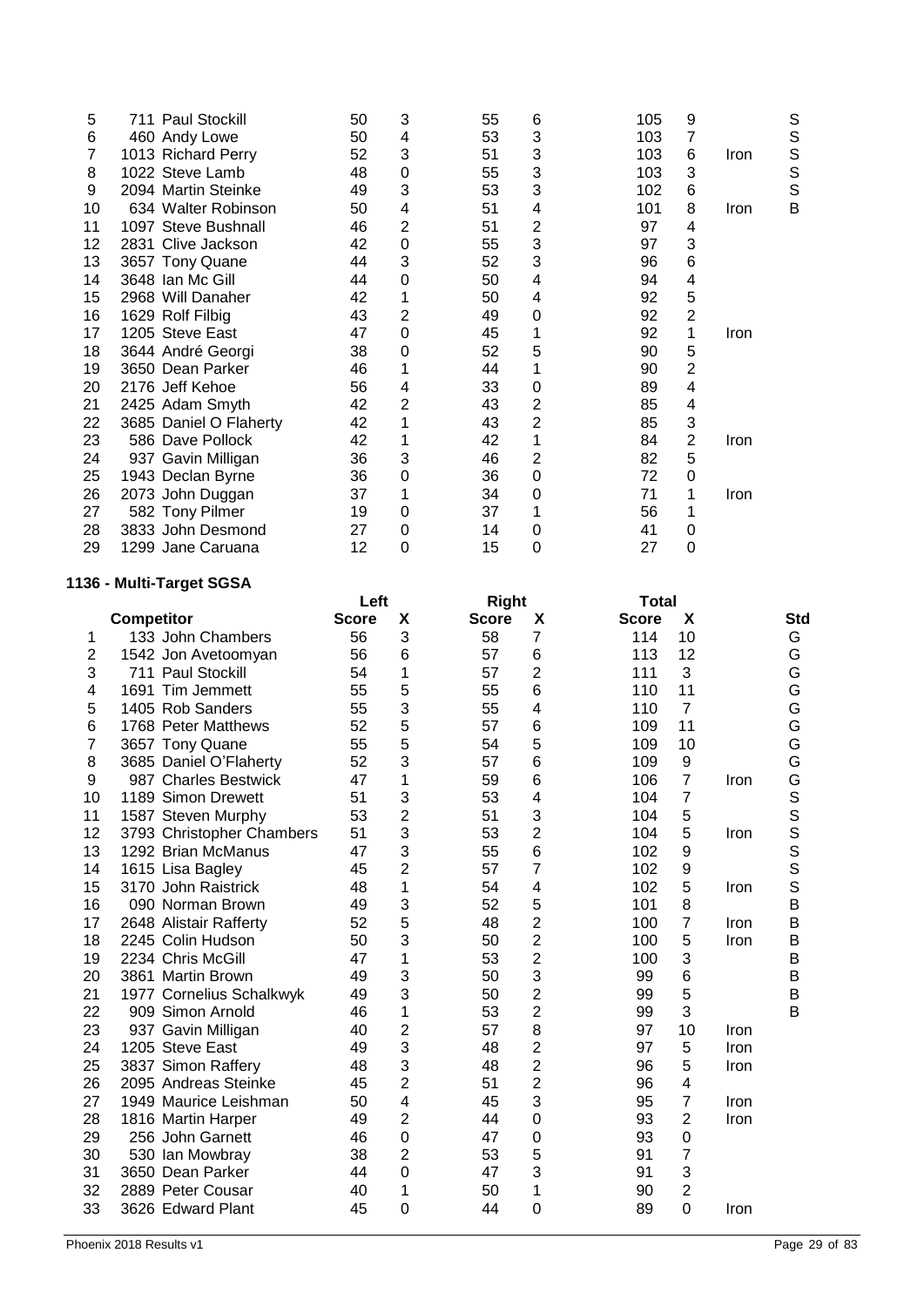| | Competitor | Left Score | X | Right Score | X | Total Score | X | | Std |
|---|---|---|---|---|---|---|---|---|---|
| 5 | 711 Paul Stockill | 50 | 3 | 55 | 6 | 105 | 9 | | S |
| 6 | 460 Andy Lowe | 50 | 4 | 53 | 3 | 103 | 7 | | S |
| 7 | 1013 Richard Perry | 52 | 3 | 51 | 3 | 103 | 6 | Iron | S |
| 8 | 1022 Steve Lamb | 48 | 0 | 55 | 3 | 103 | 3 | | S |
| 9 | 2094 Martin Steinke | 49 | 3 | 53 | 3 | 102 | 6 | | S |
| 10 | 634 Walter Robinson | 50 | 4 | 51 | 4 | 101 | 8 | Iron | B |
| 11 | 1097 Steve Bushnall | 46 | 2 | 51 | 2 | 97 | 4 | | |
| 12 | 2831 Clive Jackson | 42 | 0 | 55 | 3 | 97 | 3 | | |
| 13 | 3657 Tony Quane | 44 | 3 | 52 | 3 | 96 | 6 | | |
| 14 | 3648 Ian Mc Gill | 44 | 0 | 50 | 4 | 94 | 4 | | |
| 15 | 2968 Will Danaher | 42 | 1 | 50 | 4 | 92 | 5 | | |
| 16 | 1629 Rolf Filbig | 43 | 2 | 49 | 0 | 92 | 2 | | |
| 17 | 1205 Steve East | 47 | 0 | 45 | 1 | 92 | 1 | Iron | |
| 18 | 3644 André Georgi | 38 | 0 | 52 | 5 | 90 | 5 | | |
| 19 | 3650 Dean Parker | 46 | 1 | 44 | 1 | 90 | 2 | | |
| 20 | 2176 Jeff Kehoe | 56 | 4 | 33 | 0 | 89 | 4 | | |
| 21 | 2425 Adam Smyth | 42 | 2 | 43 | 2 | 85 | 4 | | |
| 22 | 3685 Daniel O Flaherty | 42 | 1 | 43 | 2 | 85 | 3 | | |
| 23 | 586 Dave Pollock | 42 | 1 | 42 | 1 | 84 | 2 | Iron | |
| 24 | 937 Gavin Milligan | 36 | 3 | 46 | 2 | 82 | 5 | | |
| 25 | 1943 Declan Byrne | 36 | 0 | 36 | 0 | 72 | 0 | | |
| 26 | 2073 John Duggan | 37 | 1 | 34 | 0 | 71 | 1 | Iron | |
| 27 | 582 Tony Pilmer | 19 | 0 | 37 | 1 | 56 | 1 | | |
| 28 | 3833 John Desmond | 27 | 0 | 14 | 0 | 41 | 0 | | |
| 29 | 1299 Jane Caruana | 12 | 0 | 15 | 0 | 27 | 0 | | |

**1136 - Multi-Target SGSA**

| | | Left | | Right | | Total | | | |
|---|---|---|---|---|---|---|---|---|---|
| | **Competitor** | **Score** | **X** | **Score** | **X** | **Score** | **X** | | **Std** |
| 1 | 133 John Chambers | 56 | 3 | 58 | 7 | 114 | 10 | | G |
| 2 | 1542 Jon Avetoomyan | 56 | 6 | 57 | 6 | 113 | 12 | | G |
| 3 | 711 Paul Stockill | 54 | 1 | 57 | 2 | 111 | 3 | | G |
| 4 | 1691 Tim Jemmett | 55 | 5 | 55 | 6 | 110 | 11 | | G |
| 5 | 1405 Rob Sanders | 55 | 3 | 55 | 4 | 110 | 7 | | G |
| 6 | 1768 Peter Matthews | 52 | 5 | 57 | 6 | 109 | 11 | | G |
| 7 | 3657 Tony Quane | 55 | 5 | 54 | 5 | 109 | 10 | | G |
| 8 | 3685 Daniel O'Flaherty | 52 | 3 | 57 | 6 | 109 | 9 | | G |
| 9 | 987 Charles Bestwick | 47 | 1 | 59 | 6 | 106 | 7 | Iron | G |
| 10 | 1189 Simon Drewett | 51 | 3 | 53 | 4 | 104 | 7 | | S |
| 11 | 1587 Steven Murphy | 53 | 2 | 51 | 3 | 104 | 5 | | S |
| 12 | 3793 Christopher Chambers | 51 | 3 | 53 | 2 | 104 | 5 | Iron | S |
| 13 | 1292 Brian McManus | 47 | 3 | 55 | 6 | 102 | 9 | | S |
| 14 | 1615 Lisa Bagley | 45 | 2 | 57 | 7 | 102 | 9 | | S |
| 15 | 3170 John Raistrick | 48 | 1 | 54 | 4 | 102 | 5 | Iron | S |
| 16 | 090 Norman Brown | 49 | 3 | 52 | 5 | 101 | 8 | | B |
| 17 | 2648 Alistair Rafferty | 52 | 5 | 48 | 2 | 100 | 7 | Iron | B |
| 18 | 2245 Colin Hudson | 50 | 3 | 50 | 2 | 100 | 5 | Iron | B |
| 19 | 2234 Chris McGill | 47 | 1 | 53 | 2 | 100 | 3 | | B |
| 20 | 3861 Martin Brown | 49 | 3 | 50 | 3 | 99 | 6 | | B |
| 21 | 1977 Cornelius Schalkwyk | 49 | 3 | 50 | 2 | 99 | 5 | | B |
| 22 | 909 Simon Arnold | 46 | 1 | 53 | 2 | 99 | 3 | | B |
| 23 | 937 Gavin Milligan | 40 | 2 | 57 | 8 | 97 | 10 | Iron | |
| 24 | 1205 Steve East | 49 | 3 | 48 | 2 | 97 | 5 | Iron | |
| 25 | 3837 Simon Raffery | 48 | 3 | 48 | 2 | 96 | 5 | Iron | |
| 26 | 2095 Andreas Steinke | 45 | 2 | 51 | 2 | 96 | 4 | | |
| 27 | 1949 Maurice Leishman | 50 | 4 | 45 | 3 | 95 | 7 | Iron | |
| 28 | 1816 Martin Harper | 49 | 2 | 44 | 0 | 93 | 2 | Iron | |
| 29 | 256 John Garnett | 46 | 0 | 47 | 0 | 93 | 0 | | |
| 30 | 530 Ian Mowbray | 38 | 2 | 53 | 5 | 91 | 7 | | |
| 31 | 3650 Dean Parker | 44 | 0 | 47 | 3 | 91 | 3 | | |
| 32 | 2889 Peter Cousar | 40 | 1 | 50 | 1 | 90 | 2 | | |
| 33 | 3626 Edward Plant | 45 | 0 | 44 | 0 | 89 | 0 | Iron | |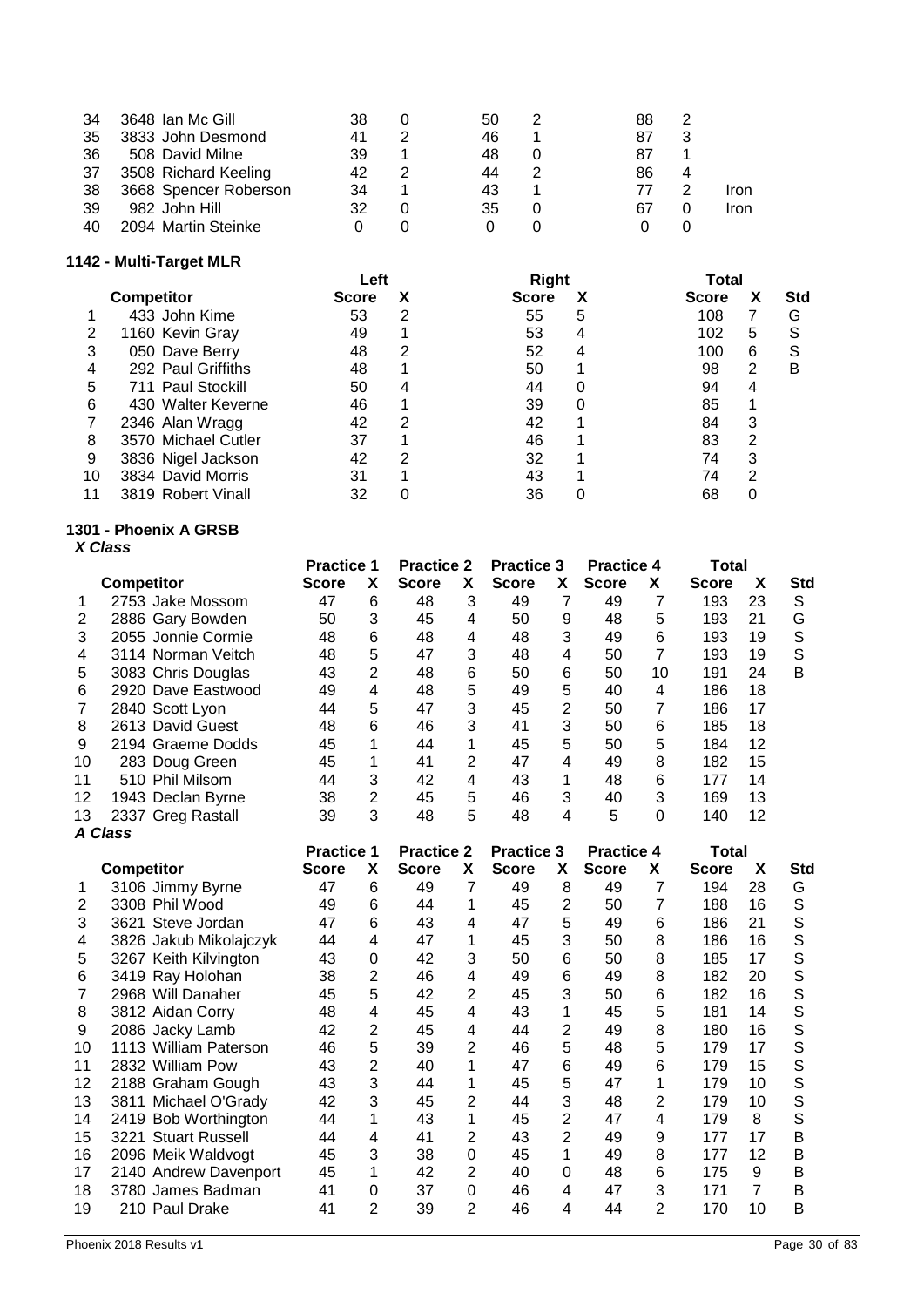| | | | | | | | | |
|---|---|---|---|---|---|---|---|---|
| 34 | 3648 Ian Mc Gill | 38 | 0 | 50 | 2 | 88 | 2 | |
| 35 | 3833 John Desmond | 41 | 2 | 46 | 1 | 87 | 3 | |
| 36 | 508 David Milne | 39 | 1 | 48 | 0 | 87 | 1 | |
| 37 | 3508 Richard Keeling | 42 | 2 | 44 | 2 | 86 | 4 | |
| 38 | 3668 Spencer Roberson | 34 | 1 | 43 | 1 | 77 | 2 | Iron |
| 39 | 982 John Hill | 32 | 0 | 35 | 0 | 67 | 0 | Iron |
| 40 | 2094 Martin Steinke | 0 | 0 | 0 | 0 | 0 | 0 | |

**1142 - Multi-Target MLR**

| | | Left | | Right | | Total | | |
|---|---|---|---|---|---|---|---|---|
| | **Competitor** | **Score** | **X** | **Score** | **X** | **Score** | **X** | **Std** |
| 1 | 433 John Kime | 53 | 2 | 55 | 5 | 108 | 7 | G |
| 2 | 1160 Kevin Gray | 49 | 1 | 53 | 4 | 102 | 5 | S |
| 3 | 050 Dave Berry | 48 | 2 | 52 | 4 | 100 | 6 | S |
| 4 | 292 Paul Griffiths | 48 | 1 | 50 | 1 | 98 | 2 | B |
| 5 | 711 Paul Stockill | 50 | 4 | 44 | 0 | 94 | 4 | |
| 6 | 430 Walter Keverne | 46 | 1 | 39 | 0 | 85 | 1 | |
| 7 | 2346 Alan Wragg | 42 | 2 | 42 | 1 | 84 | 3 | |
| 8 | 3570 Michael Cutler | 37 | 1 | 46 | 1 | 83 | 2 | |
| 9 | 3836 Nigel Jackson | 42 | 2 | 32 | 1 | 74 | 3 | |
| 10 | 3834 David Morris | 31 | 1 | 43 | 1 | 74 | 2 | |
| 11 | 3819 Robert Vinall | 32 | 0 | 36 | 0 | 68 | 0 | |

**1301 - Phoenix A GRSB**

***X Class***

| | | Practice 1 | | Practice 2 | | Practice 3 | | Practice 4 | | Total | | |
|---|---|---|---|---|---|---|---|---|---|---|---|---|
| | **Competitor** | **Score** | **X** | **Score** | **X** | **Score** | **X** | **Score** | **X** | **Score** | **X** | **Std** |
| 1 | 2753 Jake Mossom | 47 | 6 | 48 | 3 | 49 | 7 | 49 | 7 | 193 | 23 | S |
| 2 | 2886 Gary Bowden | 50 | 3 | 45 | 4 | 50 | 9 | 48 | 5 | 193 | 21 | G |
| 3 | 2055 Jonnie Cormie | 48 | 6 | 48 | 4 | 48 | 3 | 49 | 6 | 193 | 19 | S |
| 4 | 3114 Norman Veitch | 48 | 5 | 47 | 3 | 48 | 4 | 50 | 7 | 193 | 19 | S |
| 5 | 3083 Chris Douglas | 43 | 2 | 48 | 6 | 50 | 6 | 50 | 10 | 191 | 24 | B |
| 6 | 2920 Dave Eastwood | 49 | 4 | 48 | 5 | 49 | 5 | 40 | 4 | 186 | 18 | |
| 7 | 2840 Scott Lyon | 44 | 5 | 47 | 3 | 45 | 2 | 50 | 7 | 186 | 17 | |
| 8 | 2613 David Guest | 48 | 6 | 46 | 3 | 41 | 3 | 50 | 6 | 185 | 18 | |
| 9 | 2194 Graeme Dodds | 45 | 1 | 44 | 1 | 45 | 5 | 50 | 5 | 184 | 12 | |
| 10 | 283 Doug Green | 45 | 1 | 41 | 2 | 47 | 4 | 49 | 8 | 182 | 15 | |
| 11 | 510 Phil Milsom | 44 | 3 | 42 | 4 | 43 | 1 | 48 | 6 | 177 | 14 | |
| 12 | 1943 Declan Byrne | 38 | 2 | 45 | 5 | 46 | 3 | 40 | 3 | 169 | 13 | |
| 13 | 2337 Greg Rastall | 39 | 3 | 48 | 5 | 48 | 4 | 5 | 0 | 140 | 12 | |

***A Class***

| | | Practice 1 | | Practice 2 | | Practice 3 | | Practice 4 | | Total | | |
|---|---|---|---|---|---|---|---|---|---|---|---|---|
| | **Competitor** | **Score** | **X** | **Score** | **X** | **Score** | **X** | **Score** | **X** | **Score** | **X** | **Std** |
| 1 | 3106 Jimmy Byrne | 47 | 6 | 49 | 7 | 49 | 8 | 49 | 7 | 194 | 28 | G |
| 2 | 3308 Phil Wood | 49 | 6 | 44 | 1 | 45 | 2 | 50 | 7 | 188 | 16 | S |
| 3 | 3621 Steve Jordan | 47 | 6 | 43 | 4 | 47 | 5 | 49 | 6 | 186 | 21 | S |
| 4 | 3826 Jakub Mikolajczyk | 44 | 4 | 47 | 1 | 45 | 3 | 50 | 8 | 186 | 16 | S |
| 5 | 3267 Keith Kilvington | 43 | 0 | 42 | 3 | 50 | 6 | 50 | 8 | 185 | 17 | S |
| 6 | 3419 Ray Holohan | 38 | 2 | 46 | 4 | 49 | 6 | 49 | 8 | 182 | 20 | S |
| 7 | 2968 Will Danaher | 45 | 5 | 42 | 2 | 45 | 3 | 50 | 6 | 182 | 16 | S |
| 8 | 3812 Aidan Corry | 48 | 4 | 45 | 4 | 43 | 1 | 45 | 5 | 181 | 14 | S |
| 9 | 2086 Jacky Lamb | 42 | 2 | 45 | 4 | 44 | 2 | 49 | 8 | 180 | 16 | S |
| 10 | 1113 William Paterson | 46 | 5 | 39 | 2 | 46 | 5 | 48 | 5 | 179 | 17 | S |
| 11 | 2832 William Pow | 43 | 2 | 40 | 1 | 47 | 6 | 49 | 6 | 179 | 15 | S |
| 12 | 2188 Graham Gough | 43 | 3 | 44 | 1 | 45 | 5 | 47 | 1 | 179 | 10 | S |
| 13 | 3811 Michael O'Grady | 42 | 3 | 45 | 2 | 44 | 3 | 48 | 2 | 179 | 10 | S |
| 14 | 2419 Bob Worthington | 44 | 1 | 43 | 1 | 45 | 2 | 47 | 4 | 179 | 8 | S |
| 15 | 3221 Stuart Russell | 44 | 4 | 41 | 2 | 43 | 2 | 49 | 9 | 177 | 17 | B |
| 16 | 2096 Meik Waldvogt | 45 | 3 | 38 | 0 | 45 | 1 | 49 | 8 | 177 | 12 | B |
| 17 | 2140 Andrew Davenport | 45 | 1 | 42 | 2 | 40 | 0 | 48 | 6 | 175 | 9 | B |
| 18 | 3780 James Badman | 41 | 0 | 37 | 0 | 46 | 4 | 47 | 3 | 171 | 7 | B |
| 19 | 210 Paul Drake | 41 | 2 | 39 | 2 | 46 | 4 | 44 | 2 | 170 | 10 | B |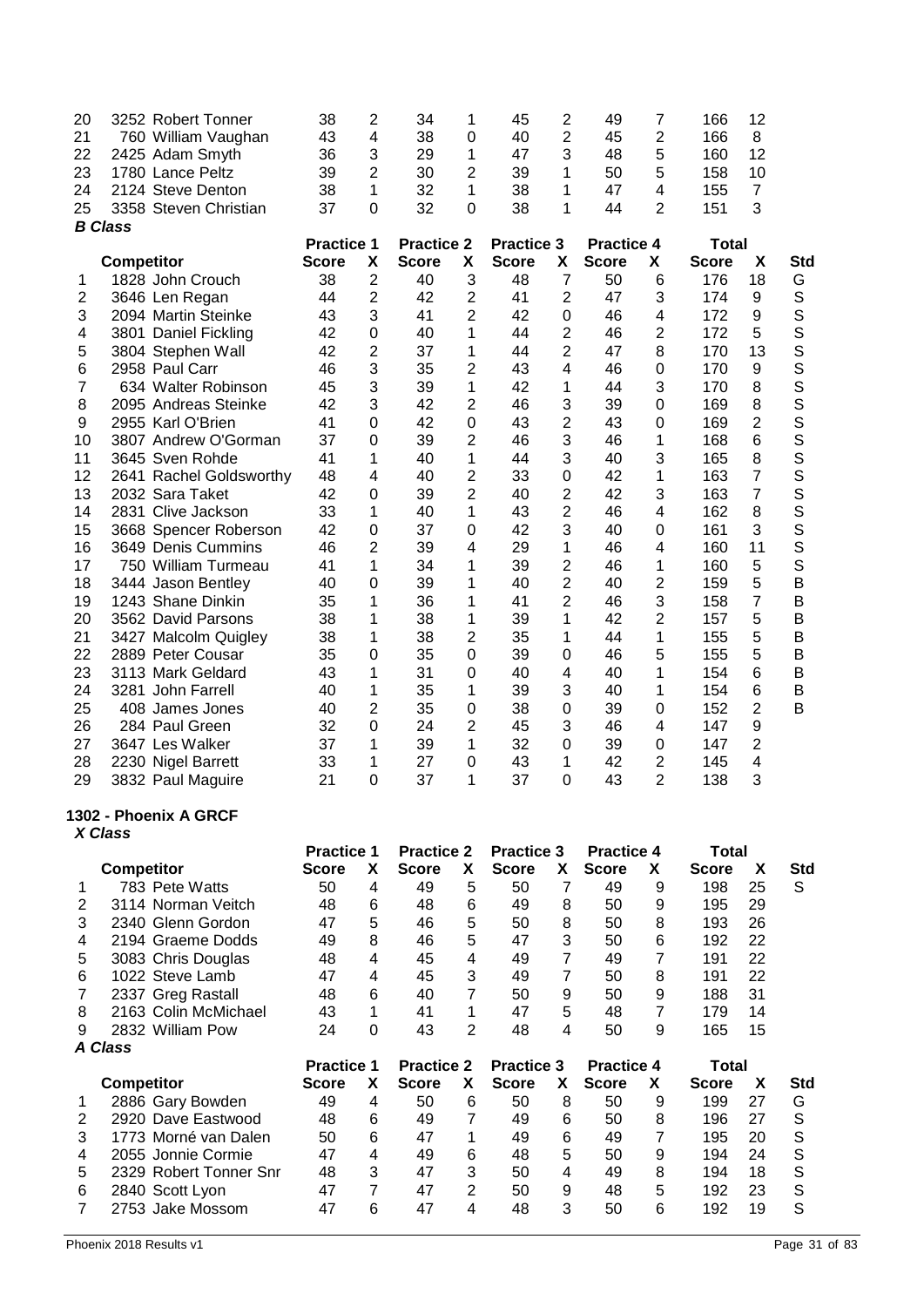| | Competitor | Practice 1 Score | X | Practice 2 Score | X | Practice 3 Score | X | Practice 4 Score | X | Total Score | X | Std |
|---|---|---|---|---|---|---|---|---|---|---|---|---|
| 20 | 3252 Robert Tonner | 38 | 2 | 34 | 1 | 45 | 2 | 49 | 7 | 166 | 12 | |
| 21 | 760 William Vaughan | 43 | 4 | 38 | 0 | 40 | 2 | 45 | 2 | 166 | 8 | |
| 22 | 2425 Adam Smyth | 36 | 3 | 29 | 1 | 47 | 3 | 48 | 5 | 160 | 12 | |
| 23 | 1780 Lance Peltz | 39 | 2 | 30 | 2 | 39 | 1 | 50 | 5 | 158 | 10 | |
| 24 | 2124 Steve Denton | 38 | 1 | 32 | 1 | 38 | 1 | 47 | 4 | 155 | 7 | |
| 25 | 3358 Steven Christian | 37 | 0 | 32 | 0 | 38 | 1 | 44 | 2 | 151 | 3 | |

*B Class*

| | Competitor | Practice 1 | | Practice 2 | | Practice 3 | | Practice 4 | | Total | | |
|---|---|---|---|---|---|---|---|---|---|---|---|---|
| | | Score | X | Score | X | Score | X | Score | X | Score | X | Std |
| 1 | 1828 John Crouch | 38 | 2 | 40 | 3 | 48 | 7 | 50 | 6 | 176 | 18 | G |
| 2 | 3646 Len Regan | 44 | 2 | 42 | 2 | 41 | 2 | 47 | 3 | 174 | 9 | S |
| 3 | 2094 Martin Steinke | 43 | 3 | 41 | 2 | 42 | 0 | 46 | 4 | 172 | 9 | S |
| 4 | 3801 Daniel Fickling | 42 | 0 | 40 | 1 | 44 | 2 | 46 | 2 | 172 | 5 | S |
| 5 | 3804 Stephen Wall | 42 | 2 | 37 | 1 | 44 | 2 | 47 | 8 | 170 | 13 | S |
| 6 | 2958 Paul Carr | 46 | 3 | 35 | 2 | 43 | 4 | 46 | 0 | 170 | 9 | S |
| 7 | 634 Walter Robinson | 45 | 3 | 39 | 1 | 42 | 1 | 44 | 3 | 170 | 8 | S |
| 8 | 2095 Andreas Steinke | 42 | 3 | 42 | 2 | 46 | 3 | 39 | 0 | 169 | 8 | S |
| 9 | 2955 Karl O'Brien | 41 | 0 | 42 | 0 | 43 | 2 | 43 | 0 | 169 | 2 | S |
| 10 | 3807 Andrew O'Gorman | 37 | 0 | 39 | 2 | 46 | 3 | 46 | 1 | 168 | 6 | S |
| 11 | 3645 Sven Rohde | 41 | 1 | 40 | 1 | 44 | 3 | 40 | 3 | 165 | 8 | S |
| 12 | 2641 Rachel Goldsworthy | 48 | 4 | 40 | 2 | 33 | 0 | 42 | 1 | 163 | 7 | S |
| 13 | 2032 Sara Taket | 42 | 0 | 39 | 2 | 40 | 2 | 42 | 3 | 163 | 7 | S |
| 14 | 2831 Clive Jackson | 33 | 1 | 40 | 1 | 43 | 2 | 46 | 4 | 162 | 8 | S |
| 15 | 3668 Spencer Roberson | 42 | 0 | 37 | 0 | 42 | 3 | 40 | 0 | 161 | 3 | S |
| 16 | 3649 Denis Cummins | 46 | 2 | 39 | 4 | 29 | 1 | 46 | 4 | 160 | 11 | S |
| 17 | 750 William Turmeau | 41 | 1 | 34 | 1 | 39 | 2 | 46 | 1 | 160 | 5 | S |
| 18 | 3444 Jason Bentley | 40 | 0 | 39 | 1 | 40 | 2 | 40 | 2 | 159 | 5 | B |
| 19 | 1243 Shane Dinkin | 35 | 1 | 36 | 1 | 41 | 2 | 46 | 3 | 158 | 7 | B |
| 20 | 3562 David Parsons | 38 | 1 | 38 | 1 | 39 | 1 | 42 | 2 | 157 | 5 | B |
| 21 | 3427 Malcolm Quigley | 38 | 1 | 38 | 2 | 35 | 1 | 44 | 1 | 155 | 5 | B |
| 22 | 2889 Peter Cousar | 35 | 0 | 35 | 0 | 39 | 0 | 46 | 5 | 155 | 5 | B |
| 23 | 3113 Mark Geldard | 43 | 1 | 31 | 0 | 40 | 4 | 40 | 1 | 154 | 6 | B |
| 24 | 3281 John Farrell | 40 | 1 | 35 | 1 | 39 | 3 | 40 | 1 | 154 | 6 | B |
| 25 | 408 James Jones | 40 | 2 | 35 | 0 | 38 | 0 | 39 | 0 | 152 | 2 | B |
| 26 | 284 Paul Green | 32 | 0 | 24 | 2 | 45 | 3 | 46 | 4 | 147 | 9 | |
| 27 | 3647 Les Walker | 37 | 1 | 39 | 1 | 32 | 0 | 39 | 0 | 147 | 2 | |
| 28 | 2230 Nigel Barrett | 33 | 1 | 27 | 0 | 43 | 1 | 42 | 2 | 145 | 4 | |
| 29 | 3832 Paul Maguire | 21 | 0 | 37 | 1 | 37 | 0 | 43 | 2 | 138 | 3 | |

**1302 - Phoenix A GRCF**

*X Class*

| | Competitor | Practice 1 | | Practice 2 | | Practice 3 | | Practice 4 | | Total | | |
|---|---|---|---|---|---|---|---|---|---|---|---|---|
| | | Score | X | Score | X | Score | X | Score | X | Score | X | Std |
| 1 | 783 Pete Watts | 50 | 4 | 49 | 5 | 50 | 7 | 49 | 9 | 198 | 25 | S |
| 2 | 3114 Norman Veitch | 48 | 6 | 48 | 6 | 49 | 8 | 50 | 9 | 195 | 29 | |
| 3 | 2340 Glenn Gordon | 47 | 5 | 46 | 5 | 50 | 8 | 50 | 8 | 193 | 26 | |
| 4 | 2194 Graeme Dodds | 49 | 8 | 46 | 5 | 47 | 3 | 50 | 6 | 192 | 22 | |
| 5 | 3083 Chris Douglas | 48 | 4 | 45 | 4 | 49 | 7 | 49 | 7 | 191 | 22 | |
| 6 | 1022 Steve Lamb | 47 | 4 | 45 | 3 | 49 | 7 | 50 | 8 | 191 | 22 | |
| 7 | 2337 Greg Rastall | 48 | 6 | 40 | 7 | 50 | 9 | 50 | 9 | 188 | 31 | |
| 8 | 2163 Colin McMichael | 43 | 1 | 41 | 1 | 47 | 5 | 48 | 7 | 179 | 14 | |
| 9 | 2832 William Pow | 24 | 0 | 43 | 2 | 48 | 4 | 50 | 9 | 165 | 15 | |

*A Class*

| | Competitor | Practice 1 | | Practice 2 | | Practice 3 | | Practice 4 | | Total | | |
|---|---|---|---|---|---|---|---|---|---|---|---|---|
| | | Score | X | Score | X | Score | X | Score | X | Score | X | Std |
| 1 | 2886 Gary Bowden | 49 | 4 | 50 | 6 | 50 | 8 | 50 | 9 | 199 | 27 | G |
| 2 | 2920 Dave Eastwood | 48 | 6 | 49 | 7 | 49 | 6 | 50 | 8 | 196 | 27 | S |
| 3 | 1773 Morné van Dalen | 50 | 6 | 47 | 1 | 49 | 6 | 49 | 7 | 195 | 20 | S |
| 4 | 2055 Jonnie Cormie | 47 | 4 | 49 | 6 | 48 | 5 | 50 | 9 | 194 | 24 | S |
| 5 | 2329 Robert Tonner Snr | 48 | 3 | 47 | 3 | 50 | 4 | 49 | 8 | 194 | 18 | S |
| 6 | 2840 Scott Lyon | 47 | 7 | 47 | 2 | 50 | 9 | 48 | 5 | 192 | 23 | S |
| 7 | 2753 Jake Mossom | 47 | 6 | 47 | 4 | 48 | 3 | 50 | 6 | 192 | 19 | S |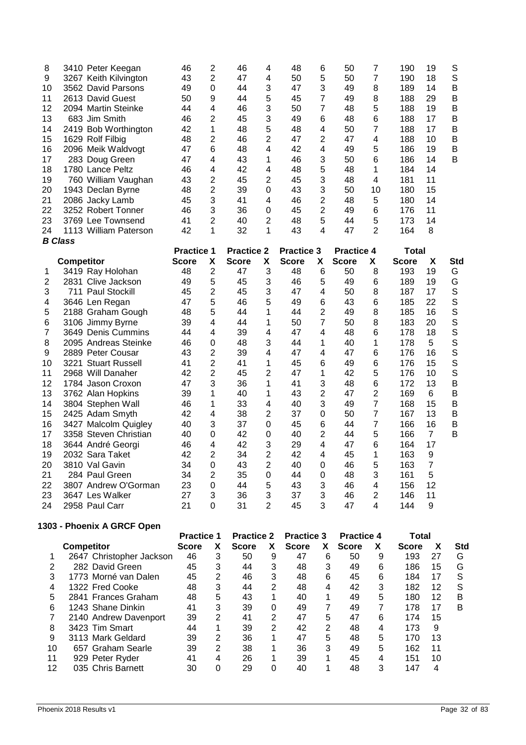| | Competitor | Practice 1 Score | X | Practice 2 Score | X | Practice 3 Score | X | Practice 4 Score | X | Total Score | X | Std |
|---|---|---|---|---|---|---|---|---|---|---|---|---|
| 8 | 3410 Peter Keegan | 46 | 2 | 46 | 4 | 48 | 6 | 50 | 7 | 190 | 19 | S |
| 9 | 3267 Keith Kilvington | 43 | 2 | 47 | 4 | 50 | 5 | 50 | 7 | 190 | 18 | S |
| 10 | 3562 David Parsons | 49 | 0 | 44 | 3 | 47 | 3 | 49 | 8 | 189 | 14 | B |
| 11 | 2613 David Guest | 50 | 9 | 44 | 5 | 45 | 7 | 49 | 8 | 188 | 29 | B |
| 12 | 2094 Martin Steinke | 44 | 4 | 46 | 3 | 50 | 7 | 48 | 5 | 188 | 19 | B |
| 13 | 683 Jim Smith | 46 | 2 | 45 | 3 | 49 | 6 | 48 | 6 | 188 | 17 | B |
| 14 | 2419 Bob Worthington | 42 | 1 | 48 | 5 | 48 | 4 | 50 | 7 | 188 | 17 | B |
| 15 | 1629 Rolf Filbig | 48 | 2 | 46 | 2 | 47 | 2 | 47 | 4 | 188 | 10 | B |
| 16 | 2096 Meik Waldvogt | 47 | 6 | 48 | 4 | 42 | 4 | 49 | 5 | 186 | 19 | B |
| 17 | 283 Doug Green | 47 | 4 | 43 | 1 | 46 | 3 | 50 | 6 | 186 | 14 | B |
| 18 | 1780 Lance Peltz | 46 | 4 | 42 | 4 | 48 | 5 | 48 | 1 | 184 | 14 | |
| 19 | 760 William Vaughan | 43 | 2 | 45 | 2 | 45 | 3 | 48 | 4 | 181 | 11 | |
| 20 | 1943 Declan Byrne | 48 | 2 | 39 | 0 | 43 | 3 | 50 | 10 | 180 | 15 | |
| 21 | 2086 Jacky Lamb | 45 | 3 | 41 | 4 | 46 | 2 | 48 | 5 | 180 | 14 | |
| 22 | 3252 Robert Tonner | 46 | 3 | 36 | 0 | 45 | 2 | 49 | 6 | 176 | 11 | |
| 23 | 3769 Lee Townsend | 41 | 2 | 40 | 2 | 48 | 5 | 44 | 5 | 173 | 14 | |
| 24 | 1113 William Paterson | 42 | 1 | 32 | 1 | 43 | 4 | 47 | 2 | 164 | 8 | |

***B Class***

| | Competitor | Practice 1 Score | X | Practice 2 Score | X | Practice 3 Score | X | Practice 4 Score | X | Total Score | X | Std |
|---|---|---|---|---|---|---|---|---|---|---|---|---|
| 1 | 3419 Ray Holohan | 48 | 2 | 47 | 3 | 48 | 6 | 50 | 8 | 193 | 19 | G |
| 2 | 2831 Clive Jackson | 49 | 5 | 45 | 3 | 46 | 5 | 49 | 6 | 189 | 19 | G |
| 3 | 711 Paul Stockill | 45 | 2 | 45 | 3 | 47 | 4 | 50 | 8 | 187 | 17 | S |
| 4 | 3646 Len Regan | 47 | 5 | 46 | 5 | 49 | 6 | 43 | 6 | 185 | 22 | S |
| 5 | 2188 Graham Gough | 48 | 5 | 44 | 1 | 44 | 2 | 49 | 8 | 185 | 16 | S |
| 6 | 3106 Jimmy Byrne | 39 | 4 | 44 | 1 | 50 | 7 | 50 | 8 | 183 | 20 | S |
| 7 | 3649 Denis Cummins | 44 | 4 | 39 | 4 | 47 | 4 | 48 | 6 | 178 | 18 | S |
| 8 | 2095 Andreas Steinke | 46 | 0 | 48 | 3 | 44 | 1 | 40 | 1 | 178 | 5 | S |
| 9 | 2889 Peter Cousar | 43 | 2 | 39 | 4 | 47 | 4 | 47 | 6 | 176 | 16 | S |
| 10 | 3221 Stuart Russell | 41 | 2 | 41 | 1 | 45 | 6 | 49 | 6 | 176 | 15 | S |
| 11 | 2968 Will Danaher | 42 | 2 | 45 | 2 | 47 | 1 | 42 | 5 | 176 | 10 | S |
| 12 | 1784 Jason Croxon | 47 | 3 | 36 | 1 | 41 | 3 | 48 | 6 | 172 | 13 | B |
| 13 | 3762 Alan Hopkins | 39 | 1 | 40 | 1 | 43 | 2 | 47 | 2 | 169 | 6 | B |
| 14 | 3804 Stephen Wall | 46 | 1 | 33 | 4 | 40 | 3 | 49 | 7 | 168 | 15 | B |
| 15 | 2425 Adam Smyth | 42 | 4 | 38 | 2 | 37 | 0 | 50 | 7 | 167 | 13 | B |
| 16 | 3427 Malcolm Quigley | 40 | 3 | 37 | 0 | 45 | 6 | 44 | 7 | 166 | 16 | B |
| 17 | 3358 Steven Christian | 40 | 0 | 42 | 0 | 40 | 2 | 44 | 5 | 166 | 7 | B |
| 18 | 3644 André Georgi | 46 | 4 | 42 | 3 | 29 | 4 | 47 | 6 | 164 | 17 | |
| 19 | 2032 Sara Taket | 42 | 2 | 34 | 2 | 42 | 4 | 45 | 1 | 163 | 9 | |
| 20 | 3810 Val Gavin | 34 | 0 | 43 | 2 | 40 | 0 | 46 | 5 | 163 | 7 | |
| 21 | 284 Paul Green | 34 | 2 | 35 | 0 | 44 | 0 | 48 | 3 | 161 | 5 | |
| 22 | 3807 Andrew O'Gorman | 23 | 0 | 44 | 5 | 43 | 3 | 46 | 4 | 156 | 12 | |
| 23 | 3647 Les Walker | 27 | 3 | 36 | 3 | 37 | 3 | 46 | 2 | 146 | 11 | |
| 24 | 2958 Paul Carr | 21 | 0 | 31 | 2 | 45 | 3 | 47 | 4 | 144 | 9 | |

**1303 - Phoenix A GRCF Open**

| | Competitor | Practice 1 Score | X | Practice 2 Score | X | Practice 3 Score | X | Practice 4 Score | X | Total Score | X | Std |
|---|---|---|---|---|---|---|---|---|---|---|---|---|
| 1 | 2647 Christopher Jackson | 46 | 3 | 50 | 9 | 47 | 6 | 50 | 9 | 193 | 27 | G |
| 2 | 282 David Green | 45 | 3 | 44 | 3 | 48 | 3 | 49 | 6 | 186 | 15 | G |
| 3 | 1773 Morné van Dalen | 45 | 2 | 46 | 3 | 48 | 6 | 45 | 6 | 184 | 17 | S |
| 4 | 1322 Fred Cooke | 48 | 3 | 44 | 2 | 48 | 4 | 42 | 3 | 182 | 12 | S |
| 5 | 2841 Frances Graham | 48 | 5 | 43 | 1 | 40 | 1 | 49 | 5 | 180 | 12 | B |
| 6 | 1243 Shane Dinkin | 41 | 3 | 39 | 0 | 49 | 7 | 49 | 7 | 178 | 17 | B |
| 7 | 2140 Andrew Davenport | 39 | 2 | 41 | 2 | 47 | 5 | 47 | 6 | 174 | 15 | |
| 8 | 3423 Tim Smart | 44 | 1 | 39 | 2 | 42 | 2 | 48 | 4 | 173 | 9 | |
| 9 | 3113 Mark Geldard | 39 | 2 | 36 | 1 | 47 | 5 | 48 | 5 | 170 | 13 | |
| 10 | 657 Graham Searle | 39 | 2 | 38 | 1 | 36 | 3 | 49 | 5 | 162 | 11 | |
| 11 | 929 Peter Ryder | 41 | 4 | 26 | 1 | 39 | 1 | 45 | 4 | 151 | 10 | |
| 12 | 035 Chris Barnett | 30 | 0 | 29 | 0 | 40 | 1 | 48 | 3 | 147 | 4 | |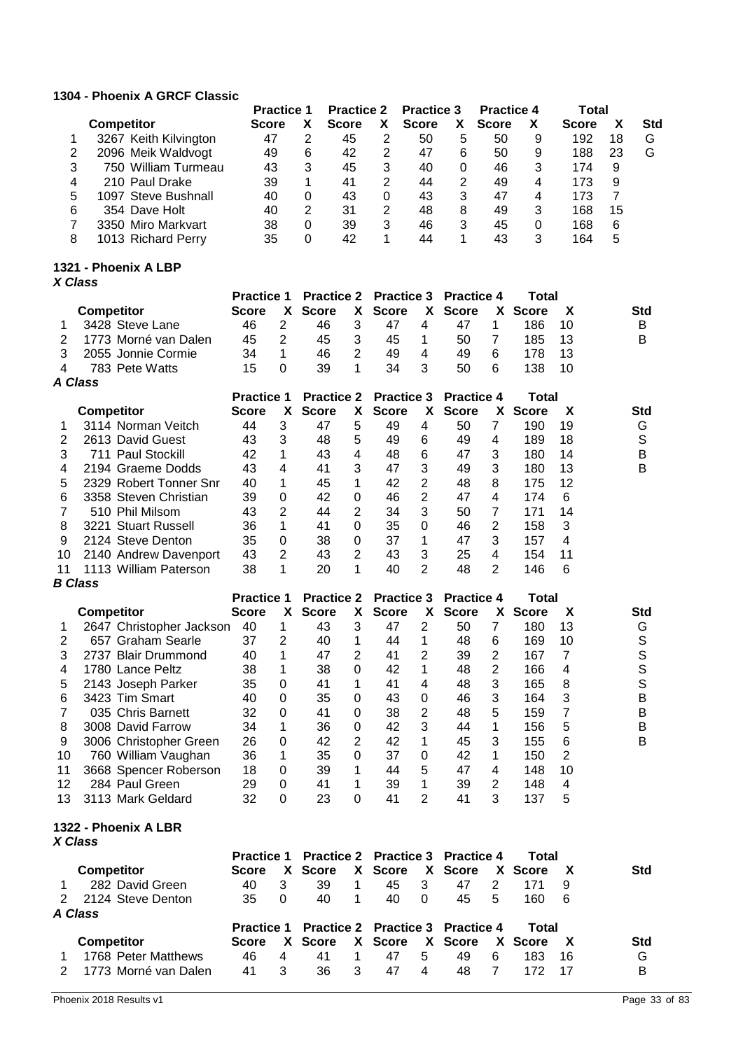### 1304 - Phoenix A GRCF Classic

| | Competitor | Practice 1 Score | X | Practice 2 Score | X | Practice 3 Score | X | Practice 4 Score | X | Total Score | X | Std |
|---|---|---|---|---|---|---|---|---|---|---|---|---|
| 1 | 3267 Keith Kilvington | 47 | 2 | 45 | 2 | 50 | 5 | 50 | 9 | 192 | 18 | G |
| 2 | 2096 Meik Waldvogt | 49 | 6 | 42 | 2 | 47 | 6 | 50 | 9 | 188 | 23 | G |
| 3 | 750 William Turmeau | 43 | 3 | 45 | 3 | 40 | 0 | 46 | 3 | 174 | 9 | |
| 4 | 210 Paul Drake | 39 | 1 | 41 | 2 | 44 | 2 | 49 | 4 | 173 | 9 | |
| 5 | 1097 Steve Bushnall | 40 | 0 | 43 | 0 | 43 | 3 | 47 | 4 | 173 | 7 | |
| 6 | 354 Dave Holt | 40 | 2 | 31 | 2 | 48 | 8 | 49 | 3 | 168 | 15 | |
| 7 | 3350 Miro Markvart | 38 | 0 | 39 | 3 | 46 | 3 | 45 | 0 | 168 | 6 | |
| 8 | 1013 Richard Perry | 35 | 0 | 42 | 1 | 44 | 1 | 43 | 3 | 164 | 5 | |

### 1321 - Phoenix A LBP

***X Class***

| | Competitor | Practice 1 Score | X | Practice 2 Score | X | Practice 3 Score | X | Practice 4 Score | X | Total Score | X | Std |
|---|---|---|---|---|---|---|---|---|---|---|---|---|
| 1 | 3428 Steve Lane | 46 | 2 | 46 | 3 | 47 | 4 | 47 | 1 | 186 | 10 | B |
| 2 | 1773 Morné van Dalen | 45 | 2 | 45 | 3 | 45 | 1 | 50 | 7 | 185 | 13 | B |
| 3 | 2055 Jonnie Cormie | 34 | 1 | 46 | 2 | 49 | 4 | 49 | 6 | 178 | 13 | |
| 4 | 783 Pete Watts | 15 | 0 | 39 | 1 | 34 | 3 | 50 | 6 | 138 | 10 | |

***A Class***

| | Competitor | Practice 1 Score | X | Practice 2 Score | X | Practice 3 Score | X | Practice 4 Score | X | Total Score | X | Std |
|---|---|---|---|---|---|---|---|---|---|---|---|---|
| 1 | 3114 Norman Veitch | 44 | 3 | 47 | 5 | 49 | 4 | 50 | 7 | 190 | 19 | G |
| 2 | 2613 David Guest | 43 | 3 | 48 | 5 | 49 | 6 | 49 | 4 | 189 | 18 | S |
| 3 | 711 Paul Stockill | 42 | 1 | 43 | 4 | 48 | 6 | 47 | 3 | 180 | 14 | B |
| 4 | 2194 Graeme Dodds | 43 | 4 | 41 | 3 | 47 | 3 | 49 | 3 | 180 | 13 | B |
| 5 | 2329 Robert Tonner Snr | 40 | 1 | 45 | 1 | 42 | 2 | 48 | 8 | 175 | 12 | |
| 6 | 3358 Steven Christian | 39 | 0 | 42 | 0 | 46 | 2 | 47 | 4 | 174 | 6 | |
| 7 | 510 Phil Milsom | 43 | 2 | 44 | 2 | 34 | 3 | 50 | 7 | 171 | 14 | |
| 8 | 3221 Stuart Russell | 36 | 1 | 41 | 0 | 35 | 0 | 46 | 2 | 158 | 3 | |
| 9 | 2124 Steve Denton | 35 | 0 | 38 | 0 | 37 | 1 | 47 | 3 | 157 | 4 | |
| 10 | 2140 Andrew Davenport | 43 | 2 | 43 | 2 | 43 | 3 | 25 | 4 | 154 | 11 | |
| 11 | 1113 William Paterson | 38 | 1 | 20 | 1 | 40 | 2 | 48 | 2 | 146 | 6 | |

***B Class***

| | Competitor | Practice 1 Score | X | Practice 2 Score | X | Practice 3 Score | X | Practice 4 Score | X | Total Score | X | Std |
|---|---|---|---|---|---|---|---|---|---|---|---|---|
| 1 | 2647 Christopher Jackson | 40 | 1 | 43 | 3 | 47 | 2 | 50 | 7 | 180 | 13 | G |
| 2 | 657 Graham Searle | 37 | 2 | 40 | 1 | 44 | 1 | 48 | 6 | 169 | 10 | S |
| 3 | 2737 Blair Drummond | 40 | 1 | 47 | 2 | 41 | 2 | 39 | 2 | 167 | 7 | S |
| 4 | 1780 Lance Peltz | 38 | 1 | 38 | 0 | 42 | 1 | 48 | 2 | 166 | 4 | S |
| 5 | 2143 Joseph Parker | 35 | 0 | 41 | 1 | 41 | 4 | 48 | 3 | 165 | 8 | S |
| 6 | 3423 Tim Smart | 40 | 0 | 35 | 0 | 43 | 0 | 46 | 3 | 164 | 3 | B |
| 7 | 035 Chris Barnett | 32 | 0 | 41 | 0 | 38 | 2 | 48 | 5 | 159 | 7 | B |
| 8 | 3008 David Farrow | 34 | 1 | 36 | 0 | 42 | 3 | 44 | 1 | 156 | 5 | B |
| 9 | 3006 Christopher Green | 26 | 0 | 42 | 2 | 42 | 1 | 45 | 3 | 155 | 6 | B |
| 10 | 760 William Vaughan | 36 | 1 | 35 | 0 | 37 | 0 | 42 | 1 | 150 | 2 | |
| 11 | 3668 Spencer Roberson | 18 | 0 | 39 | 1 | 44 | 5 | 47 | 4 | 148 | 10 | |
| 12 | 284 Paul Green | 29 | 0 | 41 | 1 | 39 | 1 | 39 | 2 | 148 | 4 | |
| 13 | 3113 Mark Geldard | 32 | 0 | 23 | 0 | 41 | 2 | 41 | 3 | 137 | 5 | |

### 1322 - Phoenix A LBR

***X Class***

| | Competitor | Practice 1 Score | X | Practice 2 Score | X | Practice 3 Score | X | Practice 4 Score | X | Total Score | X | Std |
|---|---|---|---|---|---|---|---|---|---|---|---|---|
| 1 | 282 David Green | 40 | 3 | 39 | 1 | 45 | 3 | 47 | 2 | 171 | 9 | |
| 2 | 2124 Steve Denton | 35 | 0 | 40 | 1 | 40 | 0 | 45 | 5 | 160 | 6 | |

***A Class***

| | Competitor | Practice 1 Score | X | Practice 2 Score | X | Practice 3 Score | X | Practice 4 Score | X | Total Score | X | Std |
|---|---|---|---|---|---|---|---|---|---|---|---|---|
| 1 | 1768 Peter Matthews | 46 | 4 | 41 | 1 | 47 | 5 | 49 | 6 | 183 | 16 | G |
| 2 | 1773 Morné van Dalen | 41 | 3 | 36 | 3 | 47 | 4 | 48 | 7 | 172 | 17 | B |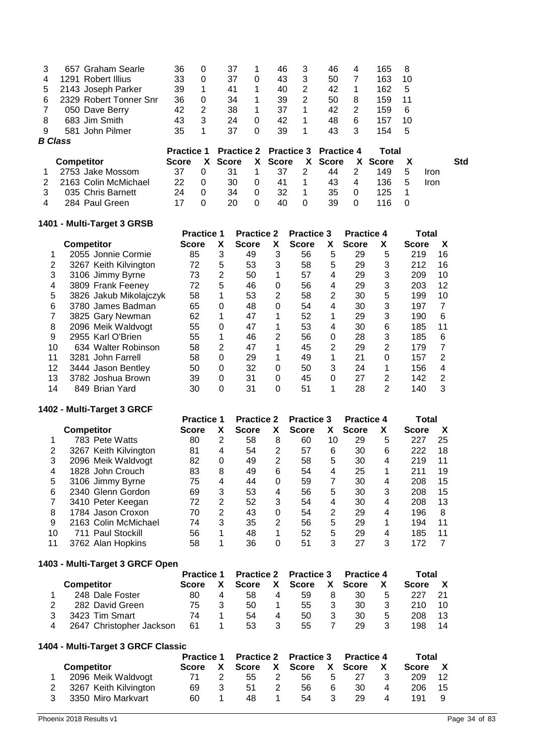| | Competitor | Practice 1 Score | X | Practice 2 Score | X | Practice 3 Score | X | Practice 4 Score | X | Total Score | X | Std |
|---|---|---|---|---|---|---|---|---|---|---|---|---|
| 3 | 657 Graham Searle | 36 | 0 | 37 | 1 | 46 | 3 | 46 | 4 | 165 | 8 | |
| 4 | 1291 Robert Illius | 33 | 0 | 37 | 0 | 43 | 3 | 50 | 7 | 163 | 10 | |
| 5 | 2143 Joseph Parker | 39 | 1 | 41 | 1 | 40 | 2 | 42 | 1 | 162 | 5 | |
| 6 | 2329 Robert Tonner Snr | 36 | 0 | 34 | 1 | 39 | 2 | 50 | 8 | 159 | 11 | |
| 7 | 050 Dave Berry | 42 | 2 | 38 | 1 | 37 | 1 | 42 | 2 | 159 | 6 | |
| 8 | 683 Jim Smith | 43 | 3 | 24 | 0 | 42 | 1 | 48 | 6 | 157 | 10 | |
| 9 | 581 John Pilmer | 35 | 1 | 37 | 0 | 39 | 1 | 43 | 3 | 154 | 5 | |

***B Class***

| | Competitor | Practice 1 Score | X | Practice 2 Score | X | Practice 3 Score | X | Practice 4 Score | X | Total Score | X | Std |
|---|---|---|---|---|---|---|---|---|---|---|---|---|
| 1 | 2753 Jake Mossom | 37 | 0 | 31 | 1 | 37 | 2 | 44 | 2 | 149 | 5 | Iron |
| 2 | 2163 Colin McMichael | 22 | 0 | 30 | 0 | 41 | 1 | 43 | 4 | 136 | 5 | Iron |
| 3 | 035 Chris Barnett | 24 | 0 | 34 | 0 | 32 | 1 | 35 | 0 | 125 | 1 | |
| 4 | 284 Paul Green | 17 | 0 | 20 | 0 | 40 | 0 | 39 | 0 | 116 | 0 | |

**1401 - Multi-Target 3 GRSB**

| | Competitor | Practice 1 Score | X | Practice 2 Score | X | Practice 3 Score | X | Practice 4 Score | X | Total Score | X |
|---|---|---|---|---|---|---|---|---|---|---|---|
| 1 | 2055 Jonnie Cormie | 85 | 3 | 49 | 3 | 56 | 5 | 29 | 5 | 219 | 16 |
| 2 | 3267 Keith Kilvington | 72 | 5 | 53 | 3 | 58 | 5 | 29 | 3 | 212 | 16 |
| 3 | 3106 Jimmy Byrne | 73 | 2 | 50 | 1 | 57 | 4 | 29 | 3 | 209 | 10 |
| 4 | 3809 Frank Feeney | 72 | 5 | 46 | 0 | 56 | 4 | 29 | 3 | 203 | 12 |
| 5 | 3826 Jakub Mikolajczyk | 58 | 1 | 53 | 2 | 58 | 2 | 30 | 5 | 199 | 10 |
| 6 | 3780 James Badman | 65 | 0 | 48 | 0 | 54 | 4 | 30 | 3 | 197 | 7 |
| 7 | 3825 Gary Newman | 62 | 1 | 47 | 1 | 52 | 1 | 29 | 3 | 190 | 6 |
| 8 | 2096 Meik Waldvogt | 55 | 0 | 47 | 1 | 53 | 4 | 30 | 6 | 185 | 11 |
| 9 | 2955 Karl O'Brien | 55 | 1 | 46 | 2 | 56 | 0 | 28 | 3 | 185 | 6 |
| 10 | 634 Walter Robinson | 58 | 2 | 47 | 1 | 45 | 2 | 29 | 2 | 179 | 7 |
| 11 | 3281 John Farrell | 58 | 0 | 29 | 1 | 49 | 1 | 21 | 0 | 157 | 2 |
| 12 | 3444 Jason Bentley | 50 | 0 | 32 | 0 | 50 | 3 | 24 | 1 | 156 | 4 |
| 13 | 3782 Joshua Brown | 39 | 0 | 31 | 0 | 45 | 0 | 27 | 2 | 142 | 2 |
| 14 | 849 Brian Yard | 30 | 0 | 31 | 0 | 51 | 1 | 28 | 2 | 140 | 3 |

**1402 - Multi-Target 3 GRCF**

| | Competitor | Practice 1 Score | X | Practice 2 Score | X | Practice 3 Score | X | Practice 4 Score | X | Total Score | X |
|---|---|---|---|---|---|---|---|---|---|---|---|
| 1 | 783 Pete Watts | 80 | 2 | 58 | 8 | 60 | 10 | 29 | 5 | 227 | 25 |
| 2 | 3267 Keith Kilvington | 81 | 4 | 54 | 2 | 57 | 6 | 30 | 6 | 222 | 18 |
| 3 | 2096 Meik Waldvogt | 82 | 0 | 49 | 2 | 58 | 5 | 30 | 4 | 219 | 11 |
| 4 | 1828 John Crouch | 83 | 8 | 49 | 6 | 54 | 4 | 25 | 1 | 211 | 19 |
| 5 | 3106 Jimmy Byrne | 75 | 4 | 44 | 0 | 59 | 7 | 30 | 4 | 208 | 15 |
| 6 | 2340 Glenn Gordon | 69 | 3 | 53 | 4 | 56 | 5 | 30 | 3 | 208 | 15 |
| 7 | 3410 Peter Keegan | 72 | 2 | 52 | 3 | 54 | 4 | 30 | 4 | 208 | 13 |
| 8 | 1784 Jason Croxon | 70 | 2 | 43 | 0 | 54 | 2 | 29 | 4 | 196 | 8 |
| 9 | 2163 Colin McMichael | 74 | 3 | 35 | 2 | 56 | 5 | 29 | 1 | 194 | 11 |
| 10 | 711 Paul Stockill | 56 | 1 | 48 | 1 | 52 | 5 | 29 | 4 | 185 | 11 |
| 11 | 3762 Alan Hopkins | 58 | 1 | 36 | 0 | 51 | 3 | 27 | 3 | 172 | 7 |

**1403 - Multi-Target 3 GRCF Open**

| | Competitor | Practice 1 Score | X | Practice 2 Score | X | Practice 3 Score | X | Practice 4 Score | X | Total Score | X |
|---|---|---|---|---|---|---|---|---|---|---|---|
| 1 | 248 Dale Foster | 80 | 4 | 58 | 4 | 59 | 8 | 30 | 5 | 227 | 21 |
| 2 | 282 David Green | 75 | 3 | 50 | 1 | 55 | 3 | 30 | 3 | 210 | 10 |
| 3 | 3423 Tim Smart | 74 | 1 | 54 | 4 | 50 | 3 | 30 | 5 | 208 | 13 |
| 4 | 2647 Christopher Jackson | 61 | 1 | 53 | 3 | 55 | 7 | 29 | 3 | 198 | 14 |

**1404 - Multi-Target 3 GRCF Classic**

| | Competitor | Practice 1 Score | X | Practice 2 Score | X | Practice 3 Score | X | Practice 4 Score | X | Total Score | X |
|---|---|---|---|---|---|---|---|---|---|---|---|
| 1 | 2096 Meik Waldvogt | 71 | 2 | 55 | 2 | 56 | 5 | 27 | 3 | 209 | 12 |
| 2 | 3267 Keith Kilvington | 69 | 3 | 51 | 2 | 56 | 6 | 30 | 4 | 206 | 15 |
| 3 | 3350 Miro Markvart | 60 | 1 | 48 | 1 | 54 | 3 | 29 | 4 | 191 | 9 |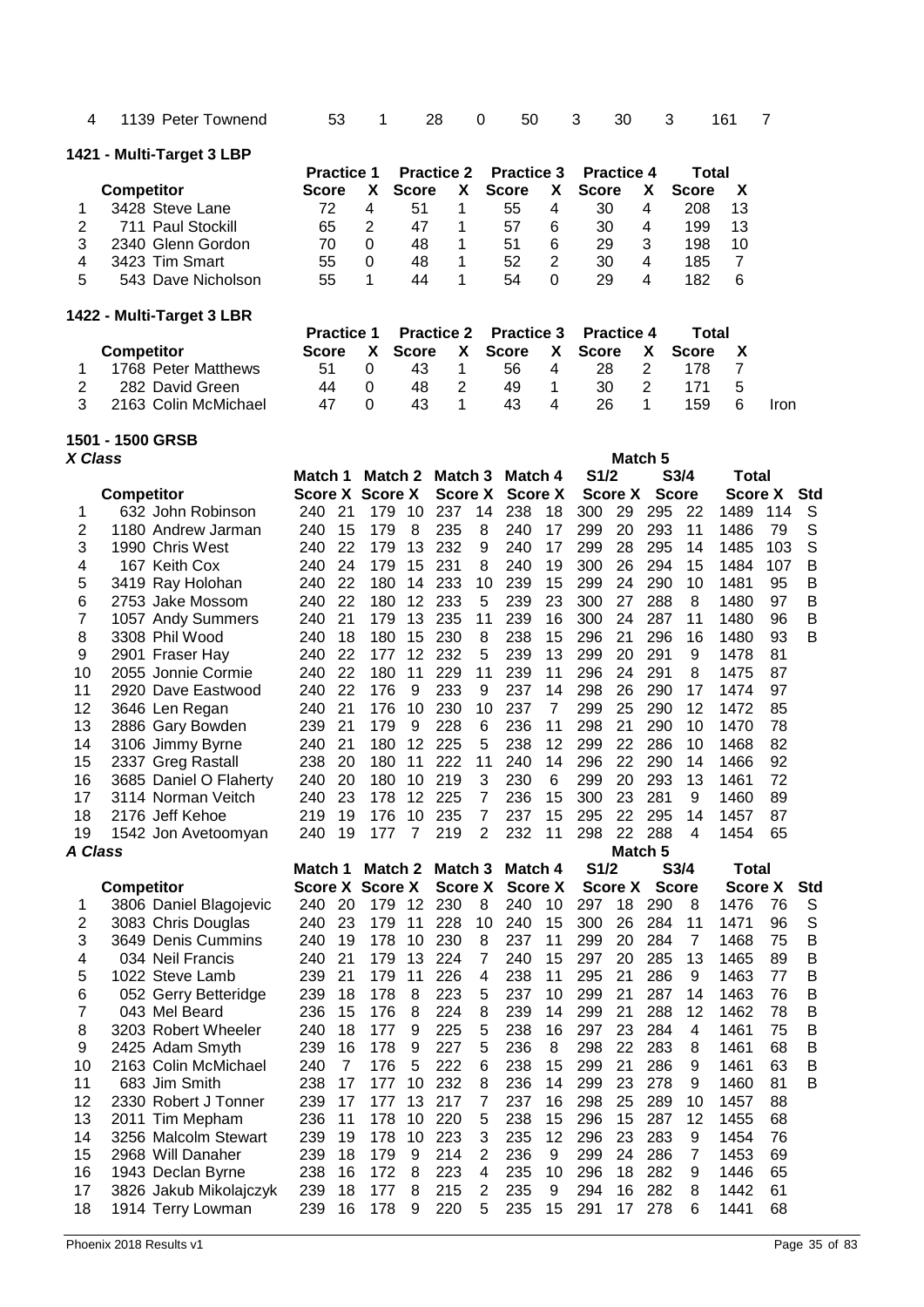| 4 | 1139 Peter Townend | 53 | 1 | 28 | 0 | 50 | 3 | 30 | 3 | 161 | 7 |
|---|---|---|---|---|---|---|---|---|---|---|---|

### 1421 - Multi-Target 3 LBP

| | Competitor | Practice 1 Score | X | Practice 2 Score | X | Practice 3 Score | X | Practice 4 Score | X | Total Score | X |
|---|---|---|---|---|---|---|---|---|---|---|---|
| 1 | 3428 Steve Lane | 72 | 4 | 51 | 1 | 55 | 4 | 30 | 4 | 208 | 13 |
| 2 | 711 Paul Stockill | 65 | 2 | 47 | 1 | 57 | 6 | 30 | 4 | 199 | 13 |
| 3 | 2340 Glenn Gordon | 70 | 0 | 48 | 1 | 51 | 6 | 29 | 3 | 198 | 10 |
| 4 | 3423 Tim Smart | 55 | 0 | 48 | 1 | 52 | 2 | 30 | 4 | 185 | 7 |
| 5 | 543 Dave Nicholson | 55 | 1 | 44 | 1 | 54 | 0 | 29 | 4 | 182 | 6 |

### 1422 - Multi-Target 3 LBR

| | Competitor | Practice 1 Score | X | Practice 2 Score | X | Practice 3 Score | X | Practice 4 Score | X | Total Score | X | |
|---|---|---|---|---|---|---|---|---|---|---|---|---|
| 1 | 1768 Peter Matthews | 51 | 0 | 43 | 1 | 56 | 4 | 28 | 2 | 178 | 7 | |
| 2 | 282 David Green | 44 | 0 | 48 | 2 | 49 | 1 | 30 | 2 | 171 | 5 | |
| 3 | 2163 Colin McMichael | 47 | 0 | 43 | 1 | 43 | 4 | 26 | 1 | 159 | 6 | Iron |

### 1501 - 1500 GRSB

***X Class***

| | Competitor | Match 1 Score | X | Match 2 Score | X | Match 3 Score | X | Match 4 Score | X | Match 5 S1/2 Score | X | Match 5 S3/4 Score | X | Total Score | X | Std |
|---|---|---|---|---|---|---|---|---|---|---|---|---|---|---|---|---|
| 1 | 632 John Robinson | 240 | 21 | 179 | 10 | 237 | 14 | 238 | 18 | 300 | 29 | 295 | 22 | 1489 | 114 | S |
| 2 | 1180 Andrew Jarman | 240 | 15 | 179 | 8 | 235 | 8 | 240 | 17 | 299 | 20 | 293 | 11 | 1486 | 79 | S |
| 3 | 1990 Chris West | 240 | 22 | 179 | 13 | 232 | 9 | 240 | 17 | 299 | 28 | 295 | 14 | 1485 | 103 | S |
| 4 | 167 Keith Cox | 240 | 24 | 179 | 15 | 231 | 8 | 240 | 19 | 300 | 26 | 294 | 15 | 1484 | 107 | B |
| 5 | 3419 Ray Holohan | 240 | 22 | 180 | 14 | 233 | 10 | 239 | 15 | 299 | 24 | 290 | 10 | 1481 | 95 | B |
| 6 | 2753 Jake Mossom | 240 | 22 | 180 | 12 | 233 | 5 | 239 | 23 | 300 | 27 | 288 | 8 | 1480 | 97 | B |
| 7 | 1057 Andy Summers | 240 | 21 | 179 | 13 | 235 | 11 | 239 | 16 | 300 | 24 | 287 | 11 | 1480 | 96 | B |
| 8 | 3308 Phil Wood | 240 | 18 | 180 | 15 | 230 | 8 | 238 | 15 | 296 | 21 | 296 | 16 | 1480 | 93 | B |
| 9 | 2901 Fraser Hay | 240 | 22 | 177 | 12 | 232 | 5 | 239 | 13 | 299 | 20 | 291 | 9 | 1478 | 81 | |
| 10 | 2055 Jonnie Cormie | 240 | 22 | 180 | 11 | 229 | 11 | 239 | 11 | 296 | 24 | 291 | 8 | 1475 | 87 | |
| 11 | 2920 Dave Eastwood | 240 | 22 | 176 | 9 | 233 | 9 | 237 | 14 | 298 | 26 | 290 | 17 | 1474 | 97 | |
| 12 | 3646 Len Regan | 240 | 21 | 176 | 10 | 230 | 10 | 237 | 7 | 299 | 25 | 290 | 12 | 1472 | 85 | |
| 13 | 2886 Gary Bowden | 239 | 21 | 179 | 9 | 228 | 6 | 236 | 11 | 298 | 21 | 290 | 10 | 1470 | 78 | |
| 14 | 3106 Jimmy Byrne | 240 | 21 | 180 | 12 | 225 | 5 | 238 | 12 | 299 | 22 | 286 | 10 | 1468 | 82 | |
| 15 | 2337 Greg Rastall | 238 | 20 | 180 | 11 | 222 | 11 | 240 | 14 | 296 | 22 | 290 | 14 | 1466 | 92 | |
| 16 | 3685 Daniel O Flaherty | 240 | 20 | 180 | 10 | 219 | 3 | 230 | 6 | 299 | 20 | 293 | 13 | 1461 | 72 | |
| 17 | 3114 Norman Veitch | 240 | 23 | 178 | 12 | 225 | 7 | 236 | 15 | 300 | 23 | 281 | 9 | 1460 | 89 | |
| 18 | 2176 Jeff Kehoe | 219 | 19 | 176 | 10 | 235 | 7 | 237 | 15 | 295 | 22 | 295 | 14 | 1457 | 87 | |
| 19 | 1542 Jon Avetoomyan | 240 | 19 | 177 | 7 | 219 | 2 | 232 | 11 | 298 | 22 | 288 | 4 | 1454 | 65 | |

***A Class***

| | Competitor | Match 1 Score | X | Match 2 Score | X | Match 3 Score | X | Match 4 Score | X | Match 5 S1/2 Score | X | Match 5 S3/4 Score | X | Total Score | X | Std |
|---|---|---|---|---|---|---|---|---|---|---|---|---|---|---|---|---|
| 1 | 3806 Daniel Blagojevic | 240 | 20 | 179 | 12 | 230 | 8 | 240 | 10 | 297 | 18 | 290 | 8 | 1476 | 76 | S |
| 2 | 3083 Chris Douglas | 240 | 23 | 179 | 11 | 228 | 10 | 240 | 15 | 300 | 26 | 284 | 11 | 1471 | 96 | S |
| 3 | 3649 Denis Cummins | 240 | 19 | 178 | 10 | 230 | 8 | 237 | 11 | 299 | 20 | 284 | 7 | 1468 | 75 | B |
| 4 | 034 Neil Francis | 240 | 21 | 179 | 13 | 224 | 7 | 240 | 15 | 297 | 20 | 285 | 13 | 1465 | 89 | B |
| 5 | 1022 Steve Lamb | 239 | 21 | 179 | 11 | 226 | 4 | 238 | 11 | 295 | 21 | 286 | 9 | 1463 | 77 | B |
| 6 | 052 Gerry Betteridge | 239 | 18 | 178 | 8 | 223 | 5 | 237 | 10 | 299 | 21 | 287 | 14 | 1463 | 76 | B |
| 7 | 043 Mel Beard | 236 | 15 | 176 | 8 | 224 | 8 | 239 | 14 | 299 | 21 | 288 | 12 | 1462 | 78 | B |
| 8 | 3203 Robert Wheeler | 240 | 18 | 177 | 9 | 225 | 5 | 238 | 16 | 297 | 23 | 284 | 4 | 1461 | 75 | B |
| 9 | 2425 Adam Smyth | 239 | 16 | 178 | 9 | 227 | 5 | 236 | 8 | 298 | 22 | 283 | 8 | 1461 | 68 | B |
| 10 | 2163 Colin McMichael | 240 | 7 | 176 | 5 | 222 | 6 | 238 | 15 | 299 | 21 | 286 | 9 | 1461 | 63 | B |
| 11 | 683 Jim Smith | 238 | 17 | 177 | 10 | 232 | 8 | 236 | 14 | 299 | 23 | 278 | 9 | 1460 | 81 | B |
| 12 | 2330 Robert J Tonner | 239 | 17 | 177 | 13 | 217 | 7 | 237 | 16 | 298 | 25 | 289 | 10 | 1457 | 88 | |
| 13 | 2011 Tim Mepham | 236 | 11 | 178 | 10 | 220 | 5 | 238 | 15 | 296 | 15 | 287 | 12 | 1455 | 68 | |
| 14 | 3256 Malcolm Stewart | 239 | 19 | 178 | 10 | 223 | 3 | 235 | 12 | 296 | 23 | 283 | 9 | 1454 | 76 | |
| 15 | 2968 Will Danaher | 239 | 18 | 179 | 9 | 214 | 2 | 236 | 9 | 299 | 24 | 286 | 7 | 1453 | 69 | |
| 16 | 1943 Declan Byrne | 238 | 16 | 172 | 8 | 223 | 4 | 235 | 10 | 296 | 18 | 282 | 9 | 1446 | 65 | |
| 17 | 3826 Jakub Mikolajczyk | 239 | 18 | 177 | 8 | 215 | 2 | 235 | 9 | 294 | 16 | 282 | 8 | 1442 | 61 | |
| 18 | 1914 Terry Lowman | 239 | 16 | 178 | 9 | 220 | 5 | 235 | 15 | 291 | 17 | 278 | 6 | 1441 | 68 | |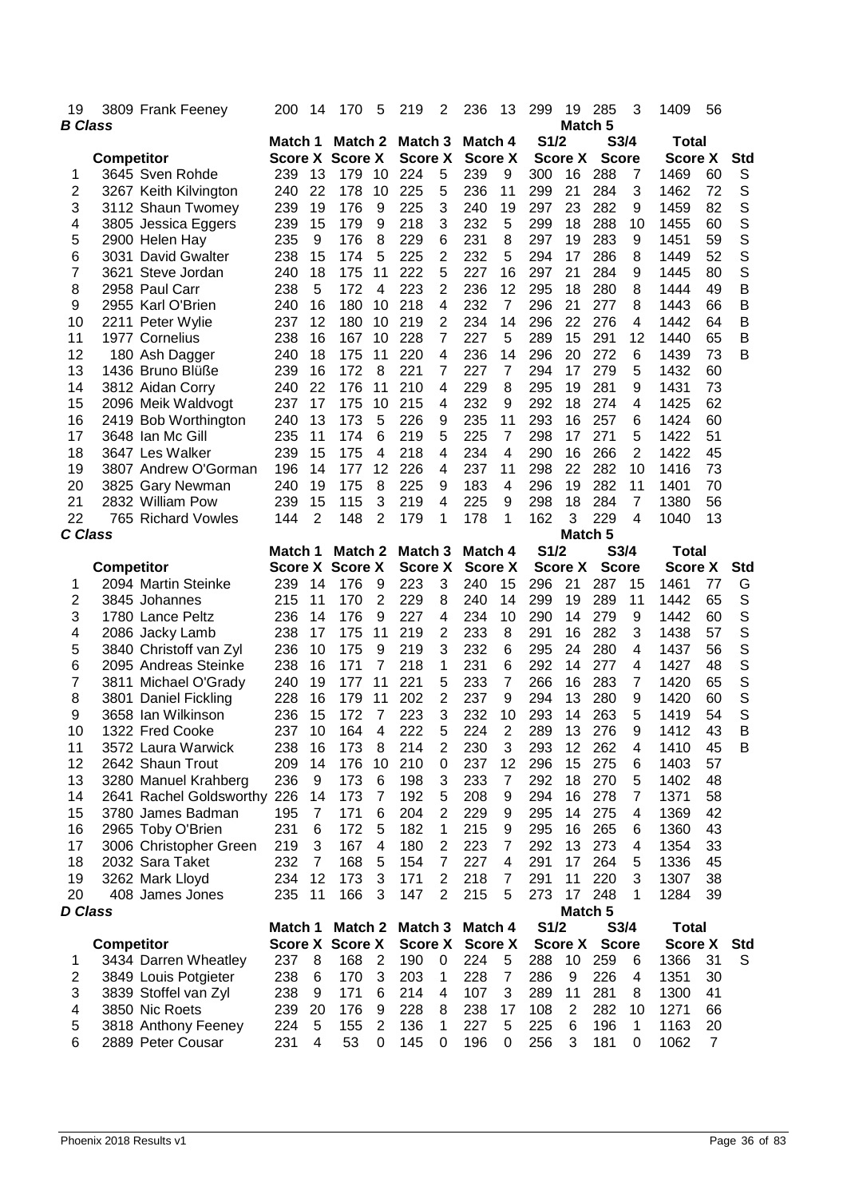| 19 | 3809 Frank Feeney | 200 | 14 | 170 | 5 | 219 | 2 | 236 | 13 | 299 | 19 | 285 | 3 | 1409 | 56 | |
|---|---|---|---|---|---|---|---|---|---|---|---|---|---|---|---|---|

## B Class

| | | Match 1 | | Match 2 | | Match 3 | | Match 4 | | Match 5 | | | | Total | | |
|---|---|---|---|---|---|---|---|---|---|---|---|---|---|---|---|---|
| | | | | | | | | | | S1/2 | | S3/4 | | | | |
| | Competitor | Score | X | Score | X | Score | X | Score | X | Score | X | Score | | Score | X | Std |
| 1 | 3645 Sven Rohde | 239 | 13 | 179 | 10 | 224 | 5 | 239 | 9 | 300 | 16 | 288 | 7 | 1469 | 60 | S |
| 2 | 3267 Keith Kilvington | 240 | 22 | 178 | 10 | 225 | 5 | 236 | 11 | 299 | 21 | 284 | 3 | 1462 | 72 | S |
| 3 | 3112 Shaun Twomey | 239 | 19 | 176 | 9 | 225 | 3 | 240 | 19 | 297 | 23 | 282 | 9 | 1459 | 82 | S |
| 4 | 3805 Jessica Eggers | 239 | 15 | 179 | 9 | 218 | 3 | 232 | 5 | 299 | 18 | 288 | 10 | 1455 | 60 | S |
| 5 | 2900 Helen Hay | 235 | 9 | 176 | 8 | 229 | 6 | 231 | 8 | 297 | 19 | 283 | 9 | 1451 | 59 | S |
| 6 | 3031 David Gwalter | 238 | 15 | 174 | 5 | 225 | 2 | 232 | 5 | 294 | 17 | 286 | 8 | 1449 | 52 | S |
| 7 | 3621 Steve Jordan | 240 | 18 | 175 | 11 | 222 | 5 | 227 | 16 | 297 | 21 | 284 | 9 | 1445 | 80 | S |
| 8 | 2958 Paul Carr | 238 | 5 | 172 | 4 | 223 | 2 | 236 | 12 | 295 | 18 | 280 | 8 | 1444 | 49 | B |
| 9 | 2955 Karl O'Brien | 240 | 16 | 180 | 10 | 218 | 4 | 232 | 7 | 296 | 21 | 277 | 8 | 1443 | 66 | B |
| 10 | 2211 Peter Wylie | 237 | 12 | 180 | 10 | 219 | 2 | 234 | 14 | 296 | 22 | 276 | 4 | 1442 | 64 | B |
| 11 | 1977 Cornelius | 238 | 16 | 167 | 10 | 228 | 7 | 227 | 5 | 289 | 15 | 291 | 12 | 1440 | 65 | B |
| 12 | 180 Ash Dagger | 240 | 18 | 175 | 11 | 220 | 4 | 236 | 14 | 296 | 20 | 272 | 6 | 1439 | 73 | B |
| 13 | 1436 Bruno Blüße | 239 | 16 | 172 | 8 | 221 | 7 | 227 | 7 | 294 | 17 | 279 | 5 | 1432 | 60 | |
| 14 | 3812 Aidan Corry | 240 | 22 | 176 | 11 | 210 | 4 | 229 | 8 | 295 | 19 | 281 | 9 | 1431 | 73 | |
| 15 | 2096 Meik Waldvogt | 237 | 17 | 175 | 10 | 215 | 4 | 232 | 9 | 292 | 18 | 274 | 4 | 1425 | 62 | |
| 16 | 2419 Bob Worthington | 240 | 13 | 173 | 5 | 226 | 9 | 235 | 11 | 293 | 16 | 257 | 6 | 1424 | 60 | |
| 17 | 3648 Ian Mc Gill | 235 | 11 | 174 | 6 | 219 | 5 | 225 | 7 | 298 | 17 | 271 | 5 | 1422 | 51 | |
| 18 | 3647 Les Walker | 239 | 15 | 175 | 4 | 218 | 4 | 234 | 4 | 290 | 16 | 266 | 2 | 1422 | 45 | |
| 19 | 3807 Andrew O'Gorman | 196 | 14 | 177 | 12 | 226 | 4 | 237 | 11 | 298 | 22 | 282 | 10 | 1416 | 73 | |
| 20 | 3825 Gary Newman | 240 | 19 | 175 | 8 | 225 | 9 | 183 | 4 | 296 | 19 | 282 | 11 | 1401 | 70 | |
| 21 | 2832 William Pow | 239 | 15 | 115 | 3 | 219 | 4 | 225 | 9 | 298 | 18 | 284 | 7 | 1380 | 56 | |
| 22 | 765 Richard Vowles | 144 | 2 | 148 | 2 | 179 | 1 | 178 | 1 | 162 | 3 | 229 | 4 | 1040 | 13 | |

## C Class

| | | Match 1 | | Match 2 | | Match 3 | | Match 4 | | Match 5 | | | | Total | | |
|---|---|---|---|---|---|---|---|---|---|---|---|---|---|---|---|---|
| | | | | | | | | | | S1/2 | | S3/4 | | | | |
| | Competitor | Score | X | Score | X | Score | X | Score | X | Score | X | Score | | Score | X | Std |
| 1 | 2094 Martin Steinke | 239 | 14 | 176 | 9 | 223 | 3 | 240 | 15 | 296 | 21 | 287 | 15 | 1461 | 77 | G |
| 2 | 3845 Johannes | 215 | 11 | 170 | 2 | 229 | 8 | 240 | 14 | 299 | 19 | 289 | 11 | 1442 | 65 | S |
| 3 | 1780 Lance Peltz | 236 | 14 | 176 | 9 | 227 | 4 | 234 | 10 | 290 | 14 | 279 | 9 | 1442 | 60 | S |
| 4 | 2086 Jacky Lamb | 238 | 17 | 175 | 11 | 219 | 2 | 233 | 8 | 291 | 16 | 282 | 3 | 1438 | 57 | S |
| 5 | 3840 Christoff van Zyl | 236 | 10 | 175 | 9 | 219 | 3 | 232 | 6 | 295 | 24 | 280 | 4 | 1437 | 56 | S |
| 6 | 2095 Andreas Steinke | 238 | 16 | 171 | 7 | 218 | 1 | 231 | 6 | 292 | 14 | 277 | 4 | 1427 | 48 | S |
| 7 | 3811 Michael O'Grady | 240 | 19 | 177 | 11 | 221 | 5 | 233 | 7 | 266 | 16 | 283 | 7 | 1420 | 65 | S |
| 8 | 3801 Daniel Fickling | 228 | 16 | 179 | 11 | 202 | 2 | 237 | 9 | 294 | 13 | 280 | 9 | 1420 | 60 | S |
| 9 | 3658 Ian Wilkinson | 236 | 15 | 172 | 7 | 223 | 3 | 232 | 10 | 293 | 14 | 263 | 5 | 1419 | 54 | S |
| 10 | 1322 Fred Cooke | 237 | 10 | 164 | 4 | 222 | 5 | 224 | 2 | 289 | 13 | 276 | 9 | 1412 | 43 | B |
| 11 | 3572 Laura Warwick | 238 | 16 | 173 | 8 | 214 | 2 | 230 | 3 | 293 | 12 | 262 | 4 | 1410 | 45 | B |
| 12 | 2642 Shaun Trout | 209 | 14 | 176 | 10 | 210 | 0 | 237 | 12 | 296 | 15 | 275 | 6 | 1403 | 57 | |
| 13 | 3280 Manuel Krahberg | 236 | 9 | 173 | 6 | 198 | 3 | 233 | 7 | 292 | 18 | 270 | 5 | 1402 | 48 | |
| 14 | 2641 Rachel Goldsworthy | 226 | 14 | 173 | 7 | 192 | 5 | 208 | 9 | 294 | 16 | 278 | 7 | 1371 | 58 | |
| 15 | 3780 James Badman | 195 | 7 | 171 | 6 | 204 | 2 | 229 | 9 | 295 | 14 | 275 | 4 | 1369 | 42 | |
| 16 | 2965 Toby O'Brien | 231 | 6 | 172 | 5 | 182 | 1 | 215 | 9 | 295 | 16 | 265 | 6 | 1360 | 43 | |
| 17 | 3006 Christopher Green | 219 | 3 | 167 | 4 | 180 | 2 | 223 | 7 | 292 | 13 | 273 | 4 | 1354 | 33 | |
| 18 | 2032 Sara Taket | 232 | 7 | 168 | 5 | 154 | 7 | 227 | 4 | 291 | 17 | 264 | 5 | 1336 | 45 | |
| 19 | 3262 Mark Lloyd | 234 | 12 | 173 | 3 | 171 | 2 | 218 | 7 | 291 | 11 | 220 | 3 | 1307 | 38 | |
| 20 | 408 James Jones | 235 | 11 | 166 | 3 | 147 | 2 | 215 | 5 | 273 | 17 | 248 | 1 | 1284 | 39 | |

## D Class

| | | Match 1 | | Match 2 | | Match 3 | | Match 4 | | Match 5 | | | | Total | | |
|---|---|---|---|---|---|---|---|---|---|---|---|---|---|---|---|---|
| | | | | | | | | | | S1/2 | | S3/4 | | | | |
| | Competitor | Score | X | Score | X | Score | X | Score | X | Score | X | Score | | Score | X | Std |
| 1 | 3434 Darren Wheatley | 237 | 8 | 168 | 2 | 190 | 0 | 224 | 5 | 288 | 10 | 259 | 6 | 1366 | 31 | S |
| 2 | 3849 Louis Potgieter | 238 | 6 | 170 | 3 | 203 | 1 | 228 | 7 | 286 | 9 | 226 | 4 | 1351 | 30 | |
| 3 | 3839 Stoffel van Zyl | 238 | 9 | 171 | 6 | 214 | 4 | 107 | 3 | 289 | 11 | 281 | 8 | 1300 | 41 | |
| 4 | 3850 Nic Roets | 239 | 20 | 176 | 9 | 228 | 8 | 238 | 17 | 108 | 2 | 282 | 10 | 1271 | 66 | |
| 5 | 3818 Anthony Feeney | 224 | 5 | 155 | 2 | 136 | 1 | 227 | 5 | 225 | 6 | 196 | 1 | 1163 | 20 | |
| 6 | 2889 Peter Cousar | 231 | 4 | 53 | 0 | 145 | 0 | 196 | 0 | 256 | 3 | 181 | 0 | 1062 | 7 | |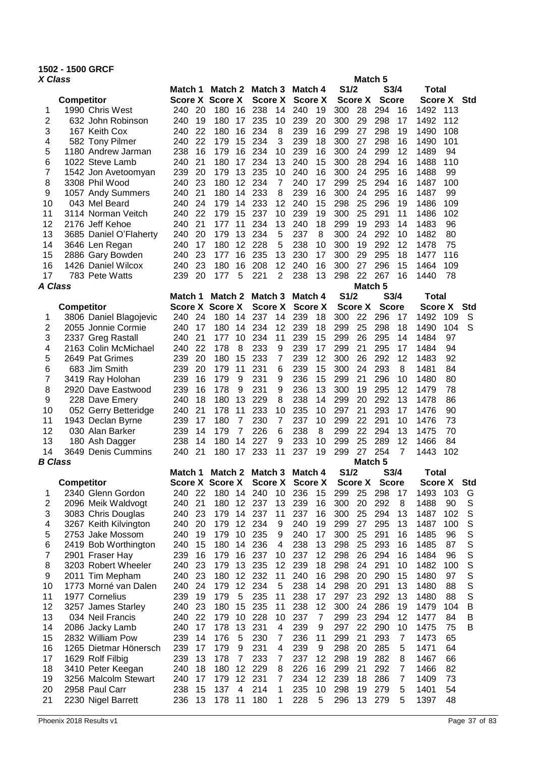# 1502 - 1500 GRCF

## X Class

| | Competitor | Match 1 | | Match 2 | | Match 3 | | Match 4 | | Match 5 S1/2 | | Match 5 S3/4 | | Total | | |
|---|---|---|---|---|---|---|---|---|---|---|---|---|---|---|---|---|
| | | Score | X | Score | X | Score | X | Score | X | Score | X | Score | | Score | X | Std |
| 1 | 1990 Chris West | 240 | 20 | 180 | 16 | 238 | 14 | 240 | 19 | 300 | 28 | 294 | 16 | 1492 | 113 | |
| 2 | 632 John Robinson | 240 | 19 | 180 | 17 | 235 | 10 | 239 | 20 | 300 | 29 | 298 | 17 | 1492 | 112 | |
| 3 | 167 Keith Cox | 240 | 22 | 180 | 16 | 234 | 8 | 239 | 16 | 299 | 27 | 298 | 19 | 1490 | 108 | |
| 4 | 582 Tony Pilmer | 240 | 22 | 179 | 15 | 234 | 3 | 239 | 18 | 300 | 27 | 298 | 16 | 1490 | 101 | |
| 5 | 1180 Andrew Jarman | 238 | 16 | 179 | 16 | 234 | 10 | 239 | 16 | 300 | 24 | 299 | 12 | 1489 | 94 | |
| 6 | 1022 Steve Lamb | 240 | 21 | 180 | 17 | 234 | 13 | 240 | 15 | 300 | 28 | 294 | 16 | 1488 | 110 | |
| 7 | 1542 Jon Avetoomyan | 239 | 20 | 179 | 13 | 235 | 10 | 240 | 16 | 300 | 24 | 295 | 16 | 1488 | 99 | |
| 8 | 3308 Phil Wood | 240 | 23 | 180 | 12 | 234 | 7 | 240 | 17 | 299 | 25 | 294 | 16 | 1487 | 100 | |
| 9 | 1057 Andy Summers | 240 | 21 | 180 | 14 | 233 | 8 | 239 | 16 | 300 | 24 | 295 | 16 | 1487 | 99 | |
| 10 | 043 Mel Beard | 240 | 24 | 179 | 14 | 233 | 12 | 240 | 15 | 298 | 25 | 296 | 19 | 1486 | 109 | |
| 11 | 3114 Norman Veitch | 240 | 22 | 179 | 15 | 237 | 10 | 239 | 19 | 300 | 25 | 291 | 11 | 1486 | 102 | |
| 12 | 2176 Jeff Kehoe | 240 | 21 | 177 | 11 | 234 | 13 | 240 | 18 | 299 | 19 | 293 | 14 | 1483 | 96 | |
| 13 | 3685 Daniel O'Flaherty | 240 | 20 | 179 | 13 | 234 | 5 | 237 | 8 | 300 | 24 | 292 | 10 | 1482 | 80 | |
| 14 | 3646 Len Regan | 240 | 17 | 180 | 12 | 228 | 5 | 238 | 10 | 300 | 19 | 292 | 12 | 1478 | 75 | |
| 15 | 2886 Gary Bowden | 240 | 23 | 177 | 16 | 235 | 13 | 230 | 17 | 300 | 29 | 295 | 18 | 1477 | 116 | |
| 16 | 1426 Daniel Wilcox | 240 | 23 | 180 | 16 | 208 | 12 | 240 | 16 | 300 | 27 | 296 | 15 | 1464 | 109 | |
| 17 | 783 Pete Watts | 239 | 20 | 177 | 5 | 221 | 2 | 238 | 13 | 298 | 22 | 267 | 16 | 1440 | 78 | |

## A Class

| | Competitor | Match 1 | | Match 2 | | Match 3 | | Match 4 | | Match 5 S1/2 | | Match 5 S3/4 | | Total | | |
|---|---|---|---|---|---|---|---|---|---|---|---|---|---|---|---|---|
| | | Score | X | Score | X | Score | X | Score | X | Score | X | Score | | Score | X | Std |
| 1 | 3806 Daniel Blagojevic | 240 | 24 | 180 | 14 | 237 | 14 | 239 | 18 | 300 | 22 | 296 | 17 | 1492 | 109 | S |
| 2 | 2055 Jonnie Cormie | 240 | 17 | 180 | 14 | 234 | 12 | 239 | 18 | 299 | 25 | 298 | 18 | 1490 | 104 | S |
| 3 | 2337 Greg Rastall | 240 | 21 | 177 | 10 | 234 | 11 | 239 | 15 | 299 | 26 | 295 | 14 | 1484 | 97 | |
| 4 | 2163 Colin McMichael | 240 | 22 | 178 | 8 | 233 | 9 | 239 | 17 | 299 | 21 | 295 | 17 | 1484 | 94 | |
| 5 | 2649 Pat Grimes | 239 | 20 | 180 | 15 | 233 | 7 | 239 | 12 | 300 | 26 | 292 | 12 | 1483 | 92 | |
| 6 | 683 Jim Smith | 239 | 20 | 179 | 11 | 231 | 6 | 239 | 15 | 300 | 24 | 293 | 8 | 1481 | 84 | |
| 7 | 3419 Ray Holohan | 239 | 16 | 179 | 9 | 231 | 9 | 236 | 15 | 299 | 21 | 296 | 10 | 1480 | 80 | |
| 8 | 2920 Dave Eastwood | 239 | 16 | 178 | 9 | 231 | 9 | 236 | 13 | 300 | 19 | 295 | 12 | 1479 | 78 | |
| 9 | 228 Dave Emery | 240 | 18 | 180 | 13 | 229 | 8 | 238 | 14 | 299 | 20 | 292 | 13 | 1478 | 86 | |
| 10 | 052 Gerry Betteridge | 240 | 21 | 178 | 11 | 233 | 10 | 235 | 10 | 297 | 21 | 293 | 17 | 1476 | 90 | |
| 11 | 1943 Declan Byrne | 239 | 17 | 180 | 7 | 230 | 7 | 237 | 10 | 299 | 22 | 291 | 10 | 1476 | 73 | |
| 12 | 030 Alan Barker | 239 | 14 | 179 | 7 | 226 | 6 | 238 | 8 | 299 | 22 | 294 | 13 | 1475 | 70 | |
| 13 | 180 Ash Dagger | 238 | 14 | 180 | 14 | 227 | 9 | 233 | 10 | 299 | 25 | 289 | 12 | 1466 | 84 | |
| 14 | 3649 Denis Cummins | 240 | 21 | 180 | 17 | 233 | 11 | 237 | 19 | 299 | 27 | 254 | 7 | 1443 | 102 | |

## B Class

| | Competitor | Match 1 | | Match 2 | | Match 3 | | Match 4 | | Match 5 S1/2 | | Match 5 S3/4 | | Total | | |
|---|---|---|---|---|---|---|---|---|---|---|---|---|---|---|---|---|
| | | Score | X | Score | X | Score | X | Score | X | Score | X | Score | | Score | X | Std |
| 1 | 2340 Glenn Gordon | 240 | 22 | 180 | 14 | 240 | 10 | 236 | 15 | 299 | 25 | 298 | 17 | 1493 | 103 | G |
| 2 | 2096 Meik Waldvogt | 240 | 21 | 180 | 12 | 237 | 13 | 239 | 16 | 300 | 20 | 292 | 8 | 1488 | 90 | S |
| 3 | 3083 Chris Douglas | 240 | 23 | 179 | 14 | 237 | 11 | 237 | 16 | 300 | 25 | 294 | 13 | 1487 | 102 | S |
| 4 | 3267 Keith Kilvington | 240 | 20 | 179 | 12 | 234 | 9 | 240 | 19 | 299 | 27 | 295 | 13 | 1487 | 100 | S |
| 5 | 2753 Jake Mossom | 240 | 19 | 179 | 10 | 235 | 9 | 240 | 17 | 300 | 25 | 291 | 16 | 1485 | 96 | S |
| 6 | 2419 Bob Worthington | 240 | 15 | 180 | 14 | 236 | 4 | 238 | 13 | 298 | 25 | 293 | 16 | 1485 | 87 | S |
| 7 | 2901 Fraser Hay | 239 | 16 | 179 | 16 | 237 | 10 | 237 | 12 | 298 | 26 | 294 | 16 | 1484 | 96 | S |
| 8 | 3203 Robert Wheeler | 240 | 23 | 179 | 13 | 235 | 12 | 239 | 18 | 298 | 24 | 291 | 10 | 1482 | 100 | S |
| 9 | 2011 Tim Mepham | 240 | 23 | 180 | 12 | 232 | 11 | 240 | 16 | 298 | 20 | 290 | 15 | 1480 | 97 | S |
| 10 | 1773 Morné van Dalen | 240 | 24 | 179 | 12 | 234 | 5 | 238 | 14 | 298 | 20 | 291 | 13 | 1480 | 88 | S |
| 11 | 1977 Cornelius | 239 | 19 | 179 | 5 | 235 | 11 | 238 | 17 | 297 | 23 | 292 | 13 | 1480 | 88 | S |
| 12 | 3257 James Starley | 240 | 23 | 180 | 15 | 235 | 11 | 238 | 12 | 300 | 24 | 286 | 19 | 1479 | 104 | B |
| 13 | 034 Neil Francis | 240 | 22 | 179 | 10 | 228 | 10 | 237 | 7 | 299 | 23 | 294 | 12 | 1477 | 84 | B |
| 14 | 2086 Jacky Lamb | 240 | 17 | 178 | 13 | 231 | 4 | 239 | 9 | 297 | 22 | 290 | 10 | 1475 | 75 | B |
| 15 | 2832 William Pow | 239 | 14 | 176 | 5 | 230 | 7 | 236 | 11 | 299 | 21 | 293 | 7 | 1473 | 65 | |
| 16 | 1265 Dietmar Hönersch | 239 | 17 | 179 | 9 | 231 | 4 | 239 | 9 | 298 | 20 | 285 | 5 | 1471 | 64 | |
| 17 | 1629 Rolf Filbig | 239 | 13 | 178 | 7 | 233 | 7 | 237 | 12 | 298 | 19 | 282 | 8 | 1467 | 66 | |
| 18 | 3410 Peter Keegan | 240 | 18 | 180 | 12 | 229 | 8 | 226 | 16 | 299 | 21 | 292 | 7 | 1466 | 82 | |
| 19 | 3256 Malcolm Stewart | 240 | 17 | 179 | 12 | 231 | 7 | 234 | 12 | 239 | 18 | 286 | 7 | 1409 | 73 | |
| 20 | 2958 Paul Carr | 238 | 15 | 137 | 4 | 214 | 1 | 235 | 10 | 298 | 19 | 279 | 5 | 1401 | 54 | |
| 21 | 2230 Nigel Barrett | 236 | 13 | 178 | 11 | 180 | 1 | 228 | 5 | 296 | 13 | 279 | 5 | 1397 | 48 | |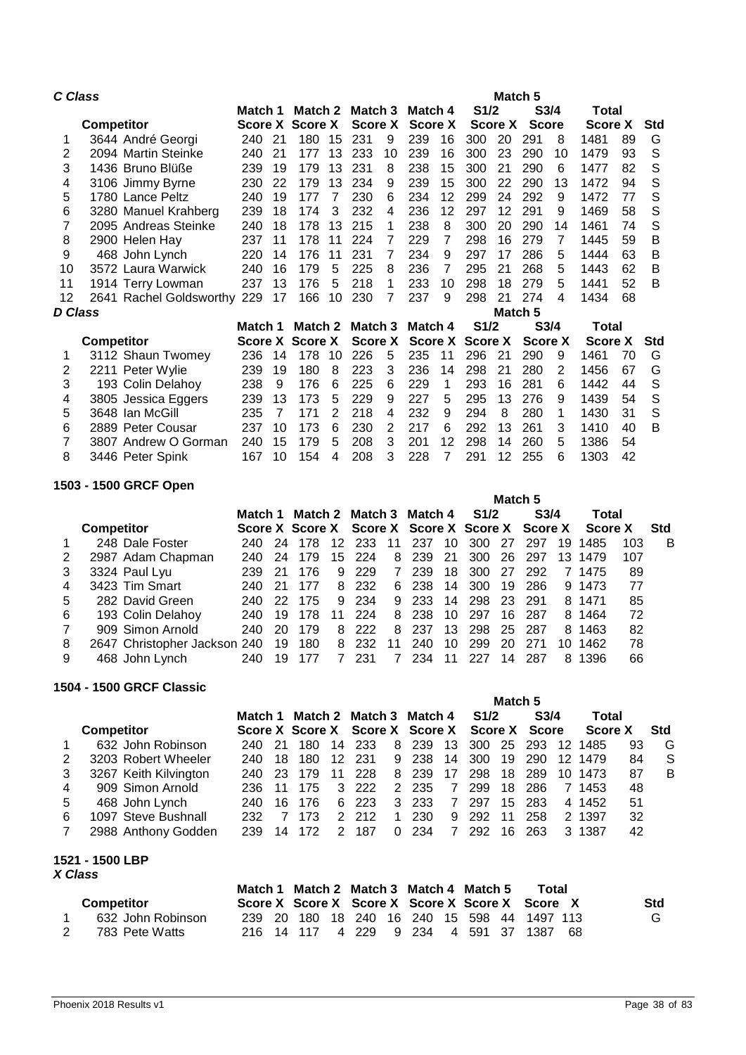## *C Class*

| | Competitor | Match 1 | | Match 2 | | Match 3 | | Match 4 | | Match 5 S1/2 | | Match 5 S3/4 | | Total | | |
|---|---|---|---|---|---|---|---|---|---|---|---|---|---|---|---|---|
| | | Score | X | Score | X | Score | X | Score | | Score | X | Score | | Score | X | Std |
| 1 | 3644 André Georgi | 240 | 21 | 180 | 15 | 231 | 9 | 239 | 16 | 300 | 20 | 291 | 8 | 1481 | 89 | G |
| 2 | 2094 Martin Steinke | 240 | 21 | 177 | 13 | 233 | 10 | 239 | 16 | 300 | 23 | 290 | 10 | 1479 | 93 | S |
| 3 | 1436 Bruno Blüße | 239 | 19 | 179 | 13 | 231 | 8 | 238 | 15 | 300 | 21 | 290 | 6 | 1477 | 82 | S |
| 4 | 3106 Jimmy Byrne | 230 | 22 | 179 | 13 | 234 | 9 | 239 | 15 | 300 | 22 | 290 | 13 | 1472 | 94 | S |
| 5 | 1780 Lance Peltz | 240 | 19 | 177 | 7 | 230 | 6 | 234 | 12 | 299 | 24 | 292 | 9 | 1472 | 77 | S |
| 6 | 3280 Manuel Krahberg | 239 | 18 | 174 | 3 | 232 | 4 | 236 | 12 | 297 | 12 | 291 | 9 | 1469 | 58 | S |
| 7 | 2095 Andreas Steinke | 240 | 18 | 178 | 13 | 215 | 1 | 238 | 8 | 300 | 20 | 290 | 14 | 1461 | 74 | S |
| 8 | 2900 Helen Hay | 237 | 11 | 178 | 11 | 224 | 7 | 229 | 7 | 298 | 16 | 279 | 7 | 1445 | 59 | B |
| 9 | 468 John Lynch | 220 | 14 | 176 | 11 | 231 | 7 | 234 | 9 | 297 | 17 | 286 | 5 | 1444 | 63 | B |
| 10 | 3572 Laura Warwick | 240 | 16 | 179 | 5 | 225 | 8 | 236 | 7 | 295 | 21 | 268 | 5 | 1443 | 62 | B |
| 11 | 1914 Terry Lowman | 237 | 13 | 176 | 5 | 218 | 1 | 233 | 10 | 298 | 18 | 279 | 5 | 1441 | 52 | B |
| 12 | 2641 Rachel Goldsworthy | 229 | 17 | 166 | 10 | 230 | 7 | 237 | 9 | 298 | 21 | 274 | 4 | 1434 | 68 | |

## *D Class*

| | Competitor | Match 1 | | Match 2 | | Match 3 | | Match 4 | | Match 5 S1/2 | | Match 5 S3/4 | | Total | | |
|---|---|---|---|---|---|---|---|---|---|---|---|---|---|---|---|---|
| | | Score | X | Score | X | Score | X | Score | X | Score | X | Score | X | Score | X | Std |
| 1 | 3112 Shaun Twomey | 236 | 14 | 178 | 10 | 226 | 5 | 235 | 11 | 296 | 21 | 290 | 9 | 1461 | 70 | G |
| 2 | 2211 Peter Wylie | 239 | 19 | 180 | 8 | 223 | 3 | 236 | 14 | 298 | 21 | 280 | 2 | 1456 | 67 | G |
| 3 | 193 Colin Delahoy | 238 | 9 | 176 | 6 | 225 | 6 | 229 | 1 | 293 | 16 | 281 | 6 | 1442 | 44 | S |
| 4 | 3805 Jessica Eggers | 239 | 13 | 173 | 5 | 229 | 9 | 227 | 5 | 295 | 13 | 276 | 9 | 1439 | 54 | S |
| 5 | 3648 Ian McGill | 235 | 7 | 171 | 2 | 218 | 4 | 232 | 9 | 294 | 8 | 280 | 1 | 1430 | 31 | S |
| 6 | 2889 Peter Cousar | 237 | 10 | 173 | 6 | 230 | 2 | 217 | 6 | 292 | 13 | 261 | 3 | 1410 | 40 | B |
| 7 | 3807 Andrew O Gorman | 240 | 15 | 179 | 5 | 208 | 3 | 201 | 12 | 298 | 14 | 260 | 5 | 1386 | 54 | |
| 8 | 3446 Peter Spink | 167 | 10 | 154 | 4 | 208 | 3 | 228 | 7 | 291 | 12 | 255 | 6 | 1303 | 42 | |

## 1503 - 1500 GRCF Open

| | Competitor | Match 1 | | Match 2 | | Match 3 | | Match 4 | | Match 5 S1/2 | | Match 5 S3/4 | | Total | | |
|---|---|---|---|---|---|---|---|---|---|---|---|---|---|---|---|---|
| | | Score | X | Score | X | Score | X | Score | X | Score | X | Score | X | Score | X | Std |
| 1 | 248 Dale Foster | 240 | 24 | 178 | 12 | 233 | 11 | 237 | 10 | 300 | 27 | 297 | 19 | 1485 | 103 | B |
| 2 | 2987 Adam Chapman | 240 | 24 | 179 | 15 | 224 | 8 | 239 | 21 | 300 | 26 | 297 | 13 | 1479 | 107 | |
| 3 | 3324 Paul Lyu | 239 | 21 | 176 | 9 | 229 | 7 | 239 | 18 | 300 | 27 | 292 | 7 | 1475 | 89 | |
| 4 | 3423 Tim Smart | 240 | 21 | 177 | 8 | 232 | 6 | 238 | 14 | 300 | 19 | 286 | 9 | 1473 | 77 | |
| 5 | 282 David Green | 240 | 22 | 175 | 9 | 234 | 9 | 233 | 14 | 298 | 23 | 291 | 8 | 1471 | 85 | |
| 6 | 193 Colin Delahoy | 240 | 19 | 178 | 11 | 224 | 8 | 238 | 10 | 297 | 16 | 287 | 8 | 1464 | 72 | |
| 7 | 909 Simon Arnold | 240 | 20 | 179 | 8 | 222 | 8 | 237 | 13 | 298 | 25 | 287 | 8 | 1463 | 82 | |
| 8 | 2647 Christopher Jackson | 240 | 19 | 180 | 8 | 232 | 11 | 240 | 10 | 299 | 20 | 271 | 10 | 1462 | 78 | |
| 9 | 468 John Lynch | 240 | 19 | 177 | 7 | 231 | 7 | 234 | 11 | 227 | 14 | 287 | 8 | 1396 | 66 | |

## 1504 - 1500 GRCF Classic

| | Competitor | Match 1 | | Match 2 | | Match 3 | | Match 4 | | Match 5 S1/2 | | Match 5 S3/4 | | Total | | |
|---|---|---|---|---|---|---|---|---|---|---|---|---|---|---|---|---|
| | | Score | X | Score | X | Score | X | Score | X | Score | X | Score | | Score | X | Std |
| 1 | 632 John Robinson | 240 | 21 | 180 | 14 | 233 | 8 | 239 | 13 | 300 | 25 | 293 | 12 | 1485 | 93 | G |
| 2 | 3203 Robert Wheeler | 240 | 18 | 180 | 12 | 231 | 9 | 238 | 14 | 300 | 19 | 290 | 12 | 1479 | 84 | S |
| 3 | 3267 Keith Kilvington | 240 | 23 | 179 | 11 | 228 | 8 | 239 | 17 | 298 | 18 | 289 | 10 | 1473 | 87 | B |
| 4 | 909 Simon Arnold | 236 | 11 | 175 | 3 | 222 | 2 | 235 | 7 | 299 | 18 | 286 | 7 | 1453 | 48 | |
| 5 | 468 John Lynch | 240 | 16 | 176 | 6 | 223 | 3 | 233 | 7 | 297 | 15 | 283 | 4 | 1452 | 51 | |
| 6 | 1097 Steve Bushnall | 232 | 7 | 173 | 2 | 212 | 1 | 230 | 9 | 292 | 11 | 258 | 2 | 1397 | 32 | |
| 7 | 2988 Anthony Godden | 239 | 14 | 172 | 2 | 187 | 0 | 234 | 7 | 292 | 16 | 263 | 3 | 1387 | 42 | |

## 1521 - 1500 LBP

### *X Class*

| | Competitor | Match 1 | | Match 2 | | Match 3 | | Match 4 | | Match 5 | | Total | | Std |
|---|---|---|---|---|---|---|---|---|---|---|---|---|---|---|
| | | Score | X | Score | X | Score | X | Score | X | Score | X | Score | X | |
| 1 | 632 John Robinson | 239 | 20 | 180 | 18 | 240 | 16 | 240 | 15 | 598 | 44 | 1497 | 113 | G |
| 2 | 783 Pete Watts | 216 | 14 | 117 | 4 | 229 | 9 | 234 | 4 | 591 | 37 | 1387 | 68 | |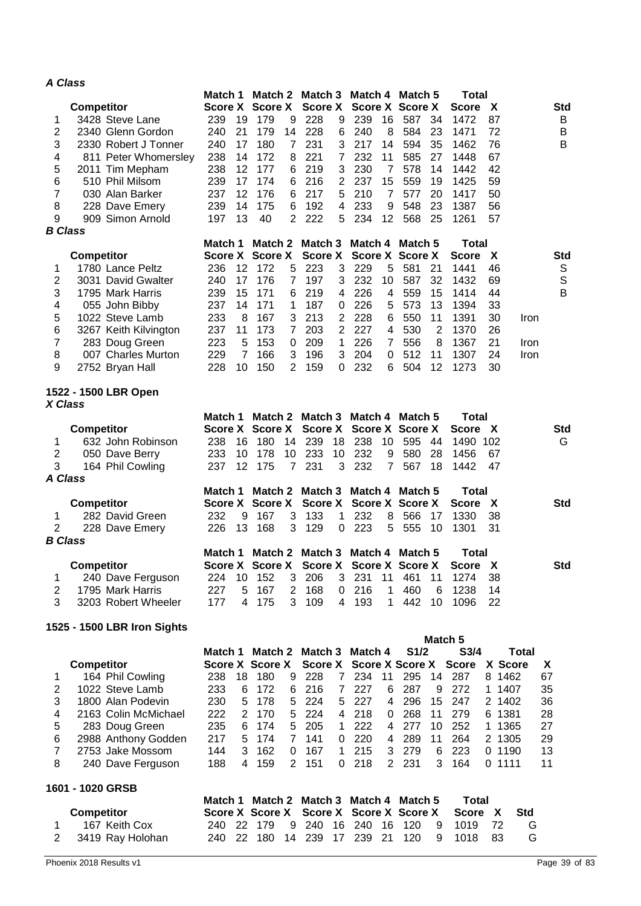### *A Class*

| | Competitor | Match 1 Score | X | Match 2 Score | X | Match 3 Score | X | Match 4 Score | X | Match 5 Score | X | Total Score | X | | Std |
|---|---|---|---|---|---|---|---|---|---|---|---|---|---|---|---|
| 1 | 3428 Steve Lane | 239 | 19 | 179 | 9 | 228 | 9 | 239 | 16 | 587 | 34 | 1472 | 87 | | B |
| 2 | 2340 Glenn Gordon | 240 | 21 | 179 | 14 | 228 | 6 | 240 | 8 | 584 | 23 | 1471 | 72 | | B |
| 3 | 2330 Robert J Tonner | 240 | 17 | 180 | 7 | 231 | 3 | 217 | 14 | 594 | 35 | 1462 | 76 | | B |
| 4 | 811 Peter Whomersley | 238 | 14 | 172 | 8 | 221 | 7 | 232 | 11 | 585 | 27 | 1448 | 67 | | |
| 5 | 2011 Tim Mepham | 238 | 12 | 177 | 6 | 219 | 3 | 230 | 7 | 578 | 14 | 1442 | 42 | | |
| 6 | 510 Phil Milsom | 239 | 17 | 174 | 6 | 216 | 2 | 237 | 15 | 559 | 19 | 1425 | 59 | | |
| 7 | 030 Alan Barker | 237 | 12 | 176 | 6 | 217 | 5 | 210 | 7 | 577 | 20 | 1417 | 50 | | |
| 8 | 228 Dave Emery | 239 | 14 | 175 | 6 | 192 | 4 | 233 | 9 | 548 | 23 | 1387 | 56 | | |
| 9 | 909 Simon Arnold | 197 | 13 | 40 | 2 | 222 | 5 | 234 | 12 | 568 | 25 | 1261 | 57 | | |

### *B Class*

| | Competitor | Match 1 Score | X | Match 2 Score | X | Match 3 Score | X | Match 4 Score | X | Match 5 Score | X | Total Score | X | | Std |
|---|---|---|---|---|---|---|---|---|---|---|---|---|---|---|---|
| 1 | 1780 Lance Peltz | 236 | 12 | 172 | 5 | 223 | 3 | 229 | 5 | 581 | 21 | 1441 | 46 | | S |
| 2 | 3031 David Gwalter | 240 | 17 | 176 | 7 | 197 | 3 | 232 | 10 | 587 | 32 | 1432 | 69 | | S |
| 3 | 1795 Mark Harris | 239 | 15 | 171 | 6 | 219 | 4 | 226 | 4 | 559 | 15 | 1414 | 44 | | B |
| 4 | 055 John Bibby | 237 | 14 | 171 | 1 | 187 | 0 | 226 | 5 | 573 | 13 | 1394 | 33 | | |
| 5 | 1022 Steve Lamb | 233 | 8 | 167 | 3 | 213 | 2 | 228 | 6 | 550 | 11 | 1391 | 30 | Iron | |
| 6 | 3267 Keith Kilvington | 237 | 11 | 173 | 7 | 203 | 2 | 227 | 4 | 530 | 2 | 1370 | 26 | | |
| 7 | 283 Doug Green | 223 | 5 | 153 | 0 | 209 | 1 | 226 | 7 | 556 | 8 | 1367 | 21 | Iron | |
| 8 | 007 Charles Murton | 229 | 7 | 166 | 3 | 196 | 3 | 204 | 0 | 512 | 11 | 1307 | 24 | Iron | |
| 9 | 2752 Bryan Hall | 228 | 10 | 150 | 2 | 159 | 0 | 232 | 6 | 504 | 12 | 1273 | 30 | | |

## 1522 - 1500 LBR Open

### *X Class*

| | Competitor | Match 1 Score | X | Match 2 Score | X | Match 3 Score | X | Match 4 Score | X | Match 5 Score | X | Total Score | X | Std |
|---|---|---|---|---|---|---|---|---|---|---|---|---|---|---|
| 1 | 632 John Robinson | 238 | 16 | 180 | 14 | 239 | 18 | 238 | 10 | 595 | 44 | 1490 | 102 | G |
| 2 | 050 Dave Berry | 233 | 10 | 178 | 10 | 233 | 10 | 232 | 9 | 580 | 28 | 1456 | 67 | |
| 3 | 164 Phil Cowling | 237 | 12 | 175 | 7 | 231 | 3 | 232 | 7 | 567 | 18 | 1442 | 47 | |

### *A Class*

| | Competitor | Match 1 Score | X | Match 2 Score | X | Match 3 Score | X | Match 4 Score | X | Match 5 Score | X | Total Score | X | Std |
|---|---|---|---|---|---|---|---|---|---|---|---|---|---|---|
| 1 | 282 David Green | 232 | 9 | 167 | 3 | 133 | 1 | 232 | 8 | 566 | 17 | 1330 | 38 | |
| 2 | 228 Dave Emery | 226 | 13 | 168 | 3 | 129 | 0 | 223 | 5 | 555 | 10 | 1301 | 31 | |

### *B Class*

| | Competitor | Match 1 Score | X | Match 2 Score | X | Match 3 Score | X | Match 4 Score | X | Match 5 Score | X | Total Score | X | Std |
|---|---|---|---|---|---|---|---|---|---|---|---|---|---|---|
| 1 | 240 Dave Ferguson | 224 | 10 | 152 | 3 | 206 | 3 | 231 | 11 | 461 | 11 | 1274 | 38 | |
| 2 | 1795 Mark Harris | 227 | 5 | 167 | 2 | 168 | 0 | 216 | 1 | 460 | 6 | 1238 | 14 | |
| 3 | 3203 Robert Wheeler | 177 | 4 | 175 | 3 | 109 | 4 | 193 | 1 | 442 | 10 | 1096 | 22 | |

## 1525 - 1500 LBR Iron Sights

| | Competitor | Match 1 Score | X | Match 2 Score | X | Match 3 Score | X | Match 4 Score | X | Match 5 S1/2 Score | X | Match 5 S3/4 Score | X | Total Score | X |
|---|---|---|---|---|---|---|---|---|---|---|---|---|---|---|---|
| 1 | 164 Phil Cowling | 238 | 18 | 180 | 9 | 228 | 7 | 234 | 11 | 295 | 14 | 287 | 8 | 1462 | 67 |
| 2 | 1022 Steve Lamb | 233 | 6 | 172 | 6 | 216 | 7 | 227 | 6 | 287 | 9 | 272 | 1 | 1407 | 35 |
| 3 | 1800 Alan Podevin | 230 | 5 | 178 | 5 | 224 | 5 | 227 | 4 | 296 | 15 | 247 | 2 | 1402 | 36 |
| 4 | 2163 Colin McMichael | 222 | 2 | 170 | 5 | 224 | 4 | 218 | 0 | 268 | 11 | 279 | 6 | 1381 | 28 |
| 5 | 283 Doug Green | 235 | 6 | 174 | 5 | 205 | 1 | 222 | 4 | 277 | 10 | 252 | 1 | 1365 | 27 |
| 6 | 2988 Anthony Godden | 217 | 5 | 174 | 7 | 141 | 0 | 220 | 4 | 289 | 11 | 264 | 2 | 1305 | 29 |
| 7 | 2753 Jake Mossom | 144 | 3 | 162 | 0 | 167 | 1 | 215 | 3 | 279 | 6 | 223 | 0 | 1190 | 13 |
| 8 | 240 Dave Ferguson | 188 | 4 | 159 | 2 | 151 | 0 | 218 | 2 | 231 | 3 | 164 | 0 | 1111 | 11 |

## 1601 - 1020 GRSB

| | Competitor | Match 1 Score | X | Match 2 Score | X | Match 3 Score | X | Match 4 Score | X | Match 5 Score | X | Total Score | X | Std |
|---|---|---|---|---|---|---|---|---|---|---|---|---|---|---|
| 1 | 167 Keith Cox | 240 | 22 | 179 | 9 | 240 | 16 | 240 | 16 | 120 | 9 | 1019 | 72 | G |
| 2 | 3419 Ray Holohan | 240 | 22 | 180 | 14 | 239 | 17 | 239 | 21 | 120 | 9 | 1018 | 83 | G |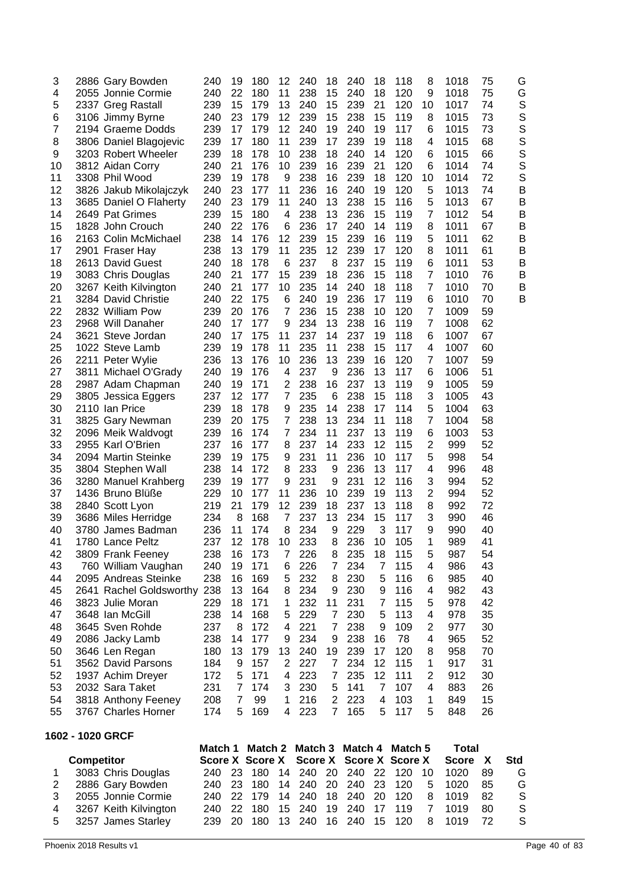| | Competitor | Match 1 Score | X | Match 2 Score | X | Match 3 Score | X | Match 4 Score | X | Match 5 Score | X | Total Score | X | Std |
|---|---|---|---|---|---|---|---|---|---|---|---|---|---|---|
| 3 | 2886 Gary Bowden | 240 | 19 | 180 | 12 | 240 | 18 | 240 | 18 | 118 | 8 | 1018 | 75 | G |
| 4 | 2055 Jonnie Cormie | 240 | 22 | 180 | 11 | 238 | 15 | 240 | 18 | 120 | 9 | 1018 | 75 | G |
| 5 | 2337 Greg Rastall | 239 | 15 | 179 | 13 | 240 | 15 | 239 | 21 | 120 | 10 | 1017 | 74 | S |
| 6 | 3106 Jimmy Byrne | 240 | 23 | 179 | 12 | 239 | 15 | 238 | 15 | 119 | 8 | 1015 | 73 | S |
| 7 | 2194 Graeme Dodds | 239 | 17 | 179 | 12 | 240 | 19 | 240 | 19 | 117 | 6 | 1015 | 73 | S |
| 8 | 3806 Daniel Blagojevic | 239 | 17 | 180 | 11 | 239 | 17 | 239 | 19 | 118 | 4 | 1015 | 68 | S |
| 9 | 3203 Robert Wheeler | 239 | 18 | 178 | 10 | 238 | 18 | 240 | 14 | 120 | 6 | 1015 | 66 | S |
| 10 | 3812 Aidan Corry | 240 | 21 | 176 | 10 | 239 | 16 | 239 | 21 | 120 | 6 | 1014 | 74 | S |
| 11 | 3308 Phil Wood | 239 | 19 | 178 | 9 | 238 | 16 | 239 | 18 | 120 | 10 | 1014 | 72 | S |
| 12 | 3826 Jakub Mikolajczyk | 240 | 23 | 177 | 11 | 236 | 16 | 240 | 19 | 120 | 5 | 1013 | 74 | B |
| 13 | 3685 Daniel O Flaherty | 240 | 23 | 179 | 11 | 240 | 13 | 238 | 15 | 116 | 5 | 1013 | 67 | B |
| 14 | 2649 Pat Grimes | 239 | 15 | 180 | 4 | 238 | 13 | 236 | 15 | 119 | 7 | 1012 | 54 | B |
| 15 | 1828 John Crouch | 240 | 22 | 176 | 6 | 236 | 17 | 240 | 14 | 119 | 8 | 1011 | 67 | B |
| 16 | 2163 Colin McMichael | 238 | 14 | 176 | 12 | 239 | 15 | 239 | 16 | 119 | 5 | 1011 | 62 | B |
| 17 | 2901 Fraser Hay | 238 | 13 | 179 | 11 | 235 | 12 | 239 | 17 | 120 | 8 | 1011 | 61 | B |
| 18 | 2613 David Guest | 240 | 18 | 178 | 6 | 237 | 8 | 237 | 15 | 119 | 6 | 1011 | 53 | B |
| 19 | 3083 Chris Douglas | 240 | 21 | 177 | 15 | 239 | 18 | 236 | 15 | 118 | 7 | 1010 | 76 | B |
| 20 | 3267 Keith Kilvington | 240 | 21 | 177 | 10 | 235 | 14 | 240 | 18 | 118 | 7 | 1010 | 70 | B |
| 21 | 3284 David Christie | 240 | 22 | 175 | 6 | 240 | 19 | 236 | 17 | 119 | 6 | 1010 | 70 | B |
| 22 | 2832 William Pow | 239 | 20 | 176 | 7 | 236 | 15 | 238 | 10 | 120 | 7 | 1009 | 59 | |
| 23 | 2968 Will Danaher | 240 | 17 | 177 | 9 | 234 | 13 | 238 | 16 | 119 | 7 | 1008 | 62 | |
| 24 | 3621 Steve Jordan | 240 | 17 | 175 | 11 | 237 | 14 | 237 | 19 | 118 | 6 | 1007 | 67 | |
| 25 | 1022 Steve Lamb | 239 | 19 | 178 | 11 | 235 | 11 | 238 | 15 | 117 | 4 | 1007 | 60 | |
| 26 | 2211 Peter Wylie | 236 | 13 | 176 | 10 | 236 | 13 | 239 | 16 | 120 | 7 | 1007 | 59 | |
| 27 | 3811 Michael O'Grady | 240 | 19 | 176 | 4 | 237 | 9 | 236 | 13 | 117 | 6 | 1006 | 51 | |
| 28 | 2987 Adam Chapman | 240 | 19 | 171 | 2 | 238 | 16 | 237 | 13 | 119 | 9 | 1005 | 59 | |
| 29 | 3805 Jessica Eggers | 237 | 12 | 177 | 7 | 235 | 6 | 238 | 15 | 118 | 3 | 1005 | 43 | |
| 30 | 2110 Ian Price | 239 | 18 | 178 | 9 | 235 | 14 | 238 | 17 | 114 | 5 | 1004 | 63 | |
| 31 | 3825 Gary Newman | 239 | 20 | 175 | 7 | 238 | 13 | 234 | 11 | 118 | 7 | 1004 | 58 | |
| 32 | 2096 Meik Waldvogt | 239 | 16 | 174 | 7 | 234 | 11 | 237 | 13 | 119 | 6 | 1003 | 53 | |
| 33 | 2955 Karl O'Brien | 237 | 16 | 177 | 8 | 237 | 14 | 233 | 12 | 115 | 2 | 999 | 52 | |
| 34 | 2094 Martin Steinke | 239 | 19 | 175 | 9 | 231 | 11 | 236 | 10 | 117 | 5 | 998 | 54 | |
| 35 | 3804 Stephen Wall | 238 | 14 | 172 | 8 | 233 | 9 | 236 | 13 | 117 | 4 | 996 | 48 | |
| 36 | 3280 Manuel Krahberg | 239 | 19 | 177 | 9 | 231 | 9 | 231 | 12 | 116 | 3 | 994 | 52 | |
| 37 | 1436 Bruno Blüße | 229 | 10 | 177 | 11 | 236 | 10 | 239 | 19 | 113 | 2 | 994 | 52 | |
| 38 | 2840 Scott Lyon | 219 | 21 | 179 | 12 | 239 | 18 | 237 | 13 | 118 | 8 | 992 | 72 | |
| 39 | 3686 Miles Herridge | 234 | 8 | 168 | 7 | 237 | 13 | 234 | 15 | 117 | 3 | 990 | 46 | |
| 40 | 3780 James Badman | 236 | 11 | 174 | 8 | 234 | 9 | 229 | 3 | 117 | 9 | 990 | 40 | |
| 41 | 1780 Lance Peltz | 237 | 12 | 178 | 10 | 233 | 8 | 236 | 10 | 105 | 1 | 989 | 41 | |
| 42 | 3809 Frank Feeney | 238 | 16 | 173 | 7 | 226 | 8 | 235 | 18 | 115 | 5 | 987 | 54 | |
| 43 | 760 William Vaughan | 240 | 19 | 171 | 6 | 226 | 7 | 234 | 7 | 115 | 4 | 986 | 43 | |
| 44 | 2095 Andreas Steinke | 238 | 16 | 169 | 5 | 232 | 8 | 230 | 5 | 116 | 6 | 985 | 40 | |
| 45 | 2641 Rachel Goldsworthy | 238 | 13 | 164 | 8 | 234 | 9 | 230 | 9 | 116 | 4 | 982 | 43 | |
| 46 | 3823 Julie Moran | 229 | 18 | 171 | 1 | 232 | 11 | 231 | 7 | 115 | 5 | 978 | 42 | |
| 47 | 3648 Ian McGill | 238 | 14 | 168 | 5 | 229 | 7 | 230 | 5 | 113 | 4 | 978 | 35 | |
| 48 | 3645 Sven Rohde | 237 | 8 | 172 | 4 | 221 | 7 | 238 | 9 | 109 | 2 | 977 | 30 | |
| 49 | 2086 Jacky Lamb | 238 | 14 | 177 | 9 | 234 | 9 | 238 | 16 | 78 | 4 | 965 | 52 | |
| 50 | 3646 Len Regan | 180 | 13 | 179 | 13 | 240 | 19 | 239 | 17 | 120 | 8 | 958 | 70 | |
| 51 | 3562 David Parsons | 184 | 9 | 157 | 2 | 227 | 7 | 234 | 12 | 115 | 1 | 917 | 31 | |
| 52 | 1937 Achim Dreyer | 172 | 5 | 171 | 4 | 223 | 7 | 235 | 12 | 111 | 2 | 912 | 30 | |
| 53 | 2032 Sara Taket | 231 | 7 | 174 | 3 | 230 | 5 | 141 | 7 | 107 | 4 | 883 | 26 | |
| 54 | 3818 Anthony Feeney | 208 | 7 | 99 | 1 | 216 | 2 | 223 | 4 | 103 | 1 | 849 | 15 | |
| 55 | 3767 Charles Horner | 174 | 5 | 169 | 4 | 223 | 7 | 165 | 5 | 117 | 5 | 848 | 26 | |

**1602 - 1020 GRCF**

| | Competitor | Match 1 Score | X | Match 2 Score | X | Match 3 Score | X | Match 4 Score | X | Match 5 Score | X | Total Score | X | Std |
|---|---|---|---|---|---|---|---|---|---|---|---|---|---|---|
| 1 | 3083 Chris Douglas | 240 | 23 | 180 | 14 | 240 | 20 | 240 | 22 | 120 | 10 | 1020 | 89 | G |
| 2 | 2886 Gary Bowden | 240 | 23 | 180 | 14 | 240 | 20 | 240 | 23 | 120 | 5 | 1020 | 85 | G |
| 3 | 2055 Jonnie Cormie | 240 | 22 | 179 | 14 | 240 | 18 | 240 | 20 | 120 | 8 | 1019 | 82 | S |
| 4 | 3267 Keith Kilvington | 240 | 22 | 180 | 15 | 240 | 19 | 240 | 17 | 119 | 7 | 1019 | 80 | S |
| 5 | 3257 James Starley | 239 | 20 | 180 | 13 | 240 | 16 | 240 | 15 | 120 | 8 | 1019 | 72 | S |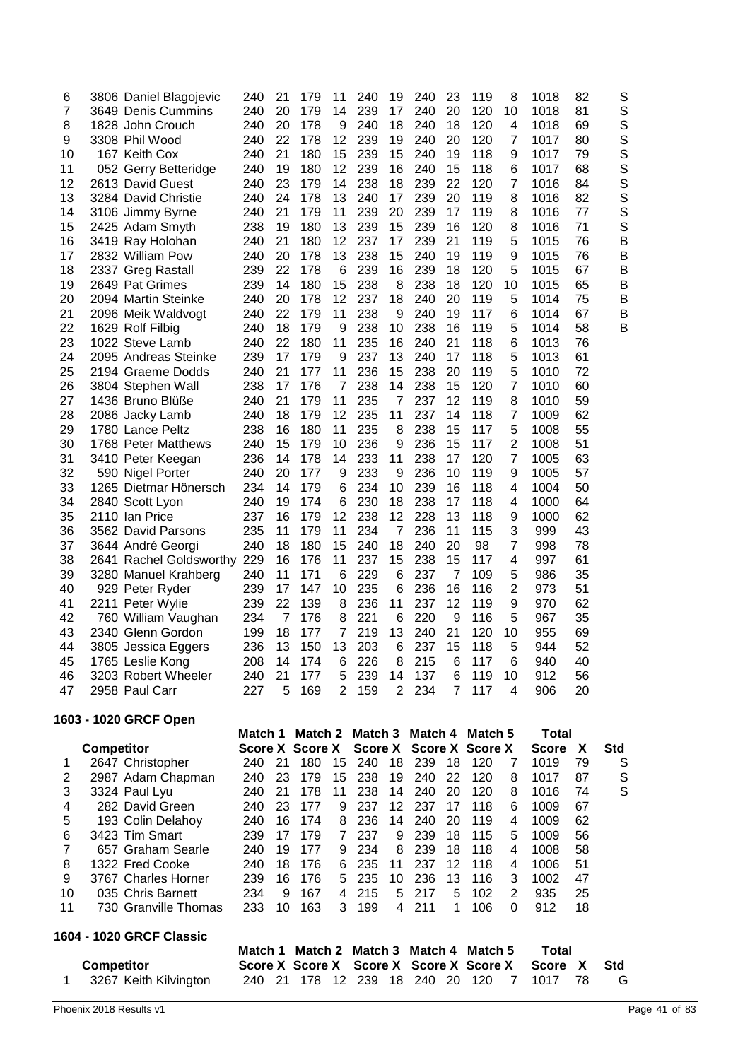| | Competitor | Match 1 Score | X | Match 2 Score | X | Match 3 Score | X | Match 4 Score | X | Match 5 Score | X | Total Score | X | Std |
|---|---|---|---|---|---|---|---|---|---|---|---|---|---|---|
| 6 | 3806 Daniel Blagojevic | 240 | 21 | 179 | 11 | 240 | 19 | 240 | 23 | 119 | 8 | 1018 | 82 | S |
| 7 | 3649 Denis Cummins | 240 | 20 | 179 | 14 | 239 | 17 | 240 | 20 | 120 | 10 | 1018 | 81 | S |
| 8 | 1828 John Crouch | 240 | 20 | 178 | 9 | 240 | 18 | 240 | 18 | 120 | 4 | 1018 | 69 | S |
| 9 | 3308 Phil Wood | 240 | 22 | 178 | 12 | 239 | 19 | 240 | 20 | 120 | 7 | 1017 | 80 | S |
| 10 | 167 Keith Cox | 240 | 21 | 180 | 15 | 239 | 15 | 240 | 19 | 118 | 9 | 1017 | 79 | S |
| 11 | 052 Gerry Betteridge | 240 | 19 | 180 | 12 | 239 | 16 | 240 | 15 | 118 | 6 | 1017 | 68 | S |
| 12 | 2613 David Guest | 240 | 23 | 179 | 14 | 238 | 18 | 239 | 22 | 120 | 7 | 1016 | 84 | S |
| 13 | 3284 David Christie | 240 | 24 | 178 | 13 | 240 | 17 | 239 | 20 | 119 | 8 | 1016 | 82 | S |
| 14 | 3106 Jimmy Byrne | 240 | 21 | 179 | 11 | 239 | 20 | 239 | 17 | 119 | 8 | 1016 | 77 | S |
| 15 | 2425 Adam Smyth | 238 | 19 | 180 | 13 | 239 | 15 | 239 | 16 | 120 | 8 | 1016 | 71 | S |
| 16 | 3419 Ray Holohan | 240 | 21 | 180 | 12 | 237 | 17 | 239 | 21 | 119 | 5 | 1015 | 76 | B |
| 17 | 2832 William Pow | 240 | 20 | 178 | 13 | 238 | 15 | 240 | 19 | 119 | 9 | 1015 | 76 | B |
| 18 | 2337 Greg Rastall | 239 | 22 | 178 | 6 | 239 | 16 | 239 | 18 | 120 | 5 | 1015 | 67 | B |
| 19 | 2649 Pat Grimes | 239 | 14 | 180 | 15 | 238 | 8 | 238 | 18 | 120 | 10 | 1015 | 65 | B |
| 20 | 2094 Martin Steinke | 240 | 20 | 178 | 12 | 237 | 18 | 240 | 20 | 119 | 5 | 1014 | 75 | B |
| 21 | 2096 Meik Waldvogt | 240 | 22 | 179 | 11 | 238 | 9 | 240 | 19 | 117 | 6 | 1014 | 67 | B |
| 22 | 1629 Rolf Filbig | 240 | 18 | 179 | 9 | 238 | 10 | 238 | 16 | 119 | 5 | 1014 | 58 | B |
| 23 | 1022 Steve Lamb | 240 | 22 | 180 | 11 | 235 | 16 | 240 | 21 | 118 | 6 | 1013 | 76 | |
| 24 | 2095 Andreas Steinke | 239 | 17 | 179 | 9 | 237 | 13 | 240 | 17 | 118 | 5 | 1013 | 61 | |
| 25 | 2194 Graeme Dodds | 240 | 21 | 177 | 11 | 236 | 15 | 238 | 20 | 119 | 5 | 1010 | 72 | |
| 26 | 3804 Stephen Wall | 238 | 17 | 176 | 7 | 238 | 14 | 238 | 15 | 120 | 7 | 1010 | 60 | |
| 27 | 1436 Bruno Blüße | 240 | 21 | 179 | 11 | 235 | 7 | 237 | 12 | 119 | 8 | 1010 | 59 | |
| 28 | 2086 Jacky Lamb | 240 | 18 | 179 | 12 | 235 | 11 | 237 | 14 | 118 | 7 | 1009 | 62 | |
| 29 | 1780 Lance Peltz | 238 | 16 | 180 | 11 | 235 | 8 | 238 | 15 | 117 | 5 | 1008 | 55 | |
| 30 | 1768 Peter Matthews | 240 | 15 | 179 | 10 | 236 | 9 | 236 | 15 | 117 | 2 | 1008 | 51 | |
| 31 | 3410 Peter Keegan | 236 | 14 | 178 | 14 | 233 | 11 | 238 | 17 | 120 | 7 | 1005 | 63 | |
| 32 | 590 Nigel Porter | 240 | 20 | 177 | 9 | 233 | 9 | 236 | 10 | 119 | 9 | 1005 | 57 | |
| 33 | 1265 Dietmar Hönersch | 234 | 14 | 179 | 6 | 234 | 10 | 239 | 16 | 118 | 4 | 1004 | 50 | |
| 34 | 2840 Scott Lyon | 240 | 19 | 174 | 6 | 230 | 18 | 238 | 17 | 118 | 4 | 1000 | 64 | |
| 35 | 2110 Ian Price | 237 | 16 | 179 | 12 | 238 | 12 | 228 | 13 | 118 | 9 | 1000 | 62 | |
| 36 | 3562 David Parsons | 235 | 11 | 179 | 11 | 234 | 7 | 236 | 11 | 115 | 3 | 999 | 43 | |
| 37 | 3644 André Georgi | 240 | 18 | 180 | 15 | 240 | 18 | 240 | 20 | 98 | 7 | 998 | 78 | |
| 38 | 2641 Rachel Goldsworthy | 229 | 16 | 176 | 11 | 237 | 15 | 238 | 15 | 117 | 4 | 997 | 61 | |
| 39 | 3280 Manuel Krahberg | 240 | 11 | 171 | 6 | 229 | 6 | 237 | 7 | 109 | 5 | 986 | 35 | |
| 40 | 929 Peter Ryder | 239 | 17 | 147 | 10 | 235 | 6 | 236 | 16 | 116 | 2 | 973 | 51 | |
| 41 | 2211 Peter Wylie | 239 | 22 | 139 | 8 | 236 | 11 | 237 | 12 | 119 | 9 | 970 | 62 | |
| 42 | 760 William Vaughan | 234 | 7 | 176 | 8 | 221 | 6 | 220 | 9 | 116 | 5 | 967 | 35 | |
| 43 | 2340 Glenn Gordon | 199 | 18 | 177 | 7 | 219 | 13 | 240 | 21 | 120 | 10 | 955 | 69 | |
| 44 | 3805 Jessica Eggers | 236 | 13 | 150 | 13 | 203 | 6 | 237 | 15 | 118 | 5 | 944 | 52 | |
| 45 | 1765 Leslie Kong | 208 | 14 | 174 | 6 | 226 | 8 | 215 | 6 | 117 | 6 | 940 | 40 | |
| 46 | 3203 Robert Wheeler | 240 | 21 | 177 | 5 | 239 | 14 | 137 | 6 | 119 | 10 | 912 | 56 | |
| 47 | 2958 Paul Carr | 227 | 5 | 169 | 2 | 159 | 2 | 234 | 7 | 117 | 4 | 906 | 20 | |

## 1603 - 1020 GRCF Open

| | Competitor | Match 1 Score | X | Match 2 Score | X | Match 3 Score | X | Match 4 Score | X | Match 5 Score | X | Total Score | X | Std |
|---|---|---|---|---|---|---|---|---|---|---|---|---|---|---|
| 1 | 2647 Christopher | 240 | 21 | 180 | 15 | 240 | 18 | 239 | 18 | 120 | 7 | 1019 | 79 | S |
| 2 | 2987 Adam Chapman | 240 | 23 | 179 | 15 | 238 | 19 | 240 | 22 | 120 | 8 | 1017 | 87 | S |
| 3 | 3324 Paul Lyu | 240 | 21 | 178 | 11 | 238 | 14 | 240 | 20 | 120 | 8 | 1016 | 74 | S |
| 4 | 282 David Green | 240 | 23 | 177 | 9 | 237 | 12 | 237 | 17 | 118 | 6 | 1009 | 67 | |
| 5 | 193 Colin Delahoy | 240 | 16 | 174 | 8 | 236 | 14 | 240 | 20 | 119 | 4 | 1009 | 62 | |
| 6 | 3423 Tim Smart | 239 | 17 | 179 | 7 | 237 | 9 | 239 | 18 | 115 | 5 | 1009 | 56 | |
| 7 | 657 Graham Searle | 240 | 19 | 177 | 9 | 234 | 8 | 239 | 18 | 118 | 4 | 1008 | 58 | |
| 8 | 1322 Fred Cooke | 240 | 18 | 176 | 6 | 235 | 11 | 237 | 12 | 118 | 4 | 1006 | 51 | |
| 9 | 3767 Charles Horner | 239 | 16 | 176 | 5 | 235 | 10 | 236 | 13 | 116 | 3 | 1002 | 47 | |
| 10 | 035 Chris Barnett | 234 | 9 | 167 | 4 | 215 | 5 | 217 | 5 | 102 | 2 | 935 | 25 | |
| 11 | 730 Granville Thomas | 233 | 10 | 163 | 3 | 199 | 4 | 211 | 1 | 106 | 0 | 912 | 18 | |

## 1604 - 1020 GRCF Classic

| | Competitor | Match 1 Score | X | Match 2 Score | X | Match 3 Score | X | Match 4 Score | X | Match 5 Score | X | Total Score | X | Std |
|---|---|---|---|---|---|---|---|---|---|---|---|---|---|---|
| 1 | 3267 Keith Kilvington | 240 | 21 | 178 | 12 | 239 | 18 | 240 | 20 | 120 | 7 | 1017 | 78 | G |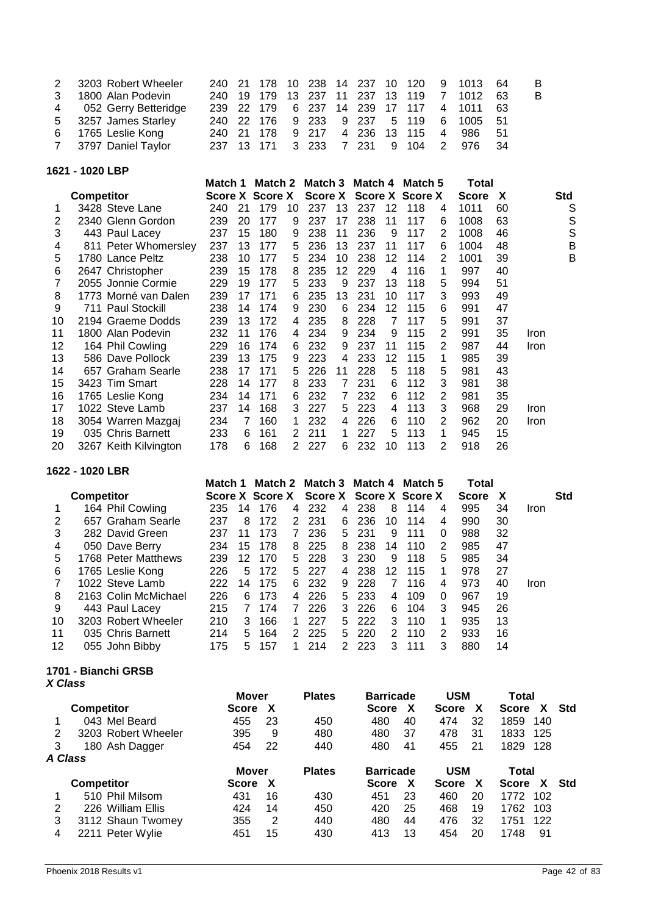| | Competitor | Match 1 Score | X | Match 2 Score | X | Match 3 Score | X | Match 4 Score | X | Match 5 Score | X | Total Score | X | | Std |
|---|---|---|---|---|---|---|---|---|---|---|---|---|---|---|---|
| 2 | 3203 Robert Wheeler | 240 | 21 | 178 | 10 | 238 | 14 | 237 | 10 | 120 | 9 | 1013 | 64 | | B |
| 3 | 1800 Alan Podevin | 240 | 19 | 179 | 13 | 237 | 11 | 237 | 13 | 119 | 7 | 1012 | 63 | | B |
| 4 | 052 Gerry Betteridge | 239 | 22 | 179 | 6 | 237 | 14 | 239 | 17 | 117 | 4 | 1011 | 63 | | |
| 5 | 3257 James Starley | 240 | 22 | 176 | 9 | 233 | 9 | 237 | 5 | 119 | 6 | 1005 | 51 | | |
| 6 | 1765 Leslie Kong | 240 | 21 | 178 | 9 | 217 | 4 | 236 | 13 | 115 | 4 | 986 | 51 | | |
| 7 | 3797 Daniel Taylor | 237 | 13 | 171 | 3 | 233 | 7 | 231 | 9 | 104 | 2 | 976 | 34 | | |

## 1621 - 1020 LBP

| | Competitor | Match 1 Score | X | Match 2 Score | X | Match 3 Score | X | Match 4 Score | X | Match 5 Score | X | Total Score | X | | Std |
|---|---|---|---|---|---|---|---|---|---|---|---|---|---|---|---|
| 1 | 3428 Steve Lane | 240 | 21 | 179 | 10 | 237 | 13 | 237 | 12 | 118 | 4 | 1011 | 60 | | S |
| 2 | 2340 Glenn Gordon | 239 | 20 | 177 | 9 | 237 | 17 | 238 | 11 | 117 | 6 | 1008 | 63 | | S |
| 3 | 443 Paul Lacey | 237 | 15 | 180 | 9 | 238 | 11 | 236 | 9 | 117 | 2 | 1008 | 46 | | S |
| 4 | 811 Peter Whomersley | 237 | 13 | 177 | 5 | 236 | 13 | 237 | 11 | 117 | 6 | 1004 | 48 | | B |
| 5 | 1780 Lance Peltz | 238 | 10 | 177 | 5 | 234 | 10 | 238 | 12 | 114 | 2 | 1001 | 39 | | B |
| 6 | 2647 Christopher | 239 | 15 | 178 | 8 | 235 | 12 | 229 | 4 | 116 | 1 | 997 | 40 | | |
| 7 | 2055 Jonnie Cormie | 229 | 19 | 177 | 5 | 233 | 9 | 237 | 13 | 118 | 5 | 994 | 51 | | |
| 8 | 1773 Morné van Dalen | 239 | 17 | 171 | 6 | 235 | 13 | 231 | 10 | 117 | 3 | 993 | 49 | | |
| 9 | 711 Paul Stockill | 238 | 14 | 174 | 9 | 230 | 6 | 234 | 12 | 115 | 6 | 991 | 47 | | |
| 10 | 2194 Graeme Dodds | 239 | 13 | 172 | 4 | 235 | 8 | 228 | 7 | 117 | 5 | 991 | 37 | | |
| 11 | 1800 Alan Podevin | 232 | 11 | 176 | 4 | 234 | 9 | 234 | 9 | 115 | 2 | 991 | 35 | Iron | |
| 12 | 164 Phil Cowling | 229 | 16 | 174 | 6 | 232 | 9 | 237 | 11 | 115 | 2 | 987 | 44 | Iron | |
| 13 | 586 Dave Pollock | 239 | 13 | 175 | 9 | 223 | 4 | 233 | 12 | 115 | 1 | 985 | 39 | | |
| 14 | 657 Graham Searle | 238 | 17 | 171 | 5 | 226 | 11 | 228 | 5 | 118 | 5 | 981 | 43 | | |
| 15 | 3423 Tim Smart | 228 | 14 | 177 | 8 | 233 | 7 | 231 | 6 | 112 | 3 | 981 | 38 | | |
| 16 | 1765 Leslie Kong | 234 | 14 | 171 | 6 | 232 | 7 | 232 | 6 | 112 | 2 | 981 | 35 | | |
| 17 | 1022 Steve Lamb | 237 | 14 | 168 | 3 | 227 | 5 | 223 | 4 | 113 | 3 | 968 | 29 | Iron | |
| 18 | 3054 Warren Mazgaj | 234 | 7 | 160 | 1 | 232 | 4 | 226 | 6 | 110 | 2 | 962 | 20 | Iron | |
| 19 | 035 Chris Barnett | 233 | 6 | 161 | 2 | 211 | 1 | 227 | 5 | 113 | 1 | 945 | 15 | | |
| 20 | 3267 Keith Kilvington | 178 | 6 | 168 | 2 | 227 | 6 | 232 | 10 | 113 | 2 | 918 | 26 | | |

## 1622 - 1020 LBR

| | Competitor | Match 1 Score | X | Match 2 Score | X | Match 3 Score | X | Match 4 Score | X | Match 5 Score | X | Total Score | X | | Std |
|---|---|---|---|---|---|---|---|---|---|---|---|---|---|---|---|
| 1 | 164 Phil Cowling | 235 | 14 | 176 | 4 | 232 | 4 | 238 | 8 | 114 | 4 | 995 | 34 | Iron | |
| 2 | 657 Graham Searle | 237 | 8 | 172 | 2 | 231 | 6 | 236 | 10 | 114 | 4 | 990 | 30 | | |
| 3 | 282 David Green | 237 | 11 | 173 | 7 | 236 | 5 | 231 | 9 | 111 | 0 | 988 | 32 | | |
| 4 | 050 Dave Berry | 234 | 15 | 178 | 8 | 225 | 8 | 238 | 14 | 110 | 2 | 985 | 47 | | |
| 5 | 1768 Peter Matthews | 239 | 12 | 170 | 5 | 228 | 3 | 230 | 9 | 118 | 5 | 985 | 34 | | |
| 6 | 1765 Leslie Kong | 226 | 5 | 172 | 5 | 227 | 4 | 238 | 12 | 115 | 1 | 978 | 27 | | |
| 7 | 1022 Steve Lamb | 222 | 14 | 175 | 6 | 232 | 9 | 228 | 7 | 116 | 4 | 973 | 40 | Iron | |
| 8 | 2163 Colin McMichael | 226 | 6 | 173 | 4 | 226 | 5 | 233 | 4 | 109 | 0 | 967 | 19 | | |
| 9 | 443 Paul Lacey | 215 | 7 | 174 | 7 | 226 | 3 | 226 | 6 | 104 | 3 | 945 | 26 | | |
| 10 | 3203 Robert Wheeler | 210 | 3 | 166 | 1 | 227 | 5 | 222 | 3 | 110 | 1 | 935 | 13 | | |
| 11 | 035 Chris Barnett | 214 | 5 | 164 | 2 | 225 | 5 | 220 | 2 | 110 | 2 | 933 | 16 | | |
| 12 | 055 John Bibby | 175 | 5 | 157 | 1 | 214 | 2 | 223 | 3 | 111 | 3 | 880 | 14 | | |

## 1701 - Bianchi GRSB

### *X Class*

| | Competitor | Mover Score | X | Plates | Barricade Score | X | USM Score | X | Total Score | X | Std |
|---|---|---|---|---|---|---|---|---|---|---|---|
| 1 | 043 Mel Beard | 455 | 23 | 450 | 480 | 40 | 474 | 32 | 1859 | 140 | |
| 2 | 3203 Robert Wheeler | 395 | 9 | 480 | 480 | 37 | 478 | 31 | 1833 | 125 | |
| 3 | 180 Ash Dagger | 454 | 22 | 440 | 480 | 41 | 455 | 21 | 1829 | 128 | |

### *A Class*

| | Competitor | Mover Score | X | Plates | Barricade Score | X | USM Score | X | Total Score | X | Std |
|---|---|---|---|---|---|---|---|---|---|---|---|
| 1 | 510 Phil Milsom | 431 | 16 | 430 | 451 | 23 | 460 | 20 | 1772 | 102 | |
| 2 | 226 William Ellis | 424 | 14 | 450 | 420 | 25 | 468 | 19 | 1762 | 103 | |
| 3 | 3112 Shaun Twomey | 355 | 2 | 440 | 480 | 44 | 476 | 32 | 1751 | 122 | |
| 4 | 2211 Peter Wylie | 451 | 15 | 430 | 413 | 13 | 454 | 20 | 1748 | 91 | |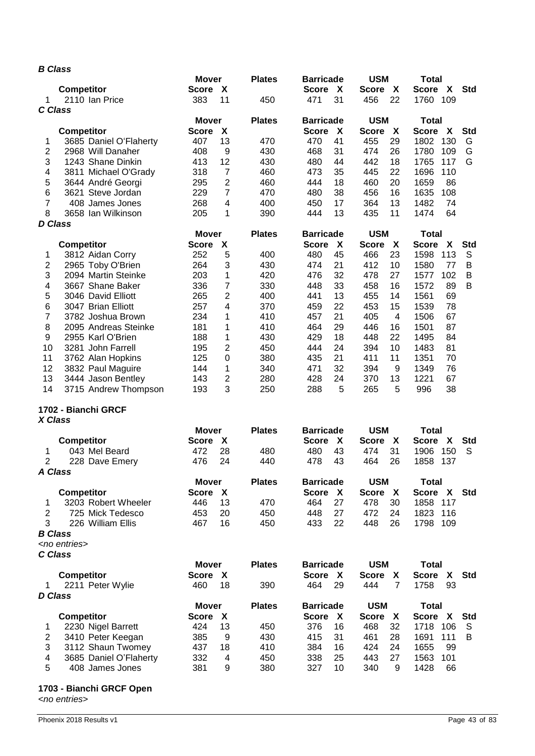### *B Class*

| | Competitor | Mover Score | X | Plates | Barricade Score | X | USM Score | X | Total Score | X | Std |
|---|---|---|---|---|---|---|---|---|---|---|---|
| 1 | 2110 Ian Price | 383 | 11 | 450 | 471 | 31 | 456 | 22 | 1760 | 109 | |

### *C Class*

| | Competitor | Mover Score | X | Plates | Barricade Score | X | USM Score | X | Total Score | X | Std |
|---|---|---|---|---|---|---|---|---|---|---|---|
| 1 | 3685 Daniel O'Flaherty | 407 | 13 | 470 | 470 | 41 | 455 | 29 | 1802 | 130 | G |
| 2 | 2968 Will Danaher | 408 | 9 | 430 | 468 | 31 | 474 | 26 | 1780 | 109 | G |
| 3 | 1243 Shane Dinkin | 413 | 12 | 430 | 480 | 44 | 442 | 18 | 1765 | 117 | G |
| 4 | 3811 Michael O'Grady | 318 | 7 | 460 | 473 | 35 | 445 | 22 | 1696 | 110 | |
| 5 | 3644 André Georgi | 295 | 2 | 460 | 444 | 18 | 460 | 20 | 1659 | 86 | |
| 6 | 3621 Steve Jordan | 229 | 7 | 470 | 480 | 38 | 456 | 16 | 1635 | 108 | |
| 7 | 408 James Jones | 268 | 4 | 400 | 450 | 17 | 364 | 13 | 1482 | 74 | |
| 8 | 3658 Ian Wilkinson | 205 | 1 | 390 | 444 | 13 | 435 | 11 | 1474 | 64 | |

### *D Class*

| | Competitor | Mover Score | X | Plates | Barricade Score | X | USM Score | X | Total Score | X | Std |
|---|---|---|---|---|---|---|---|---|---|---|---|
| 1 | 3812 Aidan Corry | 252 | 5 | 400 | 480 | 45 | 466 | 23 | 1598 | 113 | S |
| 2 | 2965 Toby O'Brien | 264 | 3 | 430 | 474 | 21 | 412 | 10 | 1580 | 77 | B |
| 3 | 2094 Martin Steinke | 203 | 1 | 420 | 476 | 32 | 478 | 27 | 1577 | 102 | B |
| 4 | 3667 Shane Baker | 336 | 7 | 330 | 448 | 33 | 458 | 16 | 1572 | 89 | B |
| 5 | 3046 David Elliott | 265 | 2 | 400 | 441 | 13 | 455 | 14 | 1561 | 69 | |
| 6 | 3047 Brian Elliott | 257 | 4 | 370 | 459 | 22 | 453 | 15 | 1539 | 78 | |
| 7 | 3782 Joshua Brown | 234 | 1 | 410 | 457 | 21 | 405 | 4 | 1506 | 67 | |
| 8 | 2095 Andreas Steinke | 181 | 1 | 410 | 464 | 29 | 446 | 16 | 1501 | 87 | |
| 9 | 2955 Karl O'Brien | 188 | 1 | 430 | 429 | 18 | 448 | 22 | 1495 | 84 | |
| 10 | 3281 John Farrell | 195 | 2 | 450 | 444 | 24 | 394 | 10 | 1483 | 81 | |
| 11 | 3762 Alan Hopkins | 125 | 0 | 380 | 435 | 21 | 411 | 11 | 1351 | 70 | |
| 12 | 3832 Paul Maguire | 144 | 1 | 340 | 471 | 32 | 394 | 9 | 1349 | 76 | |
| 13 | 3444 Jason Bentley | 143 | 2 | 280 | 428 | 24 | 370 | 13 | 1221 | 67 | |
| 14 | 3715 Andrew Thompson | 193 | 3 | 250 | 288 | 5 | 265 | 5 | 996 | 38 | |

## 1702 - Bianchi GRCF

### *X Class*

| | Competitor | Mover Score | X | Plates | Barricade Score | X | USM Score | X | Total Score | X | Std |
|---|---|---|---|---|---|---|---|---|---|---|---|
| 1 | 043 Mel Beard | 472 | 28 | 480 | 480 | 43 | 474 | 31 | 1906 | 150 | S |
| 2 | 228 Dave Emery | 476 | 24 | 440 | 478 | 43 | 464 | 26 | 1858 | 137 | |

### *A Class*

| | Competitor | Mover Score | X | Plates | Barricade Score | X | USM Score | X | Total Score | X | Std |
|---|---|---|---|---|---|---|---|---|---|---|---|
| 1 | 3203 Robert Wheeler | 446 | 13 | 470 | 464 | 27 | 478 | 30 | 1858 | 117 | |
| 2 | 725 Mick Tedesco | 453 | 20 | 450 | 448 | 27 | 472 | 24 | 1823 | 116 | |
| 3 | 226 William Ellis | 467 | 16 | 450 | 433 | 22 | 448 | 26 | 1798 | 109 | |

### *B Class*

*<no entries>*

### *C Class*

| | Competitor | Mover Score | X | Plates | Barricade Score | X | USM Score | X | Total Score | X | Std |
|---|---|---|---|---|---|---|---|---|---|---|---|
| 1 | 2211 Peter Wylie | 460 | 18 | 390 | 464 | 29 | 444 | 7 | 1758 | 93 | |

### *D Class*

| | Competitor | Mover Score | X | Plates | Barricade Score | X | USM Score | X | Total Score | X | Std |
|---|---|---|---|---|---|---|---|---|---|---|---|
| 1 | 2230 Nigel Barrett | 424 | 13 | 450 | 376 | 16 | 468 | 32 | 1718 | 106 | S |
| 2 | 3410 Peter Keegan | 385 | 9 | 430 | 415 | 31 | 461 | 28 | 1691 | 111 | B |
| 3 | 3112 Shaun Twomey | 437 | 18 | 410 | 384 | 16 | 424 | 24 | 1655 | 99 | |
| 4 | 3685 Daniel O'Flaherty | 332 | 4 | 450 | 338 | 25 | 443 | 27 | 1563 | 101 | |
| 5 | 408 James Jones | 381 | 9 | 380 | 327 | 10 | 340 | 9 | 1428 | 66 | |

## 1703 - Bianchi GRCF Open

*<no entries>*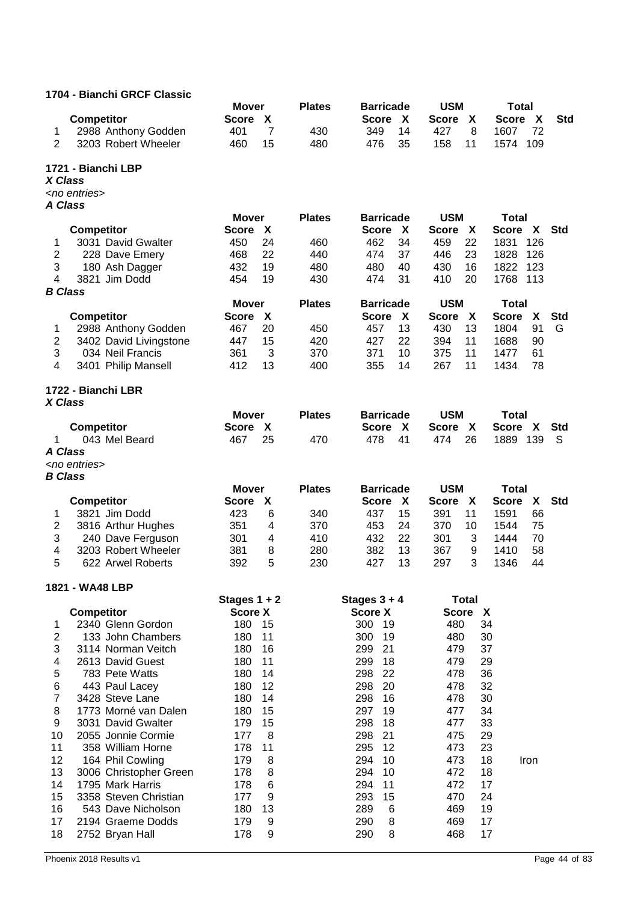### 1704 - Bianchi GRCF Classic

| | Competitor | Mover Score | X | Plates | Barricade Score | X | USM Score | X | Total Score | X | Std |
|---|---|---|---|---|---|---|---|---|---|---|---|
| 1 | 2988 Anthony Godden | 401 | 7 | 430 | 349 | 14 | 427 | 8 | 1607 | 72 | |
| 2 | 3203 Robert Wheeler | 460 | 15 | 480 | 476 | 35 | 158 | 11 | 1574 | 109 | |

### 1721 - Bianchi LBP

***X Class***

<no entries>

***A Class***

| | Competitor | Mover Score | X | Plates | Barricade Score | X | USM Score | X | Total Score | X | Std |
|---|---|---|---|---|---|---|---|---|---|---|---|
| 1 | 3031 David Gwalter | 450 | 24 | 460 | 462 | 34 | 459 | 22 | 1831 | 126 | |
| 2 | 228 Dave Emery | 468 | 22 | 440 | 474 | 37 | 446 | 23 | 1828 | 126 | |
| 3 | 180 Ash Dagger | 432 | 19 | 480 | 480 | 40 | 430 | 16 | 1822 | 123 | |
| 4 | 3821 Jim Dodd | 454 | 19 | 430 | 474 | 31 | 410 | 20 | 1768 | 113 | |

***B Class***

| | Competitor | Mover Score | X | Plates | Barricade Score | X | USM Score | X | Total Score | X | Std |
|---|---|---|---|---|---|---|---|---|---|---|---|
| 1 | 2988 Anthony Godden | 467 | 20 | 450 | 457 | 13 | 430 | 13 | 1804 | 91 | G |
| 2 | 3402 David Livingstone | 447 | 15 | 420 | 427 | 22 | 394 | 11 | 1688 | 90 | |
| 3 | 034 Neil Francis | 361 | 3 | 370 | 371 | 10 | 375 | 11 | 1477 | 61 | |
| 4 | 3401 Philip Mansell | 412 | 13 | 400 | 355 | 14 | 267 | 11 | 1434 | 78 | |

### 1722 - Bianchi LBR

***X Class***

| | Competitor | Mover Score | X | Plates | Barricade Score | X | USM Score | X | Total Score | X | Std |
|---|---|---|---|---|---|---|---|---|---|---|---|
| 1 | 043 Mel Beard | 467 | 25 | 470 | 478 | 41 | 474 | 26 | 1889 | 139 | S |

***A Class***

<no entries>

***B Class***

| | Competitor | Mover Score | X | Plates | Barricade Score | X | USM Score | X | Total Score | X | Std |
|---|---|---|---|---|---|---|---|---|---|---|---|
| 1 | 3821 Jim Dodd | 423 | 6 | 340 | 437 | 15 | 391 | 11 | 1591 | 66 | |
| 2 | 3816 Arthur Hughes | 351 | 4 | 370 | 453 | 24 | 370 | 10 | 1544 | 75 | |
| 3 | 240 Dave Ferguson | 301 | 4 | 410 | 432 | 22 | 301 | 3 | 1444 | 70 | |
| 4 | 3203 Robert Wheeler | 381 | 8 | 280 | 382 | 13 | 367 | 9 | 1410 | 58 | |
| 5 | 622 Arwel Roberts | 392 | 5 | 230 | 427 | 13 | 297 | 3 | 1346 | 44 | |

### 1821 - WA48 LBP

| | Competitor | Stages 1 + 2 Score | X | Stages 3 + 4 Score | X | Total Score | X | |
|---|---|---|---|---|---|---|---|---|
| 1 | 2340 Glenn Gordon | 180 | 15 | 300 | 19 | 480 | 34 | |
| 2 | 133 John Chambers | 180 | 11 | 300 | 19 | 480 | 30 | |
| 3 | 3114 Norman Veitch | 180 | 16 | 299 | 21 | 479 | 37 | |
| 4 | 2613 David Guest | 180 | 11 | 299 | 18 | 479 | 29 | |
| 5 | 783 Pete Watts | 180 | 14 | 298 | 22 | 478 | 36 | |
| 6 | 443 Paul Lacey | 180 | 12 | 298 | 20 | 478 | 32 | |
| 7 | 3428 Steve Lane | 180 | 14 | 298 | 16 | 478 | 30 | |
| 8 | 1773 Morné van Dalen | 180 | 15 | 297 | 19 | 477 | 34 | |
| 9 | 3031 David Gwalter | 179 | 15 | 298 | 18 | 477 | 33 | |
| 10 | 2055 Jonnie Cormie | 177 | 8 | 298 | 21 | 475 | 29 | |
| 11 | 358 William Horne | 178 | 11 | 295 | 12 | 473 | 23 | |
| 12 | 164 Phil Cowling | 179 | 8 | 294 | 10 | 473 | 18 | Iron |
| 13 | 3006 Christopher Green | 178 | 8 | 294 | 10 | 472 | 18 | |
| 14 | 1795 Mark Harris | 178 | 6 | 294 | 11 | 472 | 17 | |
| 15 | 3358 Steven Christian | 177 | 9 | 293 | 15 | 470 | 24 | |
| 16 | 543 Dave Nicholson | 180 | 13 | 289 | 6 | 469 | 19 | |
| 17 | 2194 Graeme Dodds | 179 | 9 | 290 | 8 | 469 | 17 | |
| 18 | 2752 Bryan Hall | 178 | 9 | 290 | 8 | 468 | 17 | |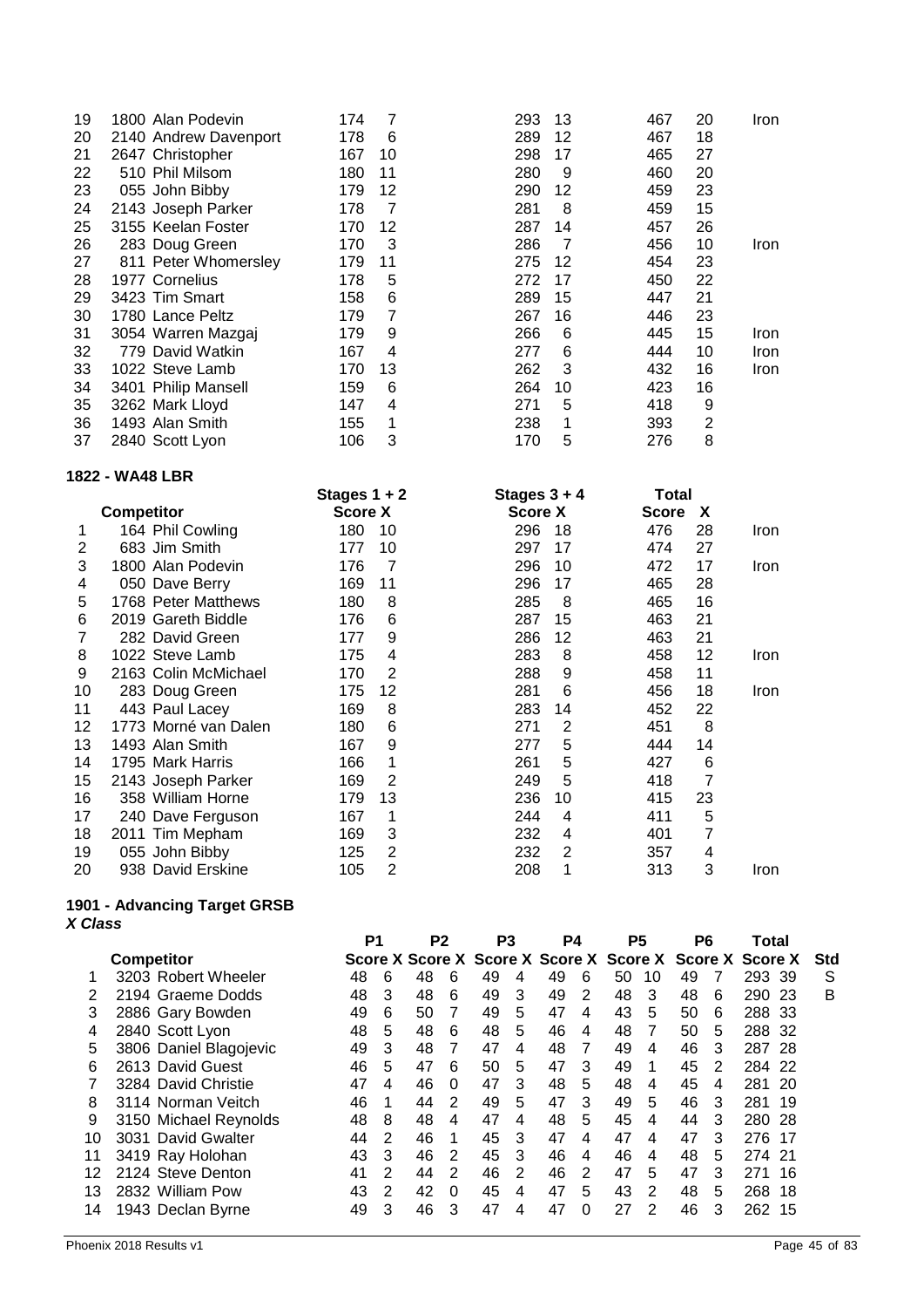| | Competitor | Stages 1 + 2 Score | X | Stages 3 + 4 Score | X | Total Score | X | |
|---|---|---|---|---|---|---|---|---|
| 19 | 1800 Alan Podevin | 174 | 7 | 293 | 13 | 467 | 20 | Iron |
| 20 | 2140 Andrew Davenport | 178 | 6 | 289 | 12 | 467 | 18 | |
| 21 | 2647 Christopher | 167 | 10 | 298 | 17 | 465 | 27 | |
| 22 | 510 Phil Milsom | 180 | 11 | 280 | 9 | 460 | 20 | |
| 23 | 055 John Bibby | 179 | 12 | 290 | 12 | 459 | 23 | |
| 24 | 2143 Joseph Parker | 178 | 7 | 281 | 8 | 459 | 15 | |
| 25 | 3155 Keelan Foster | 170 | 12 | 287 | 14 | 457 | 26 | |
| 26 | 283 Doug Green | 170 | 3 | 286 | 7 | 456 | 10 | Iron |
| 27 | 811 Peter Whomersley | 179 | 11 | 275 | 12 | 454 | 23 | |
| 28 | 1977 Cornelius | 178 | 5 | 272 | 17 | 450 | 22 | |
| 29 | 3423 Tim Smart | 158 | 6 | 289 | 15 | 447 | 21 | |
| 30 | 1780 Lance Peltz | 179 | 7 | 267 | 16 | 446 | 23 | |
| 31 | 3054 Warren Mazgaj | 179 | 9 | 266 | 6 | 445 | 15 | Iron |
| 32 | 779 David Watkin | 167 | 4 | 277 | 6 | 444 | 10 | Iron |
| 33 | 1022 Steve Lamb | 170 | 13 | 262 | 3 | 432 | 16 | Iron |
| 34 | 3401 Philip Mansell | 159 | 6 | 264 | 10 | 423 | 16 | |
| 35 | 3262 Mark Lloyd | 147 | 4 | 271 | 5 | 418 | 9 | |
| 36 | 1493 Alan Smith | 155 | 1 | 238 | 1 | 393 | 2 | |
| 37 | 2840 Scott Lyon | 106 | 3 | 170 | 5 | 276 | 8 | |

**1822 - WA48 LBR**

| | Competitor | Stages 1 + 2 Score | X | Stages 3 + 4 Score | X | Total Score | X | |
|---|---|---|---|---|---|---|---|---|
| 1 | 164 Phil Cowling | 180 | 10 | 296 | 18 | 476 | 28 | Iron |
| 2 | 683 Jim Smith | 177 | 10 | 297 | 17 | 474 | 27 | |
| 3 | 1800 Alan Podevin | 176 | 7 | 296 | 10 | 472 | 17 | Iron |
| 4 | 050 Dave Berry | 169 | 11 | 296 | 17 | 465 | 28 | |
| 5 | 1768 Peter Matthews | 180 | 8 | 285 | 8 | 465 | 16 | |
| 6 | 2019 Gareth Biddle | 176 | 6 | 287 | 15 | 463 | 21 | |
| 7 | 282 David Green | 177 | 9 | 286 | 12 | 463 | 21 | |
| 8 | 1022 Steve Lamb | 175 | 4 | 283 | 8 | 458 | 12 | Iron |
| 9 | 2163 Colin McMichael | 170 | 2 | 288 | 9 | 458 | 11 | |
| 10 | 283 Doug Green | 175 | 12 | 281 | 6 | 456 | 18 | Iron |
| 11 | 443 Paul Lacey | 169 | 8 | 283 | 14 | 452 | 22 | |
| 12 | 1773 Morné van Dalen | 180 | 6 | 271 | 2 | 451 | 8 | |
| 13 | 1493 Alan Smith | 167 | 9 | 277 | 5 | 444 | 14 | |
| 14 | 1795 Mark Harris | 166 | 1 | 261 | 5 | 427 | 6 | |
| 15 | 2143 Joseph Parker | 169 | 2 | 249 | 5 | 418 | 7 | |
| 16 | 358 William Horne | 179 | 13 | 236 | 10 | 415 | 23 | |
| 17 | 240 Dave Ferguson | 167 | 1 | 244 | 4 | 411 | 5 | |
| 18 | 2011 Tim Mepham | 169 | 3 | 232 | 4 | 401 | 7 | |
| 19 | 055 John Bibby | 125 | 2 | 232 | 2 | 357 | 4 | |
| 20 | 938 David Erskine | 105 | 2 | 208 | 1 | 313 | 3 | Iron |

**1901 - Advancing Target GRSB**

***X Class***

| | | P1 | | P2 | | P3 | | P4 | | P5 | | P6 | | Total | | |
|---|---|---|---|---|---|---|---|---|---|---|---|---|---|---|---|---|
| | Competitor | Score | X | Score | X | Score | X | Score | X | Score | X | Score | X | Score | X | Std |
| 1 | 3203 Robert Wheeler | 48 | 6 | 48 | 6 | 49 | 4 | 49 | 6 | 50 | 10 | 49 | 7 | 293 | 39 | S |
| 2 | 2194 Graeme Dodds | 48 | 3 | 48 | 6 | 49 | 3 | 49 | 2 | 48 | 3 | 48 | 6 | 290 | 23 | B |
| 3 | 2886 Gary Bowden | 49 | 6 | 50 | 7 | 49 | 5 | 47 | 4 | 43 | 5 | 50 | 6 | 288 | 33 | |
| 4 | 2840 Scott Lyon | 48 | 5 | 48 | 6 | 48 | 5 | 46 | 4 | 48 | 7 | 50 | 5 | 288 | 32 | |
| 5 | 3806 Daniel Blagojevic | 49 | 3 | 48 | 7 | 47 | 4 | 48 | 7 | 49 | 4 | 46 | 3 | 287 | 28 | |
| 6 | 2613 David Guest | 46 | 5 | 47 | 6 | 50 | 5 | 47 | 3 | 49 | 1 | 45 | 2 | 284 | 22 | |
| 7 | 3284 David Christie | 47 | 4 | 46 | 0 | 47 | 3 | 48 | 5 | 48 | 4 | 45 | 4 | 281 | 20 | |
| 8 | 3114 Norman Veitch | 46 | 1 | 44 | 2 | 49 | 5 | 47 | 3 | 49 | 5 | 46 | 3 | 281 | 19 | |
| 9 | 3150 Michael Reynolds | 48 | 8 | 48 | 4 | 47 | 4 | 48 | 5 | 45 | 4 | 44 | 3 | 280 | 28 | |
| 10 | 3031 David Gwalter | 44 | 2 | 46 | 1 | 45 | 3 | 47 | 4 | 47 | 4 | 47 | 3 | 276 | 17 | |
| 11 | 3419 Ray Holohan | 43 | 3 | 46 | 2 | 45 | 3 | 46 | 4 | 46 | 4 | 48 | 5 | 274 | 21 | |
| 12 | 2124 Steve Denton | 41 | 2 | 44 | 2 | 46 | 2 | 46 | 2 | 47 | 5 | 47 | 3 | 271 | 16 | |
| 13 | 2832 William Pow | 43 | 2 | 42 | 0 | 45 | 4 | 47 | 5 | 43 | 2 | 48 | 5 | 268 | 18 | |
| 14 | 1943 Declan Byrne | 49 | 3 | 46 | 3 | 47 | 4 | 47 | 0 | 27 | 2 | 46 | 3 | 262 | 15 | |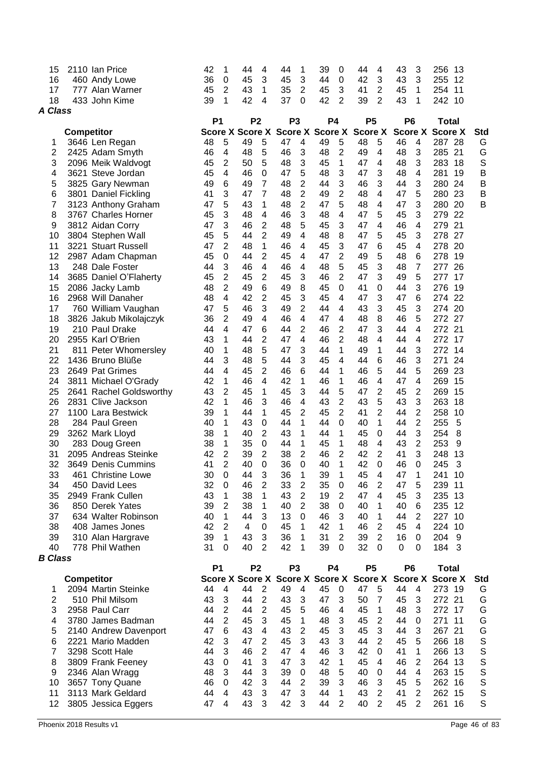| | Competitor | P1 Score | X | P2 Score | X | P3 Score | X | P4 Score | X | P5 Score | X | P6 Score | X | Total Score | X | Std |
|---|---|---|---|---|---|---|---|---|---|---|---|---|---|---|---|---|
| 15 | 2110 Ian Price | 42 | 1 | 44 | 4 | 44 | 1 | 39 | 0 | 44 | 4 | 43 | 3 | 256 | 13 | |
| 16 | 460 Andy Lowe | 36 | 0 | 45 | 3 | 45 | 3 | 44 | 0 | 42 | 3 | 43 | 3 | 255 | 12 | |
| 17 | 777 Alan Warner | 45 | 2 | 43 | 1 | 35 | 2 | 45 | 3 | 41 | 2 | 45 | 1 | 254 | 11 | |
| 18 | 433 John Kime | 39 | 1 | 42 | 4 | 37 | 0 | 42 | 2 | 39 | 2 | 43 | 1 | 242 | 10 | |

***A Class***

| | Competitor | P1 Score | X | P2 Score | X | P3 Score | X | P4 Score | X | P5 Score | X | P6 Score | X | Total Score | X | Std |
|---|---|---|---|---|---|---|---|---|---|---|---|---|---|---|---|---|
| 1 | 3646 Len Regan | 48 | 5 | 49 | 5 | 47 | 4 | 49 | 5 | 48 | 5 | 46 | 4 | 287 | 28 | G |
| 2 | 2425 Adam Smyth | 46 | 4 | 48 | 5 | 46 | 3 | 48 | 2 | 49 | 4 | 48 | 3 | 285 | 21 | G |
| 3 | 2096 Meik Waldvogt | 45 | 2 | 50 | 5 | 48 | 3 | 45 | 1 | 47 | 4 | 48 | 3 | 283 | 18 | S |
| 4 | 3621 Steve Jordan | 45 | 4 | 46 | 0 | 47 | 5 | 48 | 3 | 47 | 3 | 48 | 4 | 281 | 19 | B |
| 5 | 3825 Gary Newman | 49 | 6 | 49 | 7 | 48 | 2 | 44 | 3 | 46 | 3 | 44 | 3 | 280 | 24 | B |
| 6 | 3801 Daniel Fickling | 41 | 3 | 47 | 7 | 48 | 2 | 49 | 2 | 48 | 4 | 47 | 5 | 280 | 23 | B |
| 7 | 3123 Anthony Graham | 47 | 5 | 43 | 1 | 48 | 2 | 47 | 5 | 48 | 4 | 47 | 3 | 280 | 20 | B |
| 8 | 3767 Charles Horner | 45 | 3 | 48 | 4 | 46 | 3 | 48 | 4 | 47 | 5 | 45 | 3 | 279 | 22 | |
| 9 | 3812 Aidan Corry | 47 | 3 | 46 | 2 | 48 | 5 | 45 | 3 | 47 | 4 | 46 | 4 | 279 | 21 | |
| 10 | 3804 Stephen Wall | 45 | 5 | 44 | 2 | 49 | 4 | 48 | 8 | 47 | 5 | 45 | 3 | 278 | 27 | |
| 11 | 3221 Stuart Russell | 47 | 2 | 48 | 1 | 46 | 4 | 45 | 3 | 47 | 6 | 45 | 4 | 278 | 20 | |
| 12 | 2987 Adam Chapman | 45 | 0 | 44 | 2 | 45 | 4 | 47 | 2 | 49 | 5 | 48 | 6 | 278 | 19 | |
| 13 | 248 Dale Foster | 44 | 3 | 46 | 4 | 46 | 4 | 48 | 5 | 45 | 3 | 48 | 7 | 277 | 26 | |
| 14 | 3685 Daniel O'Flaherty | 45 | 2 | 45 | 2 | 45 | 3 | 46 | 2 | 47 | 3 | 49 | 5 | 277 | 17 | |
| 15 | 2086 Jacky Lamb | 48 | 2 | 49 | 6 | 49 | 8 | 45 | 0 | 41 | 0 | 44 | 3 | 276 | 19 | |
| 16 | 2968 Will Danaher | 48 | 4 | 42 | 2 | 45 | 3 | 45 | 4 | 47 | 3 | 47 | 6 | 274 | 22 | |
| 17 | 760 William Vaughan | 47 | 5 | 46 | 3 | 49 | 2 | 44 | 4 | 43 | 3 | 45 | 3 | 274 | 20 | |
| 18 | 3826 Jakub Mikolajczyk | 36 | 2 | 49 | 4 | 46 | 4 | 47 | 4 | 48 | 8 | 46 | 5 | 272 | 27 | |
| 19 | 210 Paul Drake | 44 | 4 | 47 | 6 | 44 | 2 | 46 | 2 | 47 | 3 | 44 | 4 | 272 | 21 | |
| 20 | 2955 Karl O'Brien | 43 | 1 | 44 | 2 | 47 | 4 | 46 | 2 | 48 | 4 | 44 | 4 | 272 | 17 | |
| 21 | 811 Peter Whomersley | 40 | 1 | 48 | 5 | 47 | 3 | 44 | 1 | 49 | 1 | 44 | 3 | 272 | 14 | |
| 22 | 1436 Bruno Blüße | 44 | 3 | 48 | 5 | 44 | 3 | 45 | 4 | 44 | 6 | 46 | 3 | 271 | 24 | |
| 23 | 2649 Pat Grimes | 44 | 4 | 45 | 2 | 46 | 6 | 44 | 1 | 46 | 5 | 44 | 5 | 269 | 23 | |
| 24 | 3811 Michael O'Grady | 42 | 1 | 46 | 4 | 42 | 1 | 46 | 1 | 46 | 4 | 47 | 4 | 269 | 15 | |
| 25 | 2641 Rachel Goldsworthy | 43 | 2 | 45 | 1 | 45 | 3 | 44 | 5 | 47 | 2 | 45 | 2 | 269 | 15 | |
| 26 | 2831 Clive Jackson | 42 | 1 | 46 | 3 | 46 | 4 | 43 | 2 | 43 | 5 | 43 | 3 | 263 | 18 | |
| 27 | 1100 Lara Bestwick | 39 | 1 | 44 | 1 | 45 | 2 | 45 | 2 | 41 | 2 | 44 | 2 | 258 | 10 | |
| 28 | 284 Paul Green | 40 | 1 | 43 | 0 | 44 | 1 | 44 | 0 | 40 | 1 | 44 | 2 | 255 | 5 | |
| 29 | 3262 Mark Lloyd | 38 | 1 | 40 | 2 | 43 | 1 | 44 | 1 | 45 | 0 | 44 | 3 | 254 | 8 | |
| 30 | 283 Doug Green | 38 | 1 | 35 | 0 | 44 | 1 | 45 | 1 | 48 | 4 | 43 | 2 | 253 | 9 | |
| 31 | 2095 Andreas Steinke | 42 | 2 | 39 | 2 | 38 | 2 | 46 | 2 | 42 | 2 | 41 | 3 | 248 | 13 | |
| 32 | 3649 Denis Cummins | 41 | 2 | 40 | 0 | 36 | 0 | 40 | 1 | 42 | 0 | 46 | 0 | 245 | 3 | |
| 33 | 461 Christine Lowe | 30 | 0 | 44 | 3 | 36 | 1 | 39 | 1 | 45 | 4 | 47 | 1 | 241 | 10 | |
| 34 | 450 David Lees | 32 | 0 | 46 | 2 | 33 | 2 | 35 | 0 | 46 | 2 | 47 | 5 | 239 | 11 | |
| 35 | 2949 Frank Cullen | 43 | 1 | 38 | 1 | 43 | 2 | 19 | 2 | 47 | 4 | 45 | 3 | 235 | 13 | |
| 36 | 850 Derek Yates | 39 | 2 | 38 | 1 | 40 | 2 | 38 | 0 | 40 | 1 | 40 | 6 | 235 | 12 | |
| 37 | 634 Walter Robinson | 40 | 1 | 44 | 3 | 13 | 0 | 46 | 3 | 40 | 1 | 44 | 2 | 227 | 10 | |
| 38 | 408 James Jones | 42 | 2 | 4 | 0 | 45 | 1 | 42 | 1 | 46 | 2 | 45 | 4 | 224 | 10 | |
| 39 | 310 Alan Hargrave | 39 | 1 | 43 | 3 | 36 | 1 | 31 | 2 | 39 | 2 | 16 | 0 | 204 | 9 | |
| 40 | 778 Phil Wathen | 31 | 0 | 40 | 2 | 42 | 1 | 39 | 0 | 32 | 0 | 0 | 0 | 184 | 3 | |

***B Class***

| | Competitor | P1 Score | X | P2 Score | X | P3 Score | X | P4 Score | X | P5 Score | X | P6 Score | X | Total Score | X | Std |
|---|---|---|---|---|---|---|---|---|---|---|---|---|---|---|---|---|
| 1 | 2094 Martin Steinke | 44 | 4 | 44 | 2 | 49 | 4 | 45 | 0 | 47 | 5 | 44 | 4 | 273 | 19 | G |
| 2 | 510 Phil Milsom | 43 | 3 | 44 | 2 | 43 | 3 | 47 | 3 | 50 | 7 | 45 | 3 | 272 | 21 | G |
| 3 | 2958 Paul Carr | 44 | 2 | 44 | 2 | 45 | 5 | 46 | 4 | 45 | 1 | 48 | 3 | 272 | 17 | G |
| 4 | 3780 James Badman | 44 | 2 | 45 | 3 | 45 | 1 | 48 | 3 | 45 | 2 | 44 | 0 | 271 | 11 | G |
| 5 | 2140 Andrew Davenport | 47 | 6 | 43 | 4 | 43 | 2 | 45 | 3 | 45 | 3 | 44 | 3 | 267 | 21 | G |
| 6 | 2221 Mario Madden | 42 | 3 | 47 | 2 | 45 | 3 | 43 | 3 | 44 | 2 | 45 | 5 | 266 | 18 | S |
| 7 | 3298 Scott Hale | 44 | 3 | 46 | 2 | 47 | 4 | 46 | 3 | 42 | 0 | 41 | 1 | 266 | 13 | S |
| 8 | 3809 Frank Feeney | 43 | 0 | 41 | 3 | 47 | 3 | 42 | 1 | 45 | 4 | 46 | 2 | 264 | 13 | S |
| 9 | 2346 Alan Wragg | 48 | 3 | 44 | 3 | 39 | 0 | 48 | 5 | 40 | 0 | 44 | 4 | 263 | 15 | S |
| 10 | 3657 Tony Quane | 46 | 0 | 42 | 3 | 44 | 2 | 39 | 3 | 46 | 3 | 45 | 5 | 262 | 16 | S |
| 11 | 3113 Mark Geldard | 44 | 4 | 43 | 3 | 47 | 3 | 44 | 1 | 43 | 2 | 41 | 2 | 262 | 15 | S |
| 12 | 3805 Jessica Eggers | 47 | 4 | 43 | 3 | 42 | 3 | 44 | 2 | 40 | 2 | 45 | 2 | 261 | 16 | S |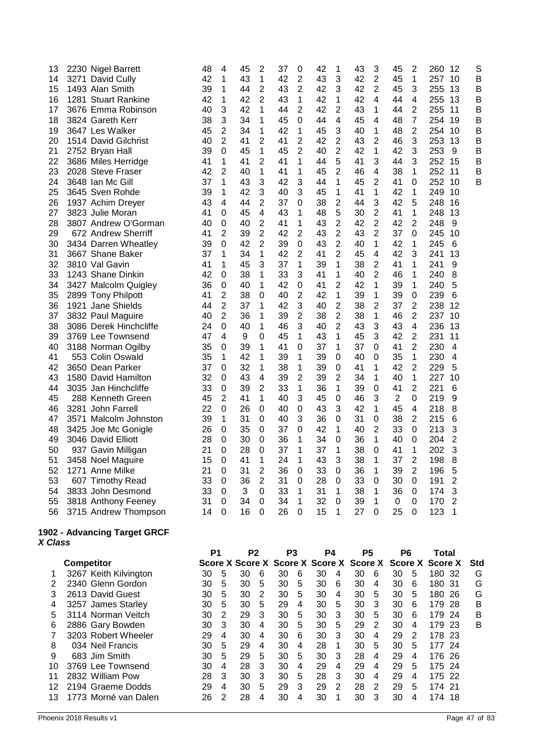| | Competitor | P1 Score | X | P2 Score | X | P3 Score | X | P4 Score | X | P5 Score | X | P6 Score | X | Total Score | X | Std |
|---|---|---|---|---|---|---|---|---|---|---|---|---|---|---|---|---|
| 13 | 2230 Nigel Barrett | 48 | 4 | 45 | 2 | 37 | 0 | 42 | 1 | 43 | 3 | 45 | 2 | 260 | 12 | S |
| 14 | 3271 David Cully | 42 | 1 | 43 | 1 | 42 | 2 | 43 | 3 | 42 | 2 | 45 | 1 | 257 | 10 | B |
| 15 | 1493 Alan Smith | 39 | 1 | 44 | 2 | 43 | 2 | 42 | 3 | 42 | 2 | 45 | 3 | 255 | 13 | B |
| 16 | 1281 Stuart Rankine | 42 | 1 | 42 | 2 | 43 | 1 | 42 | 1 | 42 | 4 | 44 | 4 | 255 | 13 | B |
| 17 | 3676 Emma Robinson | 40 | 3 | 42 | 1 | 44 | 2 | 42 | 2 | 43 | 1 | 44 | 2 | 255 | 11 | B |
| 18 | 3824 Gareth Kerr | 38 | 3 | 34 | 1 | 45 | 0 | 44 | 4 | 45 | 4 | 48 | 7 | 254 | 19 | B |
| 19 | 3647 Les Walker | 45 | 2 | 34 | 1 | 42 | 1 | 45 | 3 | 40 | 1 | 48 | 2 | 254 | 10 | B |
| 20 | 1514 David Gilchrist | 40 | 2 | 41 | 2 | 41 | 2 | 42 | 2 | 43 | 2 | 46 | 3 | 253 | 13 | B |
| 21 | 2752 Bryan Hall | 39 | 0 | 45 | 1 | 45 | 2 | 40 | 2 | 42 | 1 | 42 | 3 | 253 | 9 | B |
| 22 | 3686 Miles Herridge | 41 | 1 | 41 | 2 | 41 | 1 | 44 | 5 | 41 | 3 | 44 | 3 | 252 | 15 | B |
| 23 | 2028 Steve Fraser | 42 | 2 | 40 | 1 | 41 | 1 | 45 | 2 | 46 | 4 | 38 | 1 | 252 | 11 | B |
| 24 | 3648 Ian Mc Gill | 37 | 1 | 43 | 3 | 42 | 3 | 44 | 1 | 45 | 2 | 41 | 0 | 252 | 10 | B |
| 25 | 3645 Sven Rohde | 39 | 1 | 42 | 3 | 40 | 3 | 45 | 1 | 41 | 1 | 42 | 1 | 249 | 10 | |
| 26 | 1937 Achim Dreyer | 43 | 4 | 44 | 2 | 37 | 0 | 38 | 2 | 44 | 3 | 42 | 5 | 248 | 16 | |
| 27 | 3823 Julie Moran | 41 | 0 | 45 | 4 | 43 | 1 | 48 | 5 | 30 | 2 | 41 | 1 | 248 | 13 | |
| 28 | 3807 Andrew O'Gorman | 40 | 0 | 40 | 2 | 41 | 1 | 43 | 2 | 42 | 2 | 42 | 2 | 248 | 9 | |
| 29 | 672 Andrew Sherriff | 41 | 2 | 39 | 2 | 42 | 2 | 43 | 2 | 43 | 2 | 37 | 0 | 245 | 10 | |
| 30 | 3434 Darren Wheatley | 39 | 0 | 42 | 2 | 39 | 0 | 43 | 2 | 40 | 1 | 42 | 1 | 245 | 6 | |
| 31 | 3667 Shane Baker | 37 | 1 | 34 | 1 | 42 | 2 | 41 | 2 | 45 | 4 | 42 | 3 | 241 | 13 | |
| 32 | 3810 Val Gavin | 41 | 1 | 45 | 3 | 37 | 1 | 39 | 1 | 38 | 2 | 41 | 1 | 241 | 9 | |
| 33 | 1243 Shane Dinkin | 42 | 0 | 38 | 1 | 33 | 3 | 41 | 1 | 40 | 2 | 46 | 1 | 240 | 8 | |
| 34 | 3427 Malcolm Quigley | 36 | 0 | 40 | 1 | 42 | 0 | 41 | 2 | 42 | 1 | 39 | 1 | 240 | 5 | |
| 35 | 2899 Tony Philpott | 41 | 2 | 38 | 0 | 40 | 2 | 42 | 1 | 39 | 1 | 39 | 0 | 239 | 6 | |
| 36 | 1921 Jane Shields | 44 | 2 | 37 | 1 | 42 | 3 | 40 | 2 | 38 | 2 | 37 | 2 | 238 | 12 | |
| 37 | 3832 Paul Maguire | 40 | 2 | 36 | 1 | 39 | 2 | 38 | 2 | 38 | 1 | 46 | 2 | 237 | 10 | |
| 38 | 3086 Derek Hinchcliffe | 24 | 0 | 40 | 1 | 46 | 3 | 40 | 2 | 43 | 3 | 43 | 4 | 236 | 13 | |
| 39 | 3769 Lee Townsend | 47 | 4 | 9 | 0 | 45 | 1 | 43 | 1 | 45 | 3 | 42 | 2 | 231 | 11 | |
| 40 | 3188 Norman Ogilby | 35 | 0 | 39 | 1 | 41 | 0 | 37 | 1 | 37 | 0 | 41 | 2 | 230 | 4 | |
| 41 | 553 Colin Oswald | 35 | 1 | 42 | 1 | 39 | 1 | 39 | 0 | 40 | 0 | 35 | 1 | 230 | 4 | |
| 42 | 3650 Dean Parker | 37 | 0 | 32 | 1 | 38 | 1 | 39 | 0 | 41 | 1 | 42 | 2 | 229 | 5 | |
| 43 | 1580 David Hamilton | 32 | 0 | 43 | 4 | 39 | 2 | 39 | 2 | 34 | 1 | 40 | 1 | 227 | 10 | |
| 44 | 3035 Jan Hinchcliffe | 33 | 0 | 39 | 2 | 33 | 1 | 36 | 1 | 39 | 0 | 41 | 2 | 221 | 6 | |
| 45 | 288 Kenneth Green | 45 | 2 | 41 | 1 | 40 | 3 | 45 | 0 | 46 | 3 | 2 | 0 | 219 | 9 | |
| 46 | 3281 John Farrell | 22 | 0 | 26 | 0 | 40 | 0 | 43 | 3 | 42 | 1 | 45 | 4 | 218 | 8 | |
| 47 | 3571 Malcolm Johnston | 39 | 1 | 31 | 0 | 40 | 3 | 36 | 0 | 31 | 0 | 38 | 2 | 215 | 6 | |
| 48 | 3425 Joe Mc Gonigle | 26 | 0 | 35 | 0 | 37 | 0 | 42 | 1 | 40 | 2 | 33 | 0 | 213 | 3 | |
| 49 | 3046 David Elliott | 28 | 0 | 30 | 0 | 36 | 1 | 34 | 0 | 36 | 1 | 40 | 0 | 204 | 2 | |
| 50 | 937 Gavin Milligan | 21 | 0 | 28 | 0 | 37 | 1 | 37 | 1 | 38 | 0 | 41 | 1 | 202 | 3 | |
| 51 | 3458 Noel Maguire | 15 | 0 | 41 | 1 | 24 | 1 | 43 | 3 | 38 | 1 | 37 | 2 | 198 | 8 | |
| 52 | 1271 Anne Milke | 21 | 0 | 31 | 2 | 36 | 0 | 33 | 0 | 36 | 1 | 39 | 2 | 196 | 5 | |
| 53 | 607 Timothy Read | 33 | 0 | 36 | 2 | 31 | 0 | 28 | 0 | 33 | 0 | 30 | 0 | 191 | 2 | |
| 54 | 3833 John Desmond | 33 | 0 | 3 | 0 | 33 | 1 | 31 | 1 | 38 | 1 | 36 | 0 | 174 | 3 | |
| 55 | 3818 Anthony Feeney | 31 | 0 | 34 | 0 | 34 | 1 | 32 | 0 | 39 | 1 | 0 | 0 | 170 | 2 | |
| 56 | 3715 Andrew Thompson | 14 | 0 | 16 | 0 | 26 | 0 | 15 | 1 | 27 | 0 | 25 | 0 | 123 | 1 | |

**1902 - Advancing Target GRCF**
***X Class***

| | | P1 | | P2 | | P3 | | P4 | | P5 | | P6 | | Total | | |
|---|---|---|---|---|---|---|---|---|---|---|---|---|---|---|---|---|
| | **Competitor** | **Score** | **X** | **Score** | **X** | **Score** | **X** | **Score** | **X** | **Score** | **X** | **Score** | **X** | **Score** | **X** | **Std** |
| 1 | 3267 Keith Kilvington | 30 | 5 | 30 | 6 | 30 | 6 | 30 | 4 | 30 | 6 | 30 | 5 | 180 | 32 | G |
| 2 | 2340 Glenn Gordon | 30 | 5 | 30 | 5 | 30 | 5 | 30 | 6 | 30 | 4 | 30 | 6 | 180 | 31 | G |
| 3 | 2613 David Guest | 30 | 5 | 30 | 2 | 30 | 5 | 30 | 4 | 30 | 5 | 30 | 5 | 180 | 26 | G |
| 4 | 3257 James Starley | 30 | 5 | 30 | 5 | 29 | 4 | 30 | 5 | 30 | 3 | 30 | 6 | 179 | 28 | B |
| 5 | 3114 Norman Veitch | 30 | 2 | 29 | 3 | 30 | 5 | 30 | 3 | 30 | 5 | 30 | 6 | 179 | 24 | B |
| 6 | 2886 Gary Bowden | 30 | 3 | 30 | 4 | 30 | 5 | 30 | 5 | 29 | 2 | 30 | 4 | 179 | 23 | B |
| 7 | 3203 Robert Wheeler | 29 | 4 | 30 | 4 | 30 | 6 | 30 | 3 | 30 | 4 | 29 | 2 | 178 | 23 | |
| 8 | 034 Neil Francis | 30 | 5 | 29 | 4 | 30 | 4 | 28 | 1 | 30 | 5 | 30 | 5 | 177 | 24 | |
| 9 | 683 Jim Smith | 30 | 5 | 29 | 5 | 30 | 5 | 30 | 3 | 28 | 4 | 29 | 4 | 176 | 26 | |
| 10 | 3769 Lee Townsend | 30 | 4 | 28 | 3 | 30 | 4 | 29 | 4 | 29 | 4 | 29 | 5 | 175 | 24 | |
| 11 | 2832 William Pow | 28 | 3 | 30 | 3 | 30 | 5 | 28 | 3 | 30 | 4 | 29 | 4 | 175 | 22 | |
| 12 | 2194 Graeme Dodds | 29 | 4 | 30 | 5 | 29 | 3 | 29 | 2 | 28 | 2 | 29 | 5 | 174 | 21 | |
| 13 | 1773 Morné van Dalen | 26 | 2 | 28 | 4 | 30 | 4 | 30 | 1 | 30 | 3 | 30 | 4 | 174 | 18 | |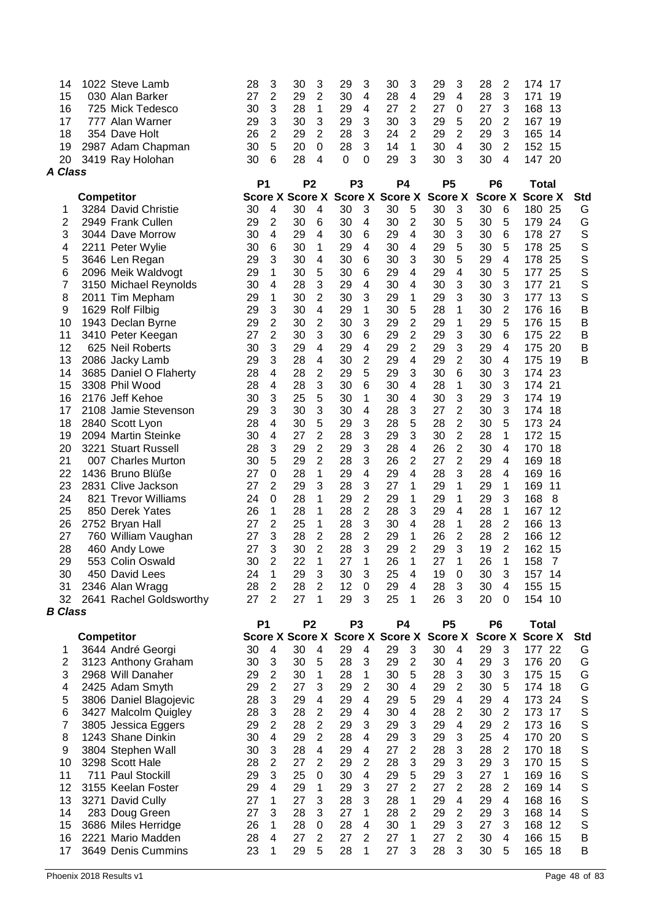| | Competitor | P1 Score | X | P2 Score | X | P3 Score | X | P4 Score | X | P5 Score | X | P6 Score | X | Total Score | X |
|---|---|---|---|---|---|---|---|---|---|---|---|---|---|---|---|
| 14 | 1022 Steve Lamb | 28 | 3 | 30 | 3 | 29 | 3 | 30 | 3 | 29 | 3 | 28 | 2 | 174 | 17 |
| 15 | 030 Alan Barker | 27 | 2 | 29 | 2 | 30 | 4 | 28 | 4 | 29 | 4 | 28 | 3 | 171 | 19 |
| 16 | 725 Mick Tedesco | 30 | 3 | 28 | 1 | 29 | 4 | 27 | 2 | 27 | 0 | 27 | 3 | 168 | 13 |
| 17 | 777 Alan Warner | 29 | 3 | 30 | 3 | 29 | 3 | 30 | 3 | 29 | 5 | 20 | 2 | 167 | 19 |
| 18 | 354 Dave Holt | 26 | 2 | 29 | 2 | 28 | 3 | 24 | 2 | 29 | 2 | 29 | 3 | 165 | 14 |
| 19 | 2987 Adam Chapman | 30 | 5 | 20 | 0 | 28 | 3 | 14 | 1 | 30 | 4 | 30 | 2 | 152 | 15 |
| 20 | 3419 Ray Holohan | 30 | 6 | 28 | 4 | 0 | 0 | 29 | 3 | 30 | 3 | 30 | 4 | 147 | 20 |

***A Class***

| | Competitor | P1 Score | X | P2 Score | X | P3 Score | X | P4 Score | X | P5 Score | X | P6 Score | X | Total Score | X | Std |
|---|---|---|---|---|---|---|---|---|---|---|---|---|---|---|---|---|
| 1 | 3284 David Christie | 30 | 4 | 30 | 4 | 30 | 3 | 30 | 5 | 30 | 3 | 30 | 6 | 180 | 25 | G |
| 2 | 2949 Frank Cullen | 29 | 2 | 30 | 6 | 30 | 4 | 30 | 2 | 30 | 5 | 30 | 5 | 179 | 24 | G |
| 3 | 3044 Dave Morrow | 30 | 4 | 29 | 4 | 30 | 6 | 29 | 4 | 30 | 3 | 30 | 6 | 178 | 27 | S |
| 4 | 2211 Peter Wylie | 30 | 6 | 30 | 1 | 29 | 4 | 30 | 4 | 29 | 5 | 30 | 5 | 178 | 25 | S |
| 5 | 3646 Len Regan | 29 | 3 | 30 | 4 | 30 | 6 | 30 | 3 | 30 | 5 | 29 | 4 | 178 | 25 | S |
| 6 | 2096 Meik Waldvogt | 29 | 1 | 30 | 5 | 30 | 6 | 29 | 4 | 29 | 4 | 30 | 5 | 177 | 25 | S |
| 7 | 3150 Michael Reynolds | 30 | 4 | 28 | 3 | 29 | 4 | 30 | 4 | 30 | 3 | 30 | 3 | 177 | 21 | S |
| 8 | 2011 Tim Mepham | 29 | 1 | 30 | 2 | 30 | 3 | 29 | 1 | 29 | 3 | 30 | 3 | 177 | 13 | S |
| 9 | 1629 Rolf Filbig | 29 | 3 | 30 | 4 | 29 | 1 | 30 | 5 | 28 | 1 | 30 | 2 | 176 | 16 | B |
| 10 | 1943 Declan Byrne | 29 | 2 | 30 | 2 | 30 | 3 | 29 | 2 | 29 | 1 | 29 | 5 | 176 | 15 | B |
| 11 | 3410 Peter Keegan | 27 | 2 | 30 | 3 | 30 | 6 | 29 | 2 | 29 | 3 | 30 | 6 | 175 | 22 | B |
| 12 | 625 Neil Roberts | 30 | 3 | 29 | 4 | 29 | 4 | 29 | 2 | 29 | 3 | 29 | 4 | 175 | 20 | B |
| 13 | 2086 Jacky Lamb | 29 | 3 | 28 | 4 | 30 | 2 | 29 | 4 | 29 | 2 | 30 | 4 | 175 | 19 | B |
| 14 | 3685 Daniel O Flaherty | 28 | 4 | 28 | 2 | 29 | 5 | 29 | 3 | 30 | 6 | 30 | 3 | 174 | 23 | |
| 15 | 3308 Phil Wood | 28 | 4 | 28 | 3 | 30 | 6 | 30 | 4 | 28 | 1 | 30 | 3 | 174 | 21 | |
| 16 | 2176 Jeff Kehoe | 30 | 3 | 25 | 5 | 30 | 1 | 30 | 4 | 30 | 3 | 29 | 3 | 174 | 19 | |
| 17 | 2108 Jamie Stevenson | 29 | 3 | 30 | 3 | 30 | 4 | 28 | 3 | 27 | 2 | 30 | 3 | 174 | 18 | |
| 18 | 2840 Scott Lyon | 28 | 4 | 30 | 5 | 29 | 3 | 28 | 5 | 28 | 2 | 30 | 5 | 173 | 24 | |
| 19 | 2094 Martin Steinke | 30 | 4 | 27 | 2 | 28 | 3 | 29 | 3 | 30 | 2 | 28 | 1 | 172 | 15 | |
| 20 | 3221 Stuart Russell | 28 | 3 | 29 | 2 | 29 | 3 | 28 | 4 | 26 | 2 | 30 | 4 | 170 | 18 | |
| 21 | 007 Charles Murton | 30 | 5 | 29 | 2 | 28 | 3 | 26 | 2 | 27 | 2 | 29 | 4 | 169 | 18 | |
| 22 | 1436 Bruno Blüße | 27 | 0 | 28 | 1 | 29 | 4 | 29 | 4 | 28 | 3 | 28 | 4 | 169 | 16 | |
| 23 | 2831 Clive Jackson | 27 | 2 | 29 | 3 | 28 | 3 | 27 | 1 | 29 | 1 | 29 | 1 | 169 | 11 | |
| 24 | 821 Trevor Williams | 24 | 0 | 28 | 1 | 29 | 2 | 29 | 1 | 29 | 1 | 29 | 3 | 168 | 8 | |
| 25 | 850 Derek Yates | 26 | 1 | 28 | 1 | 28 | 2 | 28 | 3 | 29 | 4 | 28 | 1 | 167 | 12 | |
| 26 | 2752 Bryan Hall | 27 | 2 | 25 | 1 | 28 | 3 | 30 | 4 | 28 | 1 | 28 | 2 | 166 | 13 | |
| 27 | 760 William Vaughan | 27 | 3 | 28 | 2 | 28 | 2 | 29 | 1 | 26 | 2 | 28 | 2 | 166 | 12 | |
| 28 | 460 Andy Lowe | 27 | 3 | 30 | 2 | 28 | 3 | 29 | 2 | 29 | 3 | 19 | 2 | 162 | 15 | |
| 29 | 553 Colin Oswald | 30 | 2 | 22 | 1 | 27 | 1 | 26 | 1 | 27 | 1 | 26 | 1 | 158 | 7 | |
| 30 | 450 David Lees | 24 | 1 | 29 | 3 | 30 | 3 | 25 | 4 | 19 | 0 | 30 | 3 | 157 | 14 | |
| 31 | 2346 Alan Wragg | 28 | 2 | 28 | 2 | 12 | 0 | 29 | 4 | 28 | 3 | 30 | 4 | 155 | 15 | |
| 32 | 2641 Rachel Goldsworthy | 27 | 2 | 27 | 1 | 29 | 3 | 25 | 1 | 26 | 3 | 20 | 0 | 154 | 10 | |

***B Class***

| | Competitor | P1 Score | X | P2 Score | X | P3 Score | X | P4 Score | X | P5 Score | X | P6 Score | X | Total Score | X | Std |
|---|---|---|---|---|---|---|---|---|---|---|---|---|---|---|---|---|
| 1 | 3644 André Georgi | 30 | 4 | 30 | 4 | 29 | 4 | 29 | 3 | 30 | 4 | 29 | 3 | 177 | 22 | G |
| 2 | 3123 Anthony Graham | 30 | 3 | 30 | 5 | 28 | 3 | 29 | 2 | 30 | 4 | 29 | 3 | 176 | 20 | G |
| 3 | 2968 Will Danaher | 29 | 2 | 30 | 1 | 28 | 1 | 30 | 5 | 28 | 3 | 30 | 3 | 175 | 15 | G |
| 4 | 2425 Adam Smyth | 29 | 2 | 27 | 3 | 29 | 2 | 30 | 4 | 29 | 2 | 30 | 5 | 174 | 18 | G |
| 5 | 3806 Daniel Blagojevic | 28 | 3 | 29 | 4 | 29 | 4 | 29 | 5 | 29 | 4 | 29 | 4 | 173 | 24 | S |
| 6 | 3427 Malcolm Quigley | 28 | 3 | 28 | 2 | 29 | 4 | 30 | 4 | 28 | 2 | 30 | 2 | 173 | 17 | S |
| 7 | 3805 Jessica Eggers | 29 | 2 | 28 | 2 | 29 | 3 | 29 | 3 | 29 | 4 | 29 | 2 | 173 | 16 | S |
| 8 | 1243 Shane Dinkin | 30 | 4 | 29 | 2 | 28 | 4 | 29 | 3 | 29 | 3 | 25 | 4 | 170 | 20 | S |
| 9 | 3804 Stephen Wall | 30 | 3 | 28 | 4 | 29 | 4 | 27 | 2 | 28 | 3 | 28 | 2 | 170 | 18 | S |
| 10 | 3298 Scott Hale | 28 | 2 | 27 | 2 | 29 | 2 | 28 | 3 | 29 | 3 | 29 | 3 | 170 | 15 | S |
| 11 | 711 Paul Stockill | 29 | 3 | 25 | 0 | 30 | 4 | 29 | 5 | 29 | 3 | 27 | 1 | 169 | 16 | S |
| 12 | 3155 Keelan Foster | 29 | 4 | 29 | 1 | 29 | 3 | 27 | 2 | 27 | 2 | 28 | 2 | 169 | 14 | S |
| 13 | 3271 David Cully | 27 | 1 | 27 | 3 | 28 | 3 | 28 | 1 | 29 | 4 | 29 | 4 | 168 | 16 | S |
| 14 | 283 Doug Green | 27 | 3 | 28 | 3 | 27 | 1 | 28 | 2 | 29 | 2 | 29 | 3 | 168 | 14 | S |
| 15 | 3686 Miles Herridge | 26 | 1 | 28 | 0 | 28 | 4 | 30 | 1 | 29 | 3 | 27 | 3 | 168 | 12 | S |
| 16 | 2221 Mario Madden | 28 | 4 | 27 | 2 | 27 | 2 | 27 | 1 | 27 | 2 | 30 | 4 | 166 | 15 | B |
| 17 | 3649 Denis Cummins | 23 | 1 | 29 | 5 | 28 | 1 | 27 | 3 | 28 | 3 | 30 | 5 | 165 | 18 | B |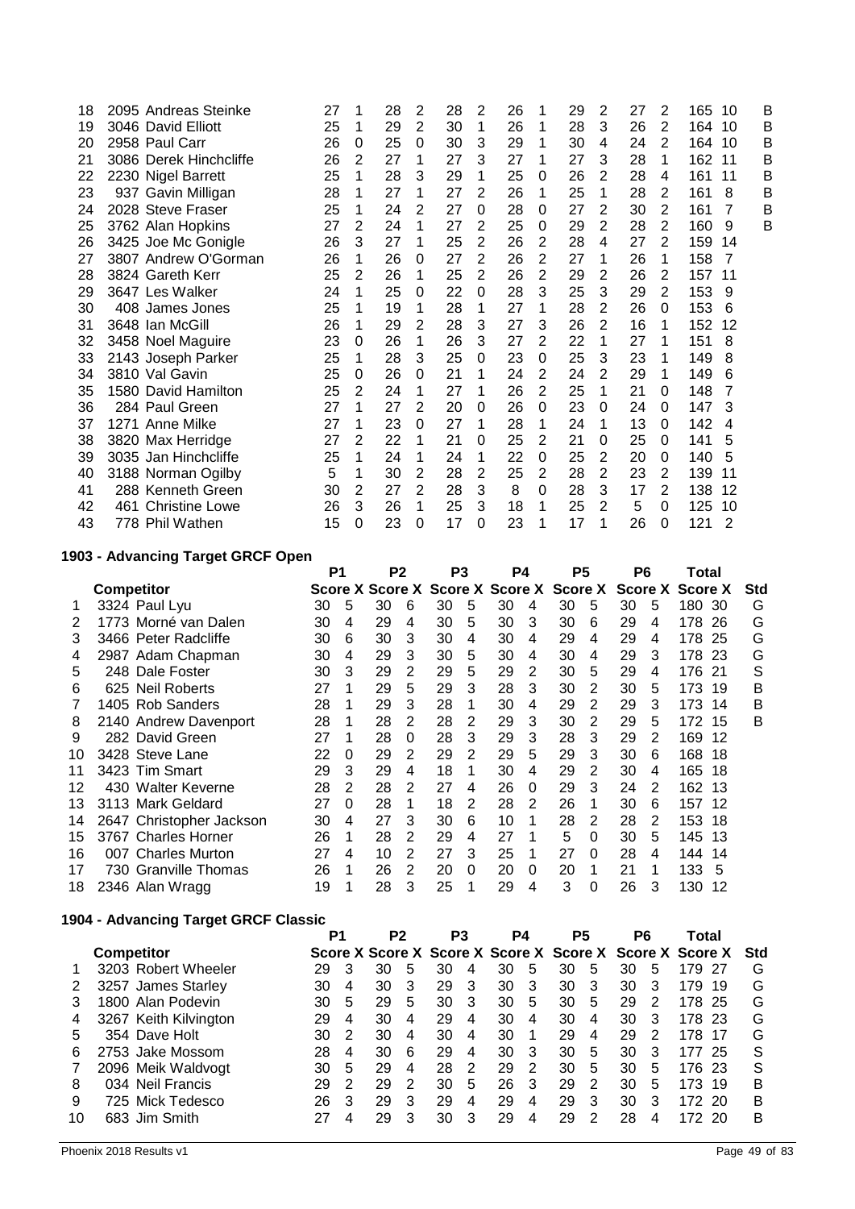| | Competitor | P1 Score | X | P2 Score | X | P3 Score | X | P4 Score | X | P5 Score | X | P6 Score | X | Total Score | X | Std |
|---|---|---|---|---|---|---|---|---|---|---|---|---|---|---|---|---|
| 18 | 2095 Andreas Steinke | 27 | 1 | 28 | 2 | 28 | 2 | 26 | 1 | 29 | 2 | 27 | 2 | 165 | 10 | B |
| 19 | 3046 David Elliott | 25 | 1 | 29 | 2 | 30 | 1 | 26 | 1 | 28 | 3 | 26 | 2 | 164 | 10 | B |
| 20 | 2958 Paul Carr | 26 | 0 | 25 | 0 | 30 | 3 | 29 | 1 | 30 | 4 | 24 | 2 | 164 | 10 | B |
| 21 | 3086 Derek Hinchcliffe | 26 | 2 | 27 | 1 | 27 | 3 | 27 | 1 | 27 | 3 | 28 | 1 | 162 | 11 | B |
| 22 | 2230 Nigel Barrett | 25 | 1 | 28 | 3 | 29 | 1 | 25 | 0 | 26 | 2 | 28 | 4 | 161 | 11 | B |
| 23 | 937 Gavin Milligan | 28 | 1 | 27 | 1 | 27 | 2 | 26 | 1 | 25 | 1 | 28 | 2 | 161 | 8 | B |
| 24 | 2028 Steve Fraser | 25 | 1 | 24 | 2 | 27 | 0 | 28 | 0 | 27 | 2 | 30 | 2 | 161 | 7 | B |
| 25 | 3762 Alan Hopkins | 27 | 2 | 24 | 1 | 27 | 2 | 25 | 0 | 29 | 2 | 28 | 2 | 160 | 9 | B |
| 26 | 3425 Joe Mc Gonigle | 26 | 3 | 27 | 1 | 25 | 2 | 26 | 2 | 28 | 4 | 27 | 2 | 159 | 14 | |
| 27 | 3807 Andrew O'Gorman | 26 | 1 | 26 | 0 | 27 | 2 | 26 | 2 | 27 | 1 | 26 | 1 | 158 | 7 | |
| 28 | 3824 Gareth Kerr | 25 | 2 | 26 | 1 | 25 | 2 | 26 | 2 | 29 | 2 | 26 | 2 | 157 | 11 | |
| 29 | 3647 Les Walker | 24 | 1 | 25 | 0 | 22 | 0 | 28 | 3 | 25 | 3 | 29 | 2 | 153 | 9 | |
| 30 | 408 James Jones | 25 | 1 | 19 | 1 | 28 | 1 | 27 | 1 | 28 | 2 | 26 | 0 | 153 | 6 | |
| 31 | 3648 Ian McGill | 26 | 1 | 29 | 2 | 28 | 3 | 27 | 3 | 26 | 2 | 16 | 1 | 152 | 12 | |
| 32 | 3458 Noel Maguire | 23 | 0 | 26 | 1 | 26 | 3 | 27 | 2 | 22 | 1 | 27 | 1 | 151 | 8 | |
| 33 | 2143 Joseph Parker | 25 | 1 | 28 | 3 | 25 | 0 | 23 | 0 | 25 | 3 | 23 | 1 | 149 | 8 | |
| 34 | 3810 Val Gavin | 25 | 0 | 26 | 0 | 21 | 1 | 24 | 2 | 24 | 2 | 29 | 1 | 149 | 6 | |
| 35 | 1580 David Hamilton | 25 | 2 | 24 | 1 | 27 | 1 | 26 | 2 | 25 | 1 | 21 | 0 | 148 | 7 | |
| 36 | 284 Paul Green | 27 | 1 | 27 | 2 | 20 | 0 | 26 | 0 | 23 | 0 | 24 | 0 | 147 | 3 | |
| 37 | 1271 Anne Milke | 27 | 1 | 23 | 0 | 27 | 1 | 28 | 1 | 24 | 1 | 13 | 0 | 142 | 4 | |
| 38 | 3820 Max Herridge | 27 | 2 | 22 | 1 | 21 | 0 | 25 | 2 | 21 | 0 | 25 | 0 | 141 | 5 | |
| 39 | 3035 Jan Hinchcliffe | 25 | 1 | 24 | 1 | 24 | 1 | 22 | 0 | 25 | 2 | 20 | 0 | 140 | 5 | |
| 40 | 3188 Norman Ogilby | 5 | 1 | 30 | 2 | 28 | 2 | 25 | 2 | 28 | 2 | 23 | 2 | 139 | 11 | |
| 41 | 288 Kenneth Green | 30 | 2 | 27 | 2 | 28 | 3 | 8 | 0 | 28 | 3 | 17 | 2 | 138 | 12 | |
| 42 | 461 Christine Lowe | 26 | 3 | 26 | 1 | 25 | 3 | 18 | 1 | 25 | 2 | 5 | 0 | 125 | 10 | |
| 43 | 778 Phil Wathen | 15 | 0 | 23 | 0 | 17 | 0 | 23 | 1 | 17 | 1 | 26 | 0 | 121 | 2 | |

## 1903 - Advancing Target GRCF Open

| | Competitor | P1 Score | X | P2 Score | X | P3 Score | X | P4 Score | X | P5 Score | X | P6 Score | X | Total Score | X | Std |
|---|---|---|---|---|---|---|---|---|---|---|---|---|---|---|---|---|
| 1 | 3324 Paul Lyu | 30 | 5 | 30 | 6 | 30 | 5 | 30 | 4 | 30 | 5 | 30 | 5 | 180 | 30 | G |
| 2 | 1773 Morné van Dalen | 30 | 4 | 29 | 4 | 30 | 5 | 30 | 3 | 30 | 6 | 29 | 4 | 178 | 26 | G |
| 3 | 3466 Peter Radcliffe | 30 | 6 | 30 | 3 | 30 | 4 | 30 | 4 | 29 | 4 | 29 | 4 | 178 | 25 | G |
| 4 | 2987 Adam Chapman | 30 | 4 | 29 | 3 | 30 | 5 | 30 | 4 | 30 | 4 | 29 | 3 | 178 | 23 | G |
| 5 | 248 Dale Foster | 30 | 3 | 29 | 2 | 29 | 5 | 29 | 2 | 30 | 5 | 29 | 4 | 176 | 21 | S |
| 6 | 625 Neil Roberts | 27 | 1 | 29 | 5 | 29 | 3 | 28 | 3 | 30 | 2 | 30 | 5 | 173 | 19 | B |
| 7 | 1405 Rob Sanders | 28 | 1 | 29 | 3 | 28 | 1 | 30 | 4 | 29 | 2 | 29 | 3 | 173 | 14 | B |
| 8 | 2140 Andrew Davenport | 28 | 1 | 28 | 2 | 28 | 2 | 29 | 3 | 30 | 2 | 29 | 5 | 172 | 15 | B |
| 9 | 282 David Green | 27 | 1 | 28 | 0 | 28 | 3 | 29 | 3 | 28 | 3 | 29 | 2 | 169 | 12 | |
| 10 | 3428 Steve Lane | 22 | 0 | 29 | 2 | 29 | 2 | 29 | 5 | 29 | 3 | 30 | 6 | 168 | 18 | |
| 11 | 3423 Tim Smart | 29 | 3 | 29 | 4 | 18 | 1 | 30 | 4 | 29 | 2 | 30 | 4 | 165 | 18 | |
| 12 | 430 Walter Keverne | 28 | 2 | 28 | 2 | 27 | 4 | 26 | 0 | 29 | 3 | 24 | 2 | 162 | 13 | |
| 13 | 3113 Mark Geldard | 27 | 0 | 28 | 1 | 18 | 2 | 28 | 2 | 26 | 1 | 30 | 6 | 157 | 12 | |
| 14 | 2647 Christopher Jackson | 30 | 4 | 27 | 3 | 30 | 6 | 10 | 1 | 28 | 2 | 28 | 2 | 153 | 18 | |
| 15 | 3767 Charles Horner | 26 | 1 | 28 | 2 | 29 | 4 | 27 | 1 | 5 | 0 | 30 | 5 | 145 | 13 | |
| 16 | 007 Charles Murton | 27 | 4 | 10 | 2 | 27 | 3 | 25 | 1 | 27 | 0 | 28 | 4 | 144 | 14 | |
| 17 | 730 Granville Thomas | 26 | 1 | 26 | 2 | 20 | 0 | 20 | 0 | 20 | 1 | 21 | 1 | 133 | 5 | |
| 18 | 2346 Alan Wragg | 19 | 1 | 28 | 3 | 25 | 1 | 29 | 4 | 3 | 0 | 26 | 3 | 130 | 12 | |

## 1904 - Advancing Target GRCF Classic

| | Competitor | P1 Score | X | P2 Score | X | P3 Score | X | P4 Score | X | P5 Score | X | P6 Score | X | Total Score | X | Std |
|---|---|---|---|---|---|---|---|---|---|---|---|---|---|---|---|---|
| 1 | 3203 Robert Wheeler | 29 | 3 | 30 | 5 | 30 | 4 | 30 | 5 | 30 | 5 | 30 | 5 | 179 | 27 | G |
| 2 | 3257 James Starley | 30 | 4 | 30 | 3 | 29 | 3 | 30 | 3 | 30 | 3 | 30 | 3 | 179 | 19 | G |
| 3 | 1800 Alan Podevin | 30 | 5 | 29 | 5 | 30 | 3 | 30 | 5 | 30 | 5 | 29 | 2 | 178 | 25 | G |
| 4 | 3267 Keith Kilvington | 29 | 4 | 30 | 4 | 29 | 4 | 30 | 4 | 30 | 4 | 30 | 3 | 178 | 23 | G |
| 5 | 354 Dave Holt | 30 | 2 | 30 | 4 | 30 | 4 | 30 | 1 | 29 | 4 | 29 | 2 | 178 | 17 | G |
| 6 | 2753 Jake Mossom | 28 | 4 | 30 | 6 | 29 | 4 | 30 | 3 | 30 | 5 | 30 | 3 | 177 | 25 | S |
| 7 | 2096 Meik Waldvogt | 30 | 5 | 29 | 4 | 28 | 2 | 29 | 2 | 30 | 5 | 30 | 5 | 176 | 23 | S |
| 8 | 034 Neil Francis | 29 | 2 | 29 | 2 | 30 | 5 | 26 | 3 | 29 | 2 | 30 | 5 | 173 | 19 | B |
| 9 | 725 Mick Tedesco | 26 | 3 | 29 | 3 | 29 | 4 | 29 | 4 | 29 | 3 | 30 | 3 | 172 | 20 | B |
| 10 | 683 Jim Smith | 27 | 4 | 29 | 3 | 30 | 3 | 29 | 4 | 29 | 2 | 28 | 4 | 172 | 20 | B |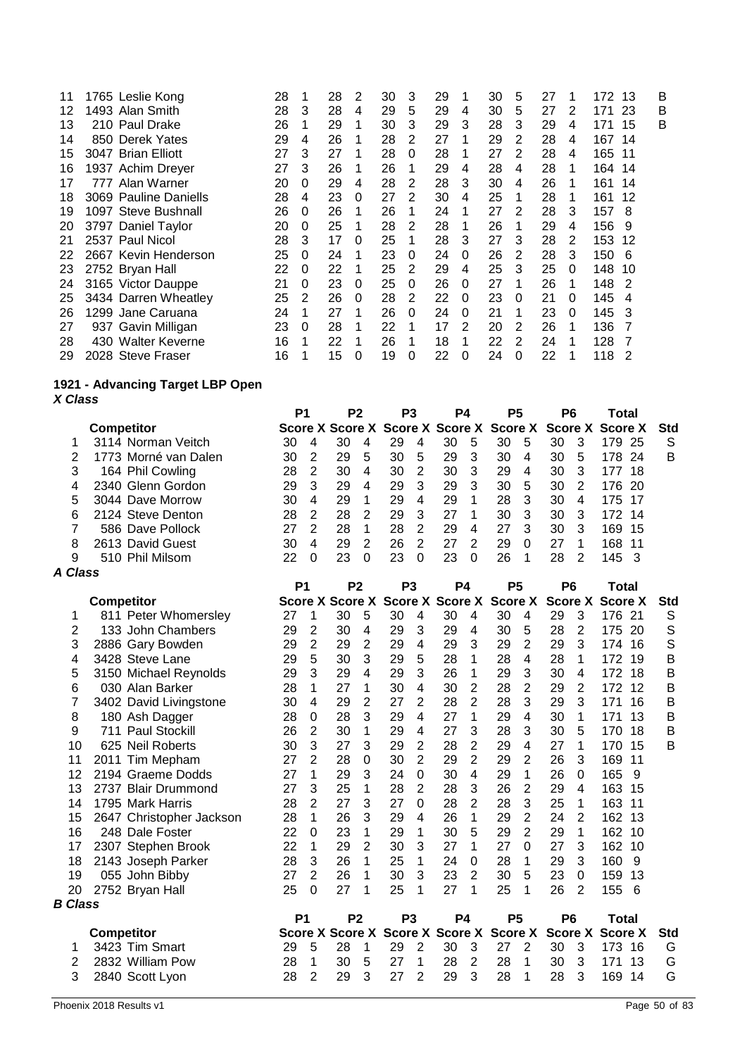| | Competitor | P1 Score | X | P2 Score | X | P3 Score | X | P4 Score | X | P5 Score | X | P6 Score | X | Total Score | X | Std |
|---|---|---|---|---|---|---|---|---|---|---|---|---|---|---|---|---|
| 11 | 1765 Leslie Kong | 28 | 1 | 28 | 2 | 30 | 3 | 29 | 1 | 30 | 5 | 27 | 1 | 172 | 13 | B |
| 12 | 1493 Alan Smith | 28 | 3 | 28 | 4 | 29 | 5 | 29 | 4 | 30 | 5 | 27 | 2 | 171 | 23 | B |
| 13 | 210 Paul Drake | 26 | 1 | 29 | 1 | 30 | 3 | 29 | 3 | 28 | 3 | 29 | 4 | 171 | 15 | B |
| 14 | 850 Derek Yates | 29 | 4 | 26 | 1 | 28 | 2 | 27 | 1 | 29 | 2 | 28 | 4 | 167 | 14 | |
| 15 | 3047 Brian Elliott | 27 | 3 | 27 | 1 | 28 | 0 | 28 | 1 | 27 | 2 | 28 | 4 | 165 | 11 | |
| 16 | 1937 Achim Dreyer | 27 | 3 | 26 | 1 | 26 | 1 | 29 | 4 | 28 | 4 | 28 | 1 | 164 | 14 | |
| 17 | 777 Alan Warner | 20 | 0 | 29 | 4 | 28 | 2 | 28 | 3 | 30 | 4 | 26 | 1 | 161 | 14 | |
| 18 | 3069 Pauline Daniells | 28 | 4 | 23 | 0 | 27 | 2 | 30 | 4 | 25 | 1 | 28 | 1 | 161 | 12 | |
| 19 | 1097 Steve Bushnall | 26 | 0 | 26 | 1 | 26 | 1 | 24 | 1 | 27 | 2 | 28 | 3 | 157 | 8 | |
| 20 | 3797 Daniel Taylor | 20 | 0 | 25 | 1 | 28 | 2 | 28 | 1 | 26 | 1 | 29 | 4 | 156 | 9 | |
| 21 | 2537 Paul Nicol | 28 | 3 | 17 | 0 | 25 | 1 | 28 | 3 | 27 | 3 | 28 | 2 | 153 | 12 | |
| 22 | 2667 Kevin Henderson | 25 | 0 | 24 | 1 | 23 | 0 | 24 | 0 | 26 | 2 | 28 | 3 | 150 | 6 | |
| 23 | 2752 Bryan Hall | 22 | 0 | 22 | 1 | 25 | 2 | 29 | 4 | 25 | 3 | 25 | 0 | 148 | 10 | |
| 24 | 3165 Victor Dauppe | 21 | 0 | 23 | 0 | 25 | 0 | 26 | 0 | 27 | 1 | 26 | 1 | 148 | 2 | |
| 25 | 3434 Darren Wheatley | 25 | 2 | 26 | 0 | 28 | 2 | 22 | 0 | 23 | 0 | 21 | 0 | 145 | 4 | |
| 26 | 1299 Jane Caruana | 24 | 1 | 27 | 1 | 26 | 0 | 24 | 0 | 21 | 1 | 23 | 0 | 145 | 3 | |
| 27 | 937 Gavin Milligan | 23 | 0 | 28 | 1 | 22 | 1 | 17 | 2 | 20 | 2 | 26 | 1 | 136 | 7 | |
| 28 | 430 Walter Keverne | 16 | 1 | 22 | 1 | 26 | 1 | 18 | 1 | 22 | 2 | 24 | 1 | 128 | 7 | |
| 29 | 2028 Steve Fraser | 16 | 1 | 15 | 0 | 19 | 0 | 22 | 0 | 24 | 0 | 22 | 1 | 118 | 2 | |

## 1921 - Advancing Target LBP Open

### *X Class*

| | Competitor | P1 Score | X | P2 Score | X | P3 Score | X | P4 Score | X | P5 Score | X | P6 Score | X | Total Score | X | Std |
|---|---|---|---|---|---|---|---|---|---|---|---|---|---|---|---|---|
| 1 | 3114 Norman Veitch | 30 | 4 | 30 | 4 | 29 | 4 | 30 | 5 | 30 | 5 | 30 | 3 | 179 | 25 | S |
| 2 | 1773 Morné van Dalen | 30 | 2 | 29 | 5 | 30 | 5 | 29 | 3 | 30 | 4 | 30 | 5 | 178 | 24 | B |
| 3 | 164 Phil Cowling | 28 | 2 | 30 | 4 | 30 | 2 | 30 | 3 | 29 | 4 | 30 | 3 | 177 | 18 | |
| 4 | 2340 Glenn Gordon | 29 | 3 | 29 | 4 | 29 | 3 | 29 | 3 | 30 | 5 | 30 | 2 | 176 | 20 | |
| 5 | 3044 Dave Morrow | 30 | 4 | 29 | 1 | 29 | 4 | 29 | 1 | 28 | 3 | 30 | 4 | 175 | 17 | |
| 6 | 2124 Steve Denton | 28 | 2 | 28 | 2 | 29 | 3 | 27 | 1 | 30 | 3 | 30 | 3 | 172 | 14 | |
| 7 | 586 Dave Pollock | 27 | 2 | 28 | 1 | 28 | 2 | 29 | 4 | 27 | 3 | 30 | 3 | 169 | 15 | |
| 8 | 2613 David Guest | 30 | 4 | 29 | 2 | 26 | 2 | 27 | 2 | 29 | 0 | 27 | 1 | 168 | 11 | |
| 9 | 510 Phil Milsom | 22 | 0 | 23 | 0 | 23 | 0 | 23 | 0 | 26 | 1 | 28 | 2 | 145 | 3 | |

### *A Class*

| | Competitor | P1 Score | X | P2 Score | X | P3 Score | X | P4 Score | X | P5 Score | X | P6 Score | X | Total Score | X | Std |
|---|---|---|---|---|---|---|---|---|---|---|---|---|---|---|---|---|
| 1 | 811 Peter Whomersley | 27 | 1 | 30 | 5 | 30 | 4 | 30 | 4 | 30 | 4 | 29 | 3 | 176 | 21 | S |
| 2 | 133 John Chambers | 29 | 2 | 30 | 4 | 29 | 3 | 29 | 4 | 30 | 5 | 28 | 2 | 175 | 20 | S |
| 3 | 2886 Gary Bowden | 29 | 2 | 29 | 2 | 29 | 4 | 29 | 3 | 29 | 2 | 29 | 3 | 174 | 16 | S |
| 4 | 3428 Steve Lane | 29 | 5 | 30 | 3 | 29 | 5 | 28 | 1 | 28 | 4 | 28 | 1 | 172 | 19 | B |
| 5 | 3150 Michael Reynolds | 29 | 3 | 29 | 4 | 29 | 3 | 26 | 1 | 29 | 3 | 30 | 4 | 172 | 18 | B |
| 6 | 030 Alan Barker | 28 | 1 | 27 | 1 | 30 | 4 | 30 | 2 | 28 | 2 | 29 | 2 | 172 | 12 | B |
| 7 | 3402 David Livingstone | 30 | 4 | 29 | 2 | 27 | 2 | 28 | 2 | 28 | 3 | 29 | 3 | 171 | 16 | B |
| 8 | 180 Ash Dagger | 28 | 0 | 28 | 3 | 29 | 4 | 27 | 1 | 29 | 4 | 30 | 1 | 171 | 13 | B |
| 9 | 711 Paul Stockill | 26 | 2 | 30 | 1 | 29 | 4 | 27 | 3 | 28 | 3 | 30 | 5 | 170 | 18 | B |
| 10 | 625 Neil Roberts | 30 | 3 | 27 | 3 | 29 | 2 | 28 | 2 | 29 | 4 | 27 | 1 | 170 | 15 | B |
| 11 | 2011 Tim Mepham | 27 | 2 | 28 | 0 | 30 | 2 | 29 | 2 | 29 | 2 | 26 | 3 | 169 | 11 | |
| 12 | 2194 Graeme Dodds | 27 | 1 | 29 | 3 | 24 | 0 | 30 | 4 | 29 | 1 | 26 | 0 | 165 | 9 | |
| 13 | 2737 Blair Drummond | 27 | 3 | 25 | 1 | 28 | 2 | 28 | 3 | 26 | 2 | 29 | 4 | 163 | 15 | |
| 14 | 1795 Mark Harris | 28 | 2 | 27 | 3 | 27 | 0 | 28 | 2 | 28 | 3 | 25 | 1 | 163 | 11 | |
| 15 | 2647 Christopher Jackson | 28 | 1 | 26 | 3 | 29 | 4 | 26 | 1 | 29 | 2 | 24 | 2 | 162 | 13 | |
| 16 | 248 Dale Foster | 22 | 0 | 23 | 1 | 29 | 1 | 30 | 5 | 29 | 2 | 29 | 1 | 162 | 10 | |
| 17 | 2307 Stephen Brook | 22 | 1 | 29 | 2 | 30 | 3 | 27 | 1 | 27 | 0 | 27 | 3 | 162 | 10 | |
| 18 | 2143 Joseph Parker | 28 | 3 | 26 | 1 | 25 | 1 | 24 | 0 | 28 | 1 | 29 | 3 | 160 | 9 | |
| 19 | 055 John Bibby | 27 | 2 | 26 | 1 | 30 | 3 | 23 | 2 | 30 | 5 | 23 | 0 | 159 | 13 | |
| 20 | 2752 Bryan Hall | 25 | 0 | 27 | 1 | 25 | 1 | 27 | 1 | 25 | 1 | 26 | 2 | 155 | 6 | |

### *B Class*

| | Competitor | P1 Score | X | P2 Score | X | P3 Score | X | P4 Score | X | P5 Score | X | P6 Score | X | Total Score | X | Std |
|---|---|---|---|---|---|---|---|---|---|---|---|---|---|---|---|---|
| 1 | 3423 Tim Smart | 29 | 5 | 28 | 1 | 29 | 2 | 30 | 3 | 27 | 2 | 30 | 3 | 173 | 16 | G |
| 2 | 2832 William Pow | 28 | 1 | 30 | 5 | 27 | 1 | 28 | 2 | 28 | 1 | 30 | 3 | 171 | 13 | G |
| 3 | 2840 Scott Lyon | 28 | 2 | 29 | 3 | 27 | 2 | 29 | 3 | 28 | 1 | 28 | 3 | 169 | 14 | G |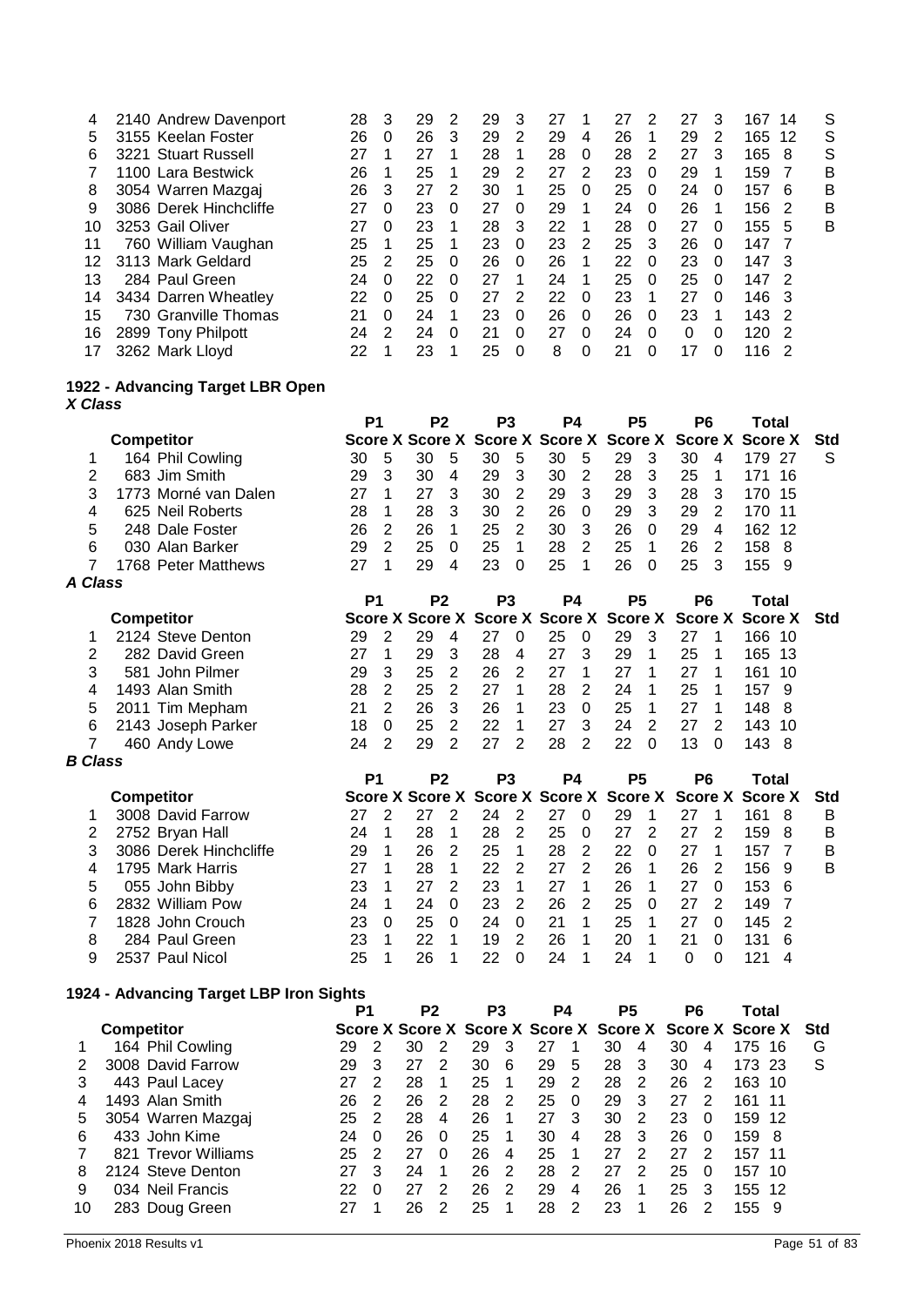| | Competitor | P1 Score | X | P2 Score | X | P3 Score | X | P4 Score | X | P5 Score | X | P6 Score | X | Total Score | X | Std |
|---|---|---|---|---|---|---|---|---|---|---|---|---|---|---|---|---|
| 4 | 2140 Andrew Davenport | 28 | 3 | 29 | 2 | 29 | 3 | 27 | 1 | 27 | 2 | 27 | 3 | 167 | 14 | S |
| 5 | 3155 Keelan Foster | 26 | 0 | 26 | 3 | 29 | 2 | 29 | 4 | 26 | 1 | 29 | 2 | 165 | 12 | S |
| 6 | 3221 Stuart Russell | 27 | 1 | 27 | 1 | 28 | 1 | 28 | 0 | 28 | 2 | 27 | 3 | 165 | 8 | S |
| 7 | 1100 Lara Bestwick | 26 | 1 | 25 | 1 | 29 | 2 | 27 | 2 | 23 | 0 | 29 | 1 | 159 | 7 | B |
| 8 | 3054 Warren Mazgaj | 26 | 3 | 27 | 2 | 30 | 1 | 25 | 0 | 25 | 0 | 24 | 0 | 157 | 6 | B |
| 9 | 3086 Derek Hinchcliffe | 27 | 0 | 23 | 0 | 27 | 0 | 29 | 1 | 24 | 0 | 26 | 1 | 156 | 2 | B |
| 10 | 3253 Gail Oliver | 27 | 0 | 23 | 1 | 28 | 3 | 22 | 1 | 28 | 0 | 27 | 0 | 155 | 5 | B |
| 11 | 760 William Vaughan | 25 | 1 | 25 | 1 | 23 | 0 | 23 | 2 | 25 | 3 | 26 | 0 | 147 | 7 | |
| 12 | 3113 Mark Geldard | 25 | 2 | 25 | 0 | 26 | 0 | 26 | 1 | 22 | 0 | 23 | 0 | 147 | 3 | |
| 13 | 284 Paul Green | 24 | 0 | 22 | 0 | 27 | 1 | 24 | 1 | 25 | 0 | 25 | 0 | 147 | 2 | |
| 14 | 3434 Darren Wheatley | 22 | 0 | 25 | 0 | 27 | 2 | 22 | 0 | 23 | 1 | 27 | 0 | 146 | 3 | |
| 15 | 730 Granville Thomas | 21 | 0 | 24 | 1 | 23 | 0 | 26 | 0 | 26 | 0 | 23 | 1 | 143 | 2 | |
| 16 | 2899 Tony Philpott | 24 | 2 | 24 | 0 | 21 | 0 | 27 | 0 | 24 | 0 | 0 | 0 | 120 | 2 | |
| 17 | 3262 Mark Lloyd | 22 | 1 | 23 | 1 | 25 | 0 | 8 | 0 | 21 | 0 | 17 | 0 | 116 | 2 | |

## 1922 - Advancing Target LBR Open

***X Class***

| | Competitor | P1 Score | X | P2 Score | X | P3 Score | X | P4 Score | X | P5 Score | X | P6 Score | X | Total Score | X | Std |
|---|---|---|---|---|---|---|---|---|---|---|---|---|---|---|---|---|
| 1 | 164 Phil Cowling | 30 | 5 | 30 | 5 | 30 | 5 | 30 | 5 | 29 | 3 | 30 | 4 | 179 | 27 | S |
| 2 | 683 Jim Smith | 29 | 3 | 30 | 4 | 29 | 3 | 30 | 2 | 28 | 3 | 25 | 1 | 171 | 16 | |
| 3 | 1773 Morné van Dalen | 27 | 1 | 27 | 3 | 30 | 2 | 29 | 3 | 29 | 3 | 28 | 3 | 170 | 15 | |
| 4 | 625 Neil Roberts | 28 | 1 | 28 | 3 | 30 | 2 | 26 | 0 | 29 | 3 | 29 | 2 | 170 | 11 | |
| 5 | 248 Dale Foster | 26 | 2 | 26 | 1 | 25 | 2 | 30 | 3 | 26 | 0 | 29 | 4 | 162 | 12 | |
| 6 | 030 Alan Barker | 29 | 2 | 25 | 0 | 25 | 1 | 28 | 2 | 25 | 1 | 26 | 2 | 158 | 8 | |
| 7 | 1768 Peter Matthews | 27 | 1 | 29 | 4 | 23 | 0 | 25 | 1 | 26 | 0 | 25 | 3 | 155 | 9 | |

***A Class***

| | Competitor | P1 Score | X | P2 Score | X | P3 Score | X | P4 Score | X | P5 Score | X | P6 Score | X | Total Score | X | Std |
|---|---|---|---|---|---|---|---|---|---|---|---|---|---|---|---|---|
| 1 | 2124 Steve Denton | 29 | 2 | 29 | 4 | 27 | 0 | 25 | 0 | 29 | 3 | 27 | 1 | 166 | 10 | |
| 2 | 282 David Green | 27 | 1 | 29 | 3 | 28 | 4 | 27 | 3 | 29 | 1 | 25 | 1 | 165 | 13 | |
| 3 | 581 John Pilmer | 29 | 3 | 25 | 2 | 26 | 2 | 27 | 1 | 27 | 1 | 27 | 1 | 161 | 10 | |
| 4 | 1493 Alan Smith | 28 | 2 | 25 | 2 | 27 | 1 | 28 | 2 | 24 | 1 | 25 | 1 | 157 | 9 | |
| 5 | 2011 Tim Mepham | 21 | 2 | 26 | 3 | 26 | 1 | 23 | 0 | 25 | 1 | 27 | 1 | 148 | 8 | |
| 6 | 2143 Joseph Parker | 18 | 0 | 25 | 2 | 22 | 1 | 27 | 3 | 24 | 2 | 27 | 2 | 143 | 10 | |
| 7 | 460 Andy Lowe | 24 | 2 | 29 | 2 | 27 | 2 | 28 | 2 | 22 | 0 | 13 | 0 | 143 | 8 | |

***B Class***

| | Competitor | P1 Score | X | P2 Score | X | P3 Score | X | P4 Score | X | P5 Score | X | P6 Score | X | Total Score | X | Std |
|---|---|---|---|---|---|---|---|---|---|---|---|---|---|---|---|---|
| 1 | 3008 David Farrow | 27 | 2 | 27 | 2 | 24 | 2 | 27 | 0 | 29 | 1 | 27 | 1 | 161 | 8 | B |
| 2 | 2752 Bryan Hall | 24 | 1 | 28 | 1 | 28 | 2 | 25 | 0 | 27 | 2 | 27 | 2 | 159 | 8 | B |
| 3 | 3086 Derek Hinchcliffe | 29 | 1 | 26 | 2 | 25 | 1 | 28 | 2 | 22 | 0 | 27 | 1 | 157 | 7 | B |
| 4 | 1795 Mark Harris | 27 | 1 | 28 | 1 | 22 | 2 | 27 | 2 | 26 | 1 | 26 | 2 | 156 | 9 | B |
| 5 | 055 John Bibby | 23 | 1 | 27 | 2 | 23 | 1 | 27 | 1 | 26 | 1 | 27 | 0 | 153 | 6 | |
| 6 | 2832 William Pow | 24 | 1 | 24 | 0 | 23 | 2 | 26 | 2 | 25 | 0 | 27 | 2 | 149 | 7 | |
| 7 | 1828 John Crouch | 23 | 0 | 25 | 0 | 24 | 0 | 21 | 1 | 25 | 1 | 27 | 0 | 145 | 2 | |
| 8 | 284 Paul Green | 23 | 1 | 22 | 1 | 19 | 2 | 26 | 1 | 20 | 1 | 21 | 0 | 131 | 6 | |
| 9 | 2537 Paul Nicol | 25 | 1 | 26 | 1 | 22 | 0 | 24 | 1 | 24 | 1 | 0 | 0 | 121 | 4 | |

## 1924 - Advancing Target LBP Iron Sights

| | Competitor | P1 Score | X | P2 Score | X | P3 Score | X | P4 Score | X | P5 Score | X | P6 Score | X | Total Score | X | Std |
|---|---|---|---|---|---|---|---|---|---|---|---|---|---|---|---|---|
| 1 | 164 Phil Cowling | 29 | 2 | 30 | 2 | 29 | 3 | 27 | 1 | 30 | 4 | 30 | 4 | 175 | 16 | G |
| 2 | 3008 David Farrow | 29 | 3 | 27 | 2 | 30 | 6 | 29 | 5 | 28 | 3 | 30 | 4 | 173 | 23 | S |
| 3 | 443 Paul Lacey | 27 | 2 | 28 | 1 | 25 | 1 | 29 | 2 | 28 | 2 | 26 | 2 | 163 | 10 | |
| 4 | 1493 Alan Smith | 26 | 2 | 26 | 2 | 28 | 2 | 25 | 0 | 29 | 3 | 27 | 2 | 161 | 11 | |
| 5 | 3054 Warren Mazgaj | 25 | 2 | 28 | 4 | 26 | 1 | 27 | 3 | 30 | 2 | 23 | 0 | 159 | 12 | |
| 6 | 433 John Kime | 24 | 0 | 26 | 0 | 25 | 1 | 30 | 4 | 28 | 3 | 26 | 0 | 159 | 8 | |
| 7 | 821 Trevor Williams | 25 | 2 | 27 | 0 | 26 | 4 | 25 | 1 | 27 | 2 | 27 | 2 | 157 | 11 | |
| 8 | 2124 Steve Denton | 27 | 3 | 24 | 1 | 26 | 2 | 28 | 2 | 27 | 2 | 25 | 0 | 157 | 10 | |
| 9 | 034 Neil Francis | 22 | 0 | 27 | 2 | 26 | 2 | 29 | 4 | 26 | 1 | 25 | 3 | 155 | 12 | |
| 10 | 283 Doug Green | 27 | 1 | 26 | 2 | 25 | 1 | 28 | 2 | 23 | 1 | 26 | 2 | 155 | 9 | |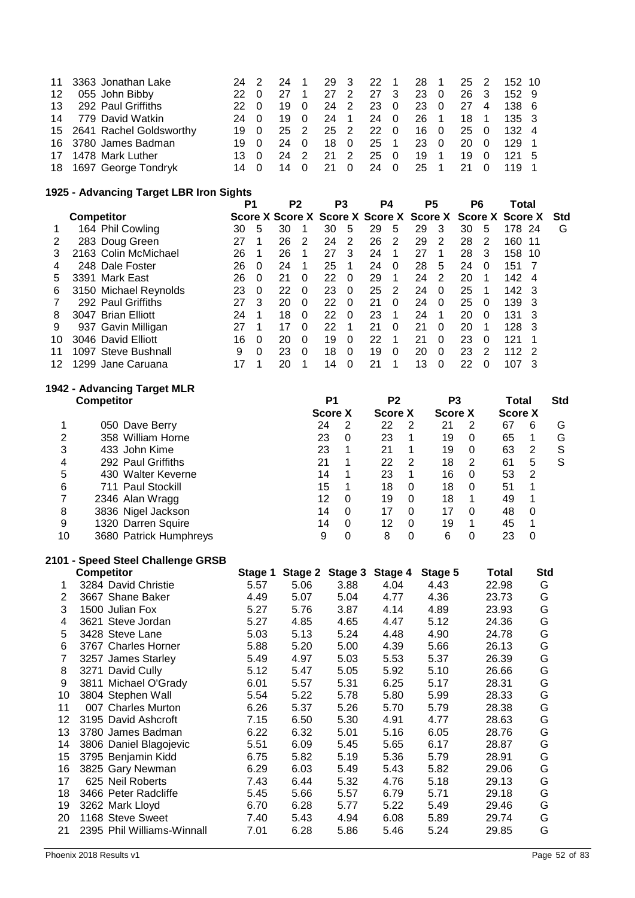| | Competitor | P1 Score | X | P2 Score | X | P3 Score | X | P4 Score | X | P5 Score | X | P6 Score | X | Total Score | X |
|---|---|---|---|---|---|---|---|---|---|---|---|---|---|---|---|
| 11 | 3363 Jonathan Lake | 24 | 2 | 24 | 1 | 29 | 3 | 22 | 1 | 28 | 1 | 25 | 2 | 152 | 10 |
| 12 | 055 John Bibby | 22 | 0 | 27 | 1 | 27 | 2 | 27 | 3 | 23 | 0 | 26 | 3 | 152 | 9 |
| 13 | 292 Paul Griffiths | 22 | 0 | 19 | 0 | 24 | 2 | 23 | 0 | 23 | 0 | 27 | 4 | 138 | 6 |
| 14 | 779 David Watkin | 24 | 0 | 19 | 0 | 24 | 1 | 24 | 0 | 26 | 1 | 18 | 1 | 135 | 3 |
| 15 | 2641 Rachel Goldsworthy | 19 | 0 | 25 | 2 | 25 | 2 | 22 | 0 | 16 | 0 | 25 | 0 | 132 | 4 |
| 16 | 3780 James Badman | 19 | 0 | 24 | 0 | 18 | 0 | 25 | 1 | 23 | 0 | 20 | 0 | 129 | 1 |
| 17 | 1478 Mark Luther | 13 | 0 | 24 | 2 | 21 | 2 | 25 | 0 | 19 | 1 | 19 | 0 | 121 | 5 |
| 18 | 1697 George Tondryk | 14 | 0 | 14 | 0 | 21 | 0 | 24 | 0 | 25 | 1 | 21 | 0 | 119 | 1 |

## 1925 - Advancing Target LBR Iron Sights

| | Competitor | P1 Score | X | P2 Score | X | P3 Score | X | P4 Score | X | P5 Score | X | P6 Score | X | Total Score | X | Std |
|---|---|---|---|---|---|---|---|---|---|---|---|---|---|---|---|---|
| 1 | 164 Phil Cowling | 30 | 5 | 30 | 1 | 30 | 5 | 29 | 5 | 29 | 3 | 30 | 5 | 178 | 24 | G |
| 2 | 283 Doug Green | 27 | 1 | 26 | 2 | 24 | 2 | 26 | 2 | 29 | 2 | 28 | 2 | 160 | 11 | |
| 3 | 2163 Colin McMichael | 26 | 1 | 26 | 1 | 27 | 3 | 24 | 1 | 27 | 1 | 28 | 3 | 158 | 10 | |
| 4 | 248 Dale Foster | 26 | 0 | 24 | 1 | 25 | 1 | 24 | 0 | 28 | 5 | 24 | 0 | 151 | 7 | |
| 5 | 3391 Mark East | 26 | 0 | 21 | 0 | 22 | 0 | 29 | 1 | 24 | 2 | 20 | 1 | 142 | 4 | |
| 6 | 3150 Michael Reynolds | 23 | 0 | 22 | 0 | 23 | 0 | 25 | 2 | 24 | 0 | 25 | 1 | 142 | 3 | |
| 7 | 292 Paul Griffiths | 27 | 3 | 20 | 0 | 22 | 0 | 21 | 0 | 24 | 0 | 25 | 0 | 139 | 3 | |
| 8 | 3047 Brian Elliott | 24 | 1 | 18 | 0 | 22 | 0 | 23 | 1 | 24 | 1 | 20 | 0 | 131 | 3 | |
| 9 | 937 Gavin Milligan | 27 | 1 | 17 | 0 | 22 | 1 | 21 | 0 | 21 | 0 | 20 | 1 | 128 | 3 | |
| 10 | 3046 David Elliott | 16 | 0 | 20 | 0 | 19 | 0 | 22 | 1 | 21 | 0 | 23 | 0 | 121 | 1 | |
| 11 | 1097 Steve Bushnall | 9 | 0 | 23 | 0 | 18 | 0 | 19 | 0 | 20 | 0 | 23 | 2 | 112 | 2 | |
| 12 | 1299 Jane Caruana | 17 | 1 | 20 | 1 | 14 | 0 | 21 | 1 | 13 | 0 | 22 | 0 | 107 | 3 | |

## 1942 - Advancing Target MLR

| | Competitor | P1 Score | X | P2 Score | X | P3 Score | X | Total Score | X | Std |
|---|---|---|---|---|---|---|---|---|---|---|
| 1 | 050 Dave Berry | 24 | 2 | 22 | 2 | 21 | 2 | 67 | 6 | G |
| 2 | 358 William Horne | 23 | 0 | 23 | 1 | 19 | 0 | 65 | 1 | G |
| 3 | 433 John Kime | 23 | 1 | 21 | 1 | 19 | 0 | 63 | 2 | S |
| 4 | 292 Paul Griffiths | 21 | 1 | 22 | 2 | 18 | 2 | 61 | 5 | S |
| 5 | 430 Walter Keverne | 14 | 1 | 23 | 1 | 16 | 0 | 53 | 2 | |
| 6 | 711 Paul Stockill | 15 | 1 | 18 | 0 | 18 | 0 | 51 | 1 | |
| 7 | 2346 Alan Wragg | 12 | 0 | 19 | 0 | 18 | 1 | 49 | 1 | |
| 8 | 3836 Nigel Jackson | 14 | 0 | 17 | 0 | 17 | 0 | 48 | 0 | |
| 9 | 1320 Darren Squire | 14 | 0 | 12 | 0 | 19 | 1 | 45 | 1 | |
| 10 | 3680 Patrick Humphreys | 9 | 0 | 8 | 0 | 6 | 0 | 23 | 0 | |

## 2101 - Speed Steel Challenge GRSB

| | Competitor | Stage 1 | Stage 2 | Stage 3 | Stage 4 | Stage 5 | Total | Std |
|---|---|---|---|---|---|---|---|---|
| 1 | 3284 David Christie | 5.57 | 5.06 | 3.88 | 4.04 | 4.43 | 22.98 | G |
| 2 | 3667 Shane Baker | 4.49 | 5.07 | 5.04 | 4.77 | 4.36 | 23.73 | G |
| 3 | 1500 Julian Fox | 5.27 | 5.76 | 3.87 | 4.14 | 4.89 | 23.93 | G |
| 4 | 3621 Steve Jordan | 5.27 | 4.85 | 4.65 | 4.47 | 5.12 | 24.36 | G |
| 5 | 3428 Steve Lane | 5.03 | 5.13 | 5.24 | 4.48 | 4.90 | 24.78 | G |
| 6 | 3767 Charles Horner | 5.88 | 5.20 | 5.00 | 4.39 | 5.66 | 26.13 | G |
| 7 | 3257 James Starley | 5.49 | 4.97 | 5.03 | 5.53 | 5.37 | 26.39 | G |
| 8 | 3271 David Cully | 5.12 | 5.47 | 5.05 | 5.92 | 5.10 | 26.66 | G |
| 9 | 3811 Michael O'Grady | 6.01 | 5.57 | 5.31 | 6.25 | 5.17 | 28.31 | G |
| 10 | 3804 Stephen Wall | 5.54 | 5.22 | 5.78 | 5.80 | 5.99 | 28.33 | G |
| 11 | 007 Charles Murton | 6.26 | 5.37 | 5.26 | 5.70 | 5.79 | 28.38 | G |
| 12 | 3195 David Ashcroft | 7.15 | 6.50 | 5.30 | 4.91 | 4.77 | 28.63 | G |
| 13 | 3780 James Badman | 6.22 | 6.32 | 5.01 | 5.16 | 6.05 | 28.76 | G |
| 14 | 3806 Daniel Blagojevic | 5.51 | 6.09 | 5.45 | 5.65 | 6.17 | 28.87 | G |
| 15 | 3795 Benjamin Kidd | 6.75 | 5.82 | 5.19 | 5.36 | 5.79 | 28.91 | G |
| 16 | 3825 Gary Newman | 6.29 | 6.03 | 5.49 | 5.43 | 5.82 | 29.06 | G |
| 17 | 625 Neil Roberts | 7.43 | 6.44 | 5.32 | 4.76 | 5.18 | 29.13 | G |
| 18 | 3466 Peter Radcliffe | 5.45 | 5.66 | 5.57 | 6.79 | 5.71 | 29.18 | G |
| 19 | 3262 Mark Lloyd | 6.70 | 6.28 | 5.77 | 5.22 | 5.49 | 29.46 | G |
| 20 | 1168 Steve Sweet | 7.40 | 5.43 | 4.94 | 6.08 | 5.89 | 29.74 | G |
| 21 | 2395 Phil Williams-Winnall | 7.01 | 6.28 | 5.86 | 5.46 | 5.24 | 29.85 | G |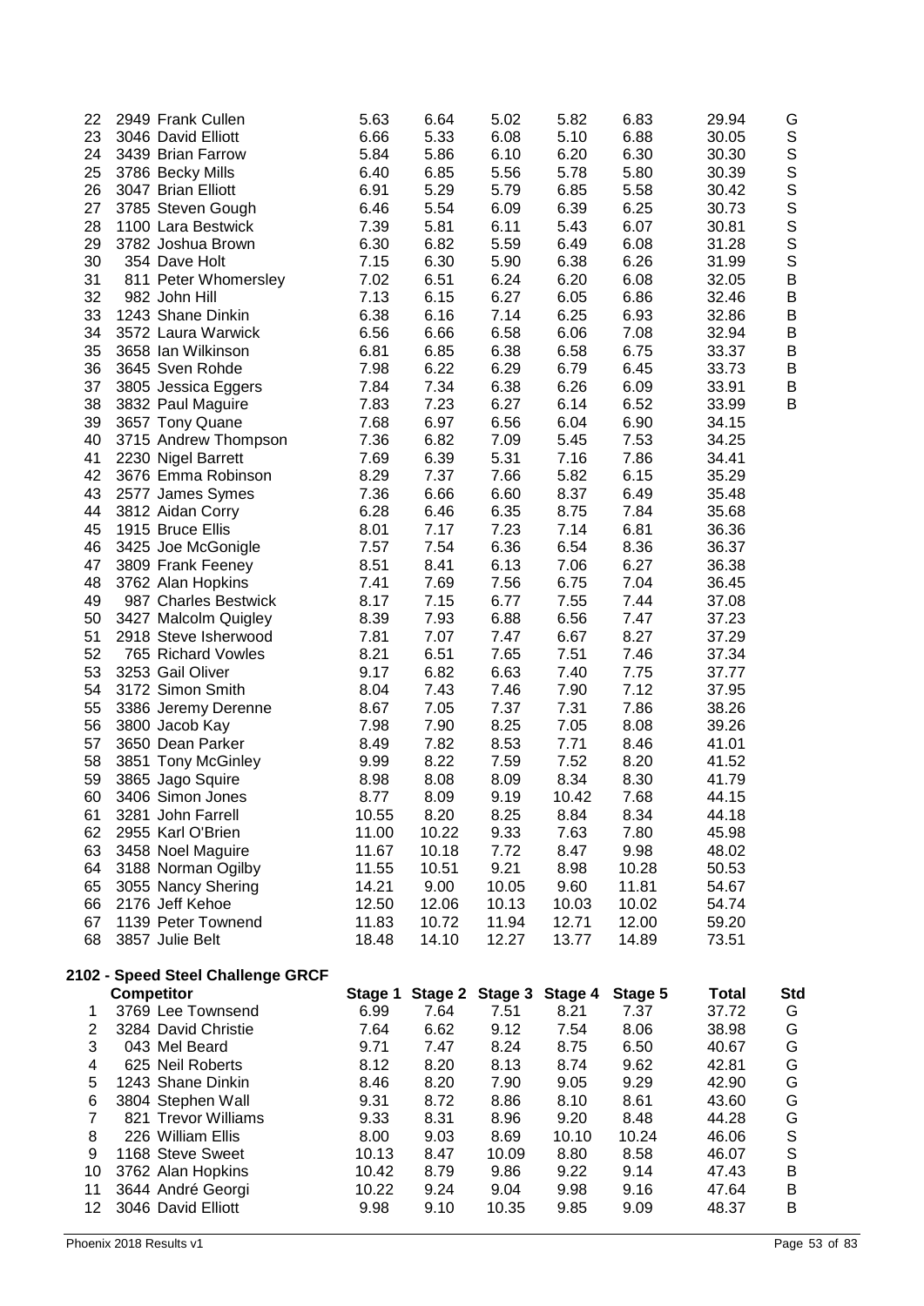| | Competitor | Stage 1 | Stage 2 | Stage 3 | Stage 4 | Stage 5 | Total | Std |
|---|---|---|---|---|---|---|---|---|
| 22 | 2949 Frank Cullen | 5.63 | 6.64 | 5.02 | 5.82 | 6.83 | 29.94 | G |
| 23 | 3046 David Elliott | 6.66 | 5.33 | 6.08 | 5.10 | 6.88 | 30.05 | S |
| 24 | 3439 Brian Farrow | 5.84 | 5.86 | 6.10 | 6.20 | 6.30 | 30.30 | S |
| 25 | 3786 Becky Mills | 6.40 | 6.85 | 5.56 | 5.78 | 5.80 | 30.39 | S |
| 26 | 3047 Brian Elliott | 6.91 | 5.29 | 5.79 | 6.85 | 5.58 | 30.42 | S |
| 27 | 3785 Steven Gough | 6.46 | 5.54 | 6.09 | 6.39 | 6.25 | 30.73 | S |
| 28 | 1100 Lara Bestwick | 7.39 | 5.81 | 6.11 | 5.43 | 6.07 | 30.81 | S |
| 29 | 3782 Joshua Brown | 6.30 | 6.82 | 5.59 | 6.49 | 6.08 | 31.28 | S |
| 30 | 354 Dave Holt | 7.15 | 6.30 | 5.90 | 6.38 | 6.26 | 31.99 | S |
| 31 | 811 Peter Whomersley | 7.02 | 6.51 | 6.24 | 6.20 | 6.08 | 32.05 | B |
| 32 | 982 John Hill | 7.13 | 6.15 | 6.27 | 6.05 | 6.86 | 32.46 | B |
| 33 | 1243 Shane Dinkin | 6.38 | 6.16 | 7.14 | 6.25 | 6.93 | 32.86 | B |
| 34 | 3572 Laura Warwick | 6.56 | 6.66 | 6.58 | 6.06 | 7.08 | 32.94 | B |
| 35 | 3658 Ian Wilkinson | 6.81 | 6.85 | 6.38 | 6.58 | 6.75 | 33.37 | B |
| 36 | 3645 Sven Rohde | 7.98 | 6.22 | 6.29 | 6.79 | 6.45 | 33.73 | B |
| 37 | 3805 Jessica Eggers | 7.84 | 7.34 | 6.38 | 6.26 | 6.09 | 33.91 | B |
| 38 | 3832 Paul Maguire | 7.83 | 7.23 | 6.27 | 6.14 | 6.52 | 33.99 | B |
| 39 | 3657 Tony Quane | 7.68 | 6.97 | 6.56 | 6.04 | 6.90 | 34.15 | |
| 40 | 3715 Andrew Thompson | 7.36 | 6.82 | 7.09 | 5.45 | 7.53 | 34.25 | |
| 41 | 2230 Nigel Barrett | 7.69 | 6.39 | 5.31 | 7.16 | 7.86 | 34.41 | |
| 42 | 3676 Emma Robinson | 8.29 | 7.37 | 7.66 | 5.82 | 6.15 | 35.29 | |
| 43 | 2577 James Symes | 7.36 | 6.66 | 6.60 | 8.37 | 6.49 | 35.48 | |
| 44 | 3812 Aidan Corry | 6.28 | 6.46 | 6.35 | 8.75 | 7.84 | 35.68 | |
| 45 | 1915 Bruce Ellis | 8.01 | 7.17 | 7.23 | 7.14 | 6.81 | 36.36 | |
| 46 | 3425 Joe McGonigle | 7.57 | 7.54 | 6.36 | 6.54 | 8.36 | 36.37 | |
| 47 | 3809 Frank Feeney | 8.51 | 8.41 | 6.13 | 7.06 | 6.27 | 36.38 | |
| 48 | 3762 Alan Hopkins | 7.41 | 7.69 | 7.56 | 6.75 | 7.04 | 36.45 | |
| 49 | 987 Charles Bestwick | 8.17 | 7.15 | 6.77 | 7.55 | 7.44 | 37.08 | |
| 50 | 3427 Malcolm Quigley | 8.39 | 7.93 | 6.88 | 6.56 | 7.47 | 37.23 | |
| 51 | 2918 Steve Isherwood | 7.81 | 7.07 | 7.47 | 6.67 | 8.27 | 37.29 | |
| 52 | 765 Richard Vowles | 8.21 | 6.51 | 7.65 | 7.51 | 7.46 | 37.34 | |
| 53 | 3253 Gail Oliver | 9.17 | 6.82 | 6.63 | 7.40 | 7.75 | 37.77 | |
| 54 | 3172 Simon Smith | 8.04 | 7.43 | 7.46 | 7.90 | 7.12 | 37.95 | |
| 55 | 3386 Jeremy Derenne | 8.67 | 7.05 | 7.37 | 7.31 | 7.86 | 38.26 | |
| 56 | 3800 Jacob Kay | 7.98 | 7.90 | 8.25 | 7.05 | 8.08 | 39.26 | |
| 57 | 3650 Dean Parker | 8.49 | 7.82 | 8.53 | 7.71 | 8.46 | 41.01 | |
| 58 | 3851 Tony McGinley | 9.99 | 8.22 | 7.59 | 7.52 | 8.20 | 41.52 | |
| 59 | 3865 Jago Squire | 8.98 | 8.08 | 8.09 | 8.34 | 8.30 | 41.79 | |
| 60 | 3406 Simon Jones | 8.77 | 8.09 | 9.19 | 10.42 | 7.68 | 44.15 | |
| 61 | 3281 John Farrell | 10.55 | 8.20 | 8.25 | 8.84 | 8.34 | 44.18 | |
| 62 | 2955 Karl O'Brien | 11.00 | 10.22 | 9.33 | 7.63 | 7.80 | 45.98 | |
| 63 | 3458 Noel Maguire | 11.67 | 10.18 | 7.72 | 8.47 | 9.98 | 48.02 | |
| 64 | 3188 Norman Ogilby | 11.55 | 10.51 | 9.21 | 8.98 | 10.28 | 50.53 | |
| 65 | 3055 Nancy Shering | 14.21 | 9.00 | 10.05 | 9.60 | 11.81 | 54.67 | |
| 66 | 2176 Jeff Kehoe | 12.50 | 12.06 | 10.13 | 10.03 | 10.02 | 54.74 | |
| 67 | 1139 Peter Townend | 11.83 | 10.72 | 11.94 | 12.71 | 12.00 | 59.20 | |
| 68 | 3857 Julie Belt | 18.48 | 14.10 | 12.27 | 13.77 | 14.89 | 73.51 | |

**2102 - Speed Steel Challenge GRCF**

| | Competitor | Stage 1 | Stage 2 | Stage 3 | Stage 4 | Stage 5 | Total | Std |
|---|---|---|---|---|---|---|---|---|
| 1 | 3769 Lee Townsend | 6.99 | 7.64 | 7.51 | 8.21 | 7.37 | 37.72 | G |
| 2 | 3284 David Christie | 7.64 | 6.62 | 9.12 | 7.54 | 8.06 | 38.98 | G |
| 3 | 043 Mel Beard | 9.71 | 7.47 | 8.24 | 8.75 | 6.50 | 40.67 | G |
| 4 | 625 Neil Roberts | 8.12 | 8.20 | 8.13 | 8.74 | 9.62 | 42.81 | G |
| 5 | 1243 Shane Dinkin | 8.46 | 8.20 | 7.90 | 9.05 | 9.29 | 42.90 | G |
| 6 | 3804 Stephen Wall | 9.31 | 8.72 | 8.86 | 8.10 | 8.61 | 43.60 | G |
| 7 | 821 Trevor Williams | 9.33 | 8.31 | 8.96 | 9.20 | 8.48 | 44.28 | G |
| 8 | 226 William Ellis | 8.00 | 9.03 | 8.69 | 10.10 | 10.24 | 46.06 | S |
| 9 | 1168 Steve Sweet | 10.13 | 8.47 | 10.09 | 8.80 | 8.58 | 46.07 | S |
| 10 | 3762 Alan Hopkins | 10.42 | 8.79 | 9.86 | 9.22 | 9.14 | 47.43 | B |
| 11 | 3644 André Georgi | 10.22 | 9.24 | 9.04 | 9.98 | 9.16 | 47.64 | B |
| 12 | 3046 David Elliott | 9.98 | 9.10 | 10.35 | 9.85 | 9.09 | 48.37 | B |

Phoenix 2018 Results v1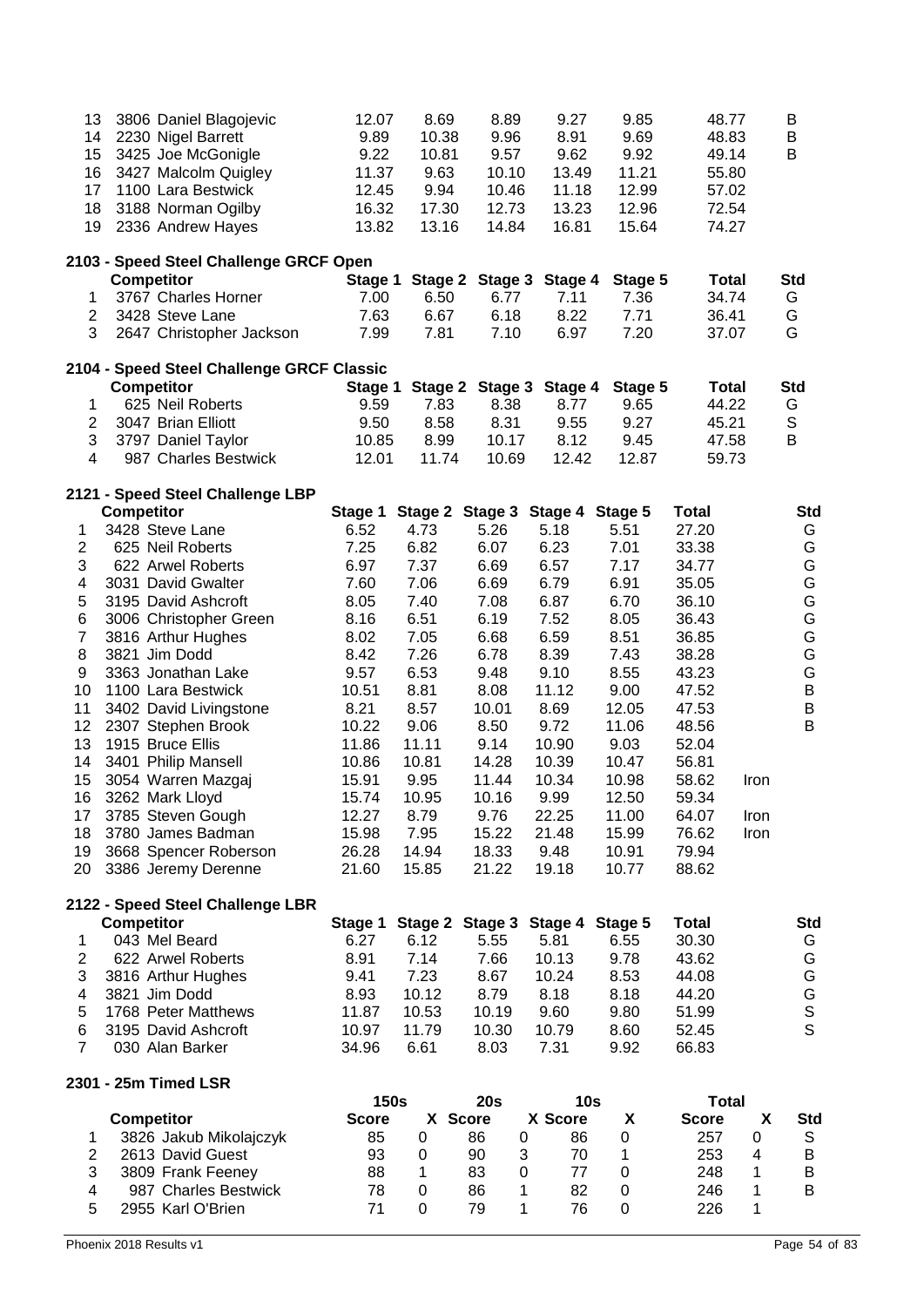| | Competitor | Stage 1 | Stage 2 | Stage 3 | Stage 4 | Stage 5 | Total | Std |
|---|---|---|---|---|---|---|---|---|
| 13 | 3806 Daniel Blagojevic | 12.07 | 8.69 | 8.89 | 9.27 | 9.85 | 48.77 | B |
| 14 | 2230 Nigel Barrett | 9.89 | 10.38 | 9.96 | 8.91 | 9.69 | 48.83 | B |
| 15 | 3425 Joe McGonigle | 9.22 | 10.81 | 9.57 | 9.62 | 9.92 | 49.14 | B |
| 16 | 3427 Malcolm Quigley | 11.37 | 9.63 | 10.10 | 13.49 | 11.21 | 55.80 | |
| 17 | 1100 Lara Bestwick | 12.45 | 9.94 | 10.46 | 11.18 | 12.99 | 57.02 | |
| 18 | 3188 Norman Ogilby | 16.32 | 17.30 | 12.73 | 13.23 | 12.96 | 72.54 | |
| 19 | 2336 Andrew Hayes | 13.82 | 13.16 | 14.84 | 16.81 | 15.64 | 74.27 | |

## 2103 - Speed Steel Challenge GRCF Open

| | Competitor | Stage 1 | Stage 2 | Stage 3 | Stage 4 | Stage 5 | Total | Std |
|---|---|---|---|---|---|---|---|---|
| 1 | 3767 Charles Horner | 7.00 | 6.50 | 6.77 | 7.11 | 7.36 | 34.74 | G |
| 2 | 3428 Steve Lane | 7.63 | 6.67 | 6.18 | 8.22 | 7.71 | 36.41 | G |
| 3 | 2647 Christopher Jackson | 7.99 | 7.81 | 7.10 | 6.97 | 7.20 | 37.07 | G |

## 2104 - Speed Steel Challenge GRCF Classic

| | Competitor | Stage 1 | Stage 2 | Stage 3 | Stage 4 | Stage 5 | Total | Std |
|---|---|---|---|---|---|---|---|---|
| 1 | 625 Neil Roberts | 9.59 | 7.83 | 8.38 | 8.77 | 9.65 | 44.22 | G |
| 2 | 3047 Brian Elliott | 9.50 | 8.58 | 8.31 | 9.55 | 9.27 | 45.21 | S |
| 3 | 3797 Daniel Taylor | 10.85 | 8.99 | 10.17 | 8.12 | 9.45 | 47.58 | B |
| 4 | 987 Charles Bestwick | 12.01 | 11.74 | 10.69 | 12.42 | 12.87 | 59.73 | |

## 2121 - Speed Steel Challenge LBP

| | Competitor | Stage 1 | Stage 2 | Stage 3 | Stage 4 | Stage 5 | Total | | Std |
|---|---|---|---|---|---|---|---|---|---|
| 1 | 3428 Steve Lane | 6.52 | 4.73 | 5.26 | 5.18 | 5.51 | 27.20 | | G |
| 2 | 625 Neil Roberts | 7.25 | 6.82 | 6.07 | 6.23 | 7.01 | 33.38 | | G |
| 3 | 622 Arwel Roberts | 6.97 | 7.37 | 6.69 | 6.57 | 7.17 | 34.77 | | G |
| 4 | 3031 David Gwalter | 7.60 | 7.06 | 6.69 | 6.79 | 6.91 | 35.05 | | G |
| 5 | 3195 David Ashcroft | 8.05 | 7.40 | 7.08 | 6.87 | 6.70 | 36.10 | | G |
| 6 | 3006 Christopher Green | 8.16 | 6.51 | 6.19 | 7.52 | 8.05 | 36.43 | | G |
| 7 | 3816 Arthur Hughes | 8.02 | 7.05 | 6.68 | 6.59 | 8.51 | 36.85 | | G |
| 8 | 3821 Jim Dodd | 8.42 | 7.26 | 6.78 | 8.39 | 7.43 | 38.28 | | G |
| 9 | 3363 Jonathan Lake | 9.57 | 6.53 | 9.48 | 9.10 | 8.55 | 43.23 | | G |
| 10 | 1100 Lara Bestwick | 10.51 | 8.81 | 8.08 | 11.12 | 9.00 | 47.52 | | B |
| 11 | 3402 David Livingstone | 8.21 | 8.57 | 10.01 | 8.69 | 12.05 | 47.53 | | B |
| 12 | 2307 Stephen Brook | 10.22 | 9.06 | 8.50 | 9.72 | 11.06 | 48.56 | | B |
| 13 | 1915 Bruce Ellis | 11.86 | 11.11 | 9.14 | 10.90 | 9.03 | 52.04 | | |
| 14 | 3401 Philip Mansell | 10.86 | 10.81 | 14.28 | 10.39 | 10.47 | 56.81 | | |
| 15 | 3054 Warren Mazgaj | 15.91 | 9.95 | 11.44 | 10.34 | 10.98 | 58.62 | Iron | |
| 16 | 3262 Mark Lloyd | 15.74 | 10.95 | 10.16 | 9.99 | 12.50 | 59.34 | | |
| 17 | 3785 Steven Gough | 12.27 | 8.79 | 9.76 | 22.25 | 11.00 | 64.07 | Iron | |
| 18 | 3780 James Badman | 15.98 | 7.95 | 15.22 | 21.48 | 15.99 | 76.62 | Iron | |
| 19 | 3668 Spencer Roberson | 26.28 | 14.94 | 18.33 | 9.48 | 10.91 | 79.94 | | |
| 20 | 3386 Jeremy Derenne | 21.60 | 15.85 | 21.22 | 19.18 | 10.77 | 88.62 | | |

## 2122 - Speed Steel Challenge LBR

| | Competitor | Stage 1 | Stage 2 | Stage 3 | Stage 4 | Stage 5 | Total | Std |
|---|---|---|---|---|---|---|---|---|
| 1 | 043 Mel Beard | 6.27 | 6.12 | 5.55 | 5.81 | 6.55 | 30.30 | G |
| 2 | 622 Arwel Roberts | 8.91 | 7.14 | 7.66 | 10.13 | 9.78 | 43.62 | G |
| 3 | 3816 Arthur Hughes | 9.41 | 7.23 | 8.67 | 10.24 | 8.53 | 44.08 | G |
| 4 | 3821 Jim Dodd | 8.93 | 10.12 | 8.79 | 8.18 | 8.18 | 44.20 | G |
| 5 | 1768 Peter Matthews | 11.87 | 10.53 | 10.19 | 9.60 | 9.80 | 51.99 | S |
| 6 | 3195 David Ashcroft | 10.97 | 11.79 | 10.30 | 10.79 | 8.60 | 52.45 | S |
| 7 | 030 Alan Barker | 34.96 | 6.61 | 8.03 | 7.31 | 9.92 | 66.83 | |

## 2301 - 25m Timed LSR

| | | 150s | | 20s | | 10s | | Total | | |
|---|---|---|---|---|---|---|---|---|---|---|
| | Competitor | Score | X | Score | X | Score | X | Score | X | Std |
| 1 | 3826 Jakub Mikolajczyk | 85 | 0 | 86 | 0 | 86 | 0 | 257 | 0 | S |
| 2 | 2613 David Guest | 93 | 0 | 90 | 3 | 70 | 1 | 253 | 4 | B |
| 3 | 3809 Frank Feeney | 88 | 1 | 83 | 0 | 77 | 0 | 248 | 1 | B |
| 4 | 987 Charles Bestwick | 78 | 0 | 86 | 1 | 82 | 0 | 246 | 1 | B |
| 5 | 2955 Karl O'Brien | 71 | 0 | 79 | 1 | 76 | 0 | 226 | 1 | |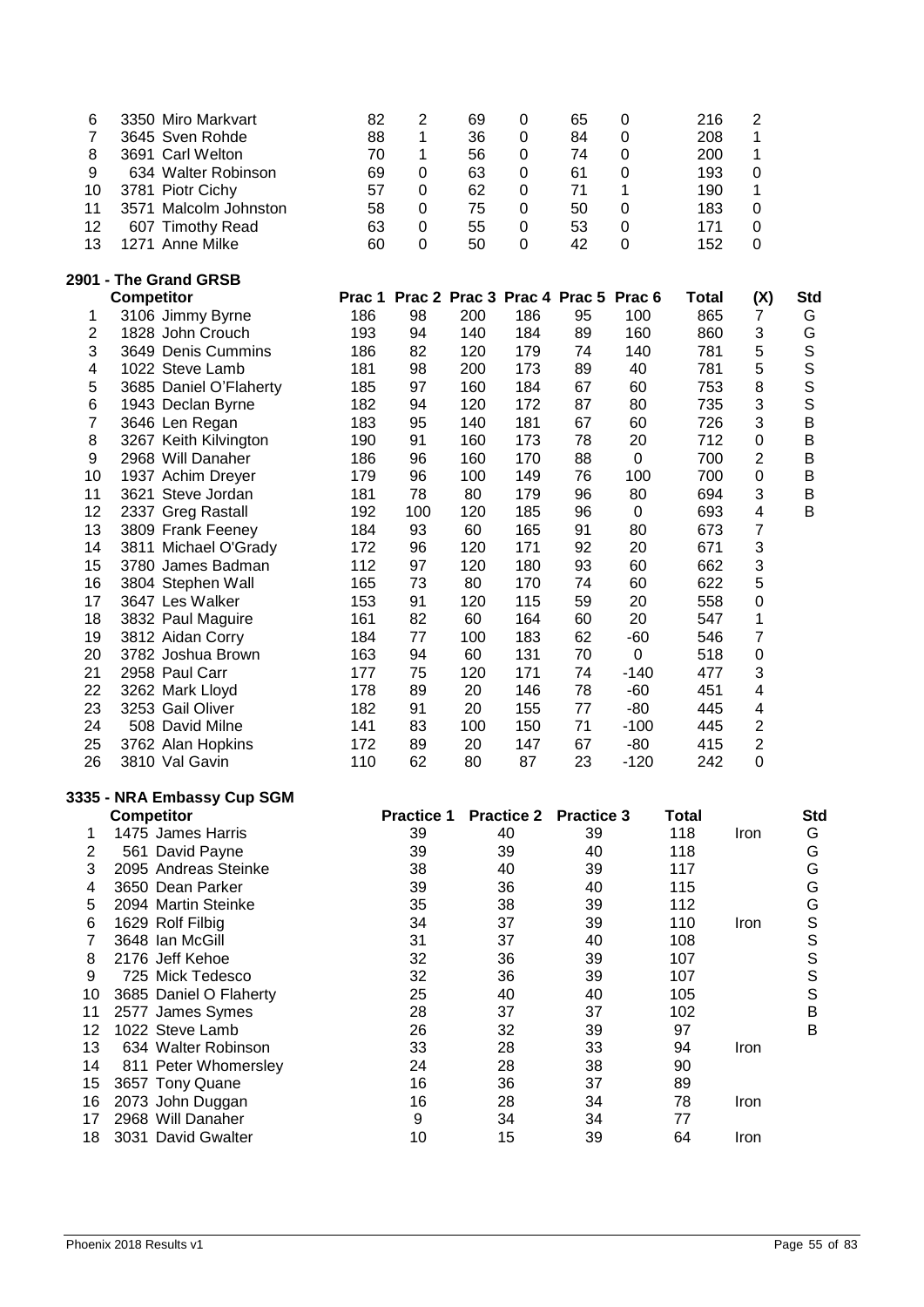| | Competitor | | | | | | | Total | (X) |
|---|---|---|---|---|---|---|---|---|---|
| 6 | 3350 Miro Markvart | 82 | 2 | 69 | 0 | 65 | 0 | 216 | 2 |
| 7 | 3645 Sven Rohde | 88 | 1 | 36 | 0 | 84 | 0 | 208 | 1 |
| 8 | 3691 Carl Welton | 70 | 1 | 56 | 0 | 74 | 0 | 200 | 1 |
| 9 | 634 Walter Robinson | 69 | 0 | 63 | 0 | 61 | 0 | 193 | 0 |
| 10 | 3781 Piotr Cichy | 57 | 0 | 62 | 0 | 71 | 1 | 190 | 1 |
| 11 | 3571 Malcolm Johnston | 58 | 0 | 75 | 0 | 50 | 0 | 183 | 0 |
| 12 | 607 Timothy Read | 63 | 0 | 55 | 0 | 53 | 0 | 171 | 0 |
| 13 | 1271 Anne Milke | 60 | 0 | 50 | 0 | 42 | 0 | 152 | 0 |

## 2901 - The Grand GRSB

| | Competitor | Prac 1 | Prac 2 | Prac 3 | Prac 4 | Prac 5 | Prac 6 | Total | (X) | Std |
|---|---|---|---|---|---|---|---|---|---|---|
| 1 | 3106 Jimmy Byrne | 186 | 98 | 200 | 186 | 95 | 100 | 865 | 7 | G |
| 2 | 1828 John Crouch | 193 | 94 | 140 | 184 | 89 | 160 | 860 | 3 | G |
| 3 | 3649 Denis Cummins | 186 | 82 | 120 | 179 | 74 | 140 | 781 | 5 | S |
| 4 | 1022 Steve Lamb | 181 | 98 | 200 | 173 | 89 | 40 | 781 | 5 | S |
| 5 | 3685 Daniel O'Flaherty | 185 | 97 | 160 | 184 | 67 | 60 | 753 | 8 | S |
| 6 | 1943 Declan Byrne | 182 | 94 | 120 | 172 | 87 | 80 | 735 | 3 | S |
| 7 | 3646 Len Regan | 183 | 95 | 140 | 181 | 67 | 60 | 726 | 3 | B |
| 8 | 3267 Keith Kilvington | 190 | 91 | 160 | 173 | 78 | 20 | 712 | 0 | B |
| 9 | 2968 Will Danaher | 186 | 96 | 160 | 170 | 88 | 0 | 700 | 2 | B |
| 10 | 1937 Achim Dreyer | 179 | 96 | 100 | 149 | 76 | 100 | 700 | 0 | B |
| 11 | 3621 Steve Jordan | 181 | 78 | 80 | 179 | 96 | 80 | 694 | 3 | B |
| 12 | 2337 Greg Rastall | 192 | 100 | 120 | 185 | 96 | 0 | 693 | 4 | B |
| 13 | 3809 Frank Feeney | 184 | 93 | 60 | 165 | 91 | 80 | 673 | 7 | |
| 14 | 3811 Michael O'Grady | 172 | 96 | 120 | 171 | 92 | 20 | 671 | 3 | |
| 15 | 3780 James Badman | 112 | 97 | 120 | 180 | 93 | 60 | 662 | 3 | |
| 16 | 3804 Stephen Wall | 165 | 73 | 80 | 170 | 74 | 60 | 622 | 5 | |
| 17 | 3647 Les Walker | 153 | 91 | 120 | 115 | 59 | 20 | 558 | 0 | |
| 18 | 3832 Paul Maguire | 161 | 82 | 60 | 164 | 60 | 20 | 547 | 1 | |
| 19 | 3812 Aidan Corry | 184 | 77 | 100 | 183 | 62 | -60 | 546 | 7 | |
| 20 | 3782 Joshua Brown | 163 | 94 | 60 | 131 | 70 | 0 | 518 | 0 | |
| 21 | 2958 Paul Carr | 177 | 75 | 120 | 171 | 74 | -140 | 477 | 3 | |
| 22 | 3262 Mark Lloyd | 178 | 89 | 20 | 146 | 78 | -60 | 451 | 4 | |
| 23 | 3253 Gail Oliver | 182 | 91 | 20 | 155 | 77 | -80 | 445 | 4 | |
| 24 | 508 David Milne | 141 | 83 | 100 | 150 | 71 | -100 | 445 | 2 | |
| 25 | 3762 Alan Hopkins | 172 | 89 | 20 | 147 | 67 | -80 | 415 | 2 | |
| 26 | 3810 Val Gavin | 110 | 62 | 80 | 87 | 23 | -120 | 242 | 0 | |

## 3335 - NRA Embassy Cup SGM

| | Competitor | Practice 1 | Practice 2 | Practice 3 | Total | | Std |
|---|---|---|---|---|---|---|---|
| 1 | 1475 James Harris | 39 | 40 | 39 | 118 | Iron | G |
| 2 | 561 David Payne | 39 | 39 | 40 | 118 | | G |
| 3 | 2095 Andreas Steinke | 38 | 40 | 39 | 117 | | G |
| 4 | 3650 Dean Parker | 39 | 36 | 40 | 115 | | G |
| 5 | 2094 Martin Steinke | 35 | 38 | 39 | 112 | | G |
| 6 | 1629 Rolf Filbig | 34 | 37 | 39 | 110 | Iron | S |
| 7 | 3648 Ian McGill | 31 | 37 | 40 | 108 | | S |
| 8 | 2176 Jeff Kehoe | 32 | 36 | 39 | 107 | | S |
| 9 | 725 Mick Tedesco | 32 | 36 | 39 | 107 | | S |
| 10 | 3685 Daniel O Flaherty | 25 | 40 | 40 | 105 | | S |
| 11 | 2577 James Symes | 28 | 37 | 37 | 102 | | B |
| 12 | 1022 Steve Lamb | 26 | 32 | 39 | 97 | | B |
| 13 | 634 Walter Robinson | 33 | 28 | 33 | 94 | Iron | |
| 14 | 811 Peter Whomersley | 24 | 28 | 38 | 90 | | |
| 15 | 3657 Tony Quane | 16 | 36 | 37 | 89 | | |
| 16 | 2073 John Duggan | 16 | 28 | 34 | 78 | Iron | |
| 17 | 2968 Will Danaher | 9 | 34 | 34 | 77 | | |
| 18 | 3031 David Gwalter | 10 | 15 | 39 | 64 | Iron | |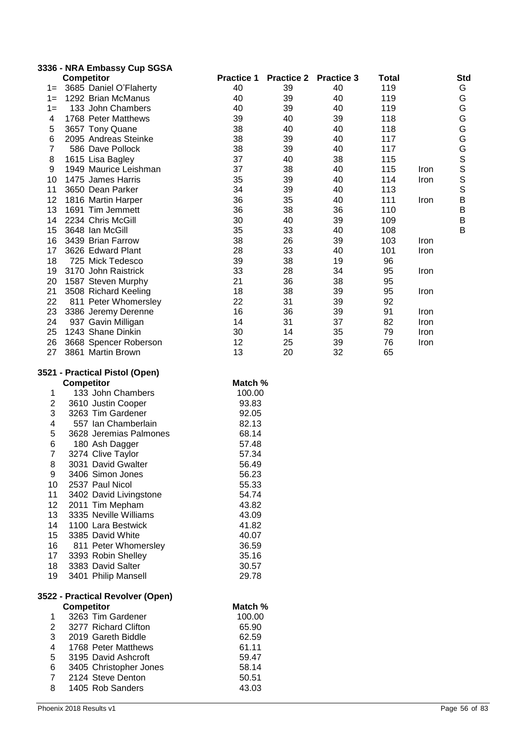### 3336 - NRA Embassy Cup SGSA

| | Competitor | Practice 1 | Practice 2 | Practice 3 | Total | | Std |
|---|---|---|---|---|---|---|---|
| 1= | 3685 Daniel O'Flaherty | 40 | 39 | 40 | 119 | | G |
| 1= | 1292 Brian McManus | 40 | 39 | 40 | 119 | | G |
| 1= | 133 John Chambers | 40 | 39 | 40 | 119 | | G |
| 4 | 1768 Peter Matthews | 39 | 40 | 39 | 118 | | G |
| 5 | 3657 Tony Quane | 38 | 40 | 40 | 118 | | G |
| 6 | 2095 Andreas Steinke | 38 | 39 | 40 | 117 | | G |
| 7 | 586 Dave Pollock | 38 | 39 | 40 | 117 | | G |
| 8 | 1615 Lisa Bagley | 37 | 40 | 38 | 115 | | S |
| 9 | 1949 Maurice Leishman | 37 | 38 | 40 | 115 | Iron | S |
| 10 | 1475 James Harris | 35 | 39 | 40 | 114 | Iron | S |
| 11 | 3650 Dean Parker | 34 | 39 | 40 | 113 | | S |
| 12 | 1816 Martin Harper | 36 | 35 | 40 | 111 | Iron | B |
| 13 | 1691 Tim Jemmett | 36 | 38 | 36 | 110 | | B |
| 14 | 2234 Chris McGill | 30 | 40 | 39 | 109 | | B |
| 15 | 3648 Ian McGill | 35 | 33 | 40 | 108 | | B |
| 16 | 3439 Brian Farrow | 38 | 26 | 39 | 103 | Iron | |
| 17 | 3626 Edward Plant | 28 | 33 | 40 | 101 | Iron | |
| 18 | 725 Mick Tedesco | 39 | 38 | 19 | 96 | | |
| 19 | 3170 John Raistrick | 33 | 28 | 34 | 95 | Iron | |
| 20 | 1587 Steven Murphy | 21 | 36 | 38 | 95 | | |
| 21 | 3508 Richard Keeling | 18 | 38 | 39 | 95 | Iron | |
| 22 | 811 Peter Whomersley | 22 | 31 | 39 | 92 | | |
| 23 | 3386 Jeremy Derenne | 16 | 36 | 39 | 91 | Iron | |
| 24 | 937 Gavin Milligan | 14 | 31 | 37 | 82 | Iron | |
| 25 | 1243 Shane Dinkin | 30 | 14 | 35 | 79 | Iron | |
| 26 | 3668 Spencer Roberson | 12 | 25 | 39 | 76 | Iron | |
| 27 | 3861 Martin Brown | 13 | 20 | 32 | 65 | | |

### 3521 - Practical Pistol (Open)

| | Competitor | Match % |
|---|---|---|
| 1 | 133 John Chambers | 100.00 |
| 2 | 3610 Justin Cooper | 93.83 |
| 3 | 3263 Tim Gardener | 92.05 |
| 4 | 557 Ian Chamberlain | 82.13 |
| 5 | 3628 Jeremias Palmones | 68.14 |
| 6 | 180 Ash Dagger | 57.48 |
| 7 | 3274 Clive Taylor | 57.34 |
| 8 | 3031 David Gwalter | 56.49 |
| 9 | 3406 Simon Jones | 56.23 |
| 10 | 2537 Paul Nicol | 55.33 |
| 11 | 3402 David Livingstone | 54.74 |
| 12 | 2011 Tim Mepham | 43.82 |
| 13 | 3335 Neville Williams | 43.09 |
| 14 | 1100 Lara Bestwick | 41.82 |
| 15 | 3385 David White | 40.07 |
| 16 | 811 Peter Whomersley | 36.59 |
| 17 | 3393 Robin Shelley | 35.16 |
| 18 | 3383 David Salter | 30.57 |
| 19 | 3401 Philip Mansell | 29.78 |

### 3522 - Practical Revolver (Open)

| | Competitor | Match % |
|---|---|---|
| 1 | 3263 Tim Gardener | 100.00 |
| 2 | 3277 Richard Clifton | 65.90 |
| 3 | 2019 Gareth Biddle | 62.59 |
| 4 | 1768 Peter Matthews | 61.11 |
| 5 | 3195 David Ashcroft | 59.47 |
| 6 | 3405 Christopher Jones | 58.14 |
| 7 | 2124 Steve Denton | 50.51 |
| 8 | 1405 Rob Sanders | 43.03 |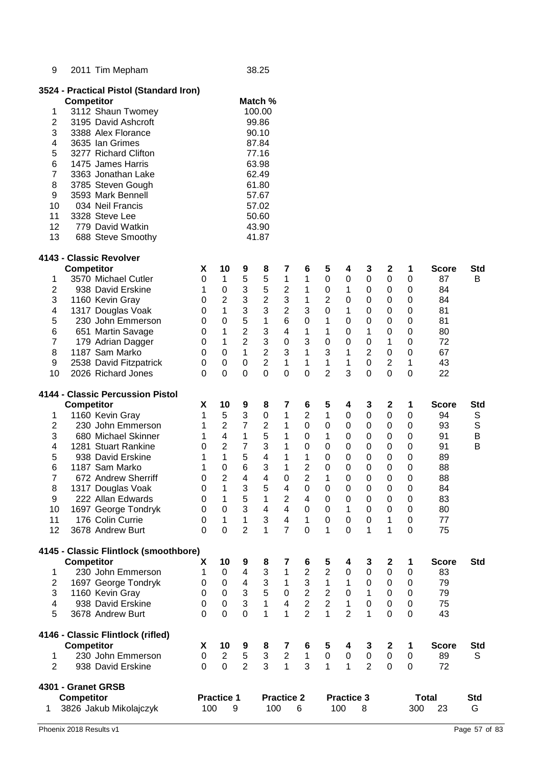| | | |
|---|---|---|
| 9 | 2011 Tim Mepham | 38.25 |

### 3524 - Practical Pistol (Standard Iron)

| | Competitor | Match % |
|---|---|---|
| 1 | 3112 Shaun Twomey | 100.00 |
| 2 | 3195 David Ashcroft | 99.86 |
| 3 | 3388 Alex Florance | 90.10 |
| 4 | 3635 Ian Grimes | 87.84 |
| 5 | 3277 Richard Clifton | 77.16 |
| 6 | 1475 James Harris | 63.98 |
| 7 | 3363 Jonathan Lake | 62.49 |
| 8 | 3785 Steven Gough | 61.80 |
| 9 | 3593 Mark Bennell | 57.67 |
| 10 | 034 Neil Francis | 57.02 |
| 11 | 3328 Steve Lee | 50.60 |
| 12 | 779 David Watkin | 43.90 |
| 13 | 688 Steve Smoothy | 41.87 |

### 4143 - Classic Revolver

| | Competitor | X | 10 | 9 | 8 | 7 | 6 | 5 | 4 | 3 | 2 | 1 | Score | Std |
|---|---|---|---|---|---|---|---|---|---|---|---|---|---|---|
| 1 | 3570 Michael Cutler | 0 | 1 | 5 | 5 | 1 | 1 | 0 | 0 | 0 | 0 | 0 | 87 | B |
| 2 | 938 David Erskine | 1 | 0 | 3 | 5 | 2 | 1 | 0 | 1 | 0 | 0 | 0 | 84 | |
| 3 | 1160 Kevin Gray | 0 | 2 | 3 | 2 | 3 | 1 | 2 | 0 | 0 | 0 | 0 | 84 | |
| 4 | 1317 Douglas Voak | 0 | 1 | 3 | 3 | 2 | 3 | 0 | 1 | 0 | 0 | 0 | 81 | |
| 5 | 230 John Emmerson | 0 | 0 | 5 | 1 | 6 | 0 | 1 | 0 | 0 | 0 | 0 | 81 | |
| 6 | 651 Martin Savage | 0 | 1 | 2 | 3 | 4 | 1 | 1 | 0 | 1 | 0 | 0 | 80 | |
| 7 | 179 Adrian Dagger | 0 | 1 | 2 | 3 | 0 | 3 | 0 | 0 | 0 | 1 | 0 | 72 | |
| 8 | 1187 Sam Marko | 0 | 0 | 1 | 2 | 3 | 1 | 3 | 1 | 2 | 0 | 0 | 67 | |
| 9 | 2538 David Fitzpatrick | 0 | 0 | 0 | 2 | 1 | 1 | 1 | 1 | 0 | 2 | 1 | 43 | |
| 10 | 2026 Richard Jones | 0 | 0 | 0 | 0 | 0 | 0 | 2 | 3 | 0 | 0 | 0 | 22 | |

### 4144 - Classic Percussion Pistol

| | Competitor | X | 10 | 9 | 8 | 7 | 6 | 5 | 4 | 3 | 2 | 1 | Score | Std |
|---|---|---|---|---|---|---|---|---|---|---|---|---|---|---|
| 1 | 1160 Kevin Gray | 1 | 5 | 3 | 0 | 1 | 2 | 1 | 0 | 0 | 0 | 0 | 94 | S |
| 2 | 230 John Emmerson | 1 | 2 | 7 | 2 | 1 | 0 | 0 | 0 | 0 | 0 | 0 | 93 | S |
| 3 | 680 Michael Skinner | 1 | 4 | 1 | 5 | 1 | 0 | 1 | 0 | 0 | 0 | 0 | 91 | B |
| 4 | 1281 Stuart Rankine | 0 | 2 | 7 | 3 | 1 | 0 | 0 | 0 | 0 | 0 | 0 | 91 | B |
| 5 | 938 David Erskine | 1 | 1 | 5 | 4 | 1 | 1 | 0 | 0 | 0 | 0 | 0 | 89 | |
| 6 | 1187 Sam Marko | 1 | 0 | 6 | 3 | 1 | 2 | 0 | 0 | 0 | 0 | 0 | 88 | |
| 7 | 672 Andrew Sherriff | 0 | 2 | 4 | 4 | 0 | 2 | 1 | 0 | 0 | 0 | 0 | 88 | |
| 8 | 1317 Douglas Voak | 0 | 1 | 3 | 5 | 4 | 0 | 0 | 0 | 0 | 0 | 0 | 84 | |
| 9 | 222 Allan Edwards | 0 | 1 | 5 | 1 | 2 | 4 | 0 | 0 | 0 | 0 | 0 | 83 | |
| 10 | 1697 George Tondryk | 0 | 0 | 3 | 4 | 4 | 0 | 0 | 1 | 0 | 0 | 0 | 80 | |
| 11 | 176 Colin Currie | 0 | 1 | 1 | 3 | 4 | 1 | 0 | 0 | 0 | 1 | 0 | 77 | |
| 12 | 3678 Andrew Burt | 0 | 0 | 2 | 1 | 7 | 0 | 1 | 0 | 1 | 1 | 0 | 75 | |

### 4145 - Classic Flintlock (smoothbore)

| | Competitor | X | 10 | 9 | 8 | 7 | 6 | 5 | 4 | 3 | 2 | 1 | Score | Std |
|---|---|---|---|---|---|---|---|---|---|---|---|---|---|---|
| 1 | 230 John Emmerson | 1 | 0 | 4 | 3 | 1 | 2 | 2 | 0 | 0 | 0 | 0 | 83 | |
| 2 | 1697 George Tondryk | 0 | 0 | 4 | 3 | 1 | 3 | 1 | 1 | 0 | 0 | 0 | 79 | |
| 3 | 1160 Kevin Gray | 0 | 0 | 3 | 5 | 0 | 2 | 2 | 0 | 1 | 0 | 0 | 79 | |
| 4 | 938 David Erskine | 0 | 0 | 3 | 1 | 4 | 2 | 2 | 1 | 0 | 0 | 0 | 75 | |
| 5 | 3678 Andrew Burt | 0 | 0 | 0 | 1 | 1 | 2 | 1 | 2 | 1 | 0 | 0 | 43 | |

### 4146 - Classic Flintlock (rifled)

| | Competitor | X | 10 | 9 | 8 | 7 | 6 | 5 | 4 | 3 | 2 | 1 | Score | Std |
|---|---|---|---|---|---|---|---|---|---|---|---|---|---|---|
| 1 | 230 John Emmerson | 0 | 2 | 5 | 3 | 2 | 1 | 0 | 0 | 0 | 0 | 0 | 89 | S |
| 2 | 938 David Erskine | 0 | 0 | 2 | 3 | 1 | 3 | 1 | 1 | 2 | 0 | 0 | 72 | |

### 4301 - Granet GRSB

| | Competitor | Practice 1 | | Practice 2 | | Practice 3 | | Total | | Std |
|---|---|---|---|---|---|---|---|---|---|---|
| 1 | 3826 Jakub Mikolajczyk | 100 | 9 | 100 | 6 | 100 | 8 | 300 | 23 | G |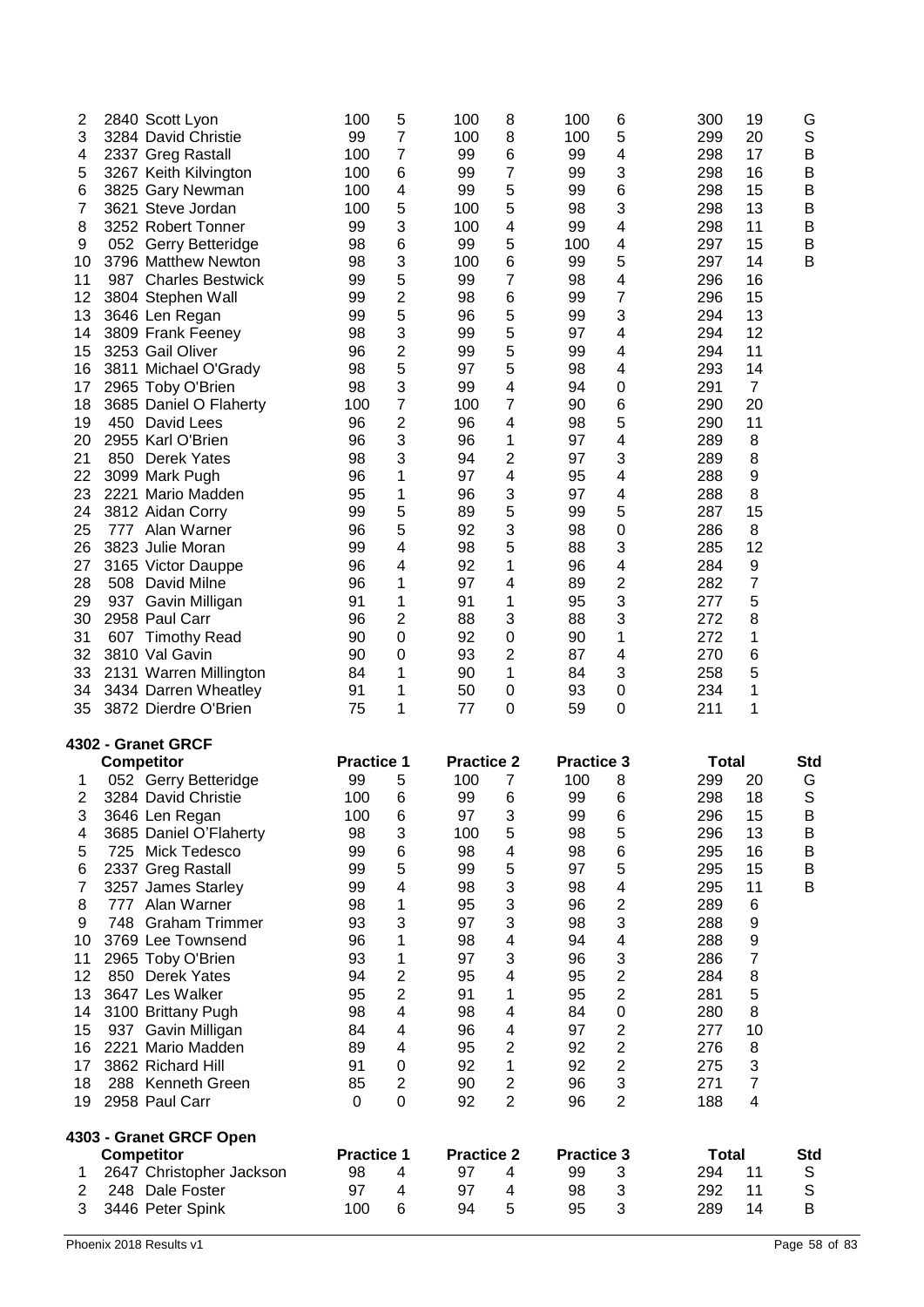| | Competitor | Practice 1 | | Practice 2 | | Practice 3 | | Total | | Std |
|---|---|---|---|---|---|---|---|---|---|---|
| 2 | 2840 Scott Lyon | 100 | 5 | 100 | 8 | 100 | 6 | 300 | 19 | G |
| 3 | 3284 David Christie | 99 | 7 | 100 | 8 | 100 | 5 | 299 | 20 | S |
| 4 | 2337 Greg Rastall | 100 | 7 | 99 | 6 | 99 | 4 | 298 | 17 | B |
| 5 | 3267 Keith Kilvington | 100 | 6 | 99 | 7 | 99 | 3 | 298 | 16 | B |
| 6 | 3825 Gary Newman | 100 | 4 | 99 | 5 | 99 | 6 | 298 | 15 | B |
| 7 | 3621 Steve Jordan | 100 | 5 | 100 | 5 | 98 | 3 | 298 | 13 | B |
| 8 | 3252 Robert Tonner | 99 | 3 | 100 | 4 | 99 | 4 | 298 | 11 | B |
| 9 | 052 Gerry Betteridge | 98 | 6 | 99 | 5 | 100 | 4 | 297 | 15 | B |
| 10 | 3796 Matthew Newton | 98 | 3 | 100 | 6 | 99 | 5 | 297 | 14 | B |
| 11 | 987 Charles Bestwick | 99 | 5 | 99 | 7 | 98 | 4 | 296 | 16 | |
| 12 | 3804 Stephen Wall | 99 | 2 | 98 | 6 | 99 | 7 | 296 | 15 | |
| 13 | 3646 Len Regan | 99 | 5 | 96 | 5 | 99 | 3 | 294 | 13 | |
| 14 | 3809 Frank Feeney | 98 | 3 | 99 | 5 | 97 | 4 | 294 | 12 | |
| 15 | 3253 Gail Oliver | 96 | 2 | 99 | 5 | 99 | 4 | 294 | 11 | |
| 16 | 3811 Michael O'Grady | 98 | 5 | 97 | 5 | 98 | 4 | 293 | 14 | |
| 17 | 2965 Toby O'Brien | 98 | 3 | 99 | 4 | 94 | 0 | 291 | 7 | |
| 18 | 3685 Daniel O Flaherty | 100 | 7 | 100 | 7 | 90 | 6 | 290 | 20 | |
| 19 | 450 David Lees | 96 | 2 | 96 | 4 | 98 | 5 | 290 | 11 | |
| 20 | 2955 Karl O'Brien | 96 | 3 | 96 | 1 | 97 | 4 | 289 | 8 | |
| 21 | 850 Derek Yates | 98 | 3 | 94 | 2 | 97 | 3 | 289 | 8 | |
| 22 | 3099 Mark Pugh | 96 | 1 | 97 | 4 | 95 | 4 | 288 | 9 | |
| 23 | 2221 Mario Madden | 95 | 1 | 96 | 3 | 97 | 4 | 288 | 8 | |
| 24 | 3812 Aidan Corry | 99 | 5 | 89 | 5 | 99 | 5 | 287 | 15 | |
| 25 | 777 Alan Warner | 96 | 5 | 92 | 3 | 98 | 0 | 286 | 8 | |
| 26 | 3823 Julie Moran | 99 | 4 | 98 | 5 | 88 | 3 | 285 | 12 | |
| 27 | 3165 Victor Dauppe | 96 | 4 | 92 | 1 | 96 | 4 | 284 | 9 | |
| 28 | 508 David Milne | 96 | 1 | 97 | 4 | 89 | 2 | 282 | 7 | |
| 29 | 937 Gavin Milligan | 91 | 1 | 91 | 1 | 95 | 3 | 277 | 5 | |
| 30 | 2958 Paul Carr | 96 | 2 | 88 | 3 | 88 | 3 | 272 | 8 | |
| 31 | 607 Timothy Read | 90 | 0 | 92 | 0 | 90 | 1 | 272 | 1 | |
| 32 | 3810 Val Gavin | 90 | 0 | 93 | 2 | 87 | 4 | 270 | 6 | |
| 33 | 2131 Warren Millington | 84 | 1 | 90 | 1 | 84 | 3 | 258 | 5 | |
| 34 | 3434 Darren Wheatley | 91 | 1 | 50 | 0 | 93 | 0 | 234 | 1 | |
| 35 | 3872 Dierdre O'Brien | 75 | 1 | 77 | 0 | 59 | 0 | 211 | 1 | |

## 4302 - Granet GRCF

| | Competitor | Practice 1 | | Practice 2 | | Practice 3 | | Total | | Std |
|---|---|---|---|---|---|---|---|---|---|---|
| 1 | 052 Gerry Betteridge | 99 | 5 | 100 | 7 | 100 | 8 | 299 | 20 | G |
| 2 | 3284 David Christie | 100 | 6 | 99 | 6 | 99 | 6 | 298 | 18 | S |
| 3 | 3646 Len Regan | 100 | 6 | 97 | 3 | 99 | 6 | 296 | 15 | B |
| 4 | 3685 Daniel O'Flaherty | 98 | 3 | 100 | 5 | 98 | 5 | 296 | 13 | B |
| 5 | 725 Mick Tedesco | 99 | 6 | 98 | 4 | 98 | 6 | 295 | 16 | B |
| 6 | 2337 Greg Rastall | 99 | 5 | 99 | 5 | 97 | 5 | 295 | 15 | B |
| 7 | 3257 James Starley | 99 | 4 | 98 | 3 | 98 | 4 | 295 | 11 | B |
| 8 | 777 Alan Warner | 98 | 1 | 95 | 3 | 96 | 2 | 289 | 6 | |
| 9 | 748 Graham Trimmer | 93 | 3 | 97 | 3 | 98 | 3 | 288 | 9 | |
| 10 | 3769 Lee Townsend | 96 | 1 | 98 | 4 | 94 | 4 | 288 | 9 | |
| 11 | 2965 Toby O'Brien | 93 | 1 | 97 | 3 | 96 | 3 | 286 | 7 | |
| 12 | 850 Derek Yates | 94 | 2 | 95 | 4 | 95 | 2 | 284 | 8 | |
| 13 | 3647 Les Walker | 95 | 2 | 91 | 1 | 95 | 2 | 281 | 5 | |
| 14 | 3100 Brittany Pugh | 98 | 4 | 98 | 4 | 84 | 0 | 280 | 8 | |
| 15 | 937 Gavin Milligan | 84 | 4 | 96 | 4 | 97 | 2 | 277 | 10 | |
| 16 | 2221 Mario Madden | 89 | 4 | 95 | 2 | 92 | 2 | 276 | 8 | |
| 17 | 3862 Richard Hill | 91 | 0 | 92 | 1 | 92 | 2 | 275 | 3 | |
| 18 | 288 Kenneth Green | 85 | 2 | 90 | 2 | 96 | 3 | 271 | 7 | |
| 19 | 2958 Paul Carr | 0 | 0 | 92 | 2 | 96 | 2 | 188 | 4 | |

## 4303 - Granet GRCF Open

| | Competitor | Practice 1 | | Practice 2 | | Practice 3 | | Total | | Std |
|---|---|---|---|---|---|---|---|---|---|---|
| 1 | 2647 Christopher Jackson | 98 | 4 | 97 | 4 | 99 | 3 | 294 | 11 | S |
| 2 | 248 Dale Foster | 97 | 4 | 97 | 4 | 98 | 3 | 292 | 11 | S |
| 3 | 3446 Peter Spink | 100 | 6 | 94 | 5 | 95 | 3 | 289 | 14 | B |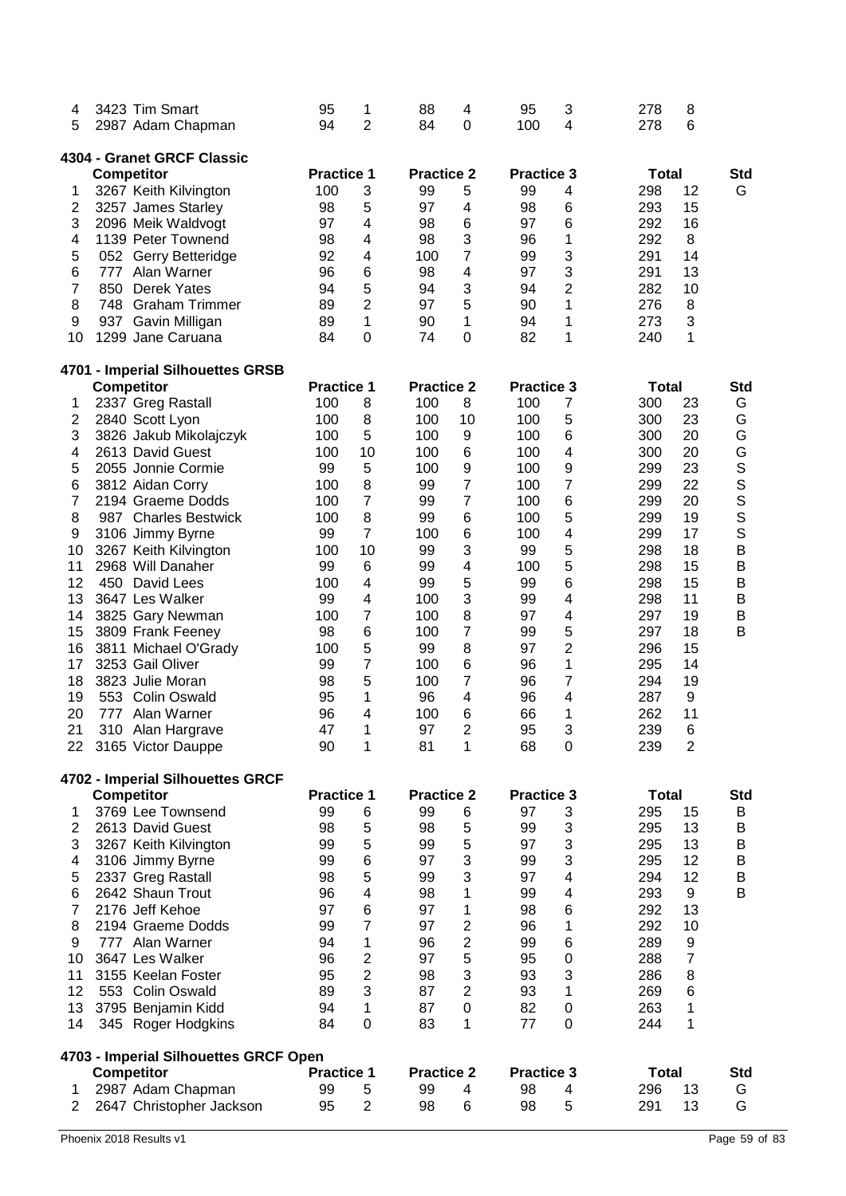| | Competitor | Practice 1 | | Practice 2 | | Practice 3 | | Total | | Std |
|---|---|---|---|---|---|---|---|---|---|---|
| 4 | 3423 Tim Smart | 95 | 1 | 88 | 4 | 95 | 3 | 278 | 8 | |
| 5 | 2987 Adam Chapman | 94 | 2 | 84 | 0 | 100 | 4 | 278 | 6 | |

**4304 - Granet GRCF Classic**

| | Competitor | Practice 1 | | Practice 2 | | Practice 3 | | Total | | Std |
|---|---|---|---|---|---|---|---|---|---|---|
| 1 | 3267 Keith Kilvington | 100 | 3 | 99 | 5 | 99 | 4 | 298 | 12 | G |
| 2 | 3257 James Starley | 98 | 5 | 97 | 4 | 98 | 6 | 293 | 15 | |
| 3 | 2096 Meik Waldvogt | 97 | 4 | 98 | 6 | 97 | 6 | 292 | 16 | |
| 4 | 1139 Peter Townend | 98 | 4 | 98 | 3 | 96 | 1 | 292 | 8 | |
| 5 | 052 Gerry Betteridge | 92 | 4 | 100 | 7 | 99 | 3 | 291 | 14 | |
| 6 | 777 Alan Warner | 96 | 6 | 98 | 4 | 97 | 3 | 291 | 13 | |
| 7 | 850 Derek Yates | 94 | 5 | 94 | 3 | 94 | 2 | 282 | 10 | |
| 8 | 748 Graham Trimmer | 89 | 2 | 97 | 5 | 90 | 1 | 276 | 8 | |
| 9 | 937 Gavin Milligan | 89 | 1 | 90 | 1 | 94 | 1 | 273 | 3 | |
| 10 | 1299 Jane Caruana | 84 | 0 | 74 | 0 | 82 | 1 | 240 | 1 | |

**4701 - Imperial Silhouettes GRSB**

| | Competitor | Practice 1 | | Practice 2 | | Practice 3 | | Total | | Std |
|---|---|---|---|---|---|---|---|---|---|---|
| 1 | 2337 Greg Rastall | 100 | 8 | 100 | 8 | 100 | 7 | 300 | 23 | G |
| 2 | 2840 Scott Lyon | 100 | 8 | 100 | 10 | 100 | 5 | 300 | 23 | G |
| 3 | 3826 Jakub Mikolajczyk | 100 | 5 | 100 | 9 | 100 | 6 | 300 | 20 | G |
| 4 | 2613 David Guest | 100 | 10 | 100 | 6 | 100 | 4 | 300 | 20 | G |
| 5 | 2055 Jonnie Cormie | 99 | 5 | 100 | 9 | 100 | 9 | 299 | 23 | S |
| 6 | 3812 Aidan Corry | 100 | 8 | 99 | 7 | 100 | 7 | 299 | 22 | S |
| 7 | 2194 Graeme Dodds | 100 | 7 | 99 | 7 | 100 | 6 | 299 | 20 | S |
| 8 | 987 Charles Bestwick | 100 | 8 | 99 | 6 | 100 | 5 | 299 | 19 | S |
| 9 | 3106 Jimmy Byrne | 99 | 7 | 100 | 6 | 100 | 4 | 299 | 17 | S |
| 10 | 3267 Keith Kilvington | 100 | 10 | 99 | 3 | 99 | 5 | 298 | 18 | B |
| 11 | 2968 Will Danaher | 99 | 6 | 99 | 4 | 100 | 5 | 298 | 15 | B |
| 12 | 450 David Lees | 100 | 4 | 99 | 5 | 99 | 6 | 298 | 15 | B |
| 13 | 3647 Les Walker | 99 | 4 | 100 | 3 | 99 | 4 | 298 | 11 | B |
| 14 | 3825 Gary Newman | 100 | 7 | 100 | 8 | 97 | 4 | 297 | 19 | B |
| 15 | 3809 Frank Feeney | 98 | 6 | 100 | 7 | 99 | 5 | 297 | 18 | B |
| 16 | 3811 Michael O'Grady | 100 | 5 | 99 | 8 | 97 | 2 | 296 | 15 | |
| 17 | 3253 Gail Oliver | 99 | 7 | 100 | 6 | 96 | 1 | 295 | 14 | |
| 18 | 3823 Julie Moran | 98 | 5 | 100 | 7 | 96 | 7 | 294 | 19 | |
| 19 | 553 Colin Oswald | 95 | 1 | 96 | 4 | 96 | 4 | 287 | 9 | |
| 20 | 777 Alan Warner | 96 | 4 | 100 | 6 | 66 | 1 | 262 | 11 | |
| 21 | 310 Alan Hargrave | 47 | 1 | 97 | 2 | 95 | 3 | 239 | 6 | |
| 22 | 3165 Victor Dauppe | 90 | 1 | 81 | 1 | 68 | 0 | 239 | 2 | |

**4702 - Imperial Silhouettes GRCF**

| | Competitor | Practice 1 | | Practice 2 | | Practice 3 | | Total | | Std |
|---|---|---|---|---|---|---|---|---|---|---|
| 1 | 3769 Lee Townsend | 99 | 6 | 99 | 6 | 97 | 3 | 295 | 15 | B |
| 2 | 2613 David Guest | 98 | 5 | 98 | 5 | 99 | 3 | 295 | 13 | B |
| 3 | 3267 Keith Kilvington | 99 | 5 | 99 | 5 | 97 | 3 | 295 | 13 | B |
| 4 | 3106 Jimmy Byrne | 99 | 6 | 97 | 3 | 99 | 3 | 295 | 12 | B |
| 5 | 2337 Greg Rastall | 98 | 5 | 99 | 3 | 97 | 4 | 294 | 12 | B |
| 6 | 2642 Shaun Trout | 96 | 4 | 98 | 1 | 99 | 4 | 293 | 9 | B |
| 7 | 2176 Jeff Kehoe | 97 | 6 | 97 | 1 | 98 | 6 | 292 | 13 | |
| 8 | 2194 Graeme Dodds | 99 | 7 | 97 | 2 | 96 | 1 | 292 | 10 | |
| 9 | 777 Alan Warner | 94 | 1 | 96 | 2 | 99 | 6 | 289 | 9 | |
| 10 | 3647 Les Walker | 96 | 2 | 97 | 5 | 95 | 0 | 288 | 7 | |
| 11 | 3155 Keelan Foster | 95 | 2 | 98 | 3 | 93 | 3 | 286 | 8 | |
| 12 | 553 Colin Oswald | 89 | 3 | 87 | 2 | 93 | 1 | 269 | 6 | |
| 13 | 3795 Benjamin Kidd | 94 | 1 | 87 | 0 | 82 | 0 | 263 | 1 | |
| 14 | 345 Roger Hodgkins | 84 | 0 | 83 | 1 | 77 | 0 | 244 | 1 | |

**4703 - Imperial Silhouettes GRCF Open**

| | Competitor | Practice 1 | | Practice 2 | | Practice 3 | | Total | | Std |
|---|---|---|---|---|---|---|---|---|---|---|
| 1 | 2987 Adam Chapman | 99 | 5 | 99 | 4 | 98 | 4 | 296 | 13 | G |
| 2 | 2647 Christopher Jackson | 95 | 2 | 98 | 6 | 98 | 5 | 291 | 13 | G |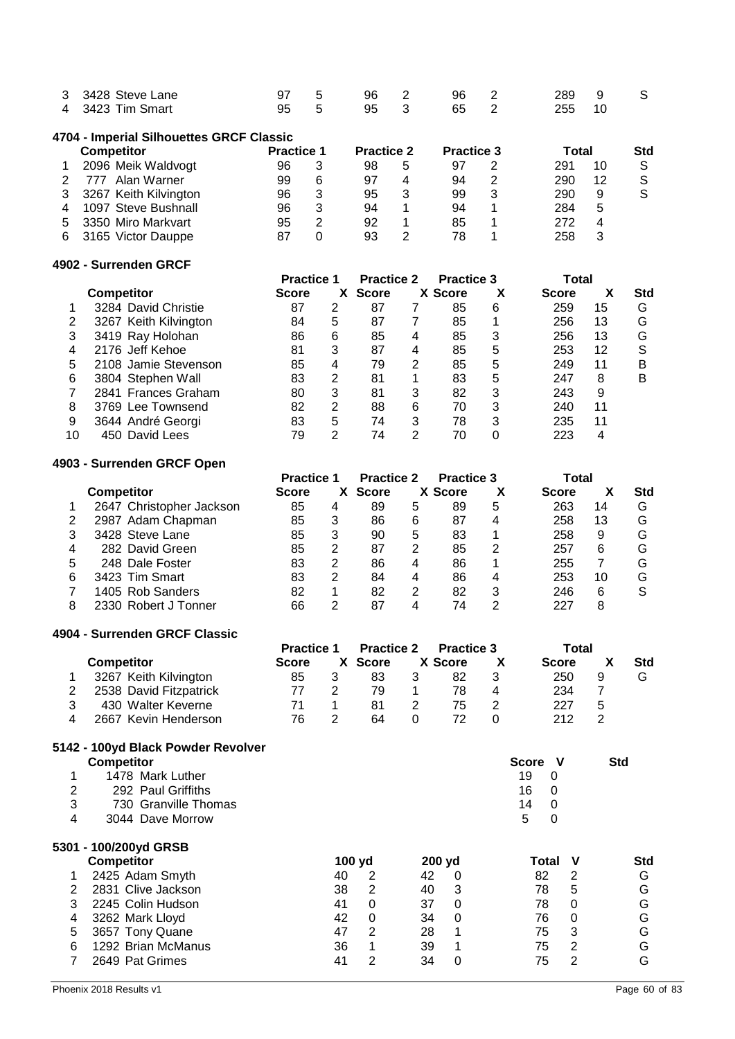| | Competitor | Practice 1 | | Practice 2 | | Practice 3 | | Total | | Std |
|---|---|---|---|---|---|---|---|---|---|---|
| 3 | 3428 Steve Lane | 97 | 5 | 96 | 2 | 96 | 2 | 289 | 9 | S |
| 4 | 3423 Tim Smart | 95 | 5 | 95 | 3 | 65 | 2 | 255 | 10 | |

### 4704 - Imperial Silhouettes GRCF Classic

| | Competitor | Practice 1 | | Practice 2 | | Practice 3 | | Total | | Std |
|---|---|---|---|---|---|---|---|---|---|---|
| 1 | 2096 Meik Waldvogt | 96 | 3 | 98 | 5 | 97 | 2 | 291 | 10 | S |
| 2 | 777 Alan Warner | 99 | 6 | 97 | 4 | 94 | 2 | 290 | 12 | S |
| 3 | 3267 Keith Kilvington | 96 | 3 | 95 | 3 | 99 | 3 | 290 | 9 | S |
| 4 | 1097 Steve Bushnall | 96 | 3 | 94 | 1 | 94 | 1 | 284 | 5 | |
| 5 | 3350 Miro Markvart | 95 | 2 | 92 | 1 | 85 | 1 | 272 | 4 | |
| 6 | 3165 Victor Dauppe | 87 | 0 | 93 | 2 | 78 | 1 | 258 | 3 | |

### 4902 - Surrenden GRCF

| | | Practice 1 | | Practice 2 | | Practice 3 | | Total | | |
|---|---|---|---|---|---|---|---|---|---|---|
| | Competitor | Score | X | Score | X | Score | X | Score | X | Std |
| 1 | 3284 David Christie | 87 | 2 | 87 | 7 | 85 | 6 | 259 | 15 | G |
| 2 | 3267 Keith Kilvington | 84 | 5 | 87 | 7 | 85 | 1 | 256 | 13 | G |
| 3 | 3419 Ray Holohan | 86 | 6 | 85 | 4 | 85 | 3 | 256 | 13 | G |
| 4 | 2176 Jeff Kehoe | 81 | 3 | 87 | 4 | 85 | 5 | 253 | 12 | S |
| 5 | 2108 Jamie Stevenson | 85 | 4 | 79 | 2 | 85 | 5 | 249 | 11 | B |
| 6 | 3804 Stephen Wall | 83 | 2 | 81 | 1 | 83 | 5 | 247 | 8 | B |
| 7 | 2841 Frances Graham | 80 | 3 | 81 | 3 | 82 | 3 | 243 | 9 | |
| 8 | 3769 Lee Townsend | 82 | 2 | 88 | 6 | 70 | 3 | 240 | 11 | |
| 9 | 3644 André Georgi | 83 | 5 | 74 | 3 | 78 | 3 | 235 | 11 | |
| 10 | 450 David Lees | 79 | 2 | 74 | 2 | 70 | 0 | 223 | 4 | |

### 4903 - Surrenden GRCF Open

| | | Practice 1 | | Practice 2 | | Practice 3 | | Total | | |
|---|---|---|---|---|---|---|---|---|---|---|
| | Competitor | Score | X | Score | X | Score | X | Score | X | Std |
| 1 | 2647 Christopher Jackson | 85 | 4 | 89 | 5 | 89 | 5 | 263 | 14 | G |
| 2 | 2987 Adam Chapman | 85 | 3 | 86 | 6 | 87 | 4 | 258 | 13 | G |
| 3 | 3428 Steve Lane | 85 | 3 | 90 | 5 | 83 | 1 | 258 | 9 | G |
| 4 | 282 David Green | 85 | 2 | 87 | 2 | 85 | 2 | 257 | 6 | G |
| 5 | 248 Dale Foster | 83 | 2 | 86 | 4 | 86 | 1 | 255 | 7 | G |
| 6 | 3423 Tim Smart | 83 | 2 | 84 | 4 | 86 | 4 | 253 | 10 | G |
| 7 | 1405 Rob Sanders | 82 | 1 | 82 | 2 | 82 | 3 | 246 | 6 | S |
| 8 | 2330 Robert J Tonner | 66 | 2 | 87 | 4 | 74 | 2 | 227 | 8 | |

### 4904 - Surrenden GRCF Classic

| | | Practice 1 | | Practice 2 | | Practice 3 | | Total | | |
|---|---|---|---|---|---|---|---|---|---|---|
| | Competitor | Score | X | Score | X | Score | X | Score | X | Std |
| 1 | 3267 Keith Kilvington | 85 | 3 | 83 | 3 | 82 | 3 | 250 | 9 | G |
| 2 | 2538 David Fitzpatrick | 77 | 2 | 79 | 1 | 78 | 4 | 234 | 7 | |
| 3 | 430 Walter Keverne | 71 | 1 | 81 | 2 | 75 | 2 | 227 | 5 | |
| 4 | 2667 Kevin Henderson | 76 | 2 | 64 | 0 | 72 | 0 | 212 | 2 | |

### 5142 - 100yd Black Powder Revolver

| | Competitor | Score | V | Std |
|---|---|---|---|---|
| 1 | 1478 Mark Luther | 19 | 0 | |
| 2 | 292 Paul Griffiths | 16 | 0 | |
| 3 | 730 Granville Thomas | 14 | 0 | |
| 4 | 3044 Dave Morrow | 5 | 0 | |

### 5301 - 100/200yd GRSB

| | Competitor | 100 yd | | 200 yd | | Total | V | Std |
|---|---|---|---|---|---|---|---|---|
| 1 | 2425 Adam Smyth | 40 | 2 | 42 | 0 | 82 | 2 | G |
| 2 | 2831 Clive Jackson | 38 | 2 | 40 | 3 | 78 | 5 | G |
| 3 | 2245 Colin Hudson | 41 | 0 | 37 | 0 | 78 | 0 | G |
| 4 | 3262 Mark Lloyd | 42 | 0 | 34 | 0 | 76 | 0 | G |
| 5 | 3657 Tony Quane | 47 | 2 | 28 | 1 | 75 | 3 | G |
| 6 | 1292 Brian McManus | 36 | 1 | 39 | 1 | 75 | 2 | G |
| 7 | 2649 Pat Grimes | 41 | 2 | 34 | 0 | 75 | 2 | G |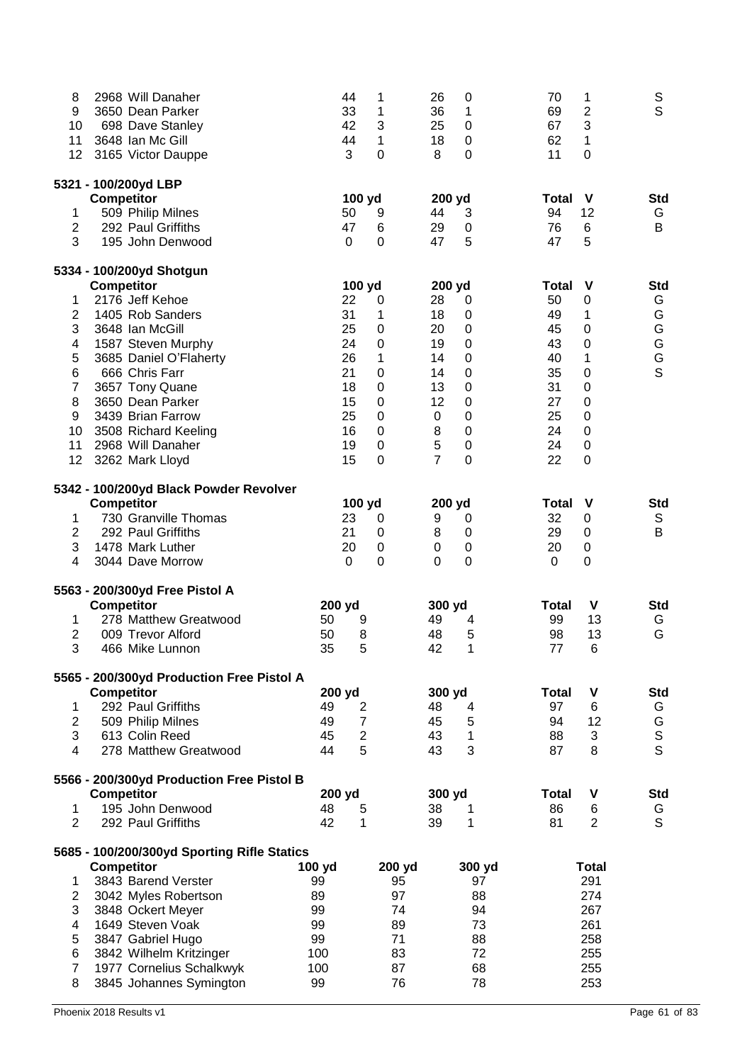| | Competitor | 100 yd | | 200 yd | | Total | V | Std |
|---|---|---|---|---|---|---|---|---|
| 8 | 2968 Will Danaher | 44 | 1 | 26 | 0 | 70 | 1 | S |
| 9 | 3650 Dean Parker | 33 | 1 | 36 | 1 | 69 | 2 | S |
| 10 | 698 Dave Stanley | 42 | 3 | 25 | 0 | 67 | 3 | |
| 11 | 3648 Ian Mc Gill | 44 | 1 | 18 | 0 | 62 | 1 | |
| 12 | 3165 Victor Dauppe | 3 | 0 | 8 | 0 | 11 | 0 | |

**5321 - 100/200yd LBP**

| | Competitor | 100 yd | | 200 yd | | Total | V | Std |
|---|---|---|---|---|---|---|---|---|
| 1 | 509 Philip Milnes | 50 | 9 | 44 | 3 | 94 | 12 | G |
| 2 | 292 Paul Griffiths | 47 | 6 | 29 | 0 | 76 | 6 | B |
| 3 | 195 John Denwood | 0 | 0 | 47 | 5 | 47 | 5 | |

**5334 - 100/200yd Shotgun**

| | Competitor | 100 yd | | 200 yd | | Total | V | Std |
|---|---|---|---|---|---|---|---|---|
| 1 | 2176 Jeff Kehoe | 22 | 0 | 28 | 0 | 50 | 0 | G |
| 2 | 1405 Rob Sanders | 31 | 1 | 18 | 0 | 49 | 1 | G |
| 3 | 3648 Ian McGill | 25 | 0 | 20 | 0 | 45 | 0 | G |
| 4 | 1587 Steven Murphy | 24 | 0 | 19 | 0 | 43 | 0 | G |
| 5 | 3685 Daniel O'Flaherty | 26 | 1 | 14 | 0 | 40 | 1 | G |
| 6 | 666 Chris Farr | 21 | 0 | 14 | 0 | 35 | 0 | S |
| 7 | 3657 Tony Quane | 18 | 0 | 13 | 0 | 31 | 0 | |
| 8 | 3650 Dean Parker | 15 | 0 | 12 | 0 | 27 | 0 | |
| 9 | 3439 Brian Farrow | 25 | 0 | 0 | 0 | 25 | 0 | |
| 10 | 3508 Richard Keeling | 16 | 0 | 8 | 0 | 24 | 0 | |
| 11 | 2968 Will Danaher | 19 | 0 | 5 | 0 | 24 | 0 | |
| 12 | 3262 Mark Lloyd | 15 | 0 | 7 | 0 | 22 | 0 | |

**5342 - 100/200yd Black Powder Revolver**

| | Competitor | 100 yd | | 200 yd | | Total | V | Std |
|---|---|---|---|---|---|---|---|---|
| 1 | 730 Granville Thomas | 23 | 0 | 9 | 0 | 32 | 0 | S |
| 2 | 292 Paul Griffiths | 21 | 0 | 8 | 0 | 29 | 0 | B |
| 3 | 1478 Mark Luther | 20 | 0 | 0 | 0 | 20 | 0 | |
| 4 | 3044 Dave Morrow | 0 | 0 | 0 | 0 | 0 | 0 | |

**5563 - 200/300yd Free Pistol A**

| | Competitor | 200 yd | | 300 yd | | Total | V | Std |
|---|---|---|---|---|---|---|---|---|
| 1 | 278 Matthew Greatwood | 50 | 9 | 49 | 4 | 99 | 13 | G |
| 2 | 009 Trevor Alford | 50 | 8 | 48 | 5 | 98 | 13 | G |
| 3 | 466 Mike Lunnon | 35 | 5 | 42 | 1 | 77 | 6 | |

**5565 - 200/300yd Production Free Pistol A**

| | Competitor | 200 yd | | 300 yd | | Total | V | Std |
|---|---|---|---|---|---|---|---|---|
| 1 | 292 Paul Griffiths | 49 | 2 | 48 | 4 | 97 | 6 | G |
| 2 | 509 Philip Milnes | 49 | 7 | 45 | 5 | 94 | 12 | G |
| 3 | 613 Colin Reed | 45 | 2 | 43 | 1 | 88 | 3 | S |
| 4 | 278 Matthew Greatwood | 44 | 5 | 43 | 3 | 87 | 8 | S |

**5566 - 200/300yd Production Free Pistol B**

| | Competitor | 200 yd | | 300 yd | | Total | V | Std |
|---|---|---|---|---|---|---|---|---|
| 1 | 195 John Denwood | 48 | 5 | 38 | 1 | 86 | 6 | G |
| 2 | 292 Paul Griffiths | 42 | 1 | 39 | 1 | 81 | 2 | S |

**5685 - 100/200/300yd Sporting Rifle Statics**

| | Competitor | 100 yd | 200 yd | 300 yd | Total |
|---|---|---|---|---|---|
| 1 | 3843 Barend Verster | 99 | 95 | 97 | 291 |
| 2 | 3042 Myles Robertson | 89 | 97 | 88 | 274 |
| 3 | 3848 Ockert Meyer | 99 | 74 | 94 | 267 |
| 4 | 1649 Steven Voak | 99 | 89 | 73 | 261 |
| 5 | 3847 Gabriel Hugo | 99 | 71 | 88 | 258 |
| 6 | 3842 Wilhelm Kritzinger | 100 | 83 | 72 | 255 |
| 7 | 1977 Cornelius Schalkwyk | 100 | 87 | 68 | 255 |
| 8 | 3845 Johannes Symington | 99 | 76 | 78 | 253 |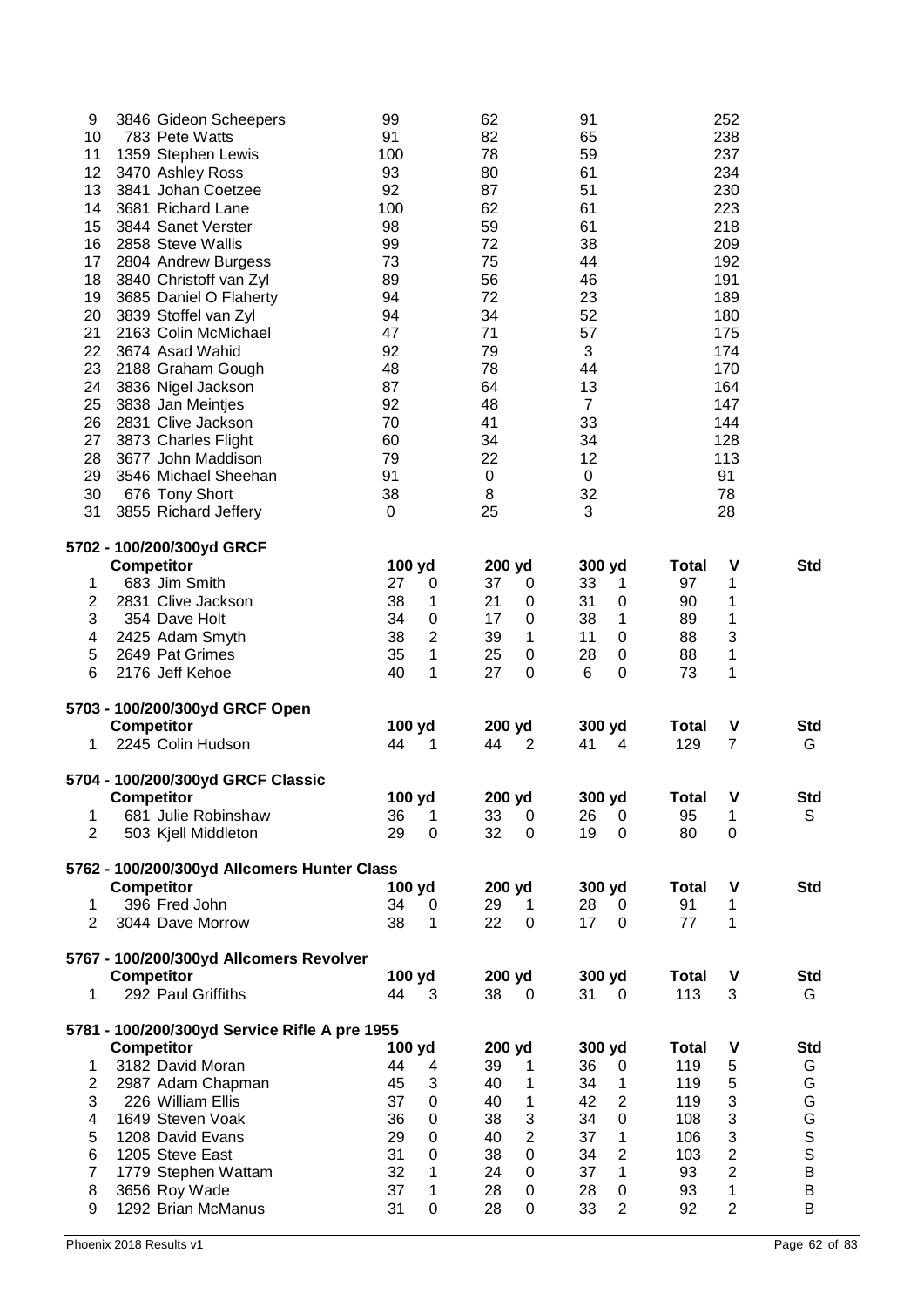| | Competitor | | | | Total |
|---|---|---|---|---|---|
| 9 | 3846 Gideon Scheepers | 99 | 62 | 91 | 252 |
| 10 | 783 Pete Watts | 91 | 82 | 65 | 238 |
| 11 | 1359 Stephen Lewis | 100 | 78 | 59 | 237 |
| 12 | 3470 Ashley Ross | 93 | 80 | 61 | 234 |
| 13 | 3841 Johan Coetzee | 92 | 87 | 51 | 230 |
| 14 | 3681 Richard Lane | 100 | 62 | 61 | 223 |
| 15 | 3844 Sanet Verster | 98 | 59 | 61 | 218 |
| 16 | 2858 Steve Wallis | 99 | 72 | 38 | 209 |
| 17 | 2804 Andrew Burgess | 73 | 75 | 44 | 192 |
| 18 | 3840 Christoff van Zyl | 89 | 56 | 46 | 191 |
| 19 | 3685 Daniel O Flaherty | 94 | 72 | 23 | 189 |
| 20 | 3839 Stoffel van Zyl | 94 | 34 | 52 | 180 |
| 21 | 2163 Colin McMichael | 47 | 71 | 57 | 175 |
| 22 | 3674 Asad Wahid | 92 | 79 | 3 | 174 |
| 23 | 2188 Graham Gough | 48 | 78 | 44 | 170 |
| 24 | 3836 Nigel Jackson | 87 | 64 | 13 | 164 |
| 25 | 3838 Jan Meintjes | 92 | 48 | 7 | 147 |
| 26 | 2831 Clive Jackson | 70 | 41 | 33 | 144 |
| 27 | 3873 Charles Flight | 60 | 34 | 34 | 128 |
| 28 | 3677 John Maddison | 79 | 22 | 12 | 113 |
| 29 | 3546 Michael Sheehan | 91 | 0 | 0 | 91 |
| 30 | 676 Tony Short | 38 | 8 | 32 | 78 |
| 31 | 3855 Richard Jeffery | 0 | 25 | 3 | 28 |

### 5702 - 100/200/300yd GRCF

| | Competitor | 100 yd | | 200 yd | | 300 yd | | Total | V | Std |
|---|---|---|---|---|---|---|---|---|---|---|
| 1 | 683 Jim Smith | 27 | 0 | 37 | 0 | 33 | 1 | 97 | 1 | |
| 2 | 2831 Clive Jackson | 38 | 1 | 21 | 0 | 31 | 0 | 90 | 1 | |
| 3 | 354 Dave Holt | 34 | 0 | 17 | 0 | 38 | 1 | 89 | 1 | |
| 4 | 2425 Adam Smyth | 38 | 2 | 39 | 1 | 11 | 0 | 88 | 3 | |
| 5 | 2649 Pat Grimes | 35 | 1 | 25 | 0 | 28 | 0 | 88 | 1 | |
| 6 | 2176 Jeff Kehoe | 40 | 1 | 27 | 0 | 6 | 0 | 73 | 1 | |

### 5703 - 100/200/300yd GRCF Open

| | Competitor | 100 yd | | 200 yd | | 300 yd | | Total | V | Std |
|---|---|---|---|---|---|---|---|---|---|---|
| 1 | 2245 Colin Hudson | 44 | 1 | 44 | 2 | 41 | 4 | 129 | 7 | G |

### 5704 - 100/200/300yd GRCF Classic

| | Competitor | 100 yd | | 200 yd | | 300 yd | | Total | V | Std |
|---|---|---|---|---|---|---|---|---|---|---|
| 1 | 681 Julie Robinshaw | 36 | 1 | 33 | 0 | 26 | 0 | 95 | 1 | S |
| 2 | 503 Kjell Middleton | 29 | 0 | 32 | 0 | 19 | 0 | 80 | 0 | |

### 5762 - 100/200/300yd Allcomers Hunter Class

| | Competitor | 100 yd | | 200 yd | | 300 yd | | Total | V | Std |
|---|---|---|---|---|---|---|---|---|---|---|
| 1 | 396 Fred John | 34 | 0 | 29 | 1 | 28 | 0 | 91 | 1 | |
| 2 | 3044 Dave Morrow | 38 | 1 | 22 | 0 | 17 | 0 | 77 | 1 | |

### 5767 - 100/200/300yd Allcomers Revolver

| | Competitor | 100 yd | | 200 yd | | 300 yd | | Total | V | Std |
|---|---|---|---|---|---|---|---|---|---|---|
| 1 | 292 Paul Griffiths | 44 | 3 | 38 | 0 | 31 | 0 | 113 | 3 | G |

### 5781 - 100/200/300yd Service Rifle A pre 1955

| | Competitor | 100 yd | | 200 yd | | 300 yd | | Total | V | Std |
|---|---|---|---|---|---|---|---|---|---|---|
| 1 | 3182 David Moran | 44 | 4 | 39 | 1 | 36 | 0 | 119 | 5 | G |
| 2 | 2987 Adam Chapman | 45 | 3 | 40 | 1 | 34 | 1 | 119 | 5 | G |
| 3 | 226 William Ellis | 37 | 0 | 40 | 1 | 42 | 2 | 119 | 3 | G |
| 4 | 1649 Steven Voak | 36 | 0 | 38 | 3 | 34 | 0 | 108 | 3 | G |
| 5 | 1208 David Evans | 29 | 0 | 40 | 2 | 37 | 1 | 106 | 3 | S |
| 6 | 1205 Steve East | 31 | 0 | 38 | 0 | 34 | 2 | 103 | 2 | S |
| 7 | 1779 Stephen Wattam | 32 | 1 | 24 | 0 | 37 | 1 | 93 | 2 | B |
| 8 | 3656 Roy Wade | 37 | 1 | 28 | 0 | 28 | 0 | 93 | 1 | B |
| 9 | 1292 Brian McManus | 31 | 0 | 28 | 0 | 33 | 2 | 92 | 2 | B |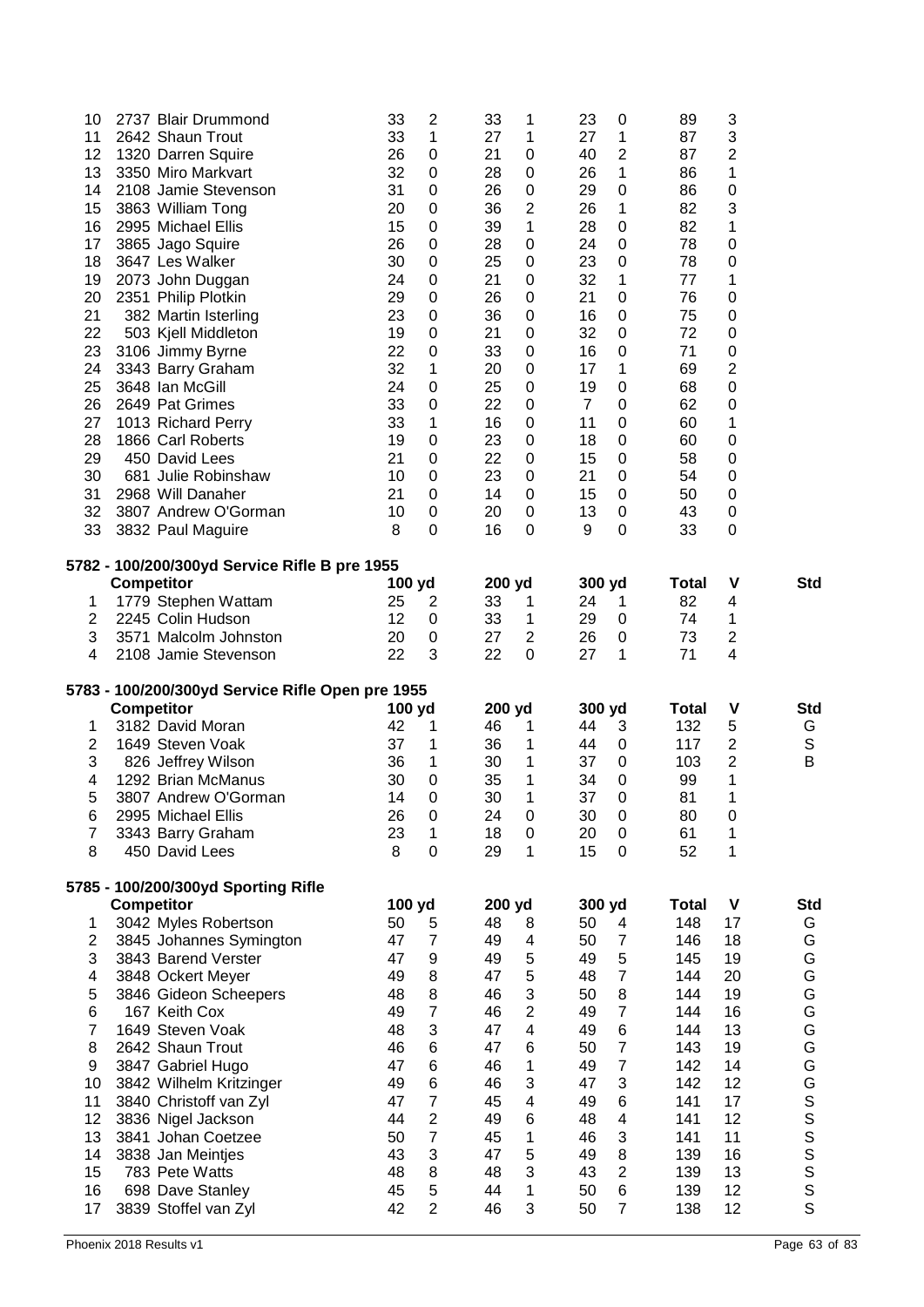| | Competitor | 100 yd | | 200 yd | | 300 yd | | Total | V | Std |
|---|---|---|---|---|---|---|---|---|---|---|
| 10 | 2737 Blair Drummond | 33 | 2 | 33 | 1 | 23 | 0 | 89 | 3 | |
| 11 | 2642 Shaun Trout | 33 | 1 | 27 | 1 | 27 | 1 | 87 | 3 | |
| 12 | 1320 Darren Squire | 26 | 0 | 21 | 0 | 40 | 2 | 87 | 2 | |
| 13 | 3350 Miro Markvart | 32 | 0 | 28 | 0 | 26 | 1 | 86 | 1 | |
| 14 | 2108 Jamie Stevenson | 31 | 0 | 26 | 0 | 29 | 0 | 86 | 0 | |
| 15 | 3863 William Tong | 20 | 0 | 36 | 2 | 26 | 1 | 82 | 3 | |
| 16 | 2995 Michael Ellis | 15 | 0 | 39 | 1 | 28 | 0 | 82 | 1 | |
| 17 | 3865 Jago Squire | 26 | 0 | 28 | 0 | 24 | 0 | 78 | 0 | |
| 18 | 3647 Les Walker | 30 | 0 | 25 | 0 | 23 | 0 | 78 | 0 | |
| 19 | 2073 John Duggan | 24 | 0 | 21 | 0 | 32 | 1 | 77 | 1 | |
| 20 | 2351 Philip Plotkin | 29 | 0 | 26 | 0 | 21 | 0 | 76 | 0 | |
| 21 | 382 Martin Isterling | 23 | 0 | 36 | 0 | 16 | 0 | 75 | 0 | |
| 22 | 503 Kjell Middleton | 19 | 0 | 21 | 0 | 32 | 0 | 72 | 0 | |
| 23 | 3106 Jimmy Byrne | 22 | 0 | 33 | 0 | 16 | 0 | 71 | 0 | |
| 24 | 3343 Barry Graham | 32 | 1 | 20 | 0 | 17 | 1 | 69 | 2 | |
| 25 | 3648 Ian McGill | 24 | 0 | 25 | 0 | 19 | 0 | 68 | 0 | |
| 26 | 2649 Pat Grimes | 33 | 0 | 22 | 0 | 7 | 0 | 62 | 0 | |
| 27 | 1013 Richard Perry | 33 | 1 | 16 | 0 | 11 | 0 | 60 | 1 | |
| 28 | 1866 Carl Roberts | 19 | 0 | 23 | 0 | 18 | 0 | 60 | 0 | |
| 29 | 450 David Lees | 21 | 0 | 22 | 0 | 15 | 0 | 58 | 0 | |
| 30 | 681 Julie Robinshaw | 10 | 0 | 23 | 0 | 21 | 0 | 54 | 0 | |
| 31 | 2968 Will Danaher | 21 | 0 | 14 | 0 | 15 | 0 | 50 | 0 | |
| 32 | 3807 Andrew O'Gorman | 10 | 0 | 20 | 0 | 13 | 0 | 43 | 0 | |
| 33 | 3832 Paul Maguire | 8 | 0 | 16 | 0 | 9 | 0 | 33 | 0 | |

**5782 - 100/200/300yd Service Rifle B pre 1955**

| | Competitor | 100 yd | | 200 yd | | 300 yd | | Total | V | Std |
|---|---|---|---|---|---|---|---|---|---|---|
| 1 | 1779 Stephen Wattam | 25 | 2 | 33 | 1 | 24 | 1 | 82 | 4 | |
| 2 | 2245 Colin Hudson | 12 | 0 | 33 | 1 | 29 | 0 | 74 | 1 | |
| 3 | 3571 Malcolm Johnston | 20 | 0 | 27 | 2 | 26 | 0 | 73 | 2 | |
| 4 | 2108 Jamie Stevenson | 22 | 3 | 22 | 0 | 27 | 1 | 71 | 4 | |

**5783 - 100/200/300yd Service Rifle Open pre 1955**

| | Competitor | 100 yd | | 200 yd | | 300 yd | | Total | V | Std |
|---|---|---|---|---|---|---|---|---|---|---|
| 1 | 3182 David Moran | 42 | 1 | 46 | 1 | 44 | 3 | 132 | 5 | G |
| 2 | 1649 Steven Voak | 37 | 1 | 36 | 1 | 44 | 0 | 117 | 2 | S |
| 3 | 826 Jeffrey Wilson | 36 | 1 | 30 | 1 | 37 | 0 | 103 | 2 | B |
| 4 | 1292 Brian McManus | 30 | 0 | 35 | 1 | 34 | 0 | 99 | 1 | |
| 5 | 3807 Andrew O'Gorman | 14 | 0 | 30 | 1 | 37 | 0 | 81 | 1 | |
| 6 | 2995 Michael Ellis | 26 | 0 | 24 | 0 | 30 | 0 | 80 | 0 | |
| 7 | 3343 Barry Graham | 23 | 1 | 18 | 0 | 20 | 0 | 61 | 1 | |
| 8 | 450 David Lees | 8 | 0 | 29 | 1 | 15 | 0 | 52 | 1 | |

**5785 - 100/200/300yd Sporting Rifle**

| | Competitor | 100 yd | | 200 yd | | 300 yd | | Total | V | Std |
|---|---|---|---|---|---|---|---|---|---|---|
| 1 | 3042 Myles Robertson | 50 | 5 | 48 | 8 | 50 | 4 | 148 | 17 | G |
| 2 | 3845 Johannes Symington | 47 | 7 | 49 | 4 | 50 | 7 | 146 | 18 | G |
| 3 | 3843 Barend Verster | 47 | 9 | 49 | 5 | 49 | 5 | 145 | 19 | G |
| 4 | 3848 Ockert Meyer | 49 | 8 | 47 | 5 | 48 | 7 | 144 | 20 | G |
| 5 | 3846 Gideon Scheepers | 48 | 8 | 46 | 3 | 50 | 8 | 144 | 19 | G |
| 6 | 167 Keith Cox | 49 | 7 | 46 | 2 | 49 | 7 | 144 | 16 | G |
| 7 | 1649 Steven Voak | 48 | 3 | 47 | 4 | 49 | 6 | 144 | 13 | G |
| 8 | 2642 Shaun Trout | 46 | 6 | 47 | 6 | 50 | 7 | 143 | 19 | G |
| 9 | 3847 Gabriel Hugo | 47 | 6 | 46 | 1 | 49 | 7 | 142 | 14 | G |
| 10 | 3842 Wilhelm Kritzinger | 49 | 6 | 46 | 3 | 47 | 3 | 142 | 12 | G |
| 11 | 3840 Christoff van Zyl | 47 | 7 | 45 | 4 | 49 | 6 | 141 | 17 | S |
| 12 | 3836 Nigel Jackson | 44 | 2 | 49 | 6 | 48 | 4 | 141 | 12 | S |
| 13 | 3841 Johan Coetzee | 50 | 7 | 45 | 1 | 46 | 3 | 141 | 11 | S |
| 14 | 3838 Jan Meintjes | 43 | 3 | 47 | 5 | 49 | 8 | 139 | 16 | S |
| 15 | 783 Pete Watts | 48 | 8 | 48 | 3 | 43 | 2 | 139 | 13 | S |
| 16 | 698 Dave Stanley | 45 | 5 | 44 | 1 | 50 | 6 | 139 | 12 | S |
| 17 | 3839 Stoffel van Zyl | 42 | 2 | 46 | 3 | 50 | 7 | 138 | 12 | S |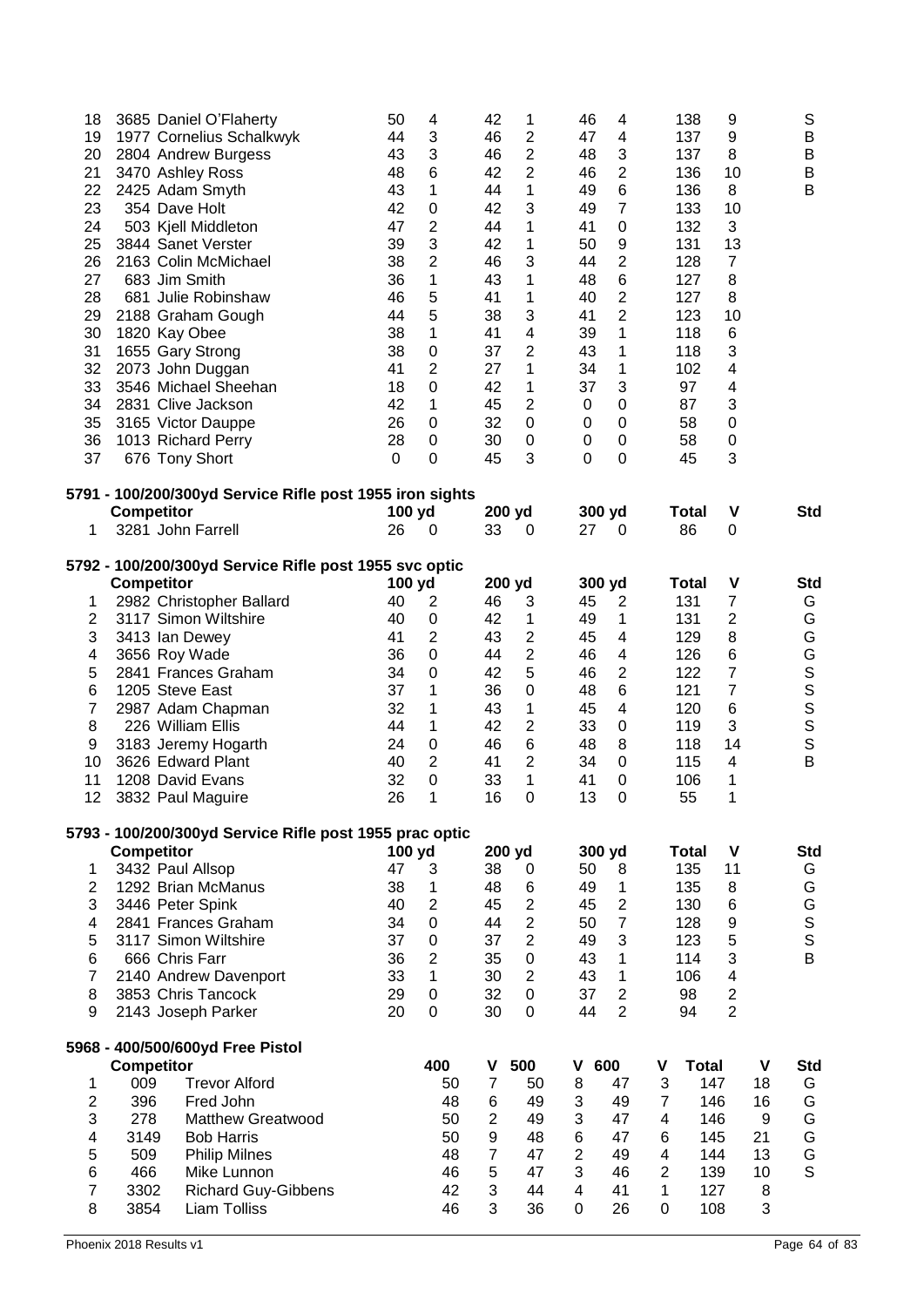| | Competitor | 100 yd | V | 200 yd | V | 300 yd | V | Total | V | Std |
|---|---|---|---|---|---|---|---|---|---|---|
| 18 | 3685 Daniel O'Flaherty | 50 | 4 | 42 | 1 | 46 | 4 | 138 | 9 | S |
| 19 | 1977 Cornelius Schalkwyk | 44 | 3 | 46 | 2 | 47 | 4 | 137 | 9 | B |
| 20 | 2804 Andrew Burgess | 43 | 3 | 46 | 2 | 48 | 3 | 137 | 8 | B |
| 21 | 3470 Ashley Ross | 48 | 6 | 42 | 2 | 46 | 2 | 136 | 10 | B |
| 22 | 2425 Adam Smyth | 43 | 1 | 44 | 1 | 49 | 6 | 136 | 8 | B |
| 23 | 354 Dave Holt | 42 | 0 | 42 | 3 | 49 | 7 | 133 | 10 | |
| 24 | 503 Kjell Middleton | 47 | 2 | 44 | 1 | 41 | 0 | 132 | 3 | |
| 25 | 3844 Sanet Verster | 39 | 3 | 42 | 1 | 50 | 9 | 131 | 13 | |
| 26 | 2163 Colin McMichael | 38 | 2 | 46 | 3 | 44 | 2 | 128 | 7 | |
| 27 | 683 Jim Smith | 36 | 1 | 43 | 1 | 48 | 6 | 127 | 8 | |
| 28 | 681 Julie Robinshaw | 46 | 5 | 41 | 1 | 40 | 2 | 127 | 8 | |
| 29 | 2188 Graham Gough | 44 | 5 | 38 | 3 | 41 | 2 | 123 | 10 | |
| 30 | 1820 Kay Obee | 38 | 1 | 41 | 4 | 39 | 1 | 118 | 6 | |
| 31 | 1655 Gary Strong | 38 | 0 | 37 | 2 | 43 | 1 | 118 | 3 | |
| 32 | 2073 John Duggan | 41 | 2 | 27 | 1 | 34 | 1 | 102 | 4 | |
| 33 | 3546 Michael Sheehan | 18 | 0 | 42 | 1 | 37 | 3 | 97 | 4 | |
| 34 | 2831 Clive Jackson | 42 | 1 | 45 | 2 | 0 | 0 | 87 | 3 | |
| 35 | 3165 Victor Dauppe | 26 | 0 | 32 | 0 | 0 | 0 | 58 | 0 | |
| 36 | 1013 Richard Perry | 28 | 0 | 30 | 0 | 0 | 0 | 58 | 0 | |
| 37 | 676 Tony Short | 0 | 0 | 45 | 3 | 0 | 0 | 45 | 3 | |

**5791 - 100/200/300yd Service Rifle post 1955 iron sights**

| | Competitor | 100 yd | V | 200 yd | V | 300 yd | V | Total | V | Std |
|---|---|---|---|---|---|---|---|---|---|---|
| 1 | 3281 John Farrell | 26 | 0 | 33 | 0 | 27 | 0 | 86 | 0 | |

**5792 - 100/200/300yd Service Rifle post 1955 svc optic**

| | Competitor | 100 yd | V | 200 yd | V | 300 yd | V | Total | V | Std |
|---|---|---|---|---|---|---|---|---|---|---|
| 1 | 2982 Christopher Ballard | 40 | 2 | 46 | 3 | 45 | 2 | 131 | 7 | G |
| 2 | 3117 Simon Wiltshire | 40 | 0 | 42 | 1 | 49 | 1 | 131 | 2 | G |
| 3 | 3413 Ian Dewey | 41 | 2 | 43 | 2 | 45 | 4 | 129 | 8 | G |
| 4 | 3656 Roy Wade | 36 | 0 | 44 | 2 | 46 | 4 | 126 | 6 | G |
| 5 | 2841 Frances Graham | 34 | 0 | 42 | 5 | 46 | 2 | 122 | 7 | S |
| 6 | 1205 Steve East | 37 | 1 | 36 | 0 | 48 | 6 | 121 | 7 | S |
| 7 | 2987 Adam Chapman | 32 | 1 | 43 | 1 | 45 | 4 | 120 | 6 | S |
| 8 | 226 William Ellis | 44 | 1 | 42 | 2 | 33 | 0 | 119 | 3 | S |
| 9 | 3183 Jeremy Hogarth | 24 | 0 | 46 | 6 | 48 | 8 | 118 | 14 | S |
| 10 | 3626 Edward Plant | 40 | 2 | 41 | 2 | 34 | 0 | 115 | 4 | B |
| 11 | 1208 David Evans | 32 | 0 | 33 | 1 | 41 | 0 | 106 | 1 | |
| 12 | 3832 Paul Maguire | 26 | 1 | 16 | 0 | 13 | 0 | 55 | 1 | |

**5793 - 100/200/300yd Service Rifle post 1955 prac optic**

| | Competitor | 100 yd | V | 200 yd | V | 300 yd | V | Total | V | Std |
|---|---|---|---|---|---|---|---|---|---|---|
| 1 | 3432 Paul Allsop | 47 | 3 | 38 | 0 | 50 | 8 | 135 | 11 | G |
| 2 | 1292 Brian McManus | 38 | 1 | 48 | 6 | 49 | 1 | 135 | 8 | G |
| 3 | 3446 Peter Spink | 40 | 2 | 45 | 2 | 45 | 2 | 130 | 6 | G |
| 4 | 2841 Frances Graham | 34 | 0 | 44 | 2 | 50 | 7 | 128 | 9 | S |
| 5 | 3117 Simon Wiltshire | 37 | 0 | 37 | 2 | 49 | 3 | 123 | 5 | S |
| 6 | 666 Chris Farr | 36 | 2 | 35 | 0 | 43 | 1 | 114 | 3 | B |
| 7 | 2140 Andrew Davenport | 33 | 1 | 30 | 2 | 43 | 1 | 106 | 4 | |
| 8 | 3853 Chris Tancock | 29 | 0 | 32 | 0 | 37 | 2 | 98 | 2 | |
| 9 | 2143 Joseph Parker | 20 | 0 | 30 | 0 | 44 | 2 | 94 | 2 | |

**5968 - 400/500/600yd Free Pistol**

| | Competitor | | 400 | V | 500 | V | 600 | V | Total | V | Std |
|---|---|---|---|---|---|---|---|---|---|---|---|
| 1 | 009 | Trevor Alford | 50 | 7 | 50 | 8 | 47 | 3 | 147 | 18 | G |
| 2 | 396 | Fred John | 48 | 6 | 49 | 3 | 49 | 7 | 146 | 16 | G |
| 3 | 278 | Matthew Greatwood | 50 | 2 | 49 | 3 | 47 | 4 | 146 | 9 | G |
| 4 | 3149 | Bob Harris | 50 | 9 | 48 | 6 | 47 | 6 | 145 | 21 | G |
| 5 | 509 | Philip Milnes | 48 | 7 | 47 | 2 | 49 | 4 | 144 | 13 | G |
| 6 | 466 | Mike Lunnon | 46 | 5 | 47 | 3 | 46 | 2 | 139 | 10 | S |
| 7 | 3302 | Richard Guy-Gibbens | 42 | 3 | 44 | 4 | 41 | 1 | 127 | 8 | |
| 8 | 3854 | Liam Tolliss | 46 | 3 | 36 | 0 | 26 | 0 | 108 | 3 | |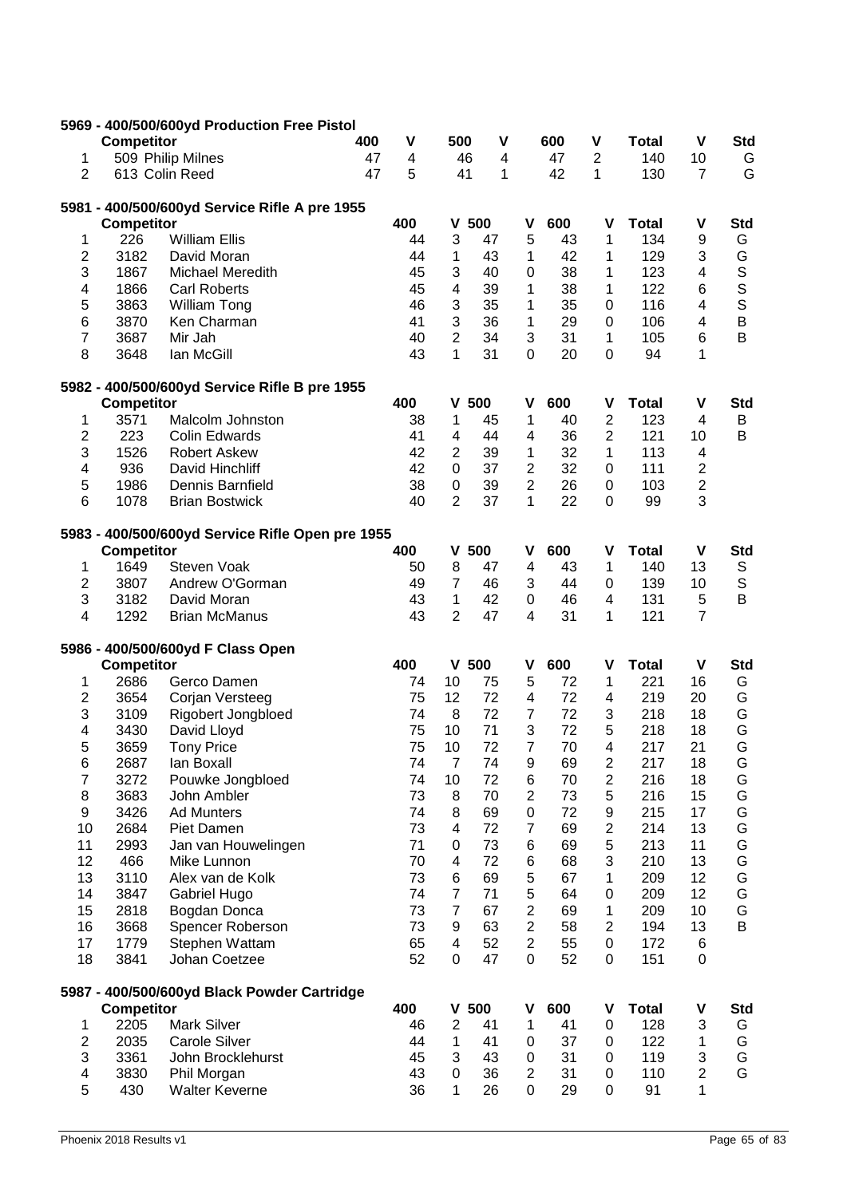## 5969 - 400/500/600yd Production Free Pistol

| | Competitor | | 400 | V | 500 | V | 600 | V | Total | V | Std |
|---|---|---|---|---|---|---|---|---|---|---|---|
| 1 | 509 | Philip Milnes | 47 | 4 | 46 | 4 | 47 | 2 | 140 | 10 | G |
| 2 | 613 | Colin Reed | 47 | 5 | 41 | 1 | 42 | 1 | 130 | 7 | G |

## 5981 - 400/500/600yd Service Rifle A pre 1955

| | Competitor | | 400 | V | 500 | V | 600 | V | Total | V | Std |
|---|---|---|---|---|---|---|---|---|---|---|---|
| 1 | 226 | William Ellis | 44 | 3 | 47 | 5 | 43 | 1 | 134 | 9 | G |
| 2 | 3182 | David Moran | 44 | 1 | 43 | 1 | 42 | 1 | 129 | 3 | G |
| 3 | 1867 | Michael Meredith | 45 | 3 | 40 | 0 | 38 | 1 | 123 | 4 | S |
| 4 | 1866 | Carl Roberts | 45 | 4 | 39 | 1 | 38 | 1 | 122 | 6 | S |
| 5 | 3863 | William Tong | 46 | 3 | 35 | 1 | 35 | 0 | 116 | 4 | S |
| 6 | 3870 | Ken Charman | 41 | 3 | 36 | 1 | 29 | 0 | 106 | 4 | B |
| 7 | 3687 | Mir Jah | 40 | 2 | 34 | 3 | 31 | 1 | 105 | 6 | B |
| 8 | 3648 | Ian McGill | 43 | 1 | 31 | 0 | 20 | 0 | 94 | 1 | |

## 5982 - 400/500/600yd Service Rifle B pre 1955

| | Competitor | | 400 | V | 500 | V | 600 | V | Total | V | Std |
|---|---|---|---|---|---|---|---|---|---|---|---|
| 1 | 3571 | Malcolm Johnston | 38 | 1 | 45 | 1 | 40 | 2 | 123 | 4 | B |
| 2 | 223 | Colin Edwards | 41 | 4 | 44 | 4 | 36 | 2 | 121 | 10 | B |
| 3 | 1526 | Robert Askew | 42 | 2 | 39 | 1 | 32 | 1 | 113 | 4 | |
| 4 | 936 | David Hinchliff | 42 | 0 | 37 | 2 | 32 | 0 | 111 | 2 | |
| 5 | 1986 | Dennis Barnfield | 38 | 0 | 39 | 2 | 26 | 0 | 103 | 2 | |
| 6 | 1078 | Brian Bostwick | 40 | 2 | 37 | 1 | 22 | 0 | 99 | 3 | |

## 5983 - 400/500/600yd Service Rifle Open pre 1955

| | Competitor | | 400 | V | 500 | V | 600 | V | Total | V | Std |
|---|---|---|---|---|---|---|---|---|---|---|---|
| 1 | 1649 | Steven Voak | 50 | 8 | 47 | 4 | 43 | 1 | 140 | 13 | S |
| 2 | 3807 | Andrew O'Gorman | 49 | 7 | 46 | 3 | 44 | 0 | 139 | 10 | S |
| 3 | 3182 | David Moran | 43 | 1 | 42 | 0 | 46 | 4 | 131 | 5 | B |
| 4 | 1292 | Brian McManus | 43 | 2 | 47 | 4 | 31 | 1 | 121 | 7 | |

## 5986 - 400/500/600yd F Class Open

| | Competitor | | 400 | V | 500 | V | 600 | V | Total | V | Std |
|---|---|---|---|---|---|---|---|---|---|---|---|
| 1 | 2686 | Gerco Damen | 74 | 10 | 75 | 5 | 72 | 1 | 221 | 16 | G |
| 2 | 3654 | Corjan Versteeg | 75 | 12 | 72 | 4 | 72 | 4 | 219 | 20 | G |
| 3 | 3109 | Rigobert Jongbloed | 74 | 8 | 72 | 7 | 72 | 3 | 218 | 18 | G |
| 4 | 3430 | David Lloyd | 75 | 10 | 71 | 3 | 72 | 5 | 218 | 18 | G |
| 5 | 3659 | Tony Price | 75 | 10 | 72 | 7 | 70 | 4 | 217 | 21 | G |
| 6 | 2687 | Ian Boxall | 74 | 7 | 74 | 9 | 69 | 2 | 217 | 18 | G |
| 7 | 3272 | Pouwke Jongbloed | 74 | 10 | 72 | 6 | 70 | 2 | 216 | 18 | G |
| 8 | 3683 | John Ambler | 73 | 8 | 70 | 2 | 73 | 5 | 216 | 15 | G |
| 9 | 3426 | Ad Munters | 74 | 8 | 69 | 0 | 72 | 9 | 215 | 17 | G |
| 10 | 2684 | Piet Damen | 73 | 4 | 72 | 7 | 69 | 2 | 214 | 13 | G |
| 11 | 2993 | Jan van Houwelingen | 71 | 0 | 73 | 6 | 69 | 5 | 213 | 11 | G |
| 12 | 466 | Mike Lunnon | 70 | 4 | 72 | 6 | 68 | 3 | 210 | 13 | G |
| 13 | 3110 | Alex van de Kolk | 73 | 6 | 69 | 5 | 67 | 1 | 209 | 12 | G |
| 14 | 3847 | Gabriel Hugo | 74 | 7 | 71 | 5 | 64 | 0 | 209 | 12 | G |
| 15 | 2818 | Bogdan Donca | 73 | 7 | 67 | 2 | 69 | 1 | 209 | 10 | G |
| 16 | 3668 | Spencer Roberson | 73 | 9 | 63 | 2 | 58 | 2 | 194 | 13 | B |
| 17 | 1779 | Stephen Wattam | 65 | 4 | 52 | 2 | 55 | 0 | 172 | 6 | |
| 18 | 3841 | Johan Coetzee | 52 | 0 | 47 | 0 | 52 | 0 | 151 | 0 | |

## 5987 - 400/500/600yd Black Powder Cartridge

| | Competitor | | 400 | V | 500 | V | 600 | V | Total | V | Std |
|---|---|---|---|---|---|---|---|---|---|---|---|
| 1 | 2205 | Mark Silver | 46 | 2 | 41 | 1 | 41 | 0 | 128 | 3 | G |
| 2 | 2035 | Carole Silver | 44 | 1 | 41 | 0 | 37 | 0 | 122 | 1 | G |
| 3 | 3361 | John Brocklehurst | 45 | 3 | 43 | 0 | 31 | 0 | 119 | 3 | G |
| 4 | 3830 | Phil Morgan | 43 | 0 | 36 | 2 | 31 | 0 | 110 | 2 | G |
| 5 | 430 | Walter Keverne | 36 | 1 | 26 | 0 | 29 | 0 | 91 | 1 | |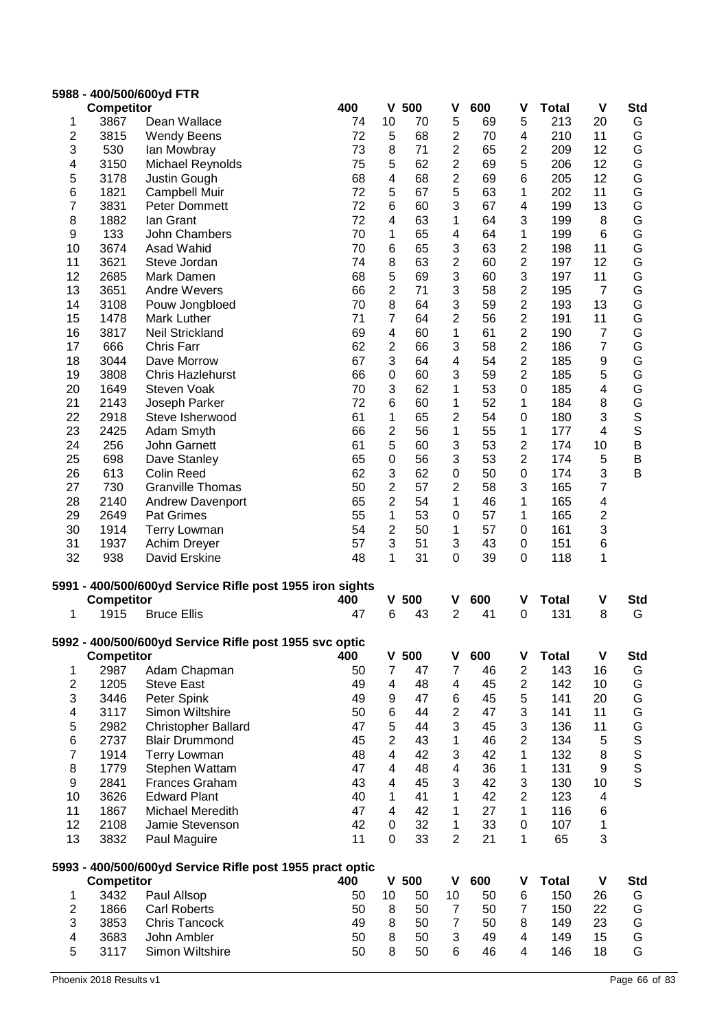**5988 - 400/500/600yd FTR**

| | Competitor | | 400 | V | 500 | V | 600 | V | Total | V | Std |
|---|---|---|---|---|---|---|---|---|---|---|---|
| 1 | 3867 | Dean Wallace | 74 | 10 | 70 | 5 | 69 | 5 | 213 | 20 | G |
| 2 | 3815 | Wendy Beens | 72 | 5 | 68 | 2 | 70 | 4 | 210 | 11 | G |
| 3 | 530 | Ian Mowbray | 73 | 8 | 71 | 2 | 65 | 2 | 209 | 12 | G |
| 4 | 3150 | Michael Reynolds | 75 | 5 | 62 | 2 | 69 | 5 | 206 | 12 | G |
| 5 | 3178 | Justin Gough | 68 | 4 | 68 | 2 | 69 | 6 | 205 | 12 | G |
| 6 | 1821 | Campbell Muir | 72 | 5 | 67 | 5 | 63 | 1 | 202 | 11 | G |
| 7 | 3831 | Peter Dommett | 72 | 6 | 60 | 3 | 67 | 4 | 199 | 13 | G |
| 8 | 1882 | Ian Grant | 72 | 4 | 63 | 1 | 64 | 3 | 199 | 8 | G |
| 9 | 133 | John Chambers | 70 | 1 | 65 | 4 | 64 | 1 | 199 | 6 | G |
| 10 | 3674 | Asad Wahid | 70 | 6 | 65 | 3 | 63 | 2 | 198 | 11 | G |
| 11 | 3621 | Steve Jordan | 74 | 8 | 63 | 2 | 60 | 2 | 197 | 12 | G |
| 12 | 2685 | Mark Damen | 68 | 5 | 69 | 3 | 60 | 3 | 197 | 11 | G |
| 13 | 3651 | Andre Wevers | 66 | 2 | 71 | 3 | 58 | 2 | 195 | 7 | G |
| 14 | 3108 | Pouw Jongbloed | 70 | 8 | 64 | 3 | 59 | 2 | 193 | 13 | G |
| 15 | 1478 | Mark Luther | 71 | 7 | 64 | 2 | 56 | 2 | 191 | 11 | G |
| 16 | 3817 | Neil Strickland | 69 | 4 | 60 | 1 | 61 | 2 | 190 | 7 | G |
| 17 | 666 | Chris Farr | 62 | 2 | 66 | 3 | 58 | 2 | 186 | 7 | G |
| 18 | 3044 | Dave Morrow | 67 | 3 | 64 | 4 | 54 | 2 | 185 | 9 | G |
| 19 | 3808 | Chris Hazlehurst | 66 | 0 | 60 | 3 | 59 | 2 | 185 | 5 | G |
| 20 | 1649 | Steven Voak | 70 | 3 | 62 | 1 | 53 | 0 | 185 | 4 | G |
| 21 | 2143 | Joseph Parker | 72 | 6 | 60 | 1 | 52 | 1 | 184 | 8 | G |
| 22 | 2918 | Steve Isherwood | 61 | 1 | 65 | 2 | 54 | 0 | 180 | 3 | S |
| 23 | 2425 | Adam Smyth | 66 | 2 | 56 | 1 | 55 | 1 | 177 | 4 | S |
| 24 | 256 | John Garnett | 61 | 5 | 60 | 3 | 53 | 2 | 174 | 10 | B |
| 25 | 698 | Dave Stanley | 65 | 0 | 56 | 3 | 53 | 2 | 174 | 5 | B |
| 26 | 613 | Colin Reed | 62 | 3 | 62 | 0 | 50 | 0 | 174 | 3 | B |
| 27 | 730 | Granville Thomas | 50 | 2 | 57 | 2 | 58 | 3 | 165 | 7 | |
| 28 | 2140 | Andrew Davenport | 65 | 2 | 54 | 1 | 46 | 1 | 165 | 4 | |
| 29 | 2649 | Pat Grimes | 55 | 1 | 53 | 0 | 57 | 1 | 165 | 2 | |
| 30 | 1914 | Terry Lowman | 54 | 2 | 50 | 1 | 57 | 0 | 161 | 3 | |
| 31 | 1937 | Achim Dreyer | 57 | 3 | 51 | 3 | 43 | 0 | 151 | 6 | |
| 32 | 938 | David Erskine | 48 | 1 | 31 | 0 | 39 | 0 | 118 | 1 | |

**5991 - 400/500/600yd Service Rifle post 1955 iron sights**

| | Competitor | | 400 | V | 500 | V | 600 | V | Total | V | Std |
|---|---|---|---|---|---|---|---|---|---|---|---|
| 1 | 1915 | Bruce Ellis | 47 | 6 | 43 | 2 | 41 | 0 | 131 | 8 | G |

**5992 - 400/500/600yd Service Rifle post 1955 svc optic**

| | Competitor | | 400 | V | 500 | V | 600 | V | Total | V | Std |
|---|---|---|---|---|---|---|---|---|---|---|---|
| 1 | 2987 | Adam Chapman | 50 | 7 | 47 | 7 | 46 | 2 | 143 | 16 | G |
| 2 | 1205 | Steve East | 49 | 4 | 48 | 4 | 45 | 2 | 142 | 10 | G |
| 3 | 3446 | Peter Spink | 49 | 9 | 47 | 6 | 45 | 5 | 141 | 20 | G |
| 4 | 3117 | Simon Wiltshire | 50 | 6 | 44 | 2 | 47 | 3 | 141 | 11 | G |
| 5 | 2982 | Christopher Ballard | 47 | 5 | 44 | 3 | 45 | 3 | 136 | 11 | G |
| 6 | 2737 | Blair Drummond | 45 | 2 | 43 | 1 | 46 | 2 | 134 | 5 | S |
| 7 | 1914 | Terry Lowman | 48 | 4 | 42 | 3 | 42 | 1 | 132 | 8 | S |
| 8 | 1779 | Stephen Wattam | 47 | 4 | 48 | 4 | 36 | 1 | 131 | 9 | S |
| 9 | 2841 | Frances Graham | 43 | 4 | 45 | 3 | 42 | 3 | 130 | 10 | S |
| 10 | 3626 | Edward Plant | 40 | 1 | 41 | 1 | 42 | 2 | 123 | 4 | |
| 11 | 1867 | Michael Meredith | 47 | 4 | 42 | 1 | 27 | 1 | 116 | 6 | |
| 12 | 2108 | Jamie Stevenson | 42 | 0 | 32 | 1 | 33 | 0 | 107 | 1 | |
| 13 | 3832 | Paul Maguire | 11 | 0 | 33 | 2 | 21 | 1 | 65 | 3 | |

**5993 - 400/500/600yd Service Rifle post 1955 pract optic**

| | Competitor | | 400 | V | 500 | V | 600 | V | Total | V | Std |
|---|---|---|---|---|---|---|---|---|---|---|---|
| 1 | 3432 | Paul Allsop | 50 | 10 | 50 | 10 | 50 | 6 | 150 | 26 | G |
| 2 | 1866 | Carl Roberts | 50 | 8 | 50 | 7 | 50 | 7 | 150 | 22 | G |
| 3 | 3853 | Chris Tancock | 49 | 8 | 50 | 7 | 50 | 8 | 149 | 23 | G |
| 4 | 3683 | John Ambler | 50 | 8 | 50 | 3 | 49 | 4 | 149 | 15 | G |
| 5 | 3117 | Simon Wiltshire | 50 | 8 | 50 | 6 | 46 | 4 | 146 | 18 | G |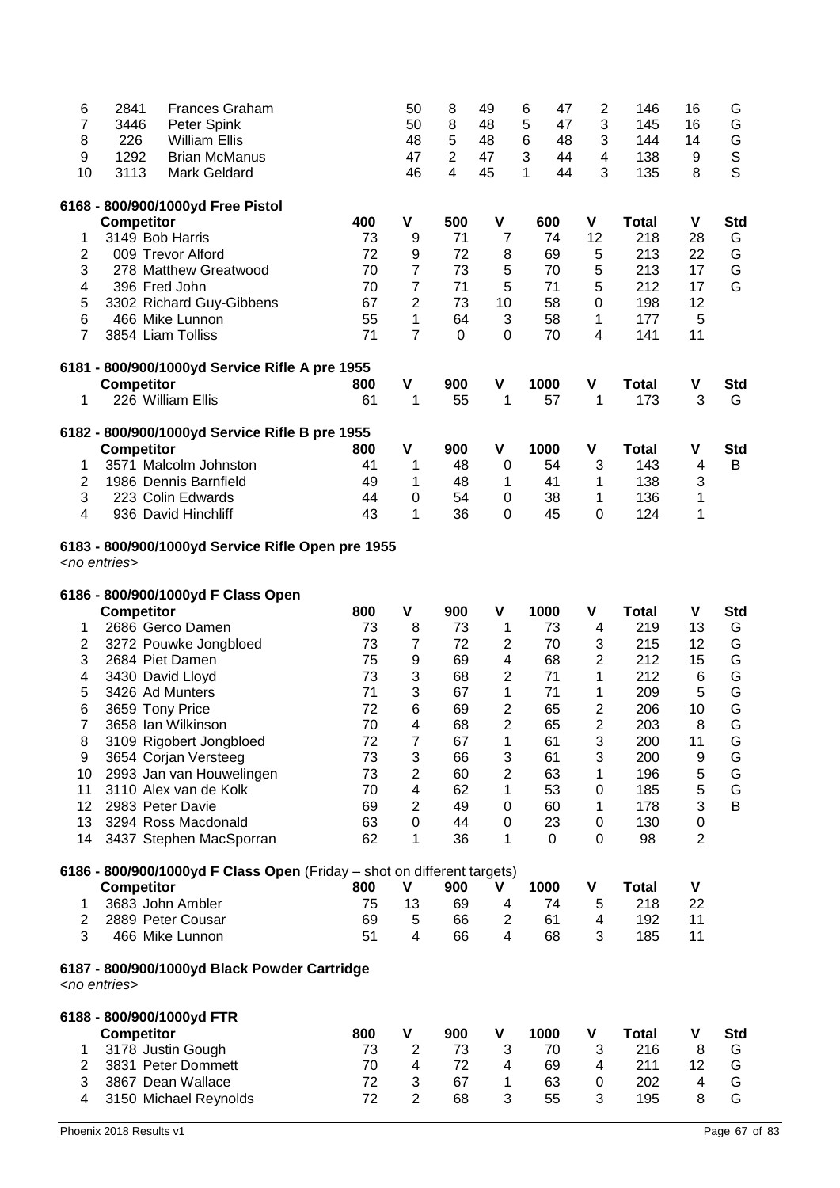| | | | | | | | | | | | | |
|---|---|---|---|---|---|---|---|---|---|---|---|---|
| 6 | 2841 | Frances Graham | | 50 | 8 | 49 | 6 | 47 | 2 | 146 | 16 | G |
| 7 | 3446 | Peter Spink | | 50 | 8 | 48 | 5 | 47 | 3 | 145 | 16 | G |
| 8 | 226 | William Ellis | | 48 | 5 | 48 | 6 | 48 | 3 | 144 | 14 | G |
| 9 | 1292 | Brian McManus | | 47 | 2 | 47 | 3 | 44 | 4 | 138 | 9 | S |
| 10 | 3113 | Mark Geldard | | 46 | 4 | 45 | 1 | 44 | 3 | 135 | 8 | S |

**6168 - 800/900/1000yd Free Pistol**

| | Competitor | 400 | V | 500 | V | 600 | V | Total | V | Std |
|---|---|---|---|---|---|---|---|---|---|---|
| 1 | 3149 Bob Harris | 73 | 9 | 71 | 7 | 74 | 12 | 218 | 28 | G |
| 2 | 009 Trevor Alford | 72 | 9 | 72 | 8 | 69 | 5 | 213 | 22 | G |
| 3 | 278 Matthew Greatwood | 70 | 7 | 73 | 5 | 70 | 5 | 213 | 17 | G |
| 4 | 396 Fred John | 70 | 7 | 71 | 5 | 71 | 5 | 212 | 17 | G |
| 5 | 3302 Richard Guy-Gibbens | 67 | 2 | 73 | 10 | 58 | 0 | 198 | 12 | |
| 6 | 466 Mike Lunnon | 55 | 1 | 64 | 3 | 58 | 1 | 177 | 5 | |
| 7 | 3854 Liam Tolliss | 71 | 7 | 0 | 0 | 70 | 4 | 141 | 11 | |

**6181 - 800/900/1000yd Service Rifle A pre 1955**

| | Competitor | 800 | V | 900 | V | 1000 | V | Total | V | Std |
|---|---|---|---|---|---|---|---|---|---|---|
| 1 | 226 William Ellis | 61 | 1 | 55 | 1 | 57 | 1 | 173 | 3 | G |

**6182 - 800/900/1000yd Service Rifle B pre 1955**

| | Competitor | 800 | V | 900 | V | 1000 | V | Total | V | Std |
|---|---|---|---|---|---|---|---|---|---|---|
| 1 | 3571 Malcolm Johnston | 41 | 1 | 48 | 0 | 54 | 3 | 143 | 4 | B |
| 2 | 1986 Dennis Barnfield | 49 | 1 | 48 | 1 | 41 | 1 | 138 | 3 | |
| 3 | 223 Colin Edwards | 44 | 0 | 54 | 0 | 38 | 1 | 136 | 1 | |
| 4 | 936 David Hinchliff | 43 | 1 | 36 | 0 | 45 | 0 | 124 | 1 | |

**6183 - 800/900/1000yd Service Rifle Open pre 1955**

*<no entries>*

**6186 - 800/900/1000yd F Class Open**

| | Competitor | 800 | V | 900 | V | 1000 | V | Total | V | Std |
|---|---|---|---|---|---|---|---|---|---|---|
| 1 | 2686 Gerco Damen | 73 | 8 | 73 | 1 | 73 | 4 | 219 | 13 | G |
| 2 | 3272 Pouwke Jongbloed | 73 | 7 | 72 | 2 | 70 | 3 | 215 | 12 | G |
| 3 | 2684 Piet Damen | 75 | 9 | 69 | 4 | 68 | 2 | 212 | 15 | G |
| 4 | 3430 David Lloyd | 73 | 3 | 68 | 2 | 71 | 1 | 212 | 6 | G |
| 5 | 3426 Ad Munters | 71 | 3 | 67 | 1 | 71 | 1 | 209 | 5 | G |
| 6 | 3659 Tony Price | 72 | 6 | 69 | 2 | 65 | 2 | 206 | 10 | G |
| 7 | 3658 Ian Wilkinson | 70 | 4 | 68 | 2 | 65 | 2 | 203 | 8 | G |
| 8 | 3109 Rigobert Jongbloed | 72 | 7 | 67 | 1 | 61 | 3 | 200 | 11 | G |
| 9 | 3654 Corjan Versteeg | 73 | 3 | 66 | 3 | 61 | 3 | 200 | 9 | G |
| 10 | 2993 Jan van Houwelingen | 73 | 2 | 60 | 2 | 63 | 1 | 196 | 5 | G |
| 11 | 3110 Alex van de Kolk | 70 | 4 | 62 | 1 | 53 | 0 | 185 | 5 | G |
| 12 | 2983 Peter Davie | 69 | 2 | 49 | 0 | 60 | 1 | 178 | 3 | B |
| 13 | 3294 Ross Macdonald | 63 | 0 | 44 | 0 | 23 | 0 | 130 | 0 | |
| 14 | 3437 Stephen MacSporran | 62 | 1 | 36 | 1 | 0 | 0 | 98 | 2 | |

**6186 - 800/900/1000yd F Class Open** (Friday – shot on different targets)

| | Competitor | 800 | V | 900 | V | 1000 | V | Total | V |
|---|---|---|---|---|---|---|---|---|---|
| 1 | 3683 John Ambler | 75 | 13 | 69 | 4 | 74 | 5 | 218 | 22 |
| 2 | 2889 Peter Cousar | 69 | 5 | 66 | 2 | 61 | 4 | 192 | 11 |
| 3 | 466 Mike Lunnon | 51 | 4 | 66 | 4 | 68 | 3 | 185 | 11 |

**6187 - 800/900/1000yd Black Powder Cartridge**

*<no entries>*

**6188 - 800/900/1000yd FTR**

| | Competitor | 800 | V | 900 | V | 1000 | V | Total | V | Std |
|---|---|---|---|---|---|---|---|---|---|---|
| 1 | 3178 Justin Gough | 73 | 2 | 73 | 3 | 70 | 3 | 216 | 8 | G |
| 2 | 3831 Peter Dommett | 70 | 4 | 72 | 4 | 69 | 4 | 211 | 12 | G |
| 3 | 3867 Dean Wallace | 72 | 3 | 67 | 1 | 63 | 0 | 202 | 4 | G |
| 4 | 3150 Michael Reynolds | 72 | 2 | 68 | 3 | 55 | 3 | 195 | 8 | G |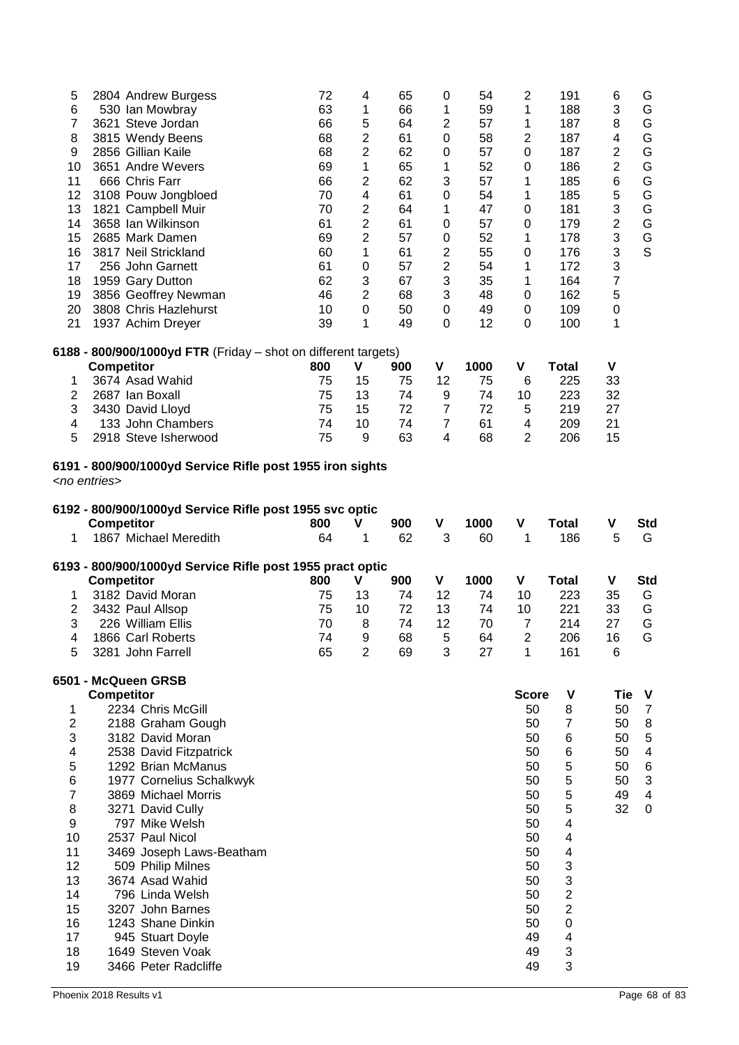| | Competitor | 800 | V | 900 | V | 1000 | V | Total | V | Std |
|---|---|---|---|---|---|---|---|---|---|---|
| 5 | 2804 Andrew Burgess | 72 | 4 | 65 | 0 | 54 | 2 | 191 | 6 | G |
| 6 | 530 Ian Mowbray | 63 | 1 | 66 | 1 | 59 | 1 | 188 | 3 | G |
| 7 | 3621 Steve Jordan | 66 | 5 | 64 | 2 | 57 | 1 | 187 | 8 | G |
| 8 | 3815 Wendy Beens | 68 | 2 | 61 | 0 | 58 | 2 | 187 | 4 | G |
| 9 | 2856 Gillian Kaile | 68 | 2 | 62 | 0 | 57 | 0 | 187 | 2 | G |
| 10 | 3651 Andre Wevers | 69 | 1 | 65 | 1 | 52 | 0 | 186 | 2 | G |
| 11 | 666 Chris Farr | 66 | 2 | 62 | 3 | 57 | 1 | 185 | 6 | G |
| 12 | 3108 Pouw Jongbloed | 70 | 4 | 61 | 0 | 54 | 1 | 185 | 5 | G |
| 13 | 1821 Campbell Muir | 70 | 2 | 64 | 1 | 47 | 0 | 181 | 3 | G |
| 14 | 3658 Ian Wilkinson | 61 | 2 | 61 | 0 | 57 | 0 | 179 | 2 | G |
| 15 | 2685 Mark Damen | 69 | 2 | 57 | 0 | 52 | 1 | 178 | 3 | G |
| 16 | 3817 Neil Strickland | 60 | 1 | 61 | 2 | 55 | 0 | 176 | 3 | S |
| 17 | 256 John Garnett | 61 | 0 | 57 | 2 | 54 | 1 | 172 | 3 | |
| 18 | 1959 Gary Dutton | 62 | 3 | 67 | 3 | 35 | 1 | 164 | 7 | |
| 19 | 3856 Geoffrey Newman | 46 | 2 | 68 | 3 | 48 | 0 | 162 | 5 | |
| 20 | 3808 Chris Hazlehurst | 10 | 0 | 50 | 0 | 49 | 0 | 109 | 0 | |
| 21 | 1937 Achim Dreyer | 39 | 1 | 49 | 0 | 12 | 0 | 100 | 1 | |

**6188 - 800/900/1000yd FTR** (Friday – shot on different targets)

| | Competitor | 800 | V | 900 | V | 1000 | V | Total | V |
|---|---|---|---|---|---|---|---|---|---|
| 1 | 3674 Asad Wahid | 75 | 15 | 75 | 12 | 75 | 6 | 225 | 33 |
| 2 | 2687 Ian Boxall | 75 | 13 | 74 | 9 | 74 | 10 | 223 | 32 |
| 3 | 3430 David Lloyd | 75 | 15 | 72 | 7 | 72 | 5 | 219 | 27 |
| 4 | 133 John Chambers | 74 | 10 | 74 | 7 | 61 | 4 | 209 | 21 |
| 5 | 2918 Steve Isherwood | 75 | 9 | 63 | 4 | 68 | 2 | 206 | 15 |

**6191 - 800/900/1000yd Service Rifle post 1955 iron sights**

*<no entries>*

**6192 - 800/900/1000yd Service Rifle post 1955 svc optic**

| | Competitor | 800 | V | 900 | V | 1000 | V | Total | V | Std |
|---|---|---|---|---|---|---|---|---|---|---|
| 1 | 1867 Michael Meredith | 64 | 1 | 62 | 3 | 60 | 1 | 186 | 5 | G |

**6193 - 800/900/1000yd Service Rifle post 1955 pract optic**

| | Competitor | 800 | V | 900 | V | 1000 | V | Total | V | Std |
|---|---|---|---|---|---|---|---|---|---|---|
| 1 | 3182 David Moran | 75 | 13 | 74 | 12 | 74 | 10 | 223 | 35 | G |
| 2 | 3432 Paul Allsop | 75 | 10 | 72 | 13 | 74 | 10 | 221 | 33 | G |
| 3 | 226 William Ellis | 70 | 8 | 74 | 12 | 70 | 7 | 214 | 27 | G |
| 4 | 1866 Carl Roberts | 74 | 9 | 68 | 5 | 64 | 2 | 206 | 16 | G |
| 5 | 3281 John Farrell | 65 | 2 | 69 | 3 | 27 | 1 | 161 | 6 | |

**6501 - McQueen GRSB**

| | Competitor | Score | V | Tie | V |
|---|---|---|---|---|---|
| 1 | 2234 Chris McGill | 50 | 8 | 50 | 7 |
| 2 | 2188 Graham Gough | 50 | 7 | 50 | 8 |
| 3 | 3182 David Moran | 50 | 6 | 50 | 5 |
| 4 | 2538 David Fitzpatrick | 50 | 6 | 50 | 4 |
| 5 | 1292 Brian McManus | 50 | 5 | 50 | 6 |
| 6 | 1977 Cornelius Schalkwyk | 50 | 5 | 50 | 3 |
| 7 | 3869 Michael Morris | 50 | 5 | 49 | 4 |
| 8 | 3271 David Cully | 50 | 5 | 32 | 0 |
| 9 | 797 Mike Welsh | 50 | 4 | | |
| 10 | 2537 Paul Nicol | 50 | 4 | | |
| 11 | 3469 Joseph Laws-Beatham | 50 | 4 | | |
| 12 | 509 Philip Milnes | 50 | 3 | | |
| 13 | 3674 Asad Wahid | 50 | 3 | | |
| 14 | 796 Linda Welsh | 50 | 2 | | |
| 15 | 3207 John Barnes | 50 | 2 | | |
| 16 | 1243 Shane Dinkin | 50 | 0 | | |
| 17 | 945 Stuart Doyle | 49 | 4 | | |
| 18 | 1649 Steven Voak | 49 | 3 | | |
| 19 | 3466 Peter Radcliffe | 49 | 3 | | |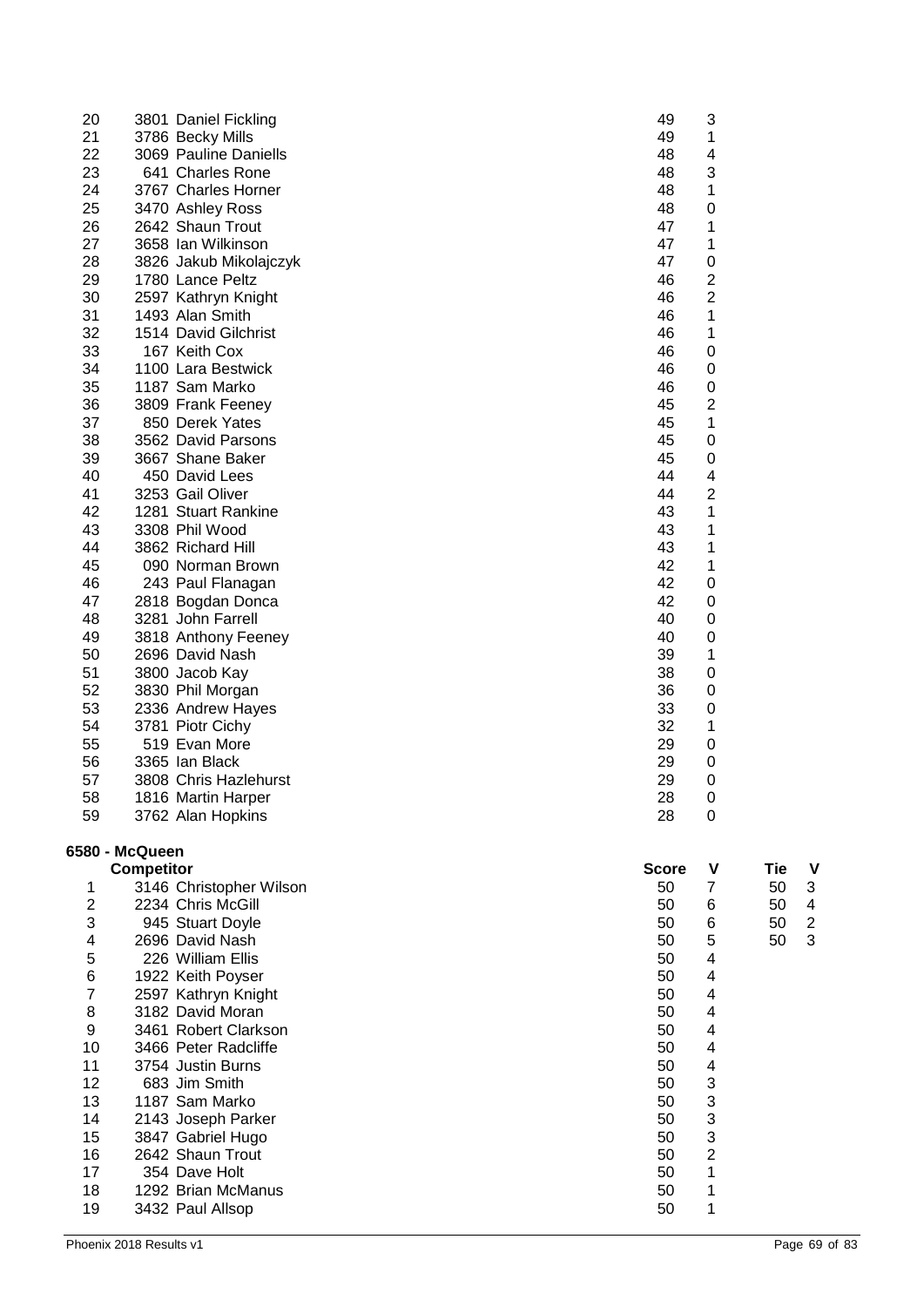| | | | | | | |
|---|---|---|---|---|---|---|
| 20 | 3801 | Daniel Fickling | 49 | 3 | | |
| 21 | 3786 | Becky Mills | 49 | 1 | | |
| 22 | 3069 | Pauline Daniells | 48 | 4 | | |
| 23 | 641 | Charles Rone | 48 | 3 | | |
| 24 | 3767 | Charles Horner | 48 | 1 | | |
| 25 | 3470 | Ashley Ross | 48 | 0 | | |
| 26 | 2642 | Shaun Trout | 47 | 1 | | |
| 27 | 3658 | Ian Wilkinson | 47 | 1 | | |
| 28 | 3826 | Jakub Mikolajczyk | 47 | 0 | | |
| 29 | 1780 | Lance Peltz | 46 | 2 | | |
| 30 | 2597 | Kathryn Knight | 46 | 2 | | |
| 31 | 1493 | Alan Smith | 46 | 1 | | |
| 32 | 1514 | David Gilchrist | 46 | 1 | | |
| 33 | 167 | Keith Cox | 46 | 0 | | |
| 34 | 1100 | Lara Bestwick | 46 | 0 | | |
| 35 | 1187 | Sam Marko | 46 | 0 | | |
| 36 | 3809 | Frank Feeney | 45 | 2 | | |
| 37 | 850 | Derek Yates | 45 | 1 | | |
| 38 | 3562 | David Parsons | 45 | 0 | | |
| 39 | 3667 | Shane Baker | 45 | 0 | | |
| 40 | 450 | David Lees | 44 | 4 | | |
| 41 | 3253 | Gail Oliver | 44 | 2 | | |
| 42 | 1281 | Stuart Rankine | 43 | 1 | | |
| 43 | 3308 | Phil Wood | 43 | 1 | | |
| 44 | 3862 | Richard Hill | 43 | 1 | | |
| 45 | 090 | Norman Brown | 42 | 1 | | |
| 46 | 243 | Paul Flanagan | 42 | 0 | | |
| 47 | 2818 | Bogdan Donca | 42 | 0 | | |
| 48 | 3281 | John Farrell | 40 | 0 | | |
| 49 | 3818 | Anthony Feeney | 40 | 0 | | |
| 50 | 2696 | David Nash | 39 | 1 | | |
| 51 | 3800 | Jacob Kay | 38 | 0 | | |
| 52 | 3830 | Phil Morgan | 36 | 0 | | |
| 53 | 2336 | Andrew Hayes | 33 | 0 | | |
| 54 | 3781 | Piotr Cichy | 32 | 1 | | |
| 55 | 519 | Evan More | 29 | 0 | | |
| 56 | 3365 | Ian Black | 29 | 0 | | |
| 57 | 3808 | Chris Hazlehurst | 29 | 0 | | |
| 58 | 1816 | Martin Harper | 28 | 0 | | |
| 59 | 3762 | Alan Hopkins | 28 | 0 | | |

**6580 - McQueen**

| | Competitor | | Score | V | Tie | V |
|---|---|---|---|---|---|---|
| 1 | 3146 | Christopher Wilson | 50 | 7 | 50 | 3 |
| 2 | 2234 | Chris McGill | 50 | 6 | 50 | 4 |
| 3 | 945 | Stuart Doyle | 50 | 6 | 50 | 2 |
| 4 | 2696 | David Nash | 50 | 5 | 50 | 3 |
| 5 | 226 | William Ellis | 50 | 4 | | |
| 6 | 1922 | Keith Poyser | 50 | 4 | | |
| 7 | 2597 | Kathryn Knight | 50 | 4 | | |
| 8 | 3182 | David Moran | 50 | 4 | | |
| 9 | 3461 | Robert Clarkson | 50 | 4 | | |
| 10 | 3466 | Peter Radcliffe | 50 | 4 | | |
| 11 | 3754 | Justin Burns | 50 | 4 | | |
| 12 | 683 | Jim Smith | 50 | 3 | | |
| 13 | 1187 | Sam Marko | 50 | 3 | | |
| 14 | 2143 | Joseph Parker | 50 | 3 | | |
| 15 | 3847 | Gabriel Hugo | 50 | 3 | | |
| 16 | 2642 | Shaun Trout | 50 | 2 | | |
| 17 | 354 | Dave Holt | 50 | 1 | | |
| 18 | 1292 | Brian McManus | 50 | 1 | | |
| 19 | 3432 | Paul Allsop | 50 | 1 | | |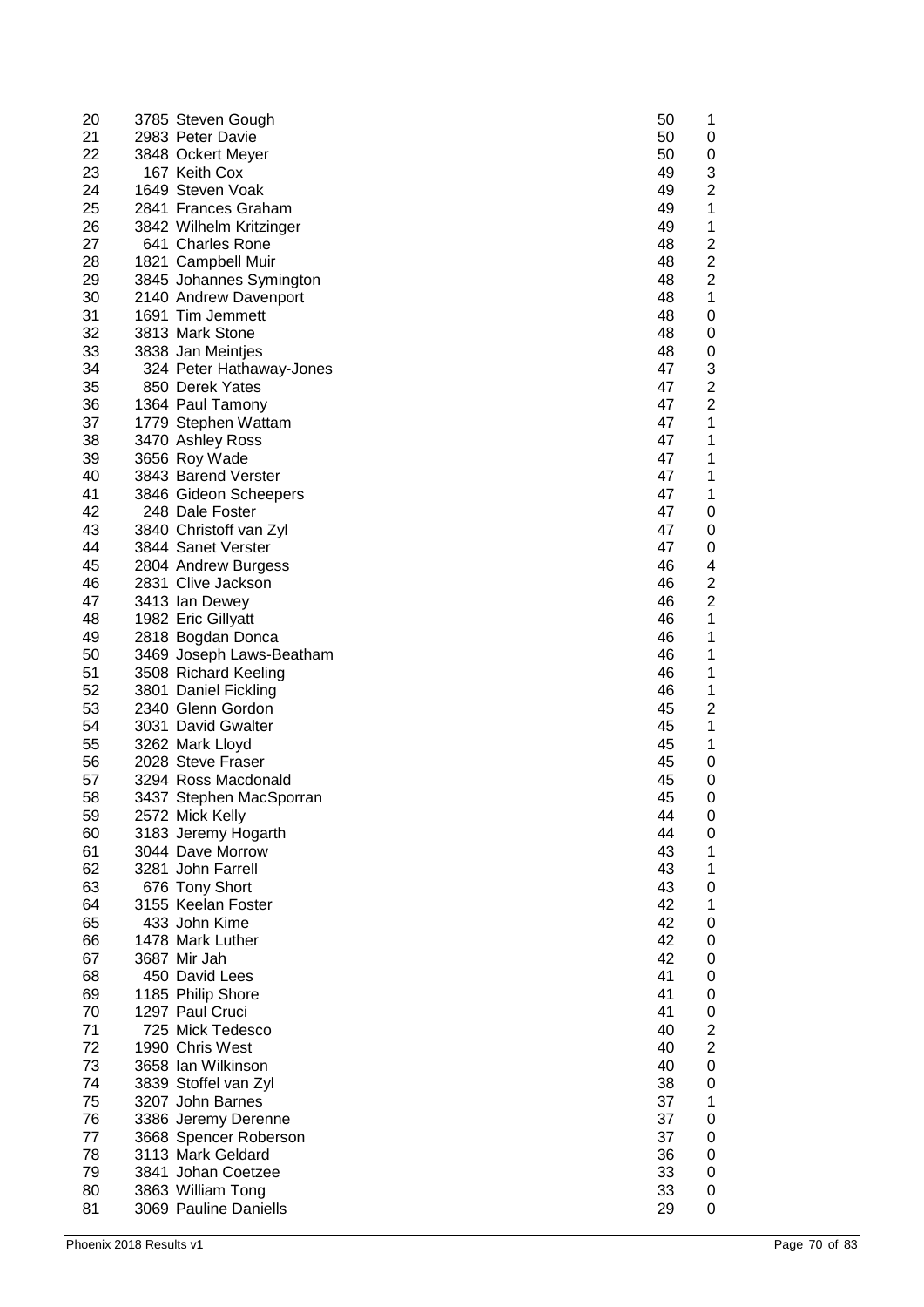| | | | | |
|---|---|---|---|---|
| 20 | 3785 | Steven Gough | 50 | 1 |
| 21 | 2983 | Peter Davie | 50 | 0 |
| 22 | 3848 | Ockert Meyer | 50 | 0 |
| 23 | 167 | Keith Cox | 49 | 3 |
| 24 | 1649 | Steven Voak | 49 | 2 |
| 25 | 2841 | Frances Graham | 49 | 1 |
| 26 | 3842 | Wilhelm Kritzinger | 49 | 1 |
| 27 | 641 | Charles Rone | 48 | 2 |
| 28 | 1821 | Campbell Muir | 48 | 2 |
| 29 | 3845 | Johannes Symington | 48 | 2 |
| 30 | 2140 | Andrew Davenport | 48 | 1 |
| 31 | 1691 | Tim Jemmett | 48 | 0 |
| 32 | 3813 | Mark Stone | 48 | 0 |
| 33 | 3838 | Jan Meintjes | 48 | 0 |
| 34 | 324 | Peter Hathaway-Jones | 47 | 3 |
| 35 | 850 | Derek Yates | 47 | 2 |
| 36 | 1364 | Paul Tamony | 47 | 2 |
| 37 | 1779 | Stephen Wattam | 47 | 1 |
| 38 | 3470 | Ashley Ross | 47 | 1 |
| 39 | 3656 | Roy Wade | 47 | 1 |
| 40 | 3843 | Barend Verster | 47 | 1 |
| 41 | 3846 | Gideon Scheepers | 47 | 1 |
| 42 | 248 | Dale Foster | 47 | 0 |
| 43 | 3840 | Christoff van Zyl | 47 | 0 |
| 44 | 3844 | Sanet Verster | 47 | 0 |
| 45 | 2804 | Andrew Burgess | 46 | 4 |
| 46 | 2831 | Clive Jackson | 46 | 2 |
| 47 | 3413 | Ian Dewey | 46 | 2 |
| 48 | 1982 | Eric Gillyatt | 46 | 1 |
| 49 | 2818 | Bogdan Donca | 46 | 1 |
| 50 | 3469 | Joseph Laws-Beatham | 46 | 1 |
| 51 | 3508 | Richard Keeling | 46 | 1 |
| 52 | 3801 | Daniel Fickling | 46 | 1 |
| 53 | 2340 | Glenn Gordon | 45 | 2 |
| 54 | 3031 | David Gwalter | 45 | 1 |
| 55 | 3262 | Mark Lloyd | 45 | 1 |
| 56 | 2028 | Steve Fraser | 45 | 0 |
| 57 | 3294 | Ross Macdonald | 45 | 0 |
| 58 | 3437 | Stephen MacSporran | 45 | 0 |
| 59 | 2572 | Mick Kelly | 44 | 0 |
| 60 | 3183 | Jeremy Hogarth | 44 | 0 |
| 61 | 3044 | Dave Morrow | 43 | 1 |
| 62 | 3281 | John Farrell | 43 | 1 |
| 63 | 676 | Tony Short | 43 | 0 |
| 64 | 3155 | Keelan Foster | 42 | 1 |
| 65 | 433 | John Kime | 42 | 0 |
| 66 | 1478 | Mark Luther | 42 | 0 |
| 67 | 3687 | Mir Jah | 42 | 0 |
| 68 | 450 | David Lees | 41 | 0 |
| 69 | 1185 | Philip Shore | 41 | 0 |
| 70 | 1297 | Paul Cruci | 41 | 0 |
| 71 | 725 | Mick Tedesco | 40 | 2 |
| 72 | 1990 | Chris West | 40 | 2 |
| 73 | 3658 | Ian Wilkinson | 40 | 0 |
| 74 | 3839 | Stoffel van Zyl | 38 | 0 |
| 75 | 3207 | John Barnes | 37 | 1 |
| 76 | 3386 | Jeremy Derenne | 37 | 0 |
| 77 | 3668 | Spencer Roberson | 37 | 0 |
| 78 | 3113 | Mark Geldard | 36 | 0 |
| 79 | 3841 | Johan Coetzee | 33 | 0 |
| 80 | 3863 | William Tong | 33 | 0 |
| 81 | 3069 | Pauline Daniells | 29 | 0 |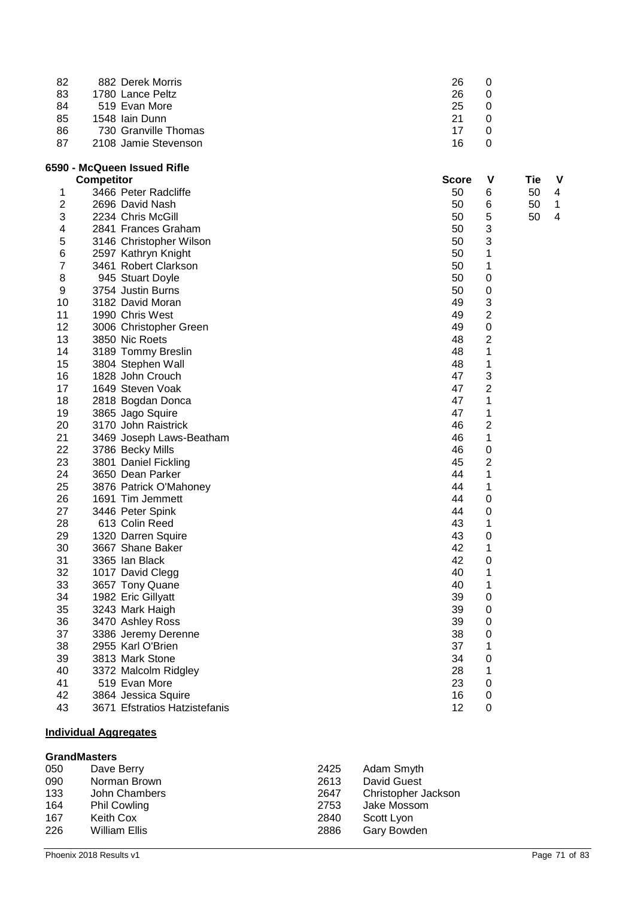| | | Score | V | | |
|---|---|---|---|---|---|
| 82 | 882 Derek Morris | 26 | 0 | | |
| 83 | 1780 Lance Peltz | 26 | 0 | | |
| 84 | 519 Evan More | 25 | 0 | | |
| 85 | 1548 Iain Dunn | 21 | 0 | | |
| 86 | 730 Granville Thomas | 17 | 0 | | |
| 87 | 2108 Jamie Stevenson | 16 | 0 | | |

**6590 - McQueen Issued Rifle**

| | Competitor | Score | V | Tie | V |
|---|---|---|---|---|---|
| 1 | 3466 Peter Radcliffe | 50 | 6 | 50 | 4 |
| 2 | 2696 David Nash | 50 | 6 | 50 | 1 |
| 3 | 2234 Chris McGill | 50 | 5 | 50 | 4 |
| 4 | 2841 Frances Graham | 50 | 3 | | |
| 5 | 3146 Christopher Wilson | 50 | 3 | | |
| 6 | 2597 Kathryn Knight | 50 | 1 | | |
| 7 | 3461 Robert Clarkson | 50 | 1 | | |
| 8 | 945 Stuart Doyle | 50 | 0 | | |
| 9 | 3754 Justin Burns | 50 | 0 | | |
| 10 | 3182 David Moran | 49 | 3 | | |
| 11 | 1990 Chris West | 49 | 2 | | |
| 12 | 3006 Christopher Green | 49 | 0 | | |
| 13 | 3850 Nic Roets | 48 | 2 | | |
| 14 | 3189 Tommy Breslin | 48 | 1 | | |
| 15 | 3804 Stephen Wall | 48 | 1 | | |
| 16 | 1828 John Crouch | 47 | 3 | | |
| 17 | 1649 Steven Voak | 47 | 2 | | |
| 18 | 2818 Bogdan Donca | 47 | 1 | | |
| 19 | 3865 Jago Squire | 47 | 1 | | |
| 20 | 3170 John Raistrick | 46 | 2 | | |
| 21 | 3469 Joseph Laws-Beatham | 46 | 1 | | |
| 22 | 3786 Becky Mills | 46 | 0 | | |
| 23 | 3801 Daniel Fickling | 45 | 2 | | |
| 24 | 3650 Dean Parker | 44 | 1 | | |
| 25 | 3876 Patrick O'Mahoney | 44 | 1 | | |
| 26 | 1691 Tim Jemmett | 44 | 0 | | |
| 27 | 3446 Peter Spink | 44 | 0 | | |
| 28 | 613 Colin Reed | 43 | 1 | | |
| 29 | 1320 Darren Squire | 43 | 0 | | |
| 30 | 3667 Shane Baker | 42 | 1 | | |
| 31 | 3365 Ian Black | 42 | 0 | | |
| 32 | 1017 David Clegg | 40 | 1 | | |
| 33 | 3657 Tony Quane | 40 | 1 | | |
| 34 | 1982 Eric Gillyatt | 39 | 0 | | |
| 35 | 3243 Mark Haigh | 39 | 0 | | |
| 36 | 3470 Ashley Ross | 39 | 0 | | |
| 37 | 3386 Jeremy Derenne | 38 | 0 | | |
| 38 | 2955 Karl O'Brien | 37 | 1 | | |
| 39 | 3813 Mark Stone | 34 | 0 | | |
| 40 | 3372 Malcolm Ridgley | 28 | 1 | | |
| 41 | 519 Evan More | 23 | 0 | | |
| 42 | 3864 Jessica Squire | 16 | 0 | | |
| 43 | 3671 Efstratios Hatzistefanis | 12 | 0 | | |

**Individual Aggregates**

**GrandMasters**

| | |
|---|---|
| 050 | Dave Berry |
| 090 | Norman Brown |
| 133 | John Chambers |
| 164 | Phil Cowling |
| 167 | Keith Cox |
| 226 | William Ellis |
| 2425 | Adam Smyth |
| 2613 | David Guest |
| 2647 | Christopher Jackson |
| 2753 | Jake Mossom |
| 2840 | Scott Lyon |
| 2886 | Gary Bowden |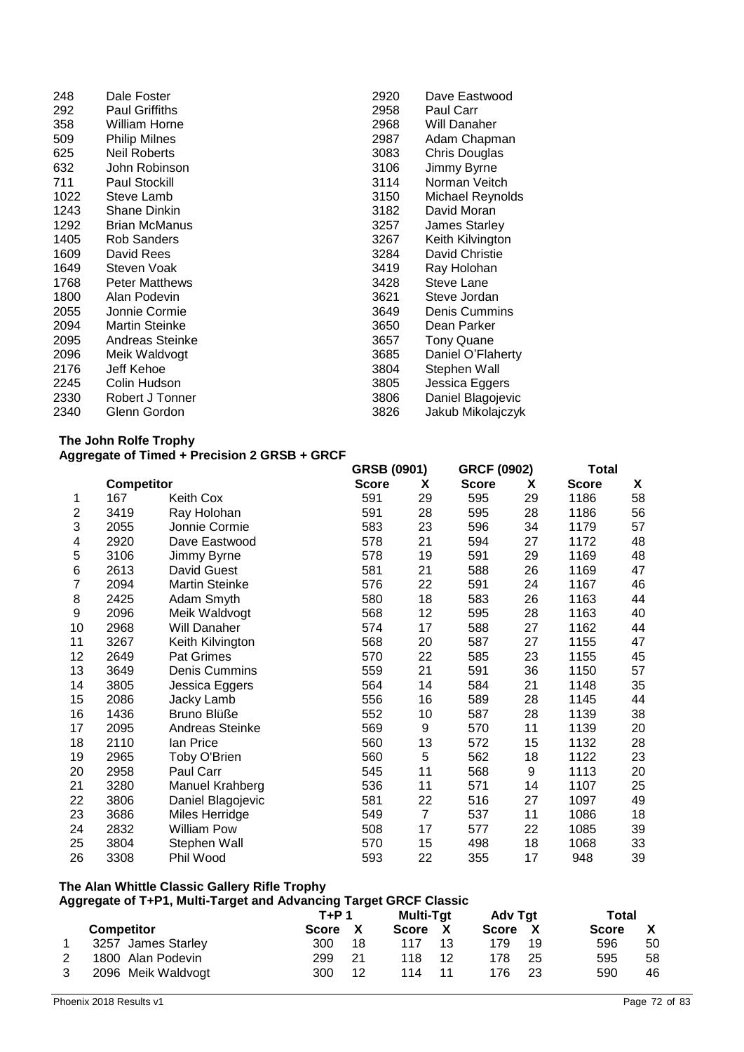| | | | |
|---|---|---|---|
| 248 | Dale Foster | 2920 | Dave Eastwood |
| 292 | Paul Griffiths | 2958 | Paul Carr |
| 358 | William Horne | 2968 | Will Danaher |
| 509 | Philip Milnes | 2987 | Adam Chapman |
| 625 | Neil Roberts | 3083 | Chris Douglas |
| 632 | John Robinson | 3106 | Jimmy Byrne |
| 711 | Paul Stockill | 3114 | Norman Veitch |
| 1022 | Steve Lamb | 3150 | Michael Reynolds |
| 1243 | Shane Dinkin | 3182 | David Moran |
| 1292 | Brian McManus | 3257 | James Starley |
| 1405 | Rob Sanders | 3267 | Keith Kilvington |
| 1609 | David Rees | 3284 | David Christie |
| 1649 | Steven Voak | 3419 | Ray Holohan |
| 1768 | Peter Matthews | 3428 | Steve Lane |
| 1800 | Alan Podevin | 3621 | Steve Jordan |
| 2055 | Jonnie Cormie | 3649 | Denis Cummins |
| 2094 | Martin Steinke | 3650 | Dean Parker |
| 2095 | Andreas Steinke | 3657 | Tony Quane |
| 2096 | Meik Waldvogt | 3685 | Daniel O'Flaherty |
| 2176 | Jeff Kehoe | 3804 | Stephen Wall |
| 2245 | Colin Hudson | 3805 | Jessica Eggers |
| 2330 | Robert J Tonner | 3806 | Daniel Blagojevic |
| 2340 | Glenn Gordon | 3826 | Jakub Mikolajczyk |

**The John Rolfe Trophy**
**Aggregate of Timed + Precision 2 GRSB + GRCF**

| | Competitor | | GRSB (0901) Score | X | GRCF (0902) Score | X | Total Score | X |
|---|---|---|---|---|---|---|---|---|
| 1 | 167 | Keith Cox | 591 | 29 | 595 | 29 | 1186 | 58 |
| 2 | 3419 | Ray Holohan | 591 | 28 | 595 | 28 | 1186 | 56 |
| 3 | 2055 | Jonnie Cormie | 583 | 23 | 596 | 34 | 1179 | 57 |
| 4 | 2920 | Dave Eastwood | 578 | 21 | 594 | 27 | 1172 | 48 |
| 5 | 3106 | Jimmy Byrne | 578 | 19 | 591 | 29 | 1169 | 48 |
| 6 | 2613 | David Guest | 581 | 21 | 588 | 26 | 1169 | 47 |
| 7 | 2094 | Martin Steinke | 576 | 22 | 591 | 24 | 1167 | 46 |
| 8 | 2425 | Adam Smyth | 580 | 18 | 583 | 26 | 1163 | 44 |
| 9 | 2096 | Meik Waldvogt | 568 | 12 | 595 | 28 | 1163 | 40 |
| 10 | 2968 | Will Danaher | 574 | 17 | 588 | 27 | 1162 | 44 |
| 11 | 3267 | Keith Kilvington | 568 | 20 | 587 | 27 | 1155 | 47 |
| 12 | 2649 | Pat Grimes | 570 | 22 | 585 | 23 | 1155 | 45 |
| 13 | 3649 | Denis Cummins | 559 | 21 | 591 | 36 | 1150 | 57 |
| 14 | 3805 | Jessica Eggers | 564 | 14 | 584 | 21 | 1148 | 35 |
| 15 | 2086 | Jacky Lamb | 556 | 16 | 589 | 28 | 1145 | 44 |
| 16 | 1436 | Bruno Blüße | 552 | 10 | 587 | 28 | 1139 | 38 |
| 17 | 2095 | Andreas Steinke | 569 | 9 | 570 | 11 | 1139 | 20 |
| 18 | 2110 | Ian Price | 560 | 13 | 572 | 15 | 1132 | 28 |
| 19 | 2965 | Toby O'Brien | 560 | 5 | 562 | 18 | 1122 | 23 |
| 20 | 2958 | Paul Carr | 545 | 11 | 568 | 9 | 1113 | 20 |
| 21 | 3280 | Manuel Krahberg | 536 | 11 | 571 | 14 | 1107 | 25 |
| 22 | 3806 | Daniel Blagojevic | 581 | 22 | 516 | 27 | 1097 | 49 |
| 23 | 3686 | Miles Herridge | 549 | 7 | 537 | 11 | 1086 | 18 |
| 24 | 2832 | William Pow | 508 | 17 | 577 | 22 | 1085 | 39 |
| 25 | 3804 | Stephen Wall | 570 | 15 | 498 | 18 | 1068 | 33 |
| 26 | 3308 | Phil Wood | 593 | 22 | 355 | 17 | 948 | 39 |

**The Alan Whittle Classic Gallery Rifle Trophy**
**Aggregate of T+P1, Multi-Target and Advancing Target GRCF Classic**

| | Competitor | T+P 1 Score | X | Multi-Tgt Score | X | Adv Tgt Score | X | Total Score | X |
|---|---|---|---|---|---|---|---|---|---|
| 1 | 3257 James Starley | 300 | 18 | 117 | 13 | 179 | 19 | 596 | 50 |
| 2 | 1800 Alan Podevin | 299 | 21 | 118 | 12 | 178 | 25 | 595 | 58 |
| 3 | 2096 Meik Waldvogt | 300 | 12 | 114 | 11 | 176 | 23 | 590 | 46 |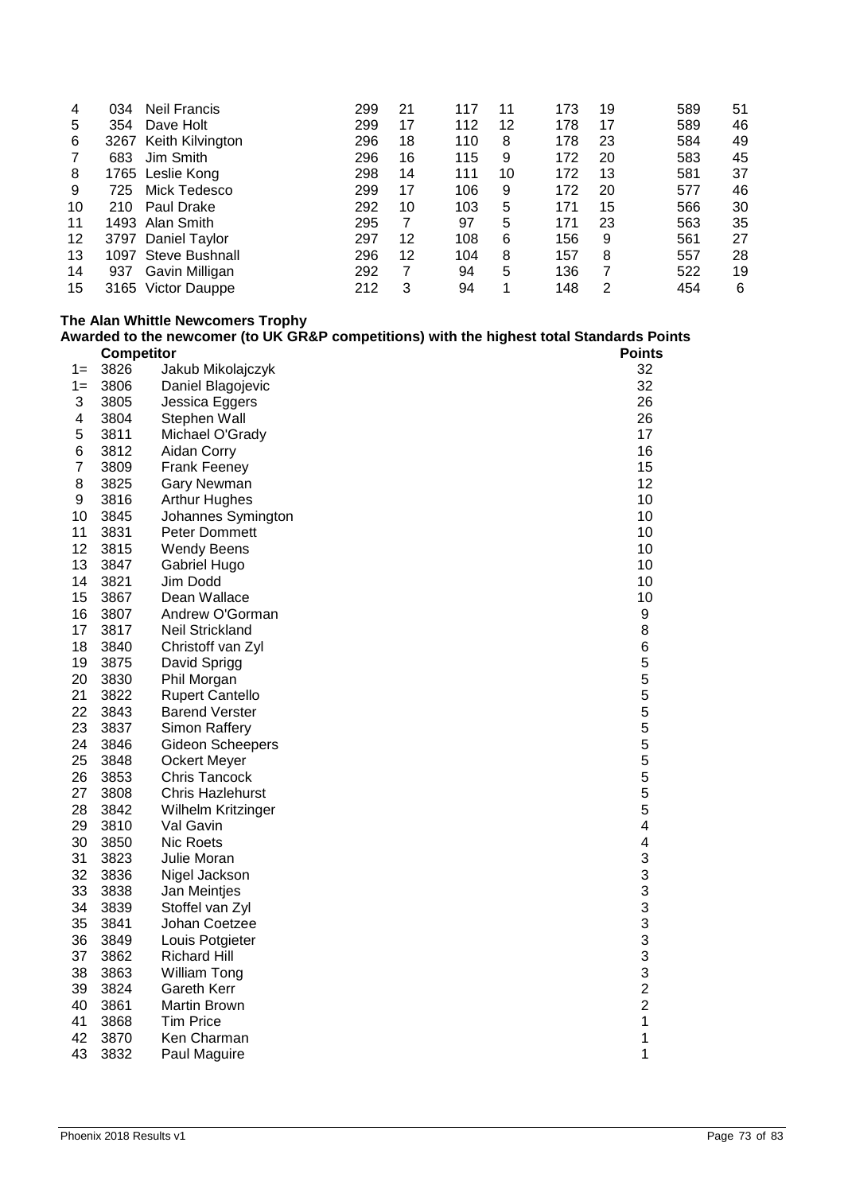| | | | | | | | | | | |
|---|---|---|---|---|---|---|---|---|---|---|
| 4 | 034 | Neil Francis | 299 | 21 | 117 | 11 | 173 | 19 | 589 | 51 |
| 5 | 354 | Dave Holt | 299 | 17 | 112 | 12 | 178 | 17 | 589 | 46 |
| 6 | 3267 | Keith Kilvington | 296 | 18 | 110 | 8 | 178 | 23 | 584 | 49 |
| 7 | 683 | Jim Smith | 296 | 16 | 115 | 9 | 172 | 20 | 583 | 45 |
| 8 | 1765 | Leslie Kong | 298 | 14 | 111 | 10 | 172 | 13 | 581 | 37 |
| 9 | 725 | Mick Tedesco | 299 | 17 | 106 | 9 | 172 | 20 | 577 | 46 |
| 10 | 210 | Paul Drake | 292 | 10 | 103 | 5 | 171 | 15 | 566 | 30 |
| 11 | 1493 | Alan Smith | 295 | 7 | 97 | 5 | 171 | 23 | 563 | 35 |
| 12 | 3797 | Daniel Taylor | 297 | 12 | 108 | 6 | 156 | 9 | 561 | 27 |
| 13 | 1097 | Steve Bushnall | 296 | 12 | 104 | 8 | 157 | 8 | 557 | 28 |
| 14 | 937 | Gavin Milligan | 292 | 7 | 94 | 5 | 136 | 7 | 522 | 19 |
| 15 | 3165 | Victor Dauppe | 212 | 3 | 94 | 1 | 148 | 2 | 454 | 6 |

**The Alan Whittle Newcomers Trophy**

**Awarded to the newcomer (to UK GR&P competitions) with the highest total Standards Points**

| | Competitor | | Points |
|---|---|---|---|
| 1= | 3826 | Jakub Mikolajczyk | 32 |
| 1= | 3806 | Daniel Blagojevic | 32 |
| 3 | 3805 | Jessica Eggers | 26 |
| 4 | 3804 | Stephen Wall | 26 |
| 5 | 3811 | Michael O'Grady | 17 |
| 6 | 3812 | Aidan Corry | 16 |
| 7 | 3809 | Frank Feeney | 15 |
| 8 | 3825 | Gary Newman | 12 |
| 9 | 3816 | Arthur Hughes | 10 |
| 10 | 3845 | Johannes Symington | 10 |
| 11 | 3831 | Peter Dommett | 10 |
| 12 | 3815 | Wendy Beens | 10 |
| 13 | 3847 | Gabriel Hugo | 10 |
| 14 | 3821 | Jim Dodd | 10 |
| 15 | 3867 | Dean Wallace | 10 |
| 16 | 3807 | Andrew O'Gorman | 9 |
| 17 | 3817 | Neil Strickland | 8 |
| 18 | 3840 | Christoff van Zyl | 6 |
| 19 | 3875 | David Sprigg | 5 |
| 20 | 3830 | Phil Morgan | 5 |
| 21 | 3822 | Rupert Cantello | 5 |
| 22 | 3843 | Barend Verster | 5 |
| 23 | 3837 | Simon Raffery | 5 |
| 24 | 3846 | Gideon Scheepers | 5 |
| 25 | 3848 | Ockert Meyer | 5 |
| 26 | 3853 | Chris Tancock | 5 |
| 27 | 3808 | Chris Hazlehurst | 5 |
| 28 | 3842 | Wilhelm Kritzinger | 5 |
| 29 | 3810 | Val Gavin | 4 |
| 30 | 3850 | Nic Roets | 4 |
| 31 | 3823 | Julie Moran | 3 |
| 32 | 3836 | Nigel Jackson | 3 |
| 33 | 3838 | Jan Meintjes | 3 |
| 34 | 3839 | Stoffel van Zyl | 3 |
| 35 | 3841 | Johan Coetzee | 3 |
| 36 | 3849 | Louis Potgieter | 3 |
| 37 | 3862 | Richard Hill | 3 |
| 38 | 3863 | William Tong | 3 |
| 39 | 3824 | Gareth Kerr | 2 |
| 40 | 3861 | Martin Brown | 2 |
| 41 | 3868 | Tim Price | 1 |
| 42 | 3870 | Ken Charman | 1 |
| 43 | 3832 | Paul Maguire | 1 |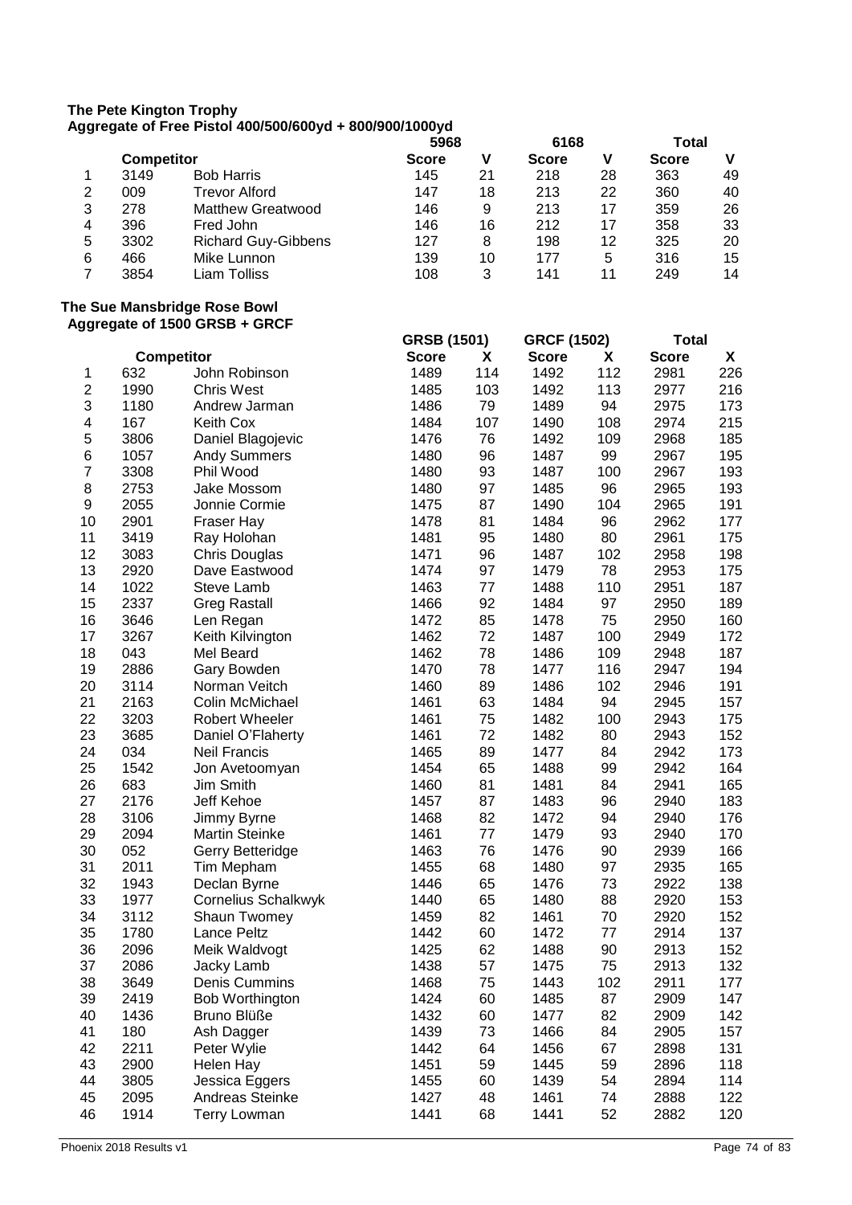**The Pete Kington Trophy**
**Aggregate of Free Pistol 400/500/600yd + 800/900/1000yd**

| | Competitor | | 5968 | | 6168 | | Total | |
|---|---|---|---|---|---|---|---|---|
| | | | Score | V | Score | V | Score | V |
| 1 | 3149 | Bob Harris | 145 | 21 | 218 | 28 | 363 | 49 |
| 2 | 009 | Trevor Alford | 147 | 18 | 213 | 22 | 360 | 40 |
| 3 | 278 | Matthew Greatwood | 146 | 9 | 213 | 17 | 359 | 26 |
| 4 | 396 | Fred John | 146 | 16 | 212 | 17 | 358 | 33 |
| 5 | 3302 | Richard Guy-Gibbens | 127 | 8 | 198 | 12 | 325 | 20 |
| 6 | 466 | Mike Lunnon | 139 | 10 | 177 | 5 | 316 | 15 |
| 7 | 3854 | Liam Tolliss | 108 | 3 | 141 | 11 | 249 | 14 |

**The Sue Mansbridge Rose Bowl**
**Aggregate of 1500 GRSB + GRCF**

| | Competitor | | GRSB (1501) | | GRCF (1502) | | Total | |
|---|---|---|---|---|---|---|---|---|
| | | | Score | X | Score | X | Score | X |
| 1 | 632 | John Robinson | 1489 | 114 | 1492 | 112 | 2981 | 226 |
| 2 | 1990 | Chris West | 1485 | 103 | 1492 | 113 | 2977 | 216 |
| 3 | 1180 | Andrew Jarman | 1486 | 79 | 1489 | 94 | 2975 | 173 |
| 4 | 167 | Keith Cox | 1484 | 107 | 1490 | 108 | 2974 | 215 |
| 5 | 3806 | Daniel Blagojevic | 1476 | 76 | 1492 | 109 | 2968 | 185 |
| 6 | 1057 | Andy Summers | 1480 | 96 | 1487 | 99 | 2967 | 195 |
| 7 | 3308 | Phil Wood | 1480 | 93 | 1487 | 100 | 2967 | 193 |
| 8 | 2753 | Jake Mossom | 1480 | 97 | 1485 | 96 | 2965 | 193 |
| 9 | 2055 | Jonnie Cormie | 1475 | 87 | 1490 | 104 | 2965 | 191 |
| 10 | 2901 | Fraser Hay | 1478 | 81 | 1484 | 96 | 2962 | 177 |
| 11 | 3419 | Ray Holohan | 1481 | 95 | 1480 | 80 | 2961 | 175 |
| 12 | 3083 | Chris Douglas | 1471 | 96 | 1487 | 102 | 2958 | 198 |
| 13 | 2920 | Dave Eastwood | 1474 | 97 | 1479 | 78 | 2953 | 175 |
| 14 | 1022 | Steve Lamb | 1463 | 77 | 1488 | 110 | 2951 | 187 |
| 15 | 2337 | Greg Rastall | 1466 | 92 | 1484 | 97 | 2950 | 189 |
| 16 | 3646 | Len Regan | 1472 | 85 | 1478 | 75 | 2950 | 160 |
| 17 | 3267 | Keith Kilvington | 1462 | 72 | 1487 | 100 | 2949 | 172 |
| 18 | 043 | Mel Beard | 1462 | 78 | 1486 | 109 | 2948 | 187 |
| 19 | 2886 | Gary Bowden | 1470 | 78 | 1477 | 116 | 2947 | 194 |
| 20 | 3114 | Norman Veitch | 1460 | 89 | 1486 | 102 | 2946 | 191 |
| 21 | 2163 | Colin McMichael | 1461 | 63 | 1484 | 94 | 2945 | 157 |
| 22 | 3203 | Robert Wheeler | 1461 | 75 | 1482 | 100 | 2943 | 175 |
| 23 | 3685 | Daniel O'Flaherty | 1461 | 72 | 1482 | 80 | 2943 | 152 |
| 24 | 034 | Neil Francis | 1465 | 89 | 1477 | 84 | 2942 | 173 |
| 25 | 1542 | Jon Avetoomyan | 1454 | 65 | 1488 | 99 | 2942 | 164 |
| 26 | 683 | Jim Smith | 1460 | 81 | 1481 | 84 | 2941 | 165 |
| 27 | 2176 | Jeff Kehoe | 1457 | 87 | 1483 | 96 | 2940 | 183 |
| 28 | 3106 | Jimmy Byrne | 1468 | 82 | 1472 | 94 | 2940 | 176 |
| 29 | 2094 | Martin Steinke | 1461 | 77 | 1479 | 93 | 2940 | 170 |
| 30 | 052 | Gerry Betteridge | 1463 | 76 | 1476 | 90 | 2939 | 166 |
| 31 | 2011 | Tim Mepham | 1455 | 68 | 1480 | 97 | 2935 | 165 |
| 32 | 1943 | Declan Byrne | 1446 | 65 | 1476 | 73 | 2922 | 138 |
| 33 | 1977 | Cornelius Schalkwyk | 1440 | 65 | 1480 | 88 | 2920 | 153 |
| 34 | 3112 | Shaun Twomey | 1459 | 82 | 1461 | 70 | 2920 | 152 |
| 35 | 1780 | Lance Peltz | 1442 | 60 | 1472 | 77 | 2914 | 137 |
| 36 | 2096 | Meik Waldvogt | 1425 | 62 | 1488 | 90 | 2913 | 152 |
| 37 | 2086 | Jacky Lamb | 1438 | 57 | 1475 | 75 | 2913 | 132 |
| 38 | 3649 | Denis Cummins | 1468 | 75 | 1443 | 102 | 2911 | 177 |
| 39 | 2419 | Bob Worthington | 1424 | 60 | 1485 | 87 | 2909 | 147 |
| 40 | 1436 | Bruno Blüße | 1432 | 60 | 1477 | 82 | 2909 | 142 |
| 41 | 180 | Ash Dagger | 1439 | 73 | 1466 | 84 | 2905 | 157 |
| 42 | 2211 | Peter Wylie | 1442 | 64 | 1456 | 67 | 2898 | 131 |
| 43 | 2900 | Helen Hay | 1451 | 59 | 1445 | 59 | 2896 | 118 |
| 44 | 3805 | Jessica Eggers | 1455 | 60 | 1439 | 54 | 2894 | 114 |
| 45 | 2095 | Andreas Steinke | 1427 | 48 | 1461 | 74 | 2888 | 122 |
| 46 | 1914 | Terry Lowman | 1441 | 68 | 1441 | 52 | 2882 | 120 |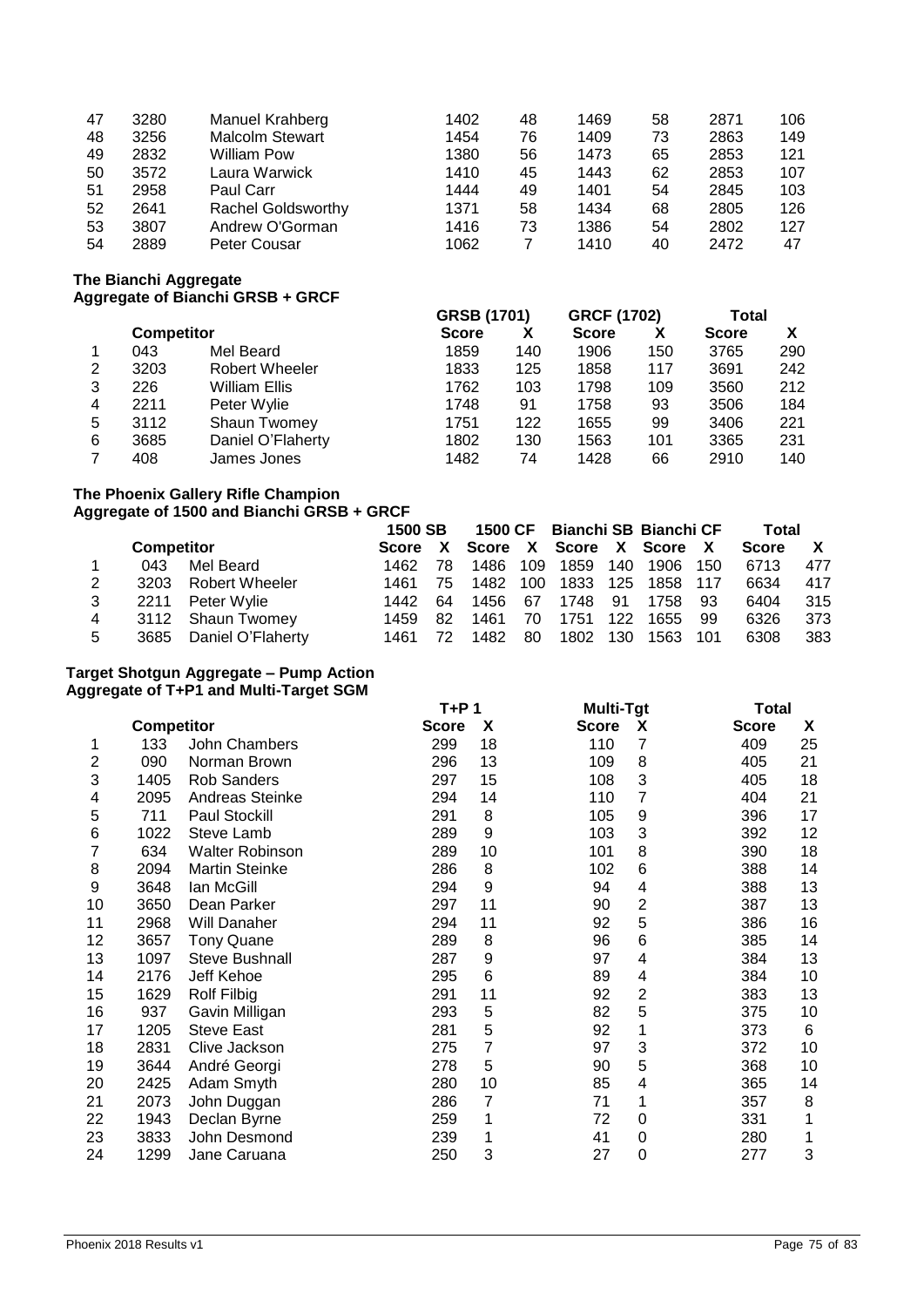| | | | | | | | | |
|---|---|---|---|---|---|---|---|---|
| 47 | 3280 | Manuel Krahberg | 1402 | 48 | 1469 | 58 | 2871 | 106 |
| 48 | 3256 | Malcolm Stewart | 1454 | 76 | 1409 | 73 | 2863 | 149 |
| 49 | 2832 | William Pow | 1380 | 56 | 1473 | 65 | 2853 | 121 |
| 50 | 3572 | Laura Warwick | 1410 | 45 | 1443 | 62 | 2853 | 107 |
| 51 | 2958 | Paul Carr | 1444 | 49 | 1401 | 54 | 2845 | 103 |
| 52 | 2641 | Rachel Goldsworthy | 1371 | 58 | 1434 | 68 | 2805 | 126 |
| 53 | 3807 | Andrew O'Gorman | 1416 | 73 | 1386 | 54 | 2802 | 127 |
| 54 | 2889 | Peter Cousar | 1062 | 7 | 1410 | 40 | 2472 | 47 |

**The Bianchi Aggregate**
**Aggregate of Bianchi GRSB + GRCF**

| | Competitor | | GRSB (1701) Score | X | GRCF (1702) Score | X | Total Score | X |
|---|---|---|---|---|---|---|---|---|
| 1 | 043 | Mel Beard | 1859 | 140 | 1906 | 150 | 3765 | 290 |
| 2 | 3203 | Robert Wheeler | 1833 | 125 | 1858 | 117 | 3691 | 242 |
| 3 | 226 | William Ellis | 1762 | 103 | 1798 | 109 | 3560 | 212 |
| 4 | 2211 | Peter Wylie | 1748 | 91 | 1758 | 93 | 3506 | 184 |
| 5 | 3112 | Shaun Twomey | 1751 | 122 | 1655 | 99 | 3406 | 221 |
| 6 | 3685 | Daniel O'Flaherty | 1802 | 130 | 1563 | 101 | 3365 | 231 |
| 7 | 408 | James Jones | 1482 | 74 | 1428 | 66 | 2910 | 140 |

**The Phoenix Gallery Rifle Champion**
**Aggregate of 1500 and Bianchi GRSB + GRCF**

| | Competitor | | 1500 SB Score | X | 1500 CF Score | X | Bianchi SB Score | X | Bianchi CF Score | X | Total Score | X |
|---|---|---|---|---|---|---|---|---|---|---|---|---|
| 1 | 043 | Mel Beard | 1462 | 78 | 1486 | 109 | 1859 | 140 | 1906 | 150 | 6713 | 477 |
| 2 | 3203 | Robert Wheeler | 1461 | 75 | 1482 | 100 | 1833 | 125 | 1858 | 117 | 6634 | 417 |
| 3 | 2211 | Peter Wylie | 1442 | 64 | 1456 | 67 | 1748 | 91 | 1758 | 93 | 6404 | 315 |
| 4 | 3112 | Shaun Twomey | 1459 | 82 | 1461 | 70 | 1751 | 122 | 1655 | 99 | 6326 | 373 |
| 5 | 3685 | Daniel O'Flaherty | 1461 | 72 | 1482 | 80 | 1802 | 130 | 1563 | 101 | 6308 | 383 |

**Target Shotgun Aggregate – Pump Action**
**Aggregate of T+P1 and Multi-Target SGM**

| | Competitor | | T+P 1 Score | X | Multi-Tgt Score | X | Total Score | X |
|---|---|---|---|---|---|---|---|---|
| 1 | 133 | John Chambers | 299 | 18 | 110 | 7 | 409 | 25 |
| 2 | 090 | Norman Brown | 296 | 13 | 109 | 8 | 405 | 21 |
| 3 | 1405 | Rob Sanders | 297 | 15 | 108 | 3 | 405 | 18 |
| 4 | 2095 | Andreas Steinke | 294 | 14 | 110 | 7 | 404 | 21 |
| 5 | 711 | Paul Stockill | 291 | 8 | 105 | 9 | 396 | 17 |
| 6 | 1022 | Steve Lamb | 289 | 9 | 103 | 3 | 392 | 12 |
| 7 | 634 | Walter Robinson | 289 | 10 | 101 | 8 | 390 | 18 |
| 8 | 2094 | Martin Steinke | 286 | 8 | 102 | 6 | 388 | 14 |
| 9 | 3648 | Ian McGill | 294 | 9 | 94 | 4 | 388 | 13 |
| 10 | 3650 | Dean Parker | 297 | 11 | 90 | 2 | 387 | 13 |
| 11 | 2968 | Will Danaher | 294 | 11 | 92 | 5 | 386 | 16 |
| 12 | 3657 | Tony Quane | 289 | 8 | 96 | 6 | 385 | 14 |
| 13 | 1097 | Steve Bushnall | 287 | 9 | 97 | 4 | 384 | 13 |
| 14 | 2176 | Jeff Kehoe | 295 | 6 | 89 | 4 | 384 | 10 |
| 15 | 1629 | Rolf Filbig | 291 | 11 | 92 | 2 | 383 | 13 |
| 16 | 937 | Gavin Milligan | 293 | 5 | 82 | 5 | 375 | 10 |
| 17 | 1205 | Steve East | 281 | 5 | 92 | 1 | 373 | 6 |
| 18 | 2831 | Clive Jackson | 275 | 7 | 97 | 3 | 372 | 10 |
| 19 | 3644 | André Georgi | 278 | 5 | 90 | 5 | 368 | 10 |
| 20 | 2425 | Adam Smyth | 280 | 10 | 85 | 4 | 365 | 14 |
| 21 | 2073 | John Duggan | 286 | 7 | 71 | 1 | 357 | 8 |
| 22 | 1943 | Declan Byrne | 259 | 1 | 72 | 0 | 331 | 1 |
| 23 | 3833 | John Desmond | 239 | 1 | 41 | 0 | 280 | 1 |
| 24 | 1299 | Jane Caruana | 250 | 3 | 27 | 0 | 277 | 3 |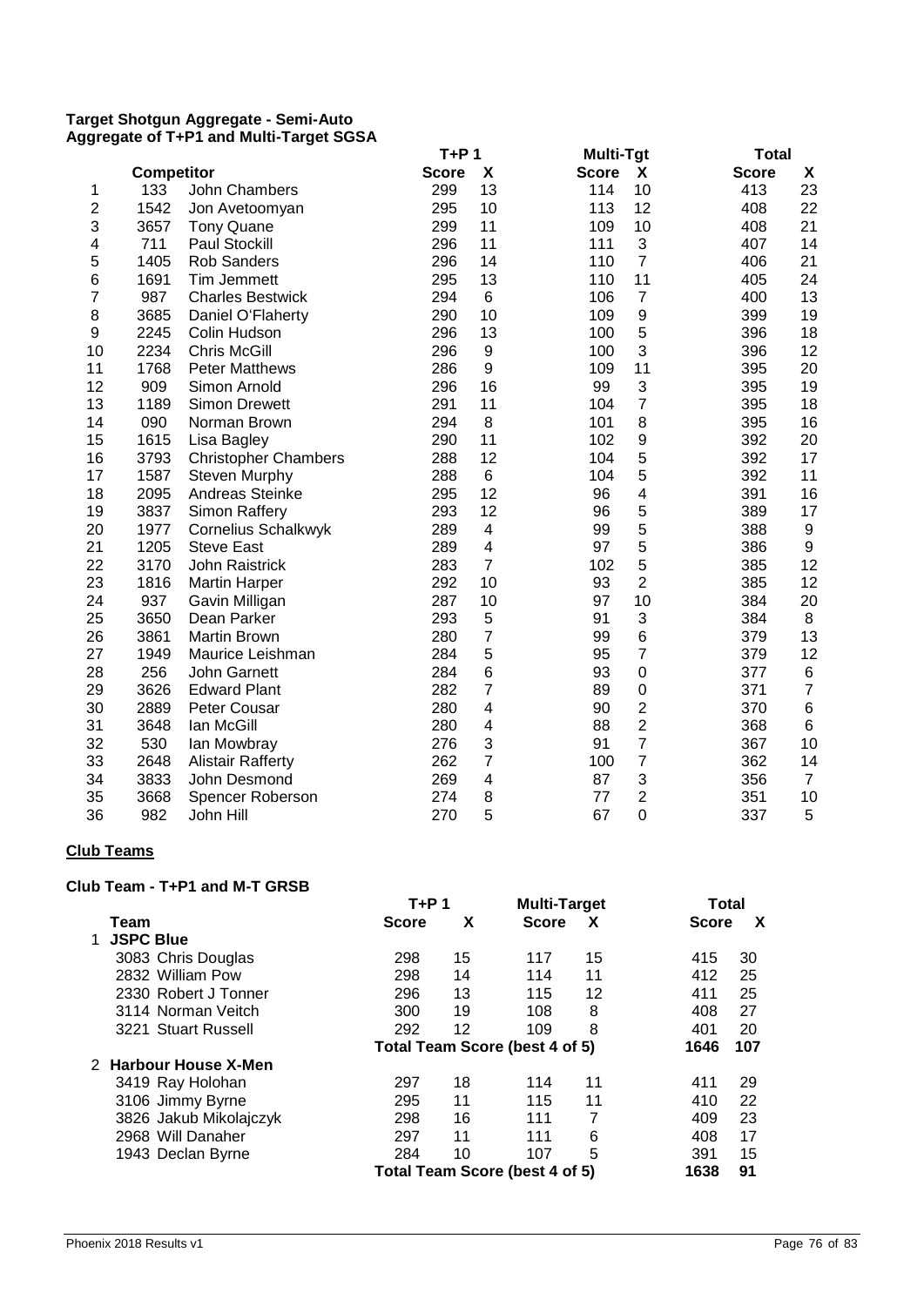**Target Shotgun Aggregate - Semi-Auto**
**Aggregate of T+P1 and Multi-Target SGSA**

| | Competitor | | T+P 1 Score | X | Multi-Tgt Score | X | Total Score | X |
|---|---|---|---|---|---|---|---|---|
| 1 | 133 | John Chambers | 299 | 13 | 114 | 10 | 413 | 23 |
| 2 | 1542 | Jon Avetoomyan | 295 | 10 | 113 | 12 | 408 | 22 |
| 3 | 3657 | Tony Quane | 299 | 11 | 109 | 10 | 408 | 21 |
| 4 | 711 | Paul Stockill | 296 | 11 | 111 | 3 | 407 | 14 |
| 5 | 1405 | Rob Sanders | 296 | 14 | 110 | 7 | 406 | 21 |
| 6 | 1691 | Tim Jemmett | 295 | 13 | 110 | 11 | 405 | 24 |
| 7 | 987 | Charles Bestwick | 294 | 6 | 106 | 7 | 400 | 13 |
| 8 | 3685 | Daniel O'Flaherty | 290 | 10 | 109 | 9 | 399 | 19 |
| 9 | 2245 | Colin Hudson | 296 | 13 | 100 | 5 | 396 | 18 |
| 10 | 2234 | Chris McGill | 296 | 9 | 100 | 3 | 396 | 12 |
| 11 | 1768 | Peter Matthews | 286 | 9 | 109 | 11 | 395 | 20 |
| 12 | 909 | Simon Arnold | 296 | 16 | 99 | 3 | 395 | 19 |
| 13 | 1189 | Simon Drewett | 291 | 11 | 104 | 7 | 395 | 18 |
| 14 | 090 | Norman Brown | 294 | 8 | 101 | 8 | 395 | 16 |
| 15 | 1615 | Lisa Bagley | 290 | 11 | 102 | 9 | 392 | 20 |
| 16 | 3793 | Christopher Chambers | 288 | 12 | 104 | 5 | 392 | 17 |
| 17 | 1587 | Steven Murphy | 288 | 6 | 104 | 5 | 392 | 11 |
| 18 | 2095 | Andreas Steinke | 295 | 12 | 96 | 4 | 391 | 16 |
| 19 | 3837 | Simon Raffery | 293 | 12 | 96 | 5 | 389 | 17 |
| 20 | 1977 | Cornelius Schalkwyk | 289 | 4 | 99 | 5 | 388 | 9 |
| 21 | 1205 | Steve East | 289 | 4 | 97 | 5 | 386 | 9 |
| 22 | 3170 | John Raistrick | 283 | 7 | 102 | 5 | 385 | 12 |
| 23 | 1816 | Martin Harper | 292 | 10 | 93 | 2 | 385 | 12 |
| 24 | 937 | Gavin Milligan | 287 | 10 | 97 | 10 | 384 | 20 |
| 25 | 3650 | Dean Parker | 293 | 5 | 91 | 3 | 384 | 8 |
| 26 | 3861 | Martin Brown | 280 | 7 | 99 | 6 | 379 | 13 |
| 27 | 1949 | Maurice Leishman | 284 | 5 | 95 | 7 | 379 | 12 |
| 28 | 256 | John Garnett | 284 | 6 | 93 | 0 | 377 | 6 |
| 29 | 3626 | Edward Plant | 282 | 7 | 89 | 0 | 371 | 7 |
| 30 | 2889 | Peter Cousar | 280 | 4 | 90 | 2 | 370 | 6 |
| 31 | 3648 | Ian McGill | 280 | 4 | 88 | 2 | 368 | 6 |
| 32 | 530 | Ian Mowbray | 276 | 3 | 91 | 7 | 367 | 10 |
| 33 | 2648 | Alistair Rafferty | 262 | 7 | 100 | 7 | 362 | 14 |
| 34 | 3833 | John Desmond | 269 | 4 | 87 | 3 | 356 | 7 |
| 35 | 3668 | Spencer Roberson | 274 | 8 | 77 | 2 | 351 | 10 |
| 36 | 982 | John Hill | 270 | 5 | 67 | 0 | 337 | 5 |

**Club Teams**

**Club Team - T+P1 and M-T GRSB**

| Team | T+P 1 Score | X | Multi-Target Score | X | Total Score | X |
|---|---|---|---|---|---|---|
| 1 **JSPC Blue** | | | | | | |
| 3083 Chris Douglas | 298 | 15 | 117 | 15 | 415 | 30 |
| 2832 William Pow | 298 | 14 | 114 | 11 | 412 | 25 |
| 2330 Robert J Tonner | 296 | 13 | 115 | 12 | 411 | 25 |
| 3114 Norman Veitch | 300 | 19 | 108 | 8 | 408 | 27 |
| 3221 Stuart Russell | 292 | 12 | 109 | 8 | 401 | 20 |
| | **Total Team Score (best 4 of 5)** | | | | **1646** | **107** |
| 2 **Harbour House X-Men** | | | | | | |
| 3419 Ray Holohan | 297 | 18 | 114 | 11 | 411 | 29 |
| 3106 Jimmy Byrne | 295 | 11 | 115 | 11 | 410 | 22 |
| 3826 Jakub Mikolajczyk | 298 | 16 | 111 | 7 | 409 | 23 |
| 2968 Will Danaher | 297 | 11 | 111 | 6 | 408 | 17 |
| 1943 Declan Byrne | 284 | 10 | 107 | 5 | 391 | 15 |
| | **Total Team Score (best 4 of 5)** | | | | **1638** | **91** |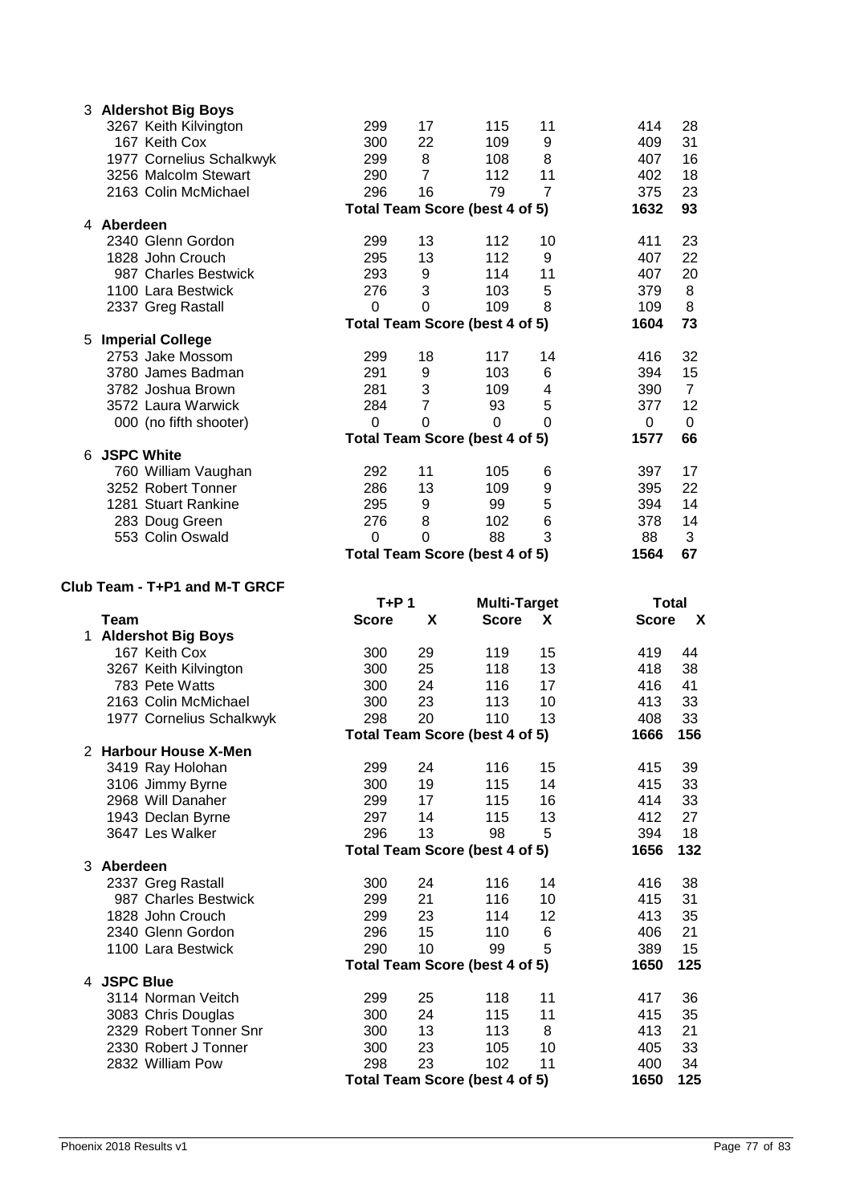| | | | | | | |
|---|---|---|---|---|---|---|
| **3 Aldershot Big Boys** | | | | | | |
| 3267 Keith Kilvington | 299 | 17 | 115 | 11 | 414 | 28 |
| 167 Keith Cox | 300 | 22 | 109 | 9 | 409 | 31 |
| 1977 Cornelius Schalkwyk | 299 | 8 | 108 | 8 | 407 | 16 |
| 3256 Malcolm Stewart | 290 | 7 | 112 | 11 | 402 | 18 |
| 2163 Colin McMichael | 296 | 16 | 79 | 7 | 375 | 23 |
| | **Total Team Score (best 4 of 5)** | | | | **1632** | **93** |
| **4 Aberdeen** | | | | | | |
| 2340 Glenn Gordon | 299 | 13 | 112 | 10 | 411 | 23 |
| 1828 John Crouch | 295 | 13 | 112 | 9 | 407 | 22 |
| 987 Charles Bestwick | 293 | 9 | 114 | 11 | 407 | 20 |
| 1100 Lara Bestwick | 276 | 3 | 103 | 5 | 379 | 8 |
| 2337 Greg Rastall | 0 | 0 | 109 | 8 | 109 | 8 |
| | **Total Team Score (best 4 of 5)** | | | | **1604** | **73** |
| **5 Imperial College** | | | | | | |
| 2753 Jake Mossom | 299 | 18 | 117 | 14 | 416 | 32 |
| 3780 James Badman | 291 | 9 | 103 | 6 | 394 | 15 |
| 3782 Joshua Brown | 281 | 3 | 109 | 4 | 390 | 7 |
| 3572 Laura Warwick | 284 | 7 | 93 | 5 | 377 | 12 |
| 000 (no fifth shooter) | 0 | 0 | 0 | 0 | 0 | 0 |
| | **Total Team Score (best 4 of 5)** | | | | **1577** | **66** |
| **6 JSPC White** | | | | | | |
| 760 William Vaughan | 292 | 11 | 105 | 6 | 397 | 17 |
| 3252 Robert Tonner | 286 | 13 | 109 | 9 | 395 | 22 |
| 1281 Stuart Rankine | 295 | 9 | 99 | 5 | 394 | 14 |
| 283 Doug Green | 276 | 8 | 102 | 6 | 378 | 14 |
| 553 Colin Oswald | 0 | 0 | 88 | 3 | 88 | 3 |
| | **Total Team Score (best 4 of 5)** | | | | **1564** | **67** |

## Club Team - T+P1 and M-T GRCF

| | T+P 1 | | Multi-Target | | Total | |
|---|---|---|---|---|---|---|
| **Team** | **Score** | **X** | **Score** | **X** | **Score** | **X** |
| **1 Aldershot Big Boys** | | | | | | |
| 167 Keith Cox | 300 | 29 | 119 | 15 | 419 | 44 |
| 3267 Keith Kilvington | 300 | 25 | 118 | 13 | 418 | 38 |
| 783 Pete Watts | 300 | 24 | 116 | 17 | 416 | 41 |
| 2163 Colin McMichael | 300 | 23 | 113 | 10 | 413 | 33 |
| 1977 Cornelius Schalkwyk | 298 | 20 | 110 | 13 | 408 | 33 |
| | **Total Team Score (best 4 of 5)** | | | | **1666** | **156** |
| **2 Harbour House X-Men** | | | | | | |
| 3419 Ray Holohan | 299 | 24 | 116 | 15 | 415 | 39 |
| 3106 Jimmy Byrne | 300 | 19 | 115 | 14 | 415 | 33 |
| 2968 Will Danaher | 299 | 17 | 115 | 16 | 414 | 33 |
| 1943 Declan Byrne | 297 | 14 | 115 | 13 | 412 | 27 |
| 3647 Les Walker | 296 | 13 | 98 | 5 | 394 | 18 |
| | **Total Team Score (best 4 of 5)** | | | | **1656** | **132** |
| **3 Aberdeen** | | | | | | |
| 2337 Greg Rastall | 300 | 24 | 116 | 14 | 416 | 38 |
| 987 Charles Bestwick | 299 | 21 | 116 | 10 | 415 | 31 |
| 1828 John Crouch | 299 | 23 | 114 | 12 | 413 | 35 |
| 2340 Glenn Gordon | 296 | 15 | 110 | 6 | 406 | 21 |
| 1100 Lara Bestwick | 290 | 10 | 99 | 5 | 389 | 15 |
| | **Total Team Score (best 4 of 5)** | | | | **1650** | **125** |
| **4 JSPC Blue** | | | | | | |
| 3114 Norman Veitch | 299 | 25 | 118 | 11 | 417 | 36 |
| 3083 Chris Douglas | 300 | 24 | 115 | 11 | 415 | 35 |
| 2329 Robert Tonner Snr | 300 | 13 | 113 | 8 | 413 | 21 |
| 2330 Robert J Tonner | 300 | 23 | 105 | 10 | 405 | 33 |
| 2832 William Pow | 298 | 23 | 102 | 11 | 400 | 34 |
| | **Total Team Score (best 4 of 5)** | | | | **1650** | **125** |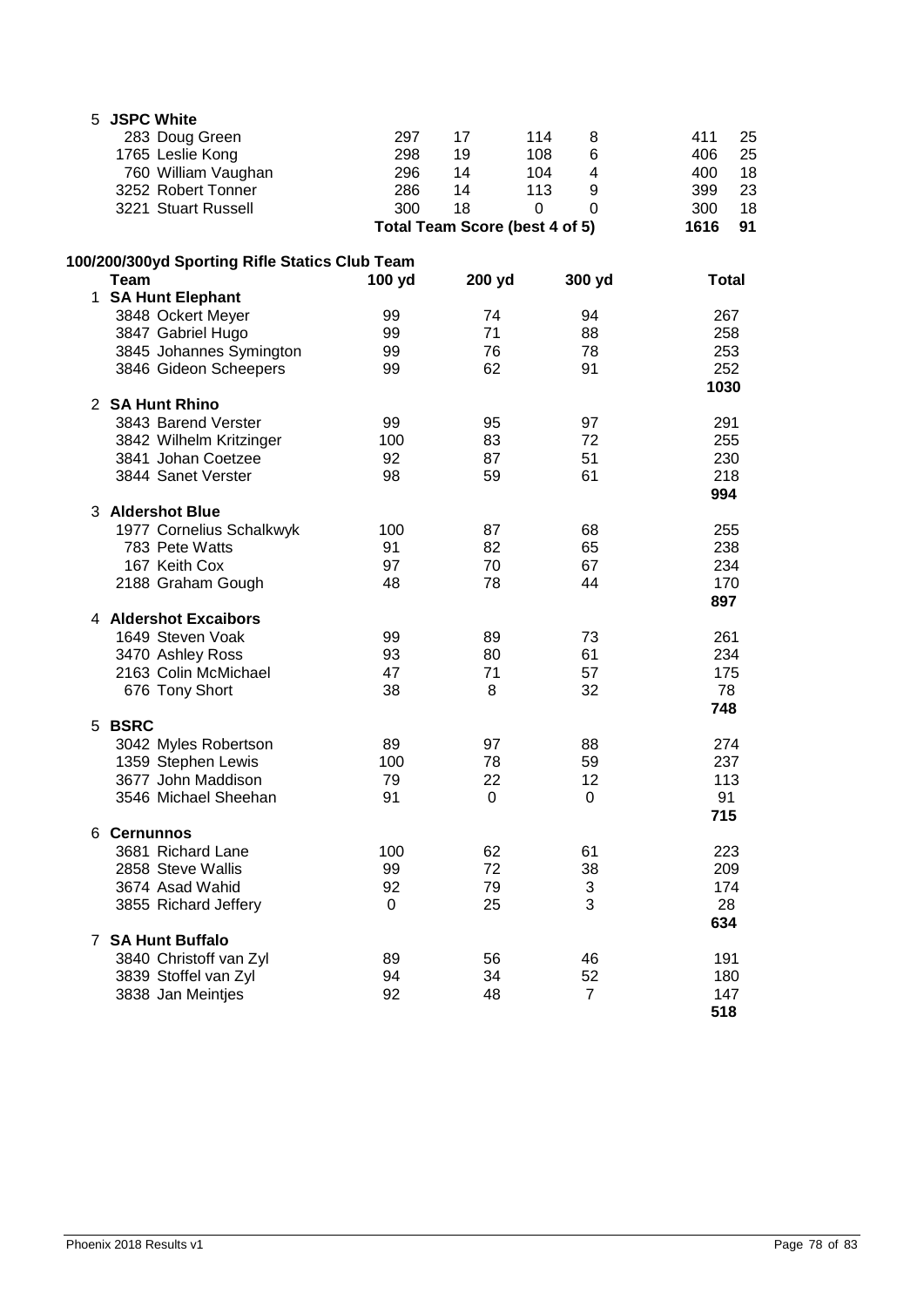| 5 JSPC White | | | | | | | |
|---|---|---|---|---|---|---|---|
| 283 Doug Green | 297 | 17 | 114 | 8 | 411 | 25 |
| 1765 Leslie Kong | 298 | 19 | 108 | 6 | 406 | 25 |
| 760 William Vaughan | 296 | 14 | 104 | 4 | 400 | 18 |
| 3252 Robert Tonner | 286 | 14 | 113 | 9 | 399 | 23 |
| 3221 Stuart Russell | 300 | 18 | 0 | 0 | 300 | 18 |
| | **Total Team Score (best 4 of 5)** | | | | **1616** | **91** |

## 100/200/300yd Sporting Rifle Statics Club Team

| Team | 100 yd | 200 yd | 300 yd | Total |
|---|---|---|---|---|
| **1 SA Hunt Elephant** | | | | |
| 3848 Ockert Meyer | 99 | 74 | 94 | 267 |
| 3847 Gabriel Hugo | 99 | 71 | 88 | 258 |
| 3845 Johannes Symington | 99 | 76 | 78 | 253 |
| 3846 Gideon Scheepers | 99 | 62 | 91 | 252 |
| | | | | **1030** |
| **2 SA Hunt Rhino** | | | | |
| 3843 Barend Verster | 99 | 95 | 97 | 291 |
| 3842 Wilhelm Kritzinger | 100 | 83 | 72 | 255 |
| 3841 Johan Coetzee | 92 | 87 | 51 | 230 |
| 3844 Sanet Verster | 98 | 59 | 61 | 218 |
| | | | | **994** |
| **3 Aldershot Blue** | | | | |
| 1977 Cornelius Schalkwyk | 100 | 87 | 68 | 255 |
| 783 Pete Watts | 91 | 82 | 65 | 238 |
| 167 Keith Cox | 97 | 70 | 67 | 234 |
| 2188 Graham Gough | 48 | 78 | 44 | 170 |
| | | | | **897** |
| **4 Aldershot Excaibors** | | | | |
| 1649 Steven Voak | 99 | 89 | 73 | 261 |
| 3470 Ashley Ross | 93 | 80 | 61 | 234 |
| 2163 Colin McMichael | 47 | 71 | 57 | 175 |
| 676 Tony Short | 38 | 8 | 32 | 78 |
| | | | | **748** |
| **5 BSRC** | | | | |
| 3042 Myles Robertson | 89 | 97 | 88 | 274 |
| 1359 Stephen Lewis | 100 | 78 | 59 | 237 |
| 3677 John Maddison | 79 | 22 | 12 | 113 |
| 3546 Michael Sheehan | 91 | 0 | 0 | 91 |
| | | | | **715** |
| **6 Cernunnos** | | | | |
| 3681 Richard Lane | 100 | 62 | 61 | 223 |
| 2858 Steve Wallis | 99 | 72 | 38 | 209 |
| 3674 Asad Wahid | 92 | 79 | 3 | 174 |
| 3855 Richard Jeffery | 0 | 25 | 3 | 28 |
| | | | | **634** |
| **7 SA Hunt Buffalo** | | | | |
| 3840 Christoff van Zyl | 89 | 56 | 46 | 191 |
| 3839 Stoffel van Zyl | 94 | 34 | 52 | 180 |
| 3838 Jan Meintjes | 92 | 48 | 7 | 147 |
| | | | | **518** |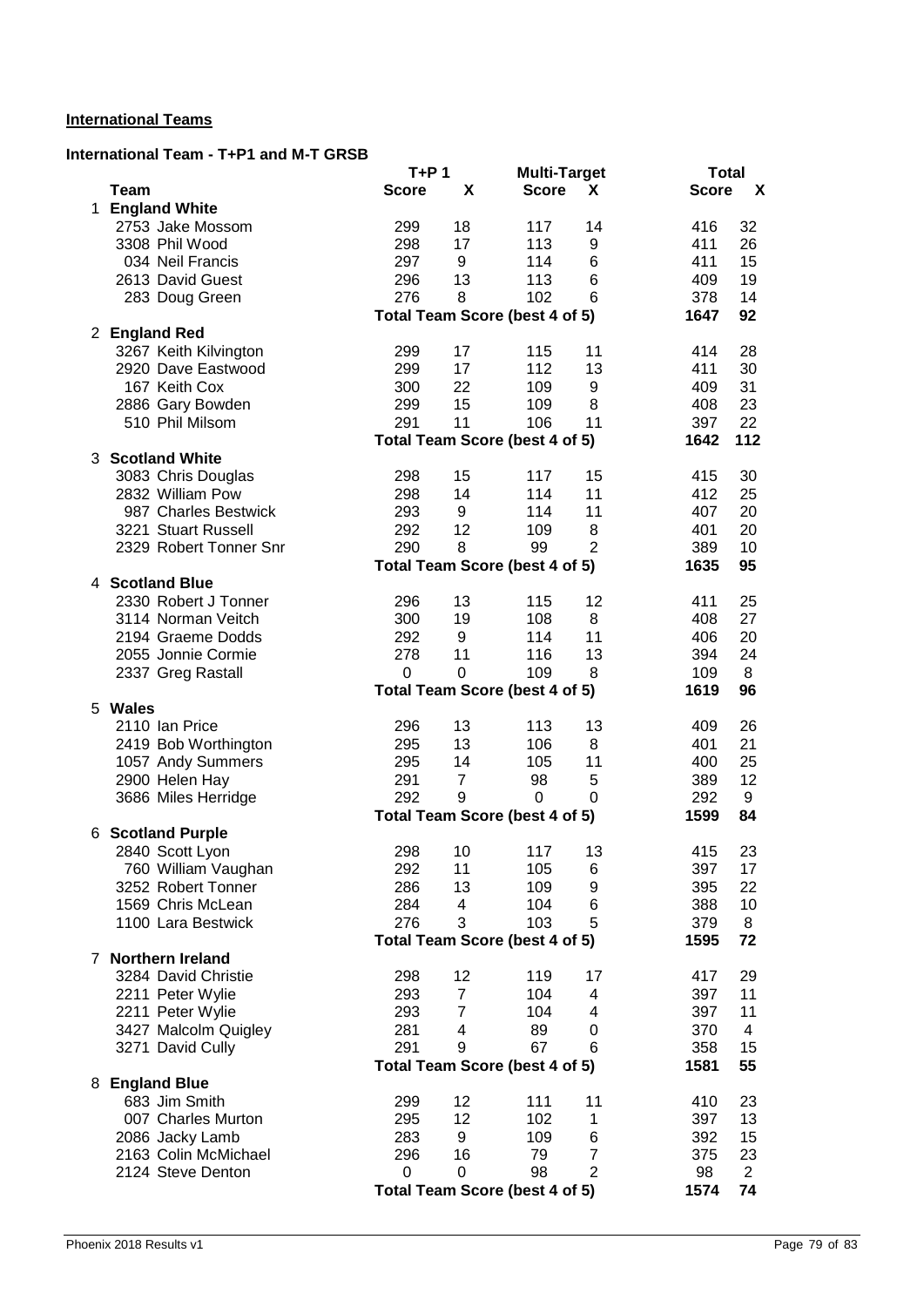## International Teams

### International Team - T+P1 and M-T GRSB

| Team | T+P 1 Score | T+P 1 X | Multi-Target Score | Multi-Target X | Total Score | Total X |
|---|---|---|---|---|---|---|
| **1 England White** | | | | | | |
| 2753 Jake Mossom | 299 | 18 | 117 | 14 | 416 | 32 |
| 3308 Phil Wood | 298 | 17 | 113 | 9 | 411 | 26 |
| 034 Neil Francis | 297 | 9 | 114 | 6 | 411 | 15 |
| 2613 David Guest | 296 | 13 | 113 | 6 | 409 | 19 |
| 283 Doug Green | 276 | 8 | 102 | 6 | 378 | 14 |
| **Total Team Score (best 4 of 5)** | | | | | **1647** | **92** |
| **2 England Red** | | | | | | |
| 3267 Keith Kilvington | 299 | 17 | 115 | 11 | 414 | 28 |
| 2920 Dave Eastwood | 299 | 17 | 112 | 13 | 411 | 30 |
| 167 Keith Cox | 300 | 22 | 109 | 9 | 409 | 31 |
| 2886 Gary Bowden | 299 | 15 | 109 | 8 | 408 | 23 |
| 510 Phil Milsom | 291 | 11 | 106 | 11 | 397 | 22 |
| **Total Team Score (best 4 of 5)** | | | | | **1642** | **112** |
| **3 Scotland White** | | | | | | |
| 3083 Chris Douglas | 298 | 15 | 117 | 15 | 415 | 30 |
| 2832 William Pow | 298 | 14 | 114 | 11 | 412 | 25 |
| 987 Charles Bestwick | 293 | 9 | 114 | 11 | 407 | 20 |
| 3221 Stuart Russell | 292 | 12 | 109 | 8 | 401 | 20 |
| 2329 Robert Tonner Snr | 290 | 8 | 99 | 2 | 389 | 10 |
| **Total Team Score (best 4 of 5)** | | | | | **1635** | **95** |
| **4 Scotland Blue** | | | | | | |
| 2330 Robert J Tonner | 296 | 13 | 115 | 12 | 411 | 25 |
| 3114 Norman Veitch | 300 | 19 | 108 | 8 | 408 | 27 |
| 2194 Graeme Dodds | 292 | 9 | 114 | 11 | 406 | 20 |
| 2055 Jonnie Cormie | 278 | 11 | 116 | 13 | 394 | 24 |
| 2337 Greg Rastall | 0 | 0 | 109 | 8 | 109 | 8 |
| **Total Team Score (best 4 of 5)** | | | | | **1619** | **96** |
| **5 Wales** | | | | | | |
| 2110 Ian Price | 296 | 13 | 113 | 13 | 409 | 26 |
| 2419 Bob Worthington | 295 | 13 | 106 | 8 | 401 | 21 |
| 1057 Andy Summers | 295 | 14 | 105 | 11 | 400 | 25 |
| 2900 Helen Hay | 291 | 7 | 98 | 5 | 389 | 12 |
| 3686 Miles Herridge | 292 | 9 | 0 | 0 | 292 | 9 |
| **Total Team Score (best 4 of 5)** | | | | | **1599** | **84** |
| **6 Scotland Purple** | | | | | | |
| 2840 Scott Lyon | 298 | 10 | 117 | 13 | 415 | 23 |
| 760 William Vaughan | 292 | 11 | 105 | 6 | 397 | 17 |
| 3252 Robert Tonner | 286 | 13 | 109 | 9 | 395 | 22 |
| 1569 Chris McLean | 284 | 4 | 104 | 6 | 388 | 10 |
| 1100 Lara Bestwick | 276 | 3 | 103 | 5 | 379 | 8 |
| **Total Team Score (best 4 of 5)** | | | | | **1595** | **72** |
| **7 Northern Ireland** | | | | | | |
| 3284 David Christie | 298 | 12 | 119 | 17 | 417 | 29 |
| 2211 Peter Wylie | 293 | 7 | 104 | 4 | 397 | 11 |
| 2211 Peter Wylie | 293 | 7 | 104 | 4 | 397 | 11 |
| 3427 Malcolm Quigley | 281 | 4 | 89 | 0 | 370 | 4 |
| 3271 David Cully | 291 | 9 | 67 | 6 | 358 | 15 |
| **Total Team Score (best 4 of 5)** | | | | | **1581** | **55** |
| **8 England Blue** | | | | | | |
| 683 Jim Smith | 299 | 12 | 111 | 11 | 410 | 23 |
| 007 Charles Murton | 295 | 12 | 102 | 1 | 397 | 13 |
| 2086 Jacky Lamb | 283 | 9 | 109 | 6 | 392 | 15 |
| 2163 Colin McMichael | 296 | 16 | 79 | 7 | 375 | 23 |
| 2124 Steve Denton | 0 | 0 | 98 | 2 | 98 | 2 |
| **Total Team Score (best 4 of 5)** | | | | | **1574** | **74** |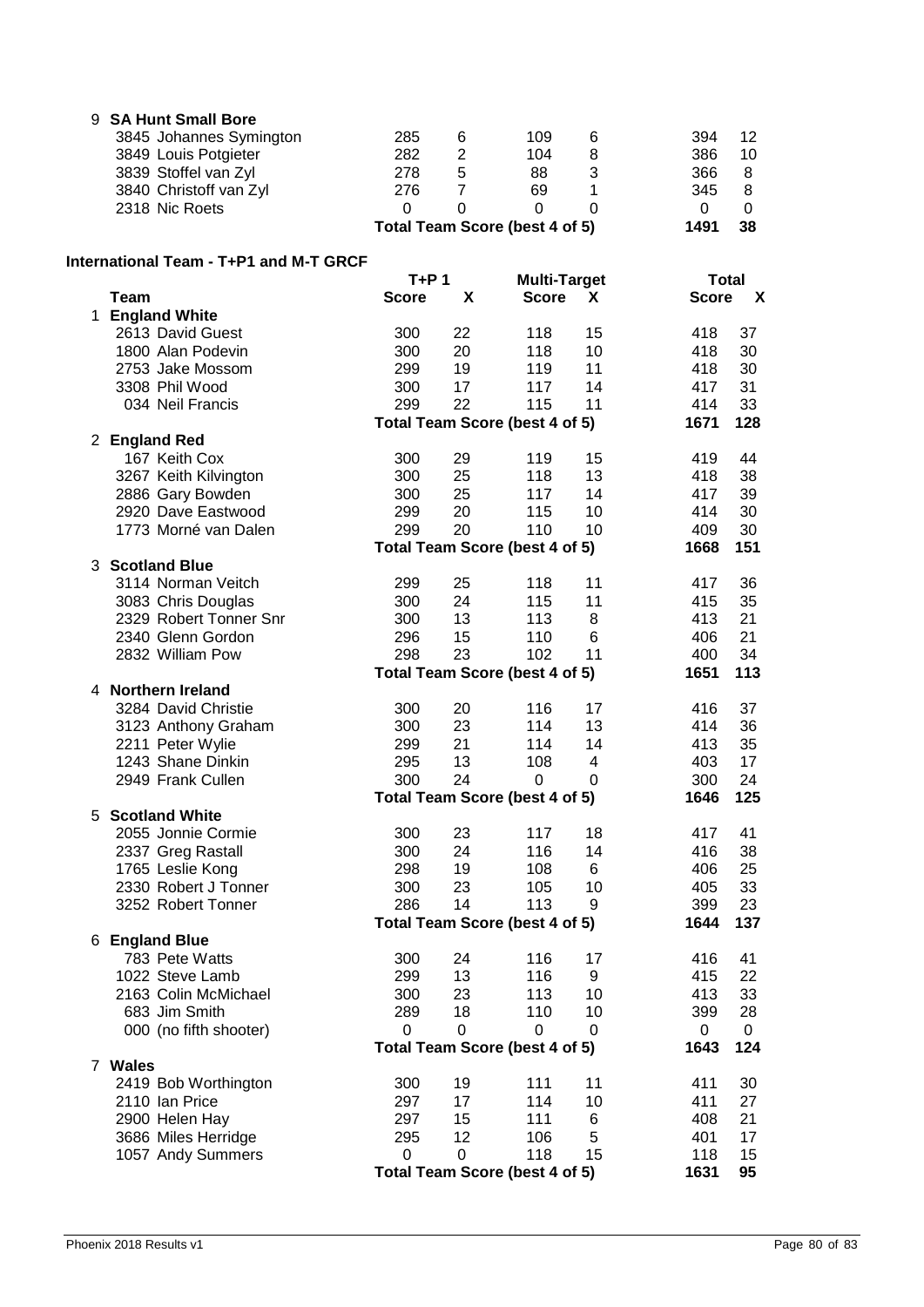| | | | | | | | |
|---|---|---|---|---|---|---|---|
| 9 | **SA Hunt Small Bore** | | | | | | |
| | 3845 Johannes Symington | 285 | 6 | 109 | 6 | 394 | 12 |
| | 3849 Louis Potgieter | 282 | 2 | 104 | 8 | 386 | 10 |
| | 3839 Stoffel van Zyl | 278 | 5 | 88 | 3 | 366 | 8 |
| | 3840 Christoff van Zyl | 276 | 7 | 69 | 1 | 345 | 8 |
| | 2318 Nic Roets | 0 | 0 | 0 | 0 | 0 | 0 |
| | | **Total Team Score (best 4 of 5)** | | | | **1491** | **38** |

**International Team - T+P1 and M-T GRCF**

| | | **T+P 1** | | **Multi-Target** | | **Total** | |
|---|---|---|---|---|---|---|---|
| | **Team** | **Score** | **X** | **Score** | **X** | **Score** | **X** |
| 1 | **England White** | | | | | | |
| | 2613 David Guest | 300 | 22 | 118 | 15 | 418 | 37 |
| | 1800 Alan Podevin | 300 | 20 | 118 | 10 | 418 | 30 |
| | 2753 Jake Mossom | 299 | 19 | 119 | 11 | 418 | 30 |
| | 3308 Phil Wood | 300 | 17 | 117 | 14 | 417 | 31 |
| | 034 Neil Francis | 299 | 22 | 115 | 11 | 414 | 33 |
| | | **Total Team Score (best 4 of 5)** | | | | **1671** | **128** |
| 2 | **England Red** | | | | | | |
| | 167 Keith Cox | 300 | 29 | 119 | 15 | 419 | 44 |
| | 3267 Keith Kilvington | 300 | 25 | 118 | 13 | 418 | 38 |
| | 2886 Gary Bowden | 300 | 25 | 117 | 14 | 417 | 39 |
| | 2920 Dave Eastwood | 299 | 20 | 115 | 10 | 414 | 30 |
| | 1773 Morné van Dalen | 299 | 20 | 110 | 10 | 409 | 30 |
| | | **Total Team Score (best 4 of 5)** | | | | **1668** | **151** |
| 3 | **Scotland Blue** | | | | | | |
| | 3114 Norman Veitch | 299 | 25 | 118 | 11 | 417 | 36 |
| | 3083 Chris Douglas | 300 | 24 | 115 | 11 | 415 | 35 |
| | 2329 Robert Tonner Snr | 300 | 13 | 113 | 8 | 413 | 21 |
| | 2340 Glenn Gordon | 296 | 15 | 110 | 6 | 406 | 21 |
| | 2832 William Pow | 298 | 23 | 102 | 11 | 400 | 34 |
| | | **Total Team Score (best 4 of 5)** | | | | **1651** | **113** |
| 4 | **Northern Ireland** | | | | | | |
| | 3284 David Christie | 300 | 20 | 116 | 17 | 416 | 37 |
| | 3123 Anthony Graham | 300 | 23 | 114 | 13 | 414 | 36 |
| | 2211 Peter Wylie | 299 | 21 | 114 | 14 | 413 | 35 |
| | 1243 Shane Dinkin | 295 | 13 | 108 | 4 | 403 | 17 |
| | 2949 Frank Cullen | 300 | 24 | 0 | 0 | 300 | 24 |
| | | **Total Team Score (best 4 of 5)** | | | | **1646** | **125** |
| 5 | **Scotland White** | | | | | | |
| | 2055 Jonnie Cormie | 300 | 23 | 117 | 18 | 417 | 41 |
| | 2337 Greg Rastall | 300 | 24 | 116 | 14 | 416 | 38 |
| | 1765 Leslie Kong | 298 | 19 | 108 | 6 | 406 | 25 |
| | 2330 Robert J Tonner | 300 | 23 | 105 | 10 | 405 | 33 |
| | 3252 Robert Tonner | 286 | 14 | 113 | 9 | 399 | 23 |
| | | **Total Team Score (best 4 of 5)** | | | | **1644** | **137** |
| 6 | **England Blue** | | | | | | |
| | 783 Pete Watts | 300 | 24 | 116 | 17 | 416 | 41 |
| | 1022 Steve Lamb | 299 | 13 | 116 | 9 | 415 | 22 |
| | 2163 Colin McMichael | 300 | 23 | 113 | 10 | 413 | 33 |
| | 683 Jim Smith | 289 | 18 | 110 | 10 | 399 | 28 |
| | 000 (no fifth shooter) | 0 | 0 | 0 | 0 | 0 | 0 |
| | | **Total Team Score (best 4 of 5)** | | | | **1643** | **124** |
| 7 | **Wales** | | | | | | |
| | 2419 Bob Worthington | 300 | 19 | 111 | 11 | 411 | 30 |
| | 2110 Ian Price | 297 | 17 | 114 | 10 | 411 | 27 |
| | 2900 Helen Hay | 297 | 15 | 111 | 6 | 408 | 21 |
| | 3686 Miles Herridge | 295 | 12 | 106 | 5 | 401 | 17 |
| | 1057 Andy Summers | 0 | 0 | 118 | 15 | 118 | 15 |
| | | **Total Team Score (best 4 of 5)** | | | | **1631** | **95** |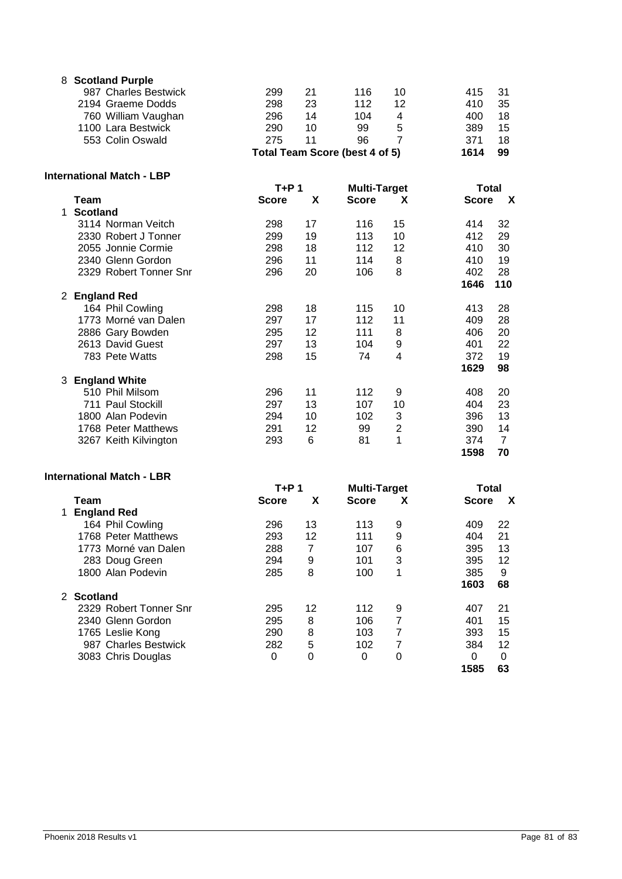| | | | | | | |
|---|---|---|---|---|---|---|
| **8 Scotland Purple** | | | | | | |
| 987 Charles Bestwick | 299 | 21 | 116 | 10 | 415 | 31 |
| 2194 Graeme Dodds | 298 | 23 | 112 | 12 | 410 | 35 |
| 760 William Vaughan | 296 | 14 | 104 | 4 | 400 | 18 |
| 1100 Lara Bestwick | 290 | 10 | 99 | 5 | 389 | 15 |
| 553 Colin Oswald | 275 | 11 | 96 | 7 | 371 | 18 |
| | **Total Team Score (best 4 of 5)** | | | | **1614** | **99** |

**International Match - LBP**

| Team | T+P 1 Score | X | Multi-Target Score | X | Total Score | X |
|---|---|---|---|---|---|---|
| **1 Scotland** | | | | | | |
| 3114 Norman Veitch | 298 | 17 | 116 | 15 | 414 | 32 |
| 2330 Robert J Tonner | 299 | 19 | 113 | 10 | 412 | 29 |
| 2055 Jonnie Cormie | 298 | 18 | 112 | 12 | 410 | 30 |
| 2340 Glenn Gordon | 296 | 11 | 114 | 8 | 410 | 19 |
| 2329 Robert Tonner Snr | 296 | 20 | 106 | 8 | 402 | 28 |
| | | | | | **1646** | **110** |
| **2 England Red** | | | | | | |
| 164 Phil Cowling | 298 | 18 | 115 | 10 | 413 | 28 |
| 1773 Morné van Dalen | 297 | 17 | 112 | 11 | 409 | 28 |
| 2886 Gary Bowden | 295 | 12 | 111 | 8 | 406 | 20 |
| 2613 David Guest | 297 | 13 | 104 | 9 | 401 | 22 |
| 783 Pete Watts | 298 | 15 | 74 | 4 | 372 | 19 |
| | | | | | **1629** | **98** |
| **3 England White** | | | | | | |
| 510 Phil Milsom | 296 | 11 | 112 | 9 | 408 | 20 |
| 711 Paul Stockill | 297 | 13 | 107 | 10 | 404 | 23 |
| 1800 Alan Podevin | 294 | 10 | 102 | 3 | 396 | 13 |
| 1768 Peter Matthews | 291 | 12 | 99 | 2 | 390 | 14 |
| 3267 Keith Kilvington | 293 | 6 | 81 | 1 | 374 | 7 |
| | | | | | **1598** | **70** |

**International Match - LBR**

| Team | T+P 1 Score | X | Multi-Target Score | X | Total Score | X |
|---|---|---|---|---|---|---|
| **1 England Red** | | | | | | |
| 164 Phil Cowling | 296 | 13 | 113 | 9 | 409 | 22 |
| 1768 Peter Matthews | 293 | 12 | 111 | 9 | 404 | 21 |
| 1773 Morné van Dalen | 288 | 7 | 107 | 6 | 395 | 13 |
| 283 Doug Green | 294 | 9 | 101 | 3 | 395 | 12 |
| 1800 Alan Podevin | 285 | 8 | 100 | 1 | 385 | 9 |
| | | | | | **1603** | **68** |
| **2 Scotland** | | | | | | |
| 2329 Robert Tonner Snr | 295 | 12 | 112 | 9 | 407 | 21 |
| 2340 Glenn Gordon | 295 | 8 | 106 | 7 | 401 | 15 |
| 1765 Leslie Kong | 290 | 8 | 103 | 7 | 393 | 15 |
| 987 Charles Bestwick | 282 | 5 | 102 | 7 | 384 | 12 |
| 3083 Chris Douglas | 0 | 0 | 0 | 0 | 0 | 0 |
| | | | | | **1585** | **63** |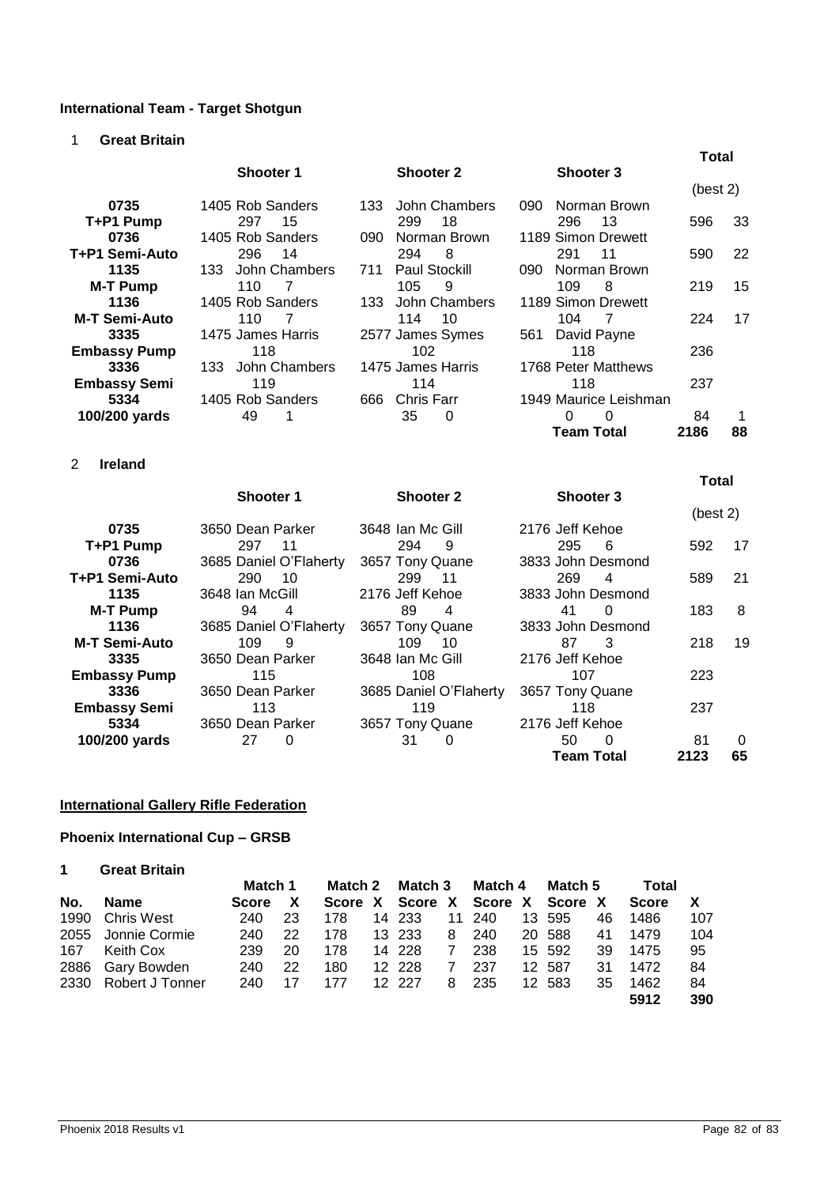**International Team - Target Shotgun**

1 **Great Britain**

| | Shooter 1 | | Shooter 2 | | Shooter 3 | | Total (best 2) | |
|---|---|---|---|---|---|---|---|---|
| **0735** | 1405 Rob Sanders | | 133 John Chambers | | 090 Norman Brown | | | |
| **T+P1 Pump** | 297 | 15 | 299 | 18 | 296 | 13 | 596 | 33 |
| **0736** | 1405 Rob Sanders | | 090 Norman Brown | | 1189 Simon Drewett | | | |
| **T+P1 Semi-Auto** | 296 | 14 | 294 | 8 | 291 | 11 | 590 | 22 |
| **1135** | 133 John Chambers | | 711 Paul Stockill | | 090 Norman Brown | | | |
| **M-T Pump** | 110 | 7 | 105 | 9 | 109 | 8 | 219 | 15 |
| **1136** | 1405 Rob Sanders | | 133 John Chambers | | 1189 Simon Drewett | | | |
| **M-T Semi-Auto** | 110 | 7 | 114 | 10 | 104 | 7 | 224 | 17 |
| **3335** | 1475 James Harris | | 2577 James Symes | | 561 David Payne | | | |
| **Embassy Pump** | 118 | | 102 | | 118 | | 236 | |
| **3336** | 133 John Chambers | | 1475 James Harris | | 1768 Peter Matthews | | | |
| **Embassy Semi** | 119 | | 114 | | 118 | | 237 | |
| **5334** | 1405 Rob Sanders | | 666 Chris Farr | | 1949 Maurice Leishman | | | |
| **100/200 yards** | 49 | 1 | 35 | 0 | 0 | 0 | 84 | 1 |
| | | | | | **Team Total** | | **2186** | **88** |

2 **Ireland**

| | Shooter 1 | | Shooter 2 | | Shooter 3 | | Total (best 2) | |
|---|---|---|---|---|---|---|---|---|
| **0735** | 3650 Dean Parker | | 3648 Ian Mc Gill | | 2176 Jeff Kehoe | | | |
| **T+P1 Pump** | 297 | 11 | 294 | 9 | 295 | 6 | 592 | 17 |
| **0736** | 3685 Daniel O'Flaherty | | 3657 Tony Quane | | 3833 John Desmond | | | |
| **T+P1 Semi-Auto** | 290 | 10 | 299 | 11 | 269 | 4 | 589 | 21 |
| **1135** | 3648 Ian McGill | | 2176 Jeff Kehoe | | 3833 John Desmond | | | |
| **M-T Pump** | 94 | 4 | 89 | 4 | 41 | 0 | 183 | 8 |
| **1136** | 3685 Daniel O'Flaherty | | 3657 Tony Quane | | 3833 John Desmond | | | |
| **M-T Semi-Auto** | 109 | 9 | 109 | 10 | 87 | 3 | 218 | 19 |
| **3335** | 3650 Dean Parker | | 3648 Ian Mc Gill | | 2176 Jeff Kehoe | | | |
| **Embassy Pump** | 115 | | 108 | | 107 | | 223 | |
| **3336** | 3650 Dean Parker | | 3685 Daniel O'Flaherty | | 3657 Tony Quane | | | |
| **Embassy Semi** | 113 | | 119 | | 118 | | 237 | |
| **5334** | 3650 Dean Parker | | 3657 Tony Quane | | 2176 Jeff Kehoe | | | |
| **100/200 yards** | 27 | 0 | 31 | 0 | 50 | 0 | 81 | 0 |
| | | | | | **Team Total** | | **2123** | **65** |

**International Gallery Rifle Federation**

**Phoenix International Cup – GRSB**

**1 Great Britain**

| No. | Name | Match 1 Score | X | Match 2 Score | X | Match 3 Score | X | Match 4 Score | X | Match 5 Score | X | Total Score | X |
|---|---|---|---|---|---|---|---|---|---|---|---|---|---|
| 1990 | Chris West | 240 | 23 | 178 | 14 | 233 | 11 | 240 | 13 | 595 | 46 | 1486 | 107 |
| 2055 | Jonnie Cormie | 240 | 22 | 178 | 13 | 233 | 8 | 240 | 20 | 588 | 41 | 1479 | 104 |
| 167 | Keith Cox | 239 | 20 | 178 | 14 | 228 | 7 | 238 | 15 | 592 | 39 | 1475 | 95 |
| 2886 | Gary Bowden | 240 | 22 | 180 | 12 | 228 | 7 | 237 | 12 | 587 | 31 | 1472 | 84 |
| 2330 | Robert J Tonner | 240 | 17 | 177 | 12 | 227 | 8 | 235 | 12 | 583 | 35 | 1462 | 84 |
| | | | | | | | | | | | | **5912** | **390** |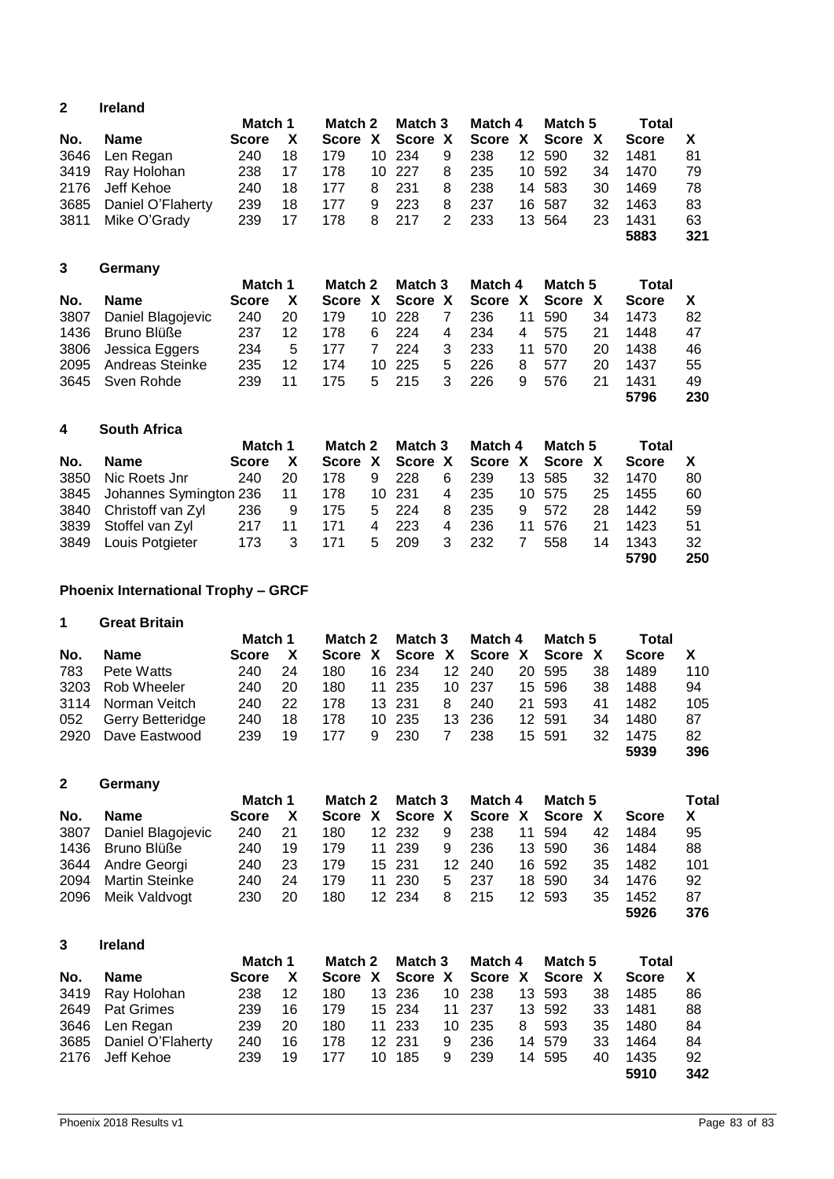**2 Ireland**

| No. | Name | Match 1 Score | X | Match 2 Score | X | Match 3 Score | X | Match 4 Score | X | Match 5 Score | X | Total Score | X |
|---|---|---|---|---|---|---|---|---|---|---|---|---|---|
| 3646 | Len Regan | 240 | 18 | 179 | 10 | 234 | 9 | 238 | 12 | 590 | 32 | 1481 | 81 |
| 3419 | Ray Holohan | 238 | 17 | 178 | 10 | 227 | 8 | 235 | 10 | 592 | 34 | 1470 | 79 |
| 2176 | Jeff Kehoe | 240 | 18 | 177 | 8 | 231 | 8 | 238 | 14 | 583 | 30 | 1469 | 78 |
| 3685 | Daniel O'Flaherty | 239 | 18 | 177 | 9 | 223 | 8 | 237 | 16 | 587 | 32 | 1463 | 83 |
| 3811 | Mike O'Grady | 239 | 17 | 178 | 8 | 217 | 2 | 233 | 13 | 564 | 23 | 1431 | 63 |
| | | | | | | | | | | | | **5883** | **321** |

**3 Germany**

| No. | Name | Match 1 Score | X | Match 2 Score | X | Match 3 Score | X | Match 4 Score | X | Match 5 Score | X | Total Score | X |
|---|---|---|---|---|---|---|---|---|---|---|---|---|---|
| 3807 | Daniel Blagojevic | 240 | 20 | 179 | 10 | 228 | 7 | 236 | 11 | 590 | 34 | 1473 | 82 |
| 1436 | Bruno Blüße | 237 | 12 | 178 | 6 | 224 | 4 | 234 | 4 | 575 | 21 | 1448 | 47 |
| 3806 | Jessica Eggers | 234 | 5 | 177 | 7 | 224 | 3 | 233 | 11 | 570 | 20 | 1438 | 46 |
| 2095 | Andreas Steinke | 235 | 12 | 174 | 10 | 225 | 5 | 226 | 8 | 577 | 20 | 1437 | 55 |
| 3645 | Sven Rohde | 239 | 11 | 175 | 5 | 215 | 3 | 226 | 9 | 576 | 21 | 1431 | 49 |
| | | | | | | | | | | | | **5796** | **230** |

**4 South Africa**

| No. | Name | Match 1 Score | X | Match 2 Score | X | Match 3 Score | X | Match 4 Score | X | Match 5 Score | X | Total Score | X |
|---|---|---|---|---|---|---|---|---|---|---|---|---|---|
| 3850 | Nic Roets Jnr | 240 | 20 | 178 | 9 | 228 | 6 | 239 | 13 | 585 | 32 | 1470 | 80 |
| 3845 | Johannes Symington | 236 | 11 | 178 | 10 | 231 | 4 | 235 | 10 | 575 | 25 | 1455 | 60 |
| 3840 | Christoff van Zyl | 236 | 9 | 175 | 5 | 224 | 8 | 235 | 9 | 572 | 28 | 1442 | 59 |
| 3839 | Stoffel van Zyl | 217 | 11 | 171 | 4 | 223 | 4 | 236 | 11 | 576 | 21 | 1423 | 51 |
| 3849 | Louis Potgieter | 173 | 3 | 171 | 5 | 209 | 3 | 232 | 7 | 558 | 14 | 1343 | 32 |
| | | | | | | | | | | | | **5790** | **250** |

## Phoenix International Trophy – GRCF

**1 Great Britain**

| No. | Name | Match 1 Score | X | Match 2 Score | X | Match 3 Score | X | Match 4 Score | X | Match 5 Score | X | Total Score | X |
|---|---|---|---|---|---|---|---|---|---|---|---|---|---|
| 783 | Pete Watts | 240 | 24 | 180 | 16 | 234 | 12 | 240 | 20 | 595 | 38 | 1489 | 110 |
| 3203 | Rob Wheeler | 240 | 20 | 180 | 11 | 235 | 10 | 237 | 15 | 596 | 38 | 1488 | 94 |
| 3114 | Norman Veitch | 240 | 22 | 178 | 13 | 231 | 8 | 240 | 21 | 593 | 41 | 1482 | 105 |
| 052 | Gerry Betteridge | 240 | 18 | 178 | 10 | 235 | 13 | 236 | 12 | 591 | 34 | 1480 | 87 |
| 2920 | Dave Eastwood | 239 | 19 | 177 | 9 | 230 | 7 | 238 | 15 | 591 | 32 | 1475 | 82 |
| | | | | | | | | | | | | **5939** | **396** |

**2 Germany**

| No. | Name | Match 1 Score | X | Match 2 Score | X | Match 3 Score | X | Match 4 Score | X | Match 5 Score | X | Score | Total X |
|---|---|---|---|---|---|---|---|---|---|---|---|---|---|
| 3807 | Daniel Blagojevic | 240 | 21 | 180 | 12 | 232 | 9 | 238 | 11 | 594 | 42 | 1484 | 95 |
| 1436 | Bruno Blüße | 240 | 19 | 179 | 11 | 239 | 9 | 236 | 13 | 590 | 36 | 1484 | 88 |
| 3644 | Andre Georgi | 240 | 23 | 179 | 15 | 231 | 12 | 240 | 16 | 592 | 35 | 1482 | 101 |
| 2094 | Martin Steinke | 240 | 24 | 179 | 11 | 230 | 5 | 237 | 18 | 590 | 34 | 1476 | 92 |
| 2096 | Meik Valdvogt | 230 | 20 | 180 | 12 | 234 | 8 | 215 | 12 | 593 | 35 | 1452 | 87 |
| | | | | | | | | | | | | **5926** | **376** |

**3 Ireland**

| No. | Name | Match 1 Score | X | Match 2 Score | X | Match 3 Score | X | Match 4 Score | X | Match 5 Score | X | Total Score | X |
|---|---|---|---|---|---|---|---|---|---|---|---|---|---|
| 3419 | Ray Holohan | 238 | 12 | 180 | 13 | 236 | 10 | 238 | 13 | 593 | 38 | 1485 | 86 |
| 2649 | Pat Grimes | 239 | 16 | 179 | 15 | 234 | 11 | 237 | 13 | 592 | 33 | 1481 | 88 |
| 3646 | Len Regan | 239 | 20 | 180 | 11 | 233 | 10 | 235 | 8 | 593 | 35 | 1480 | 84 |
| 3685 | Daniel O'Flaherty | 240 | 16 | 178 | 12 | 231 | 9 | 236 | 14 | 579 | 33 | 1464 | 84 |
| 2176 | Jeff Kehoe | 239 | 19 | 177 | 10 | 185 | 9 | 239 | 14 | 595 | 40 | 1435 | 92 |
| | | | | | | | | | | | | **5910** | **342** |